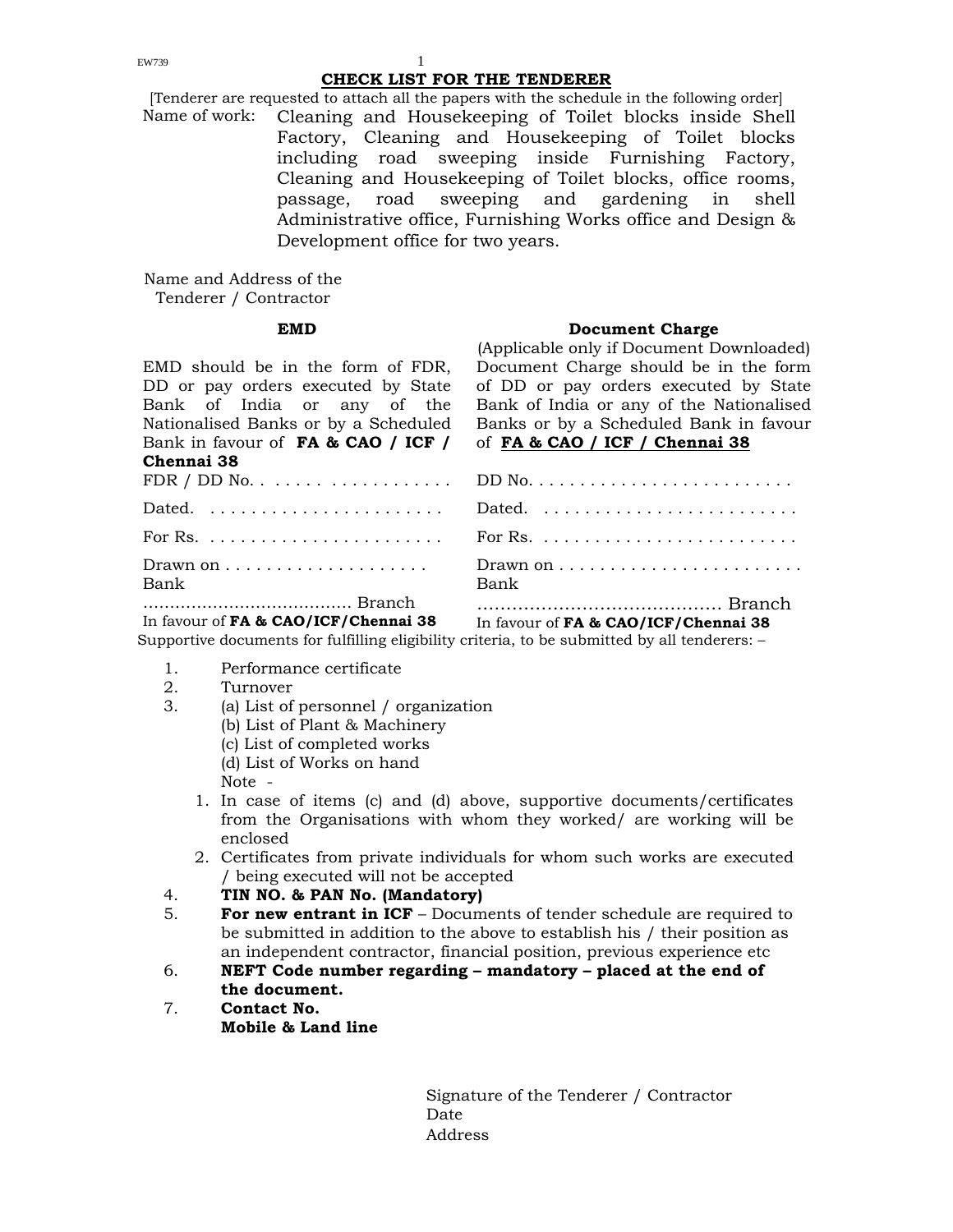# CHECK LIST FOR THE TENDERER

[Tenderer are requested to attach all the papers with the schedule in the following order]

Name of work: Cleaning and Housekeeping of Toilet blocks inside Shell Factory, Cleaning and Housekeeping of Toilet blocks including road sweeping inside Furnishing Factory, Cleaning and Housekeeping of Toilet blocks, office rooms, passage, road sweeping and gardening in shell Administrative office, Furnishing Works office and Design & Development office for two years.

Name and Address of the Tenderer / Contractor

| **EMD** | **Document Charge** (Applicable only if Document Downloaded) |
|---|---|
| EMD should be in the form of FDR, DD or pay orders executed by State Bank of India or any of the Nationalised Banks or by a Scheduled Bank in favour of **FA & CAO / ICF / Chennai 38** | Document Charge should be in the form of DD or pay orders executed by State Bank of India or any of the Nationalised Banks or by a Scheduled Bank in favour of **FA & CAO / ICF / Chennai 38** |
| FDR / DD No. . . . . . . . . . . . . . . . . . . | DD No. . . . . . . . . . . . . . . . . . . . . . . . . . |
| Dated. . . . . . . . . . . . . . . . . . . . . . . . | Dated. . . . . . . . . . . . . . . . . . . . . . . . . . |
| For Rs. . . . . . . . . . . . . . . . . . . . . . . . | For Rs. . . . . . . . . . . . . . . . . . . . . . . . . . |
| Drawn on . . . . . . . . . . . . . . . . . . . . Bank | Drawn on . . . . . . . . . . . . . . . . . . . . . . . . Bank |
| ...................................... Branch | ......................................... Branch |
| In favour of **FA & CAO/ICF/Chennai 38** | In favour of **FA & CAO/ICF/Chennai 38** |

Supportive documents for fulfilling eligibility criteria, to be submitted by all tenderers: –

1. Performance certificate
2. Turnover
3. (a) List of personnel / organization
   (b) List of Plant & Machinery
   (c) List of completed works
   (d) List of Works on hand
   Note -
   1. In case of items (c) and (d) above, supportive documents/certificates from the Organisations with whom they worked/ are working will be enclosed
   2. Certificates from private individuals for whom such works are executed / being executed will not be accepted
4. **TIN NO. & PAN No. (Mandatory)**
5. **For new entrant in ICF** – Documents of tender schedule are required to be submitted in addition to the above to establish his / their position as an independent contractor, financial position, previous experience etc
6. **NEFT Code number regarding – mandatory – placed at the end of the document.**
7. **Contact No.**
   **Mobile & Land line**

Signature of the Tenderer / Contractor
Date
Address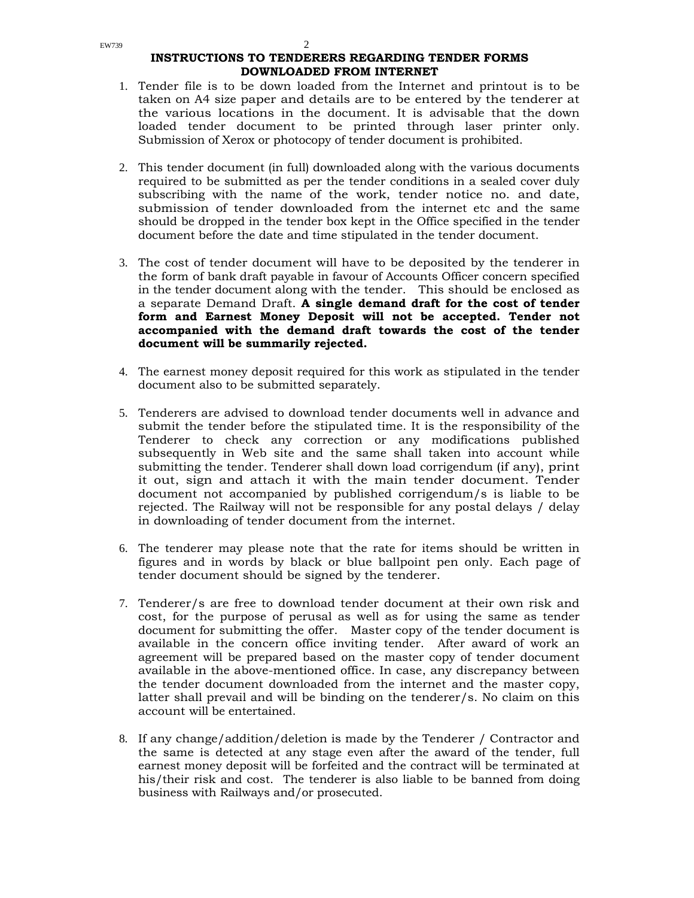## INSTRUCTIONS TO TENDERERS REGARDING TENDER FORMS DOWNLOADED FROM INTERNET

1. Tender file is to be down loaded from the Internet and printout is to be taken on A4 size paper and details are to be entered by the tenderer at the various locations in the document. It is advisable that the down loaded tender document to be printed through laser printer only. Submission of Xerox or photocopy of tender document is prohibited.

2. This tender document (in full) downloaded along with the various documents required to be submitted as per the tender conditions in a sealed cover duly subscribing with the name of the work, tender notice no. and date, submission of tender downloaded from the internet etc and the same should be dropped in the tender box kept in the Office specified in the tender document before the date and time stipulated in the tender document.

3. The cost of tender document will have to be deposited by the tenderer in the form of bank draft payable in favour of Accounts Officer concern specified in the tender document along with the tender. This should be enclosed as a separate Demand Draft. **A single demand draft for the cost of tender form and Earnest Money Deposit will not be accepted. Tender not accompanied with the demand draft towards the cost of the tender document will be summarily rejected.**

4. The earnest money deposit required for this work as stipulated in the tender document also to be submitted separately.

5. Tenderers are advised to download tender documents well in advance and submit the tender before the stipulated time. It is the responsibility of the Tenderer to check any correction or any modifications published subsequently in Web site and the same shall taken into account while submitting the tender. Tenderer shall down load corrigendum (if any), print it out, sign and attach it with the main tender document. Tender document not accompanied by published corrigendum/s is liable to be rejected. The Railway will not be responsible for any postal delays / delay in downloading of tender document from the internet.

6. The tenderer may please note that the rate for items should be written in figures and in words by black or blue ballpoint pen only. Each page of tender document should be signed by the tenderer.

7. Tenderer/s are free to download tender document at their own risk and cost, for the purpose of perusal as well as for using the same as tender document for submitting the offer. Master copy of the tender document is available in the concern office inviting tender. After award of work an agreement will be prepared based on the master copy of tender document available in the above-mentioned office. In case, any discrepancy between the tender document downloaded from the internet and the master copy, latter shall prevail and will be binding on the tenderer/s. No claim on this account will be entertained.

8. If any change/addition/deletion is made by the Tenderer / Contractor and the same is detected at any stage even after the award of the tender, full earnest money deposit will be forfeited and the contract will be terminated at his/their risk and cost. The tenderer is also liable to be banned from doing business with Railways and/or prosecuted.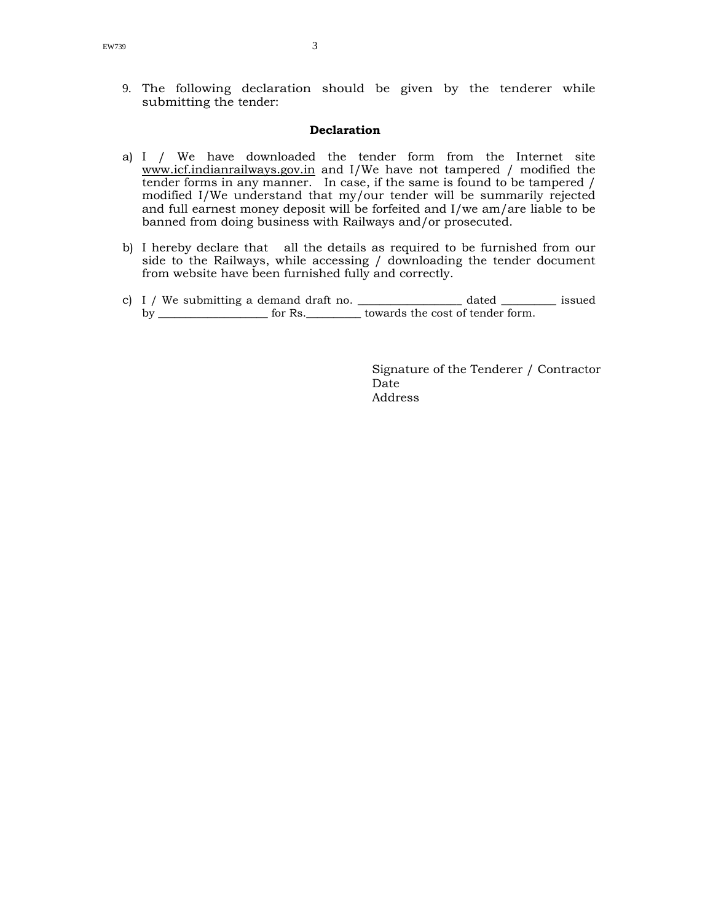9. The following declaration should be given by the tenderer while submitting the tender:

**Declaration**

a) I / We have downloaded the tender form from the Internet site www.icf.indianrailways.gov.in and I/We have not tampered / modified the tender forms in any manner. In case, if the same is found to be tampered / modified I/We understand that my/our tender will be summarily rejected and full earnest money deposit will be forfeited and I/we am/are liable to be banned from doing business with Railways and/or prosecuted.

b) I hereby declare that all the details as required to be furnished from our side to the Railways, while accessing / downloading the tender document from website have been furnished fully and correctly.

c) I / We submitting a demand draft no. ___________________ dated __________ issued by ____________________ for Rs.__________ towards the cost of tender form.

Signature of the Tenderer / Contractor
Date
Address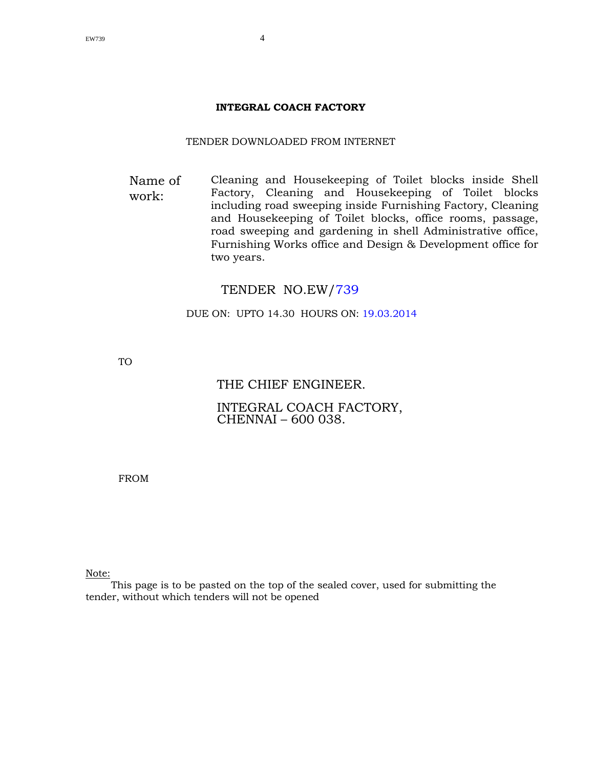**INTEGRAL COACH FACTORY**

TENDER DOWNLOADED FROM INTERNET

| Name of work: | Cleaning and Housekeeping of Toilet blocks inside Shell Factory, Cleaning and Housekeeping of Toilet blocks including road sweeping inside Furnishing Factory, Cleaning and Housekeeping of Toilet blocks, office rooms, passage, road sweeping and gardening in shell Administrative office, Furnishing Works office and Design & Development office for two years. |
|---|---|

TENDER NO.EW/739

DUE ON: UPTO 14.30 HOURS ON: 19.03.2014

TO

THE CHIEF ENGINEER.

INTEGRAL COACH FACTORY,
CHENNAI – 600 038.

FROM

Note:

This page is to be pasted on the top of the sealed cover, used for submitting the tender, without which tenders will not be opened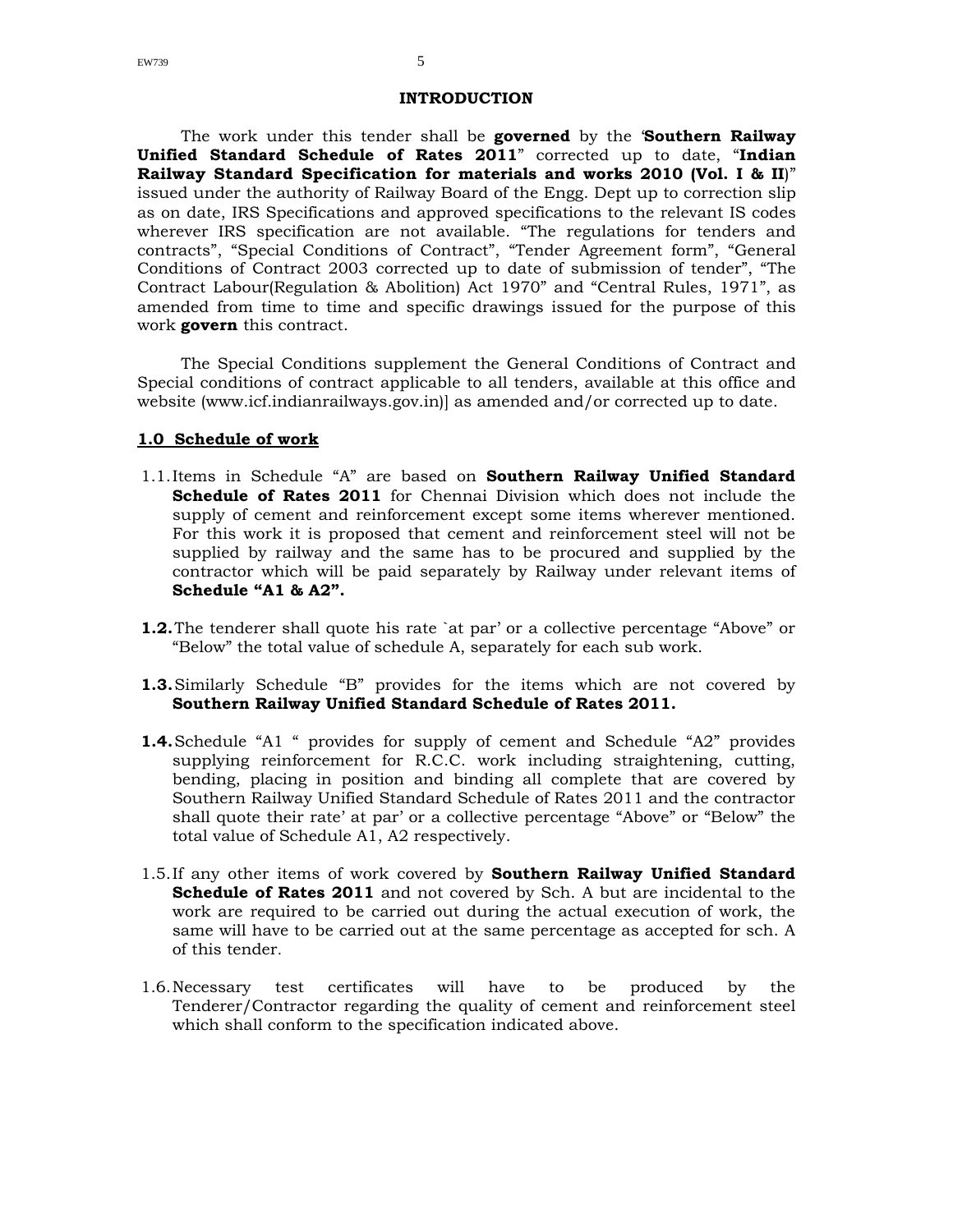## INTRODUCTION

The work under this tender shall be **governed** by the '**Southern Railway Unified Standard Schedule of Rates 2011**" corrected up to date, "**Indian Railway Standard Specification for materials and works 2010 (Vol. I & II**)" issued under the authority of Railway Board of the Engg. Dept up to correction slip as on date, IRS Specifications and approved specifications to the relevant IS codes wherever IRS specification are not available. "The regulations for tenders and contracts", "Special Conditions of Contract", "Tender Agreement form", "General Conditions of Contract 2003 corrected up to date of submission of tender", "The Contract Labour(Regulation & Abolition) Act 1970" and "Central Rules, 1971", as amended from time to time and specific drawings issued for the purpose of this work **govern** this contract.

The Special Conditions supplement the General Conditions of Contract and Special conditions of contract applicable to all tenders, available at this office and website (www.icf.indianrailways.gov.in)] as amended and/or corrected up to date.

### 1.0 Schedule of work

1.1. Items in Schedule "A" are based on **Southern Railway Unified Standard Schedule of Rates 2011** for Chennai Division which does not include the supply of cement and reinforcement except some items wherever mentioned. For this work it is proposed that cement and reinforcement steel will not be supplied by railway and the same has to be procured and supplied by the contractor which will be paid separately by Railway under relevant items of **Schedule "A1 & A2".**

**1.2.** The tenderer shall quote his rate `at par' or a collective percentage "Above" or "Below" the total value of schedule A, separately for each sub work.

**1.3.** Similarly Schedule "B" provides for the items which are not covered by **Southern Railway Unified Standard Schedule of Rates 2011.**

**1.4.** Schedule "A1 " provides for supply of cement and Schedule "A2" provides supplying reinforcement for R.C.C. work including straightening, cutting, bending, placing in position and binding all complete that are covered by Southern Railway Unified Standard Schedule of Rates 2011 and the contractor shall quote their rate' at par' or a collective percentage "Above" or "Below" the total value of Schedule A1, A2 respectively.

1.5. If any other items of work covered by **Southern Railway Unified Standard Schedule of Rates 2011** and not covered by Sch. A but are incidental to the work are required to be carried out during the actual execution of work, the same will have to be carried out at the same percentage as accepted for sch. A of this tender.

1.6. Necessary test certificates will have to be produced by the Tenderer/Contractor regarding the quality of cement and reinforcement steel which shall conform to the specification indicated above.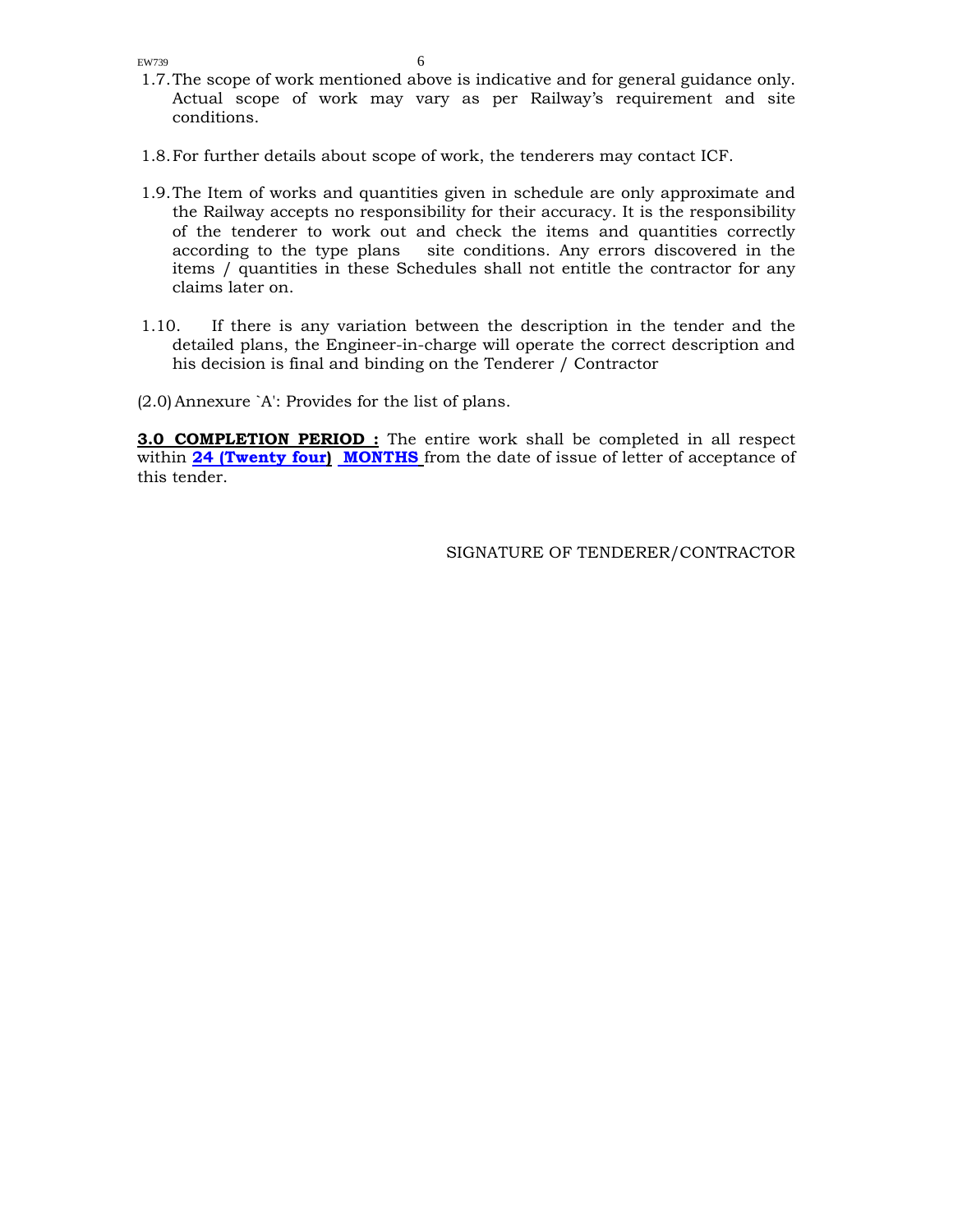1.7. The scope of work mentioned above is indicative and for general guidance only. Actual scope of work may vary as per Railway's requirement and site conditions.

1.8. For further details about scope of work, the tenderers may contact ICF.

1.9. The Item of works and quantities given in schedule are only approximate and the Railway accepts no responsibility for their accuracy. It is the responsibility of the tenderer to work out and check the items and quantities correctly according to the type plans   site conditions. Any errors discovered in the items / quantities in these Schedules shall not entitle the contractor for any claims later on.

1.10. If there is any variation between the description in the tender and the detailed plans, the Engineer-in-charge will operate the correct description and his decision is final and binding on the Tenderer / Contractor

(2.0) Annexure `A': Provides for the list of plans.

**3.0 COMPLETION PERIOD :** The entire work shall be completed in all respect within **24 (Twenty four) MONTHS** from the date of issue of letter of acceptance of this tender.

SIGNATURE OF TENDERER/CONTRACTOR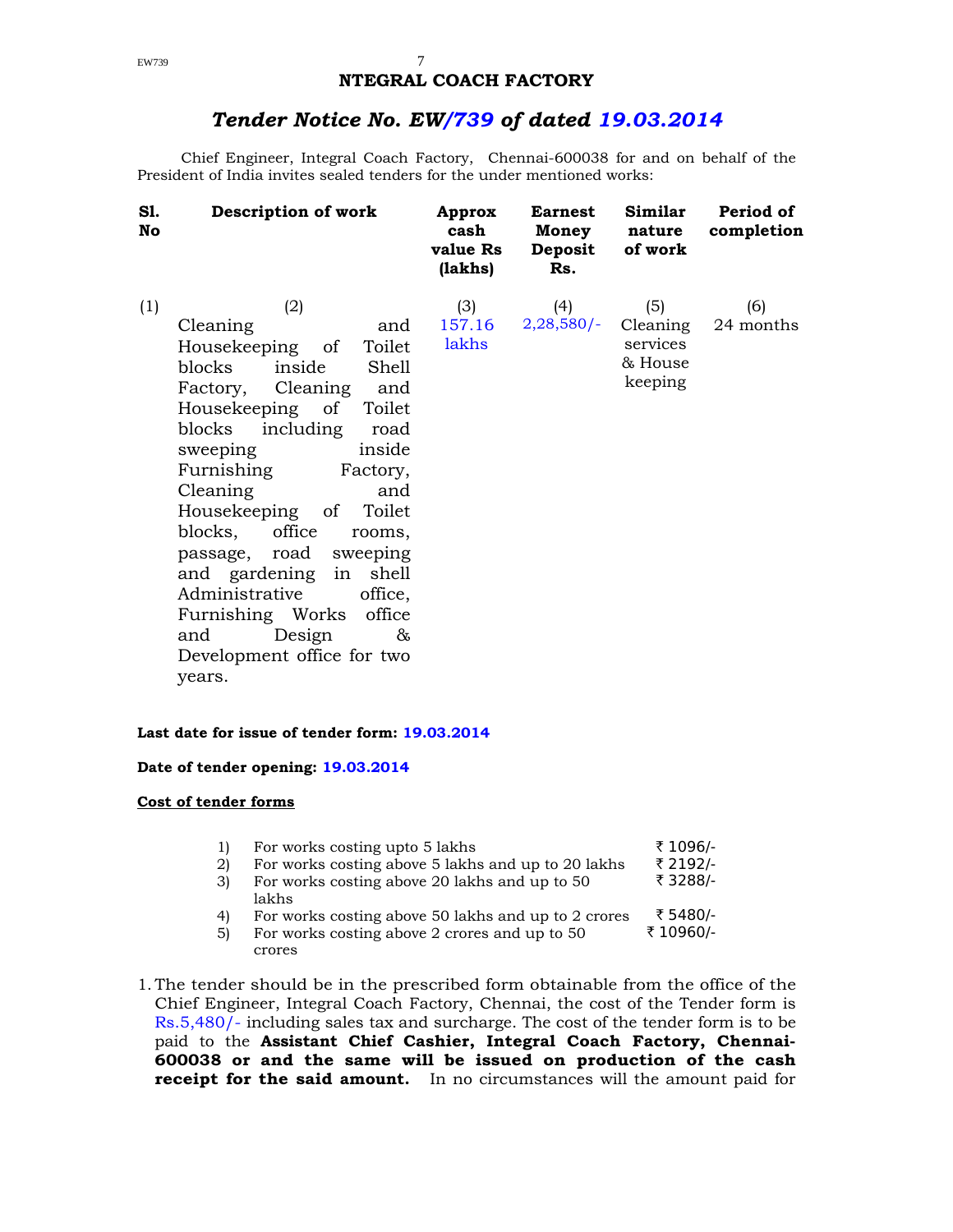# NTEGRAL COACH FACTORY

## *Tender Notice No. EW/739 of dated 19.03.2014*

Chief Engineer, Integral Coach Factory, Chennai-600038 for and on behalf of the President of India invites sealed tenders for the under mentioned works:

| Sl. No | Description of work | Approx cash value Rs (lakhs) | Earnest Money Deposit Rs. | Similar nature of work | Period of completion |
|---|---|---|---|---|---|
| (1) | (2) | (3) | (4) | (5) | (6) |
| | Cleaning and Housekeeping of Toilet blocks inside Shell Factory, Cleaning and Housekeeping of Toilet blocks including road sweeping inside Furnishing Factory, Cleaning and Housekeeping of Toilet blocks, office rooms, passage, road sweeping and gardening in shell Administrative office, Furnishing Works office and Design & Development office for two years. | 157.16 lakhs | 2,28,580/- | Cleaning services & House keeping | 24 months |

**Last date for issue of tender form: 19.03.2014**

**Date of tender opening: 19.03.2014**

**Cost of tender forms**

| | | |
|---|---|---|
| 1) | For works costing upto 5 lakhs | ₹ 1096/- |
| 2) | For works costing above 5 lakhs and up to 20 lakhs | ₹ 2192/- |
| 3) | For works costing above 20 lakhs and up to 50 lakhs | ₹ 3288/- |
| 4) | For works costing above 50 lakhs and up to 2 crores | ₹ 5480/- |
| 5) | For works costing above 2 crores and up to 50 crores | ₹ 10960/- |

1. The tender should be in the prescribed form obtainable from the office of the Chief Engineer, Integral Coach Factory, Chennai, the cost of the Tender form is Rs.5,480/- including sales tax and surcharge. The cost of the tender form is to be paid to the **Assistant Chief Cashier, Integral Coach Factory, Chennai-600038 or and the same will be issued on production of the cash receipt for the said amount.** In no circumstances will the amount paid for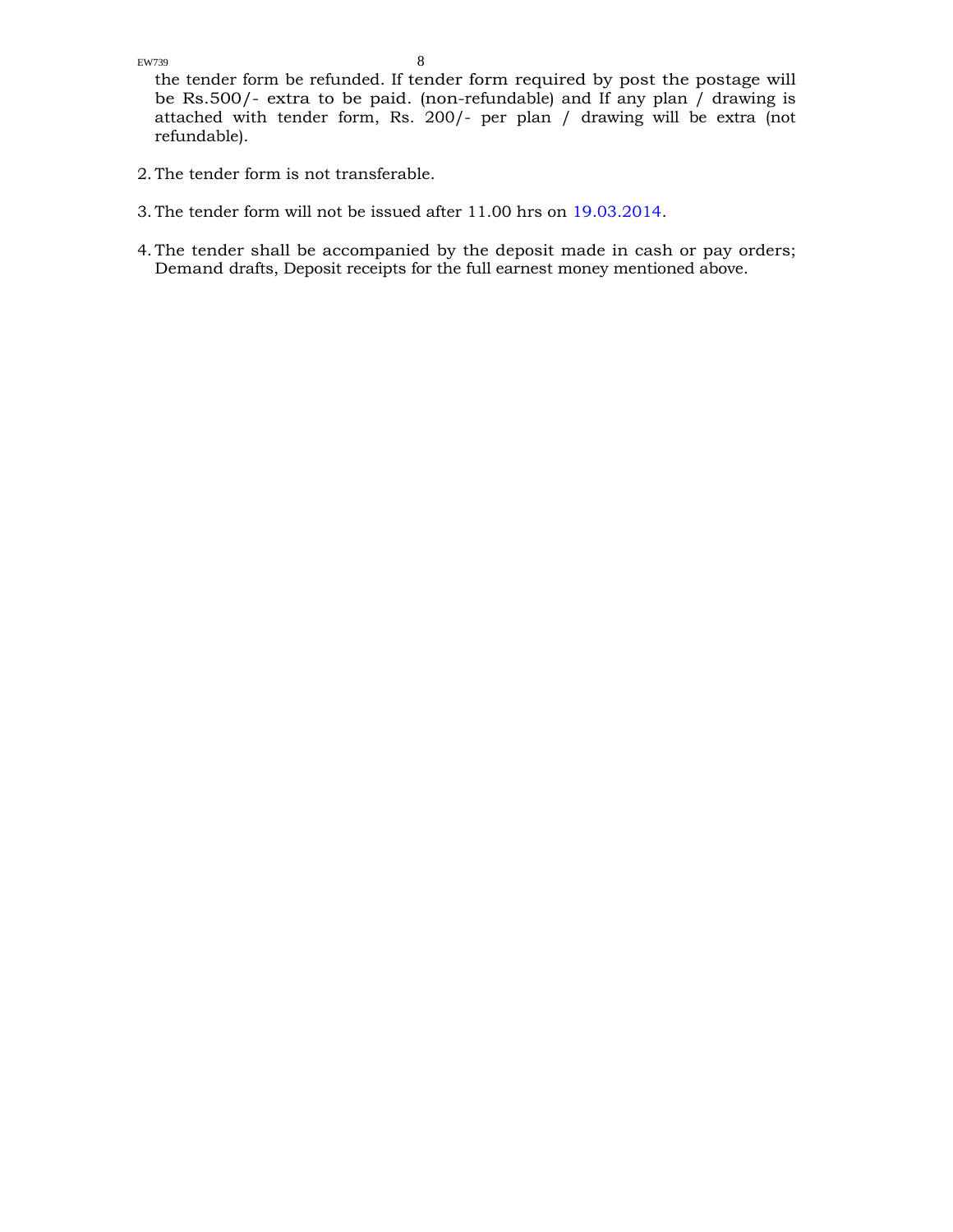the tender form be refunded. If tender form required by post the postage will be Rs.500/- extra to be paid. (non-refundable) and If any plan / drawing is attached with tender form, Rs. 200/- per plan / drawing will be extra (not refundable).

2. The tender form is not transferable.

3. The tender form will not be issued after 11.00 hrs on 19.03.2014.

4. The tender shall be accompanied by the deposit made in cash or pay orders; Demand drafts, Deposit receipts for the full earnest money mentioned above.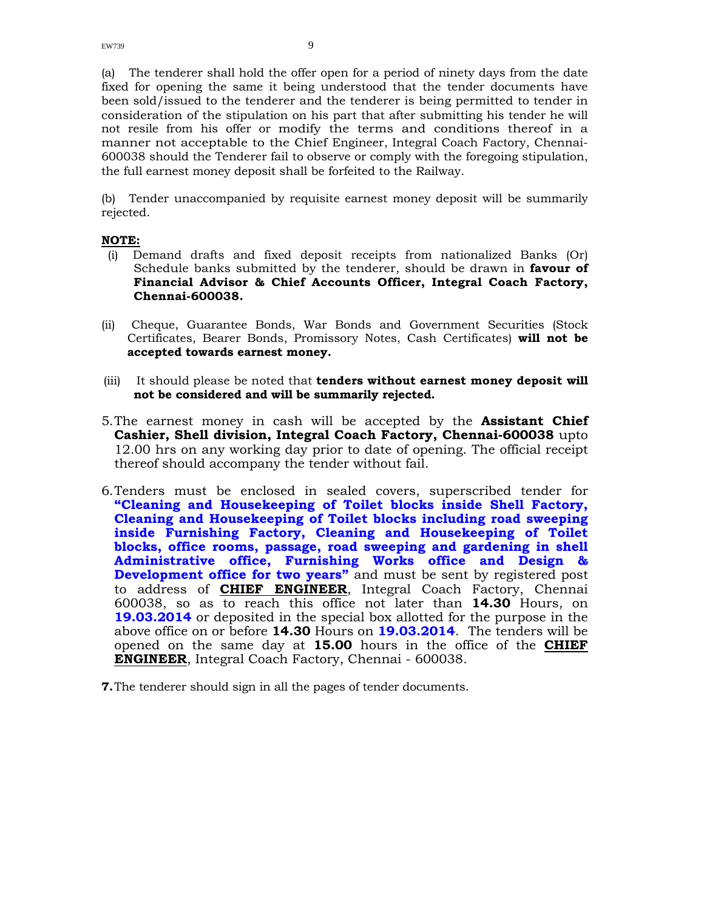(a) The tenderer shall hold the offer open for a period of ninety days from the date fixed for opening the same it being understood that the tender documents have been sold/issued to the tenderer and the tenderer is being permitted to tender in consideration of the stipulation on his part that after submitting his tender he will not resile from his offer or modify the terms and conditions thereof in a manner not acceptable to the Chief Engineer, Integral Coach Factory, Chennai-600038 should the Tenderer fail to observe or comply with the foregoing stipulation, the full earnest money deposit shall be forfeited to the Railway.

(b) Tender unaccompanied by requisite earnest money deposit will be summarily rejected.

**NOTE:**

(i) Demand drafts and fixed deposit receipts from nationalized Banks (Or) Schedule banks submitted by the tenderer, should be drawn in **favour of Financial Advisor & Chief Accounts Officer, Integral Coach Factory, Chennai-600038.**

(ii) Cheque, Guarantee Bonds, War Bonds and Government Securities (Stock Certificates, Bearer Bonds, Promissory Notes, Cash Certificates) **will not be accepted towards earnest money.**

(iii) It should please be noted that **tenders without earnest money deposit will not be considered and will be summarily rejected.**

5. The earnest money in cash will be accepted by the **Assistant Chief Cashier, Shell division, Integral Coach Factory, Chennai-600038** upto 12.00 hrs on any working day prior to date of opening. The official receipt thereof should accompany the tender without fail.

6. Tenders must be enclosed in sealed covers, superscribed tender for **"Cleaning and Housekeeping of Toilet blocks inside Shell Factory, Cleaning and Housekeeping of Toilet blocks including road sweeping inside Furnishing Factory, Cleaning and Housekeeping of Toilet blocks, office rooms, passage, road sweeping and gardening in shell Administrative office, Furnishing Works office and Design & Development office for two years"** and must be sent by registered post to address of **CHIEF ENGINEER**, Integral Coach Factory, Chennai 600038, so as to reach this office not later than **14.30** Hours, on **19.03.2014** or deposited in the special box allotted for the purpose in the above office on or before **14.30** Hours on **19.03.2014**. The tenders will be opened on the same day at **15.00** hours in the office of the **CHIEF ENGINEER**, Integral Coach Factory, Chennai - 600038.

**7.** The tenderer should sign in all the pages of tender documents.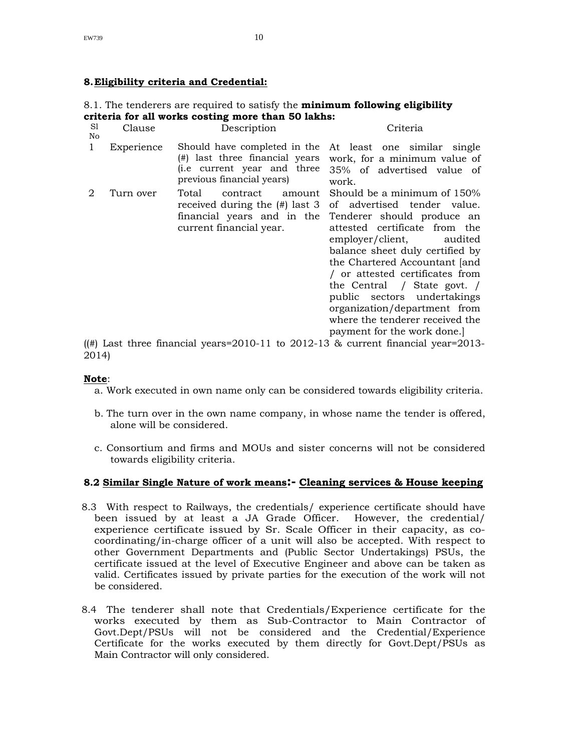## 8. Eligibility criteria and Credential:

8.1. The tenderers are required to satisfy the **minimum following eligibility criteria for all works costing more than 50 lakhs:**

| Sl No | Clause | Description | Criteria |
|---|---|---|---|
| 1 | Experience | Should have completed in the (#) last three financial years (i.e current year and three previous financial years) | At least one similar single work, for a minimum value of 35% of advertised value of work. |
| 2 | Turn over | Total contract amount received during the (#) last 3 financial years and in the current financial year. | Should be a minimum of 150% of advertised tender value. Tenderer should produce an attested certificate from the employer/client, audited balance sheet duly certified by the Chartered Accountant [and / or attested certificates from the Central / State govt. / public sectors undertakings organization/department from where the tenderer received the payment for the work done.] |

((#) Last three financial years=2010-11 to 2012-13 & current financial year=2013-2014)

**Note**:

a. Work executed in own name only can be considered towards eligibility criteria.

b. The turn over in the own name company, in whose name the tender is offered, alone will be considered.

c. Consortium and firms and MOUs and sister concerns will not be considered towards eligibility criteria.

### 8.2 Similar Single Nature of work means:- Cleaning services & House keeping

8.3 With respect to Railways, the credentials/ experience certificate should have been issued by at least a JA Grade Officer. However, the credential/ experience certificate issued by Sr. Scale Officer in their capacity, as co-coordinating/in-charge officer of a unit will also be accepted. With respect to other Government Departments and (Public Sector Undertakings) PSUs, the certificate issued at the level of Executive Engineer and above can be taken as valid. Certificates issued by private parties for the execution of the work will not be considered.

8.4 The tenderer shall note that Credentials/Experience certificate for the works executed by them as Sub-Contractor to Main Contractor of Govt.Dept/PSUs will not be considered and the Credential/Experience Certificate for the works executed by them directly for Govt.Dept/PSUs as Main Contractor will only considered.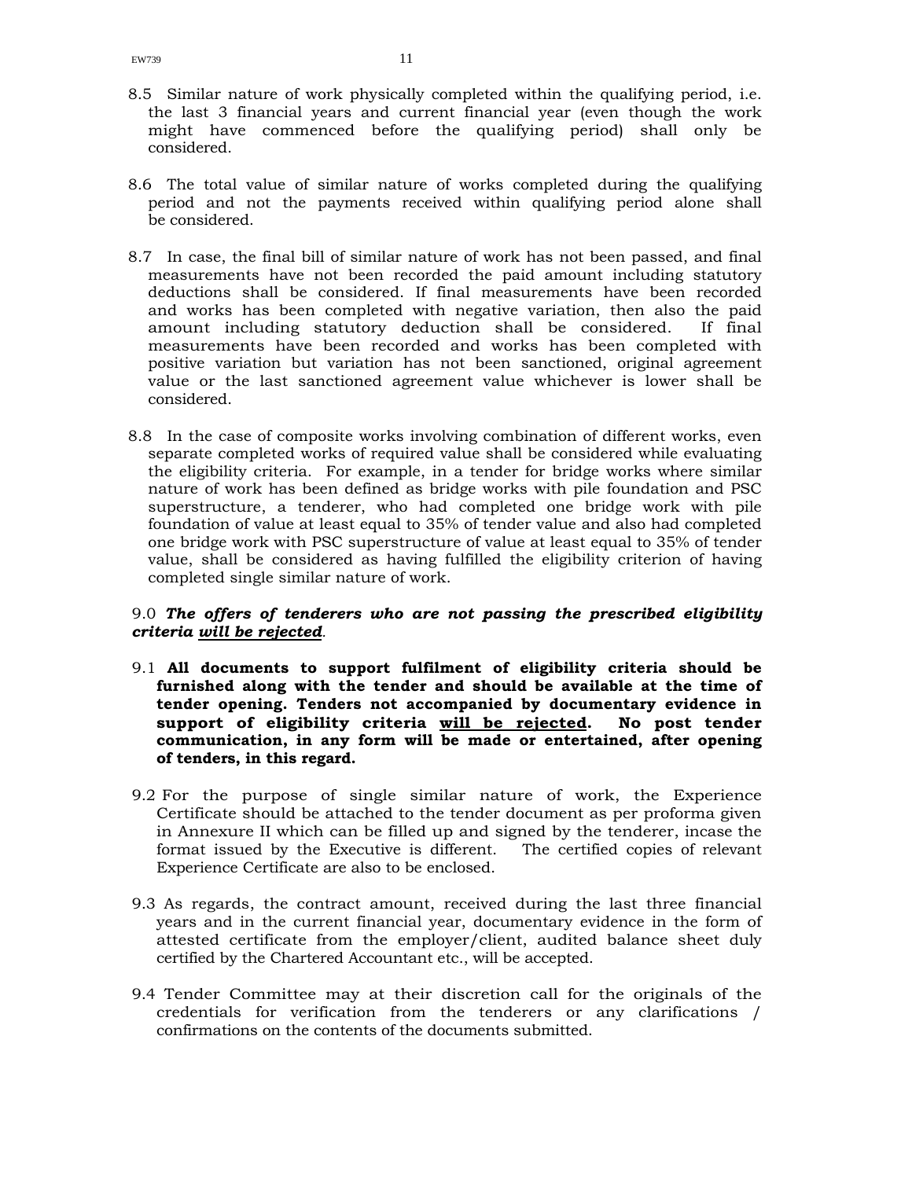8.5 Similar nature of work physically completed within the qualifying period, i.e. the last 3 financial years and current financial year (even though the work might have commenced before the qualifying period) shall only be considered.

8.6 The total value of similar nature of works completed during the qualifying period and not the payments received within qualifying period alone shall be considered.

8.7 In case, the final bill of similar nature of work has not been passed, and final measurements have not been recorded the paid amount including statutory deductions shall be considered. If final measurements have been recorded and works has been completed with negative variation, then also the paid amount including statutory deduction shall be considered. If final measurements have been recorded and works has been completed with positive variation but variation has not been sanctioned, original agreement value or the last sanctioned agreement value whichever is lower shall be considered.

8.8 In the case of composite works involving combination of different works, even separate completed works of required value shall be considered while evaluating the eligibility criteria. For example, in a tender for bridge works where similar nature of work has been defined as bridge works with pile foundation and PSC superstructure, a tenderer, who had completed one bridge work with pile foundation of value at least equal to 35% of tender value and also had completed one bridge work with PSC superstructure of value at least equal to 35% of tender value, shall be considered as having fulfilled the eligibility criterion of having completed single similar nature of work.

9.0 ***The offers of tenderers who are not passing the prescribed eligibility criteria <u>will be rejected</u>***.

9.1 **All documents to support fulfilment of eligibility criteria should be furnished along with the tender and should be available at the time of tender opening. Tenders not accompanied by documentary evidence in support of eligibility criteria <u>will be rejected</u>. No post tender communication, in any form will be made or entertained, after opening of tenders, in this regard.**

9.2 For the purpose of single similar nature of work, the Experience Certificate should be attached to the tender document as per proforma given in Annexure II which can be filled up and signed by the tenderer, incase the format issued by the Executive is different. The certified copies of relevant Experience Certificate are also to be enclosed.

9.3 As regards, the contract amount, received during the last three financial years and in the current financial year, documentary evidence in the form of attested certificate from the employer/client, audited balance sheet duly certified by the Chartered Accountant etc., will be accepted.

9.4 Tender Committee may at their discretion call for the originals of the credentials for verification from the tenderers or any clarifications / confirmations on the contents of the documents submitted.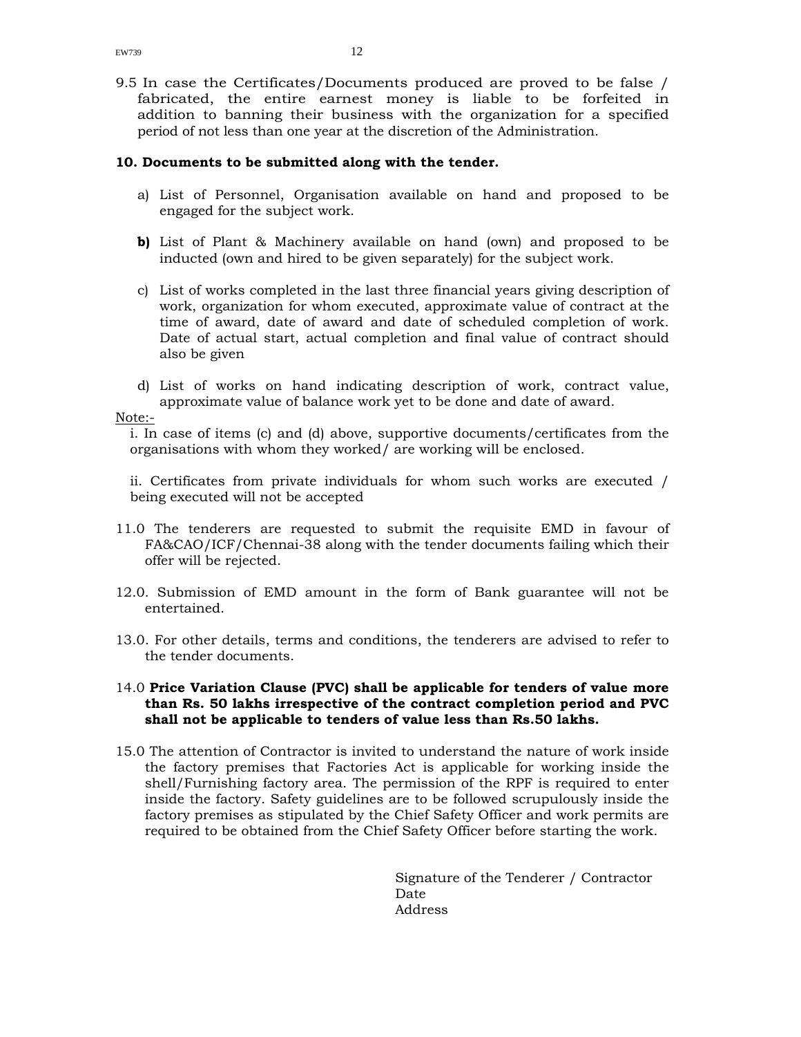9.5 In case the Certificates/Documents produced are proved to be false / fabricated, the entire earnest money is liable to be forfeited in addition to banning their business with the organization for a specified period of not less than one year at the discretion of the Administration.

**10. Documents to be submitted along with the tender.**

a) List of Personnel, Organisation available on hand and proposed to be engaged for the subject work.

**b)** List of Plant & Machinery available on hand (own) and proposed to be inducted (own and hired to be given separately) for the subject work.

c) List of works completed in the last three financial years giving description of work, organization for whom executed, approximate value of contract at the time of award, date of award and date of scheduled completion of work. Date of actual start, actual completion and final value of contract should also be given

d) List of works on hand indicating description of work, contract value, approximate value of balance work yet to be done and date of award.

Note:-

i. In case of items (c) and (d) above, supportive documents/certificates from the organisations with whom they worked/ are working will be enclosed.

ii. Certificates from private individuals for whom such works are executed / being executed will not be accepted

11.0 The tenderers are requested to submit the requisite EMD in favour of FA&CAO/ICF/Chennai-38 along with the tender documents failing which their offer will be rejected.

12.0. Submission of EMD amount in the form of Bank guarantee will not be entertained.

13.0. For other details, terms and conditions, the tenderers are advised to refer to the tender documents.

14.0 **Price Variation Clause (PVC) shall be applicable for tenders of value more than Rs. 50 lakhs irrespective of the contract completion period and PVC shall not be applicable to tenders of value less than Rs.50 lakhs.**

15.0 The attention of Contractor is invited to understand the nature of work inside the factory premises that Factories Act is applicable for working inside the shell/Furnishing factory area. The permission of the RPF is required to enter inside the factory. Safety guidelines are to be followed scrupulously inside the factory premises as stipulated by the Chief Safety Officer and work permits are required to be obtained from the Chief Safety Officer before starting the work.

Signature of the Tenderer / Contractor
Date
Address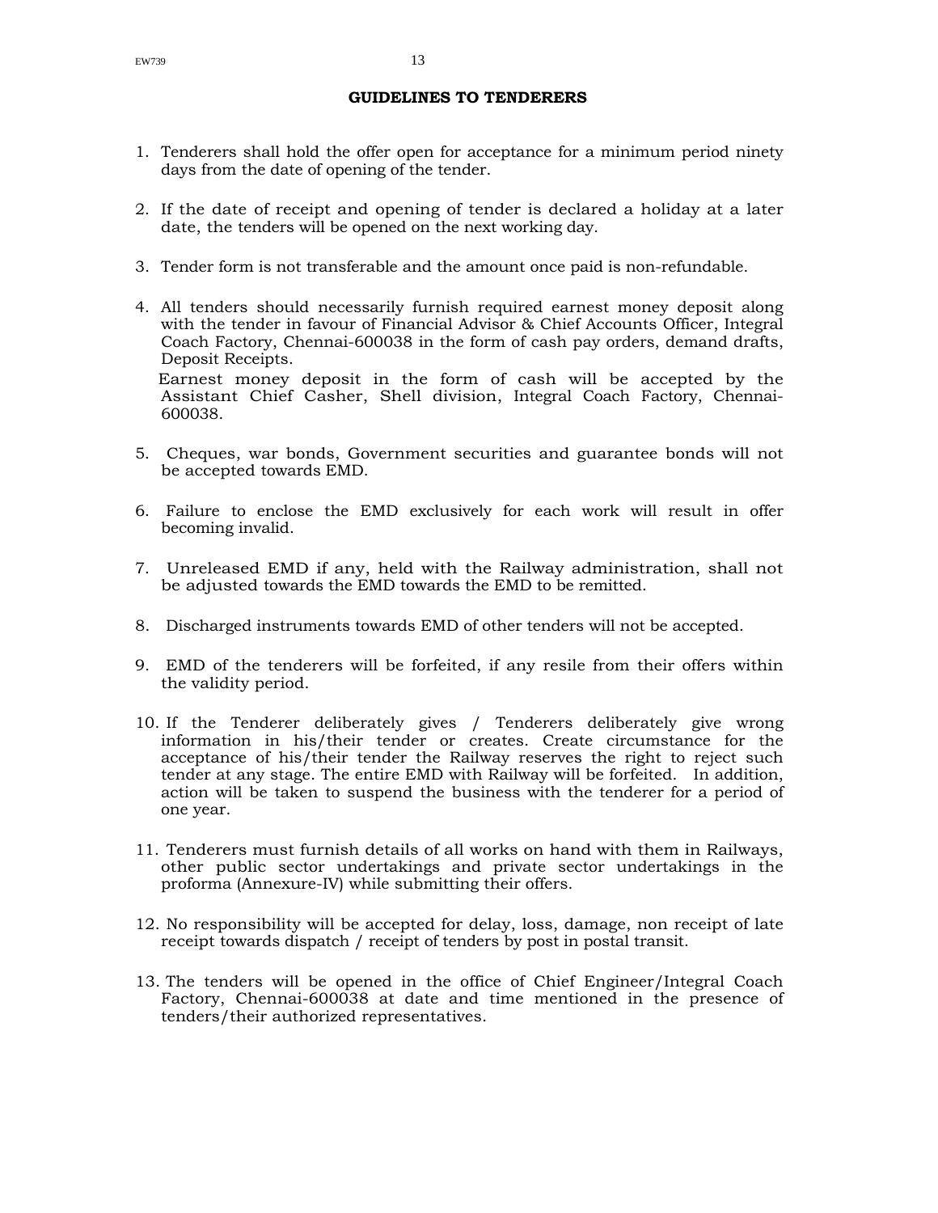## GUIDELINES TO TENDERERS

1. Tenderers shall hold the offer open for acceptance for a minimum period ninety days from the date of opening of the tender.

2. If the date of receipt and opening of tender is declared a holiday at a later date, the tenders will be opened on the next working day.

3. Tender form is not transferable and the amount once paid is non-refundable.

4. All tenders should necessarily furnish required earnest money deposit along with the tender in favour of Financial Advisor & Chief Accounts Officer, Integral Coach Factory, Chennai-600038 in the form of cash pay orders, demand drafts, Deposit Receipts.
   Earnest money deposit in the form of cash will be accepted by the Assistant Chief Casher, Shell division, Integral Coach Factory, Chennai-600038.

5. Cheques, war bonds, Government securities and guarantee bonds will not be accepted towards EMD.

6. Failure to enclose the EMD exclusively for each work will result in offer becoming invalid.

7. Unreleased EMD if any, held with the Railway administration, shall not be adjusted towards the EMD towards the EMD to be remitted.

8. Discharged instruments towards EMD of other tenders will not be accepted.

9. EMD of the tenderers will be forfeited, if any resile from their offers within the validity period.

10. If the Tenderer deliberately gives / Tenderers deliberately give wrong information in his/their tender or creates. Create circumstance for the acceptance of his/their tender the Railway reserves the right to reject such tender at any stage. The entire EMD with Railway will be forfeited. In addition, action will be taken to suspend the business with the tenderer for a period of one year.

11. Tenderers must furnish details of all works on hand with them in Railways, other public sector undertakings and private sector undertakings in the proforma (Annexure-IV) while submitting their offers.

12. No responsibility will be accepted for delay, loss, damage, non receipt of late receipt towards dispatch / receipt of tenders by post in postal transit.

13. The tenders will be opened in the office of Chief Engineer/Integral Coach Factory, Chennai-600038 at date and time mentioned in the presence of tenders/their authorized representatives.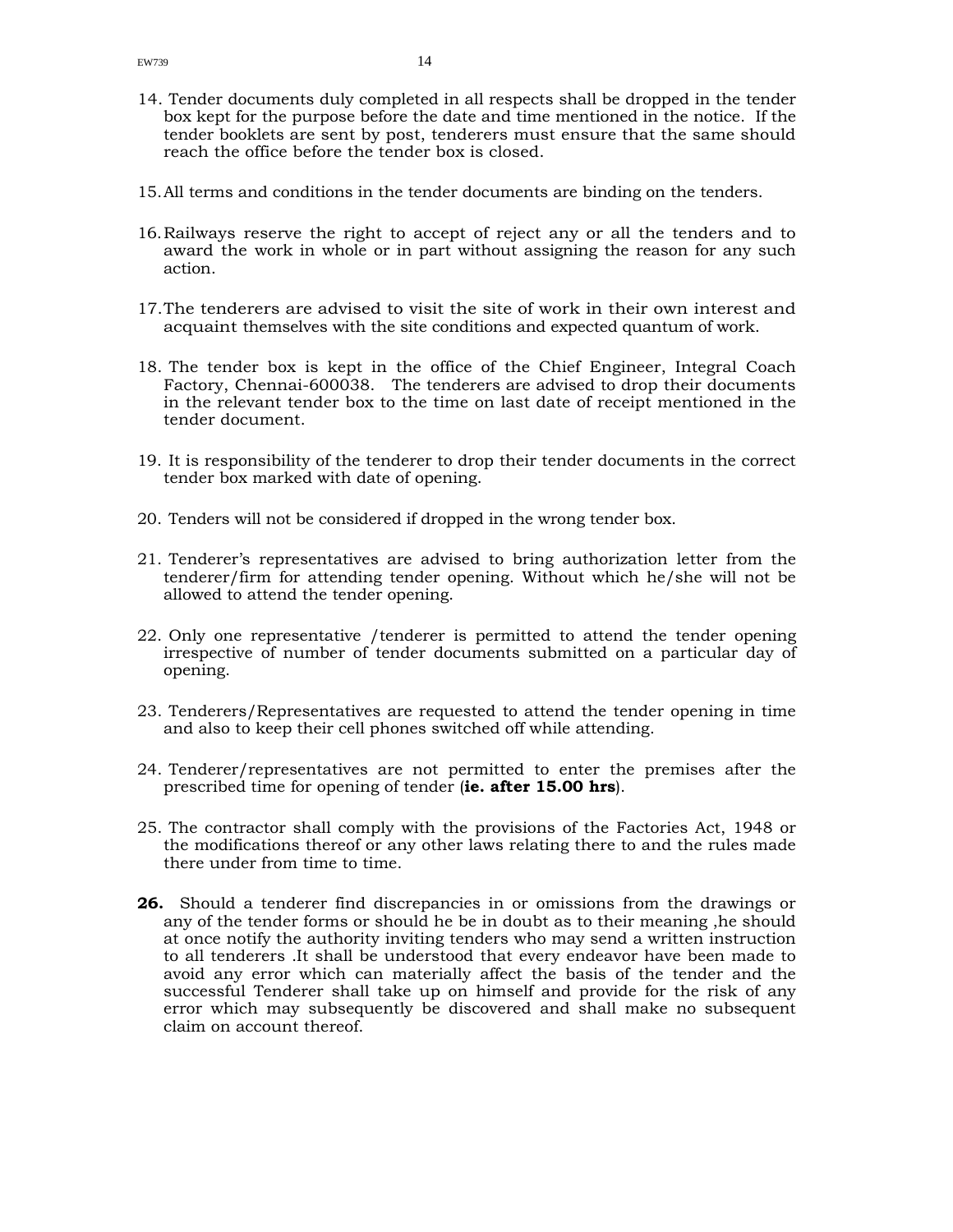14. Tender documents duly completed in all respects shall be dropped in the tender box kept for the purpose before the date and time mentioned in the notice. If the tender booklets are sent by post, tenderers must ensure that the same should reach the office before the tender box is closed.

15. All terms and conditions in the tender documents are binding on the tenders.

16. Railways reserve the right to accept of reject any or all the tenders and to award the work in whole or in part without assigning the reason for any such action.

17. The tenderers are advised to visit the site of work in their own interest and acquaint themselves with the site conditions and expected quantum of work.

18. The tender box is kept in the office of the Chief Engineer, Integral Coach Factory, Chennai-600038. The tenderers are advised to drop their documents in the relevant tender box to the time on last date of receipt mentioned in the tender document.

19. It is responsibility of the tenderer to drop their tender documents in the correct tender box marked with date of opening.

20. Tenders will not be considered if dropped in the wrong tender box.

21. Tenderer's representatives are advised to bring authorization letter from the tenderer/firm for attending tender opening. Without which he/she will not be allowed to attend the tender opening.

22. Only one representative /tenderer is permitted to attend the tender opening irrespective of number of tender documents submitted on a particular day of opening.

23. Tenderers/Representatives are requested to attend the tender opening in time and also to keep their cell phones switched off while attending.

24. Tenderer/representatives are not permitted to enter the premises after the prescribed time for opening of tender (**ie. after 15.00 hrs**).

25. The contractor shall comply with the provisions of the Factories Act, 1948 or the modifications thereof or any other laws relating there to and the rules made there under from time to time.

**26.** Should a tenderer find discrepancies in or omissions from the drawings or any of the tender forms or should he be in doubt as to their meaning ,he should at once notify the authority inviting tenders who may send a written instruction to all tenderers .It shall be understood that every endeavor have been made to avoid any error which can materially affect the basis of the tender and the successful Tenderer shall take up on himself and provide for the risk of any error which may subsequently be discovered and shall make no subsequent claim on account thereof.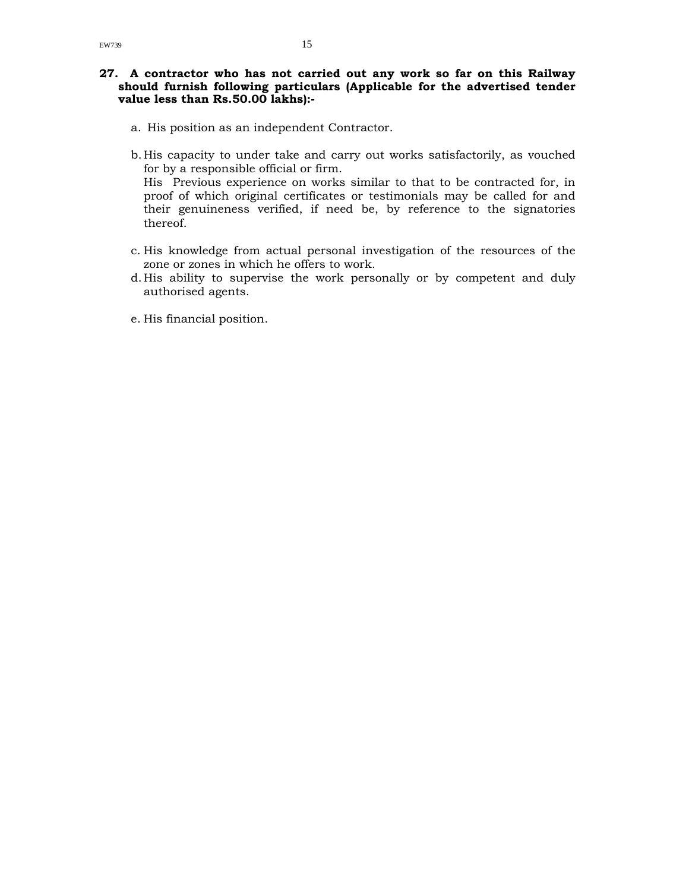**27. A contractor who has not carried out any work so far on this Railway should furnish following particulars (Applicable for the advertised tender value less than Rs.50.00 lakhs):-**

a. His position as an independent Contractor.

b. His capacity to under take and carry out works satisfactorily, as vouched for by a responsible official or firm.
   His Previous experience on works similar to that to be contracted for, in proof of which original certificates or testimonials may be called for and their genuineness verified, if need be, by reference to the signatories thereof.

c. His knowledge from actual personal investigation of the resources of the zone or zones in which he offers to work.

d. His ability to supervise the work personally or by competent and duly authorised agents.

e. His financial position.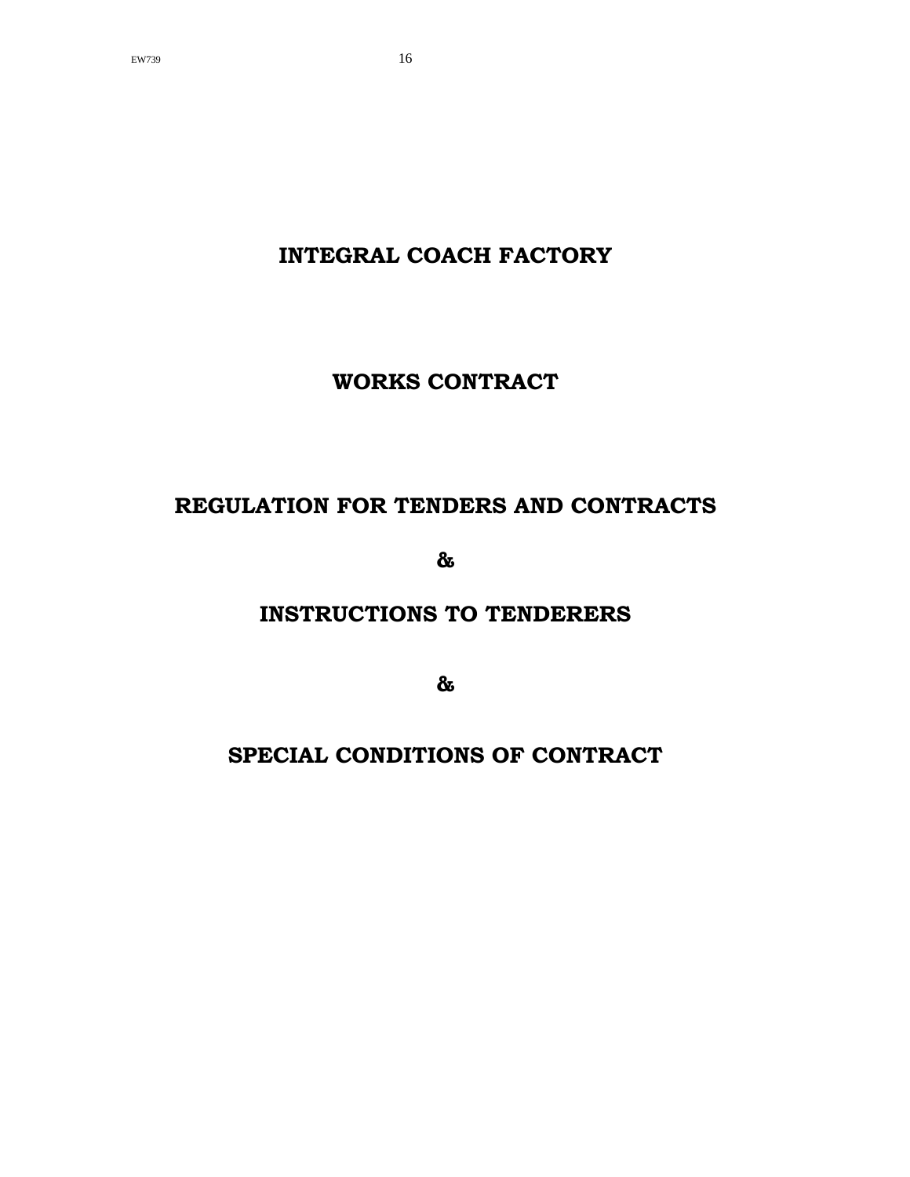# INTEGRAL COACH FACTORY

## WORKS CONTRACT

## REGULATION FOR TENDERS AND CONTRACTS

## &

## INSTRUCTIONS TO TENDERERS

## &

## SPECIAL CONDITIONS OF CONTRACT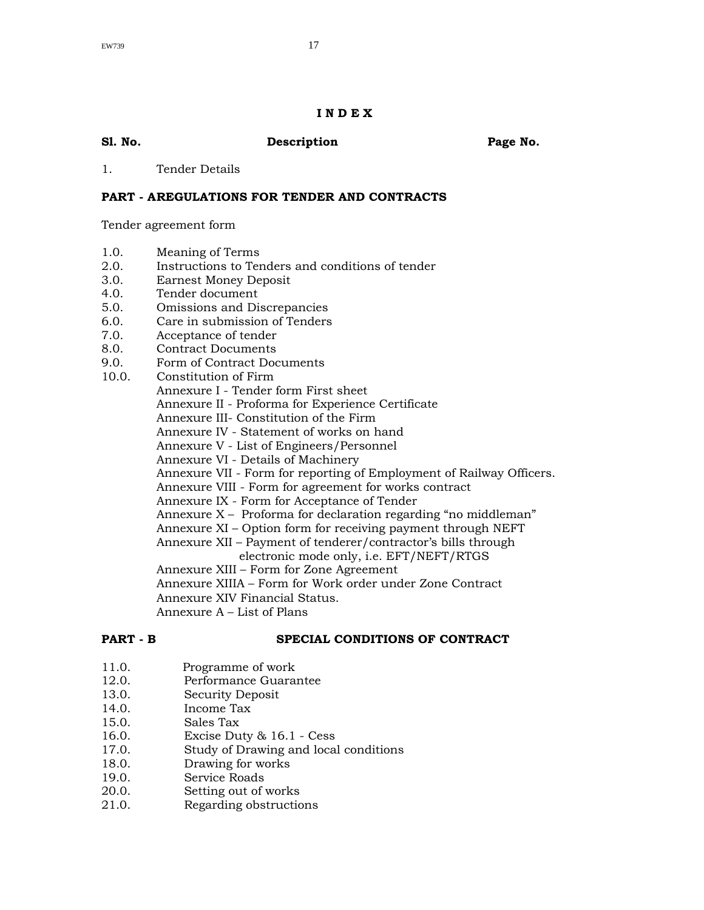# INDEX

| Sl. No. | Description | Page No. |
|---|---|---|
| 1. | Tender Details | |

**PART - AREGULATIONS FOR TENDER AND CONTRACTS**

Tender agreement form

1.0. Meaning of Terms
2.0. Instructions to Tenders and conditions of tender
3.0. Earnest Money Deposit
4.0. Tender document
5.0. Omissions and Discrepancies
6.0. Care in submission of Tenders
7.0. Acceptance of tender
8.0. Contract Documents
9.0. Form of Contract Documents
10.0. Constitution of Firm
Annexure I - Tender form First sheet
Annexure II - Proforma for Experience Certificate
Annexure III- Constitution of the Firm
Annexure IV - Statement of works on hand
Annexure V - List of Engineers/Personnel
Annexure VI - Details of Machinery
Annexure VII - Form for reporting of Employment of Railway Officers.
Annexure VIII - Form for agreement for works contract
Annexure IX - Form for Acceptance of Tender
Annexure X – Proforma for declaration regarding "no middleman"
Annexure XI – Option form for receiving payment through NEFT
Annexure XII – Payment of tenderer/contractor's bills through electronic mode only, i.e. EFT/NEFT/RTGS
Annexure XIII – Form for Zone Agreement
Annexure XIIIA – Form for Work order under Zone Contract
Annexure XIV Financial Status.
Annexure A – List of Plans

**PART - B SPECIAL CONDITIONS OF CONTRACT**

11.0. Programme of work
12.0. Performance Guarantee
13.0. Security Deposit
14.0. Income Tax
15.0. Sales Tax
16.0. Excise Duty & 16.1 - Cess
17.0. Study of Drawing and local conditions
18.0. Drawing for works
19.0. Service Roads
20.0. Setting out of works
21.0. Regarding obstructions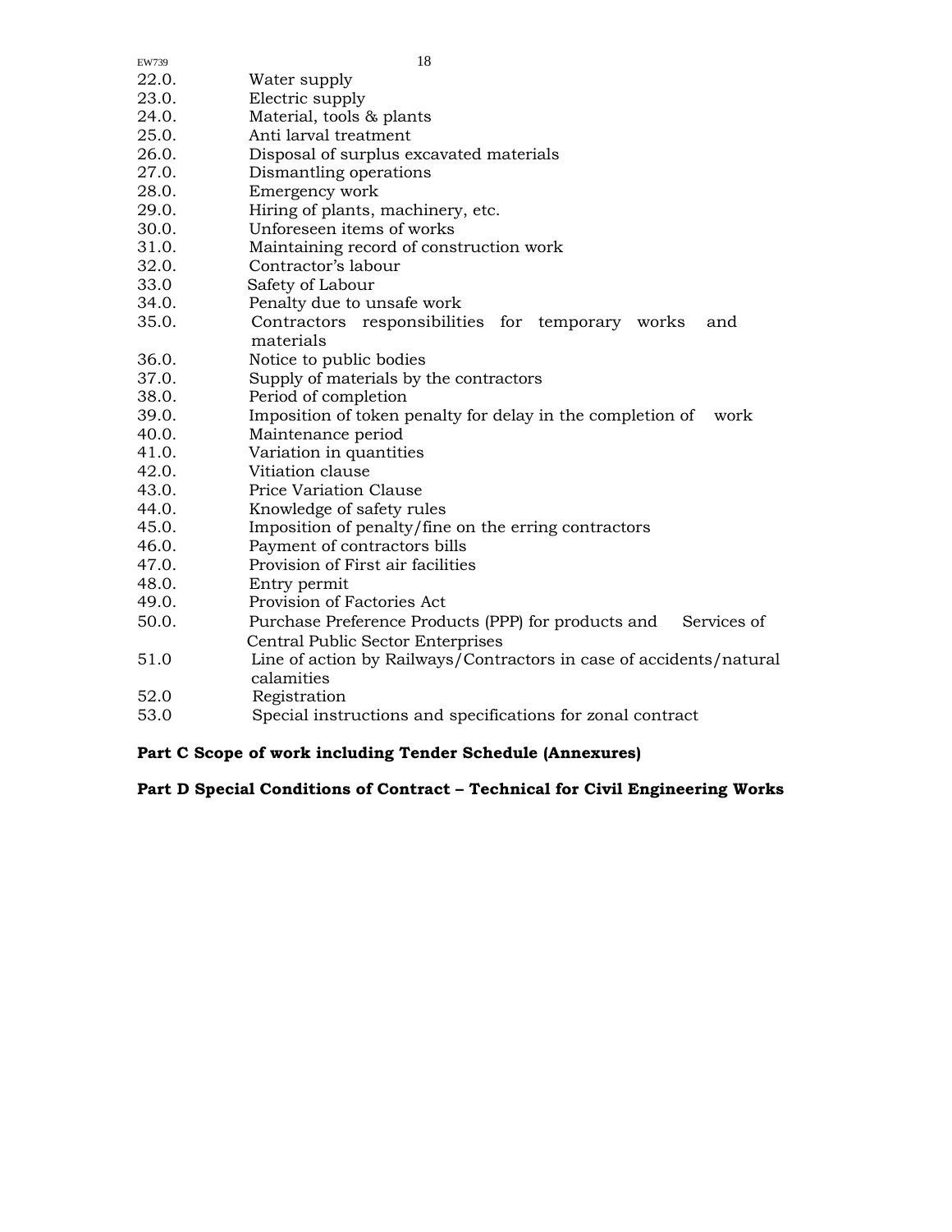22.0. Water supply
23.0. Electric supply
24.0. Material, tools & plants
25.0. Anti larval treatment
26.0. Disposal of surplus excavated materials
27.0. Dismantling operations
28.0. Emergency work
29.0. Hiring of plants, machinery, etc.
30.0. Unforeseen items of works
31.0. Maintaining record of construction work
32.0. Contractor's labour
33.0 Safety of Labour
34.0. Penalty due to unsafe work
35.0. Contractors responsibilities for temporary works and materials
36.0. Notice to public bodies
37.0. Supply of materials by the contractors
38.0. Period of completion
39.0. Imposition of token penalty for delay in the completion of work
40.0. Maintenance period
41.0. Variation in quantities
42.0. Vitiation clause
43.0. Price Variation Clause
44.0. Knowledge of safety rules
45.0. Imposition of penalty/fine on the erring contractors
46.0. Payment of contractors bills
47.0. Provision of First air facilities
48.0. Entry permit
49.0. Provision of Factories Act
50.0. Purchase Preference Products (PPP) for products and Services of Central Public Sector Enterprises
51.0 Line of action by Railways/Contractors in case of accidents/natural calamities
52.0 Registration
53.0 Special instructions and specifications for zonal contract

**Part C Scope of work including Tender Schedule (Annexures)**

**Part D Special Conditions of Contract – Technical for Civil Engineering Works**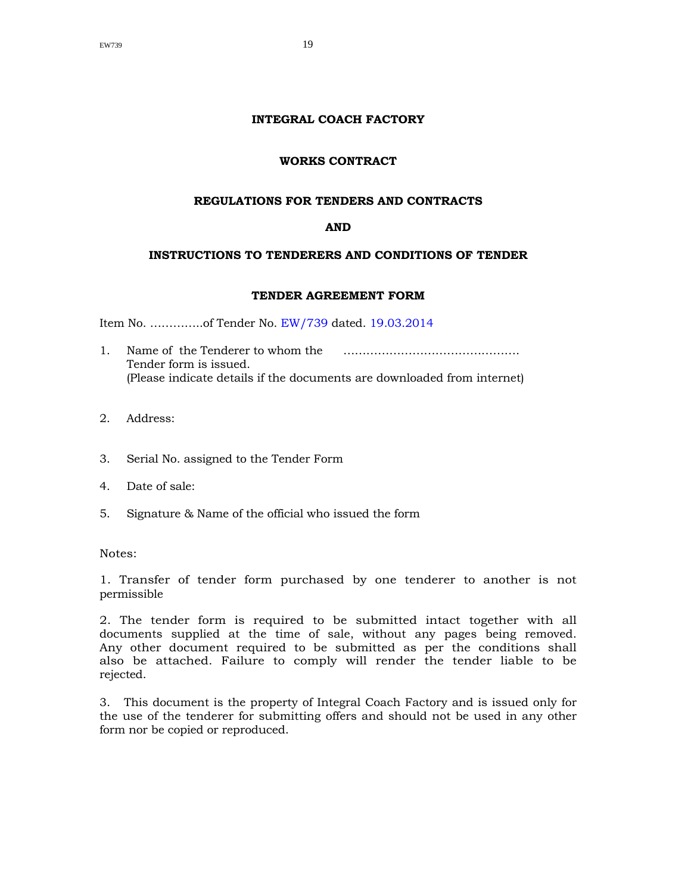**INTEGRAL COACH FACTORY**

**WORKS CONTRACT**

**REGULATIONS FOR TENDERS AND CONTRACTS**

**AND**

**INSTRUCTIONS TO TENDERERS AND CONDITIONS OF TENDER**

**TENDER AGREEMENT FORM**

Item No. …………..of Tender No. EW/739 dated. 19.03.2014

1. Name of the Tenderer to whom the Tender form is issued. ………………………………………
   (Please indicate details if the documents are downloaded from internet)

2. Address:

3. Serial No. assigned to the Tender Form

4. Date of sale:

5. Signature & Name of the official who issued the form

Notes:

1. Transfer of tender form purchased by one tenderer to another is not permissible

2. The tender form is required to be submitted intact together with all documents supplied at the time of sale, without any pages being removed. Any other document required to be submitted as per the conditions shall also be attached. Failure to comply will render the tender liable to be rejected.

3. This document is the property of Integral Coach Factory and is issued only for the use of the tenderer for submitting offers and should not be used in any other form nor be copied or reproduced.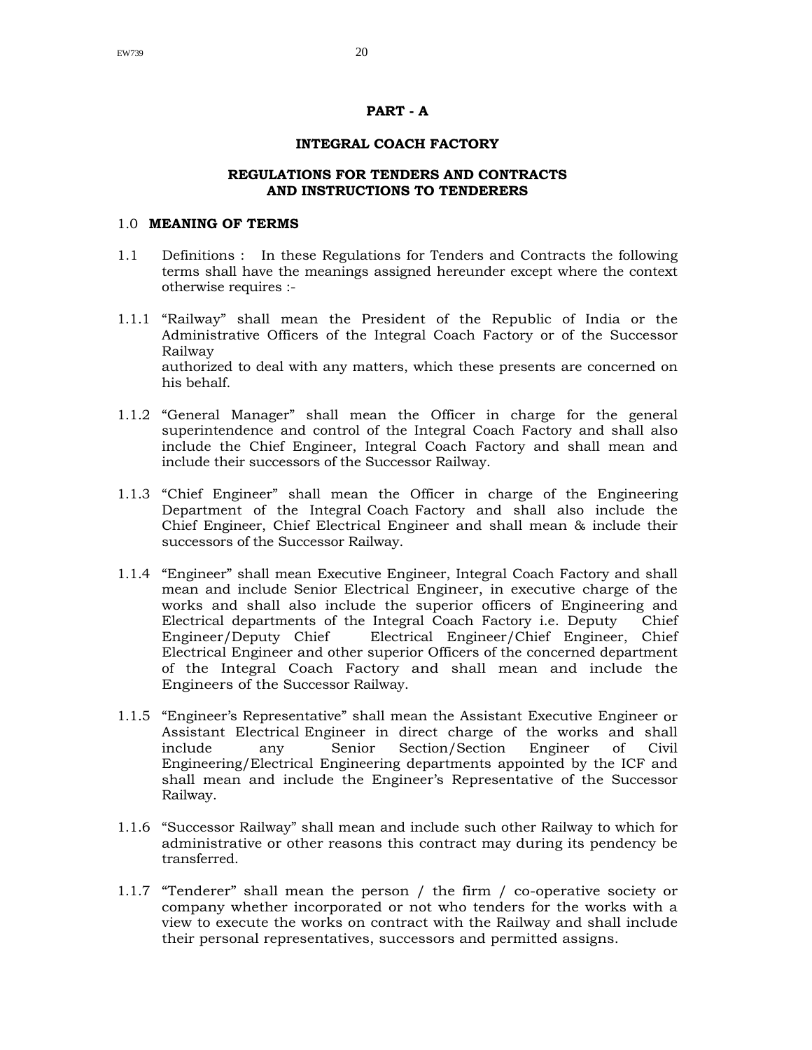# PART - A

## INTEGRAL COACH FACTORY

## REGULATIONS FOR TENDERS AND CONTRACTS AND INSTRUCTIONS TO TENDERERS

1.0 **MEANING OF TERMS**

1.1 Definitions : In these Regulations for Tenders and Contracts the following terms shall have the meanings assigned hereunder except where the context otherwise requires :-

1.1.1 "Railway" shall mean the President of the Republic of India or the Administrative Officers of the Integral Coach Factory or of the Successor Railway authorized to deal with any matters, which these presents are concerned on his behalf.

1.1.2 "General Manager" shall mean the Officer in charge for the general superintendence and control of the Integral Coach Factory and shall also include the Chief Engineer, Integral Coach Factory and shall mean and include their successors of the Successor Railway.

1.1.3 "Chief Engineer" shall mean the Officer in charge of the Engineering Department of the Integral Coach Factory and shall also include the Chief Engineer, Chief Electrical Engineer and shall mean & include their successors of the Successor Railway.

1.1.4 "Engineer" shall mean Executive Engineer, Integral Coach Factory and shall mean and include Senior Electrical Engineer, in executive charge of the works and shall also include the superior officers of Engineering and Electrical departments of the Integral Coach Factory i.e. Deputy Chief Engineer/Deputy Chief Electrical Engineer/Chief Engineer, Chief Electrical Engineer and other superior Officers of the concerned department of the Integral Coach Factory and shall mean and include the Engineers of the Successor Railway.

1.1.5 "Engineer's Representative" shall mean the Assistant Executive Engineer or Assistant Electrical Engineer in direct charge of the works and shall include any Senior Section/Section Engineer of Civil Engineering/Electrical Engineering departments appointed by the ICF and shall mean and include the Engineer's Representative of the Successor Railway.

1.1.6 "Successor Railway" shall mean and include such other Railway to which for administrative or other reasons this contract may during its pendency be transferred.

1.1.7 "Tenderer" shall mean the person / the firm / co-operative society or company whether incorporated or not who tenders for the works with a view to execute the works on contract with the Railway and shall include their personal representatives, successors and permitted assigns.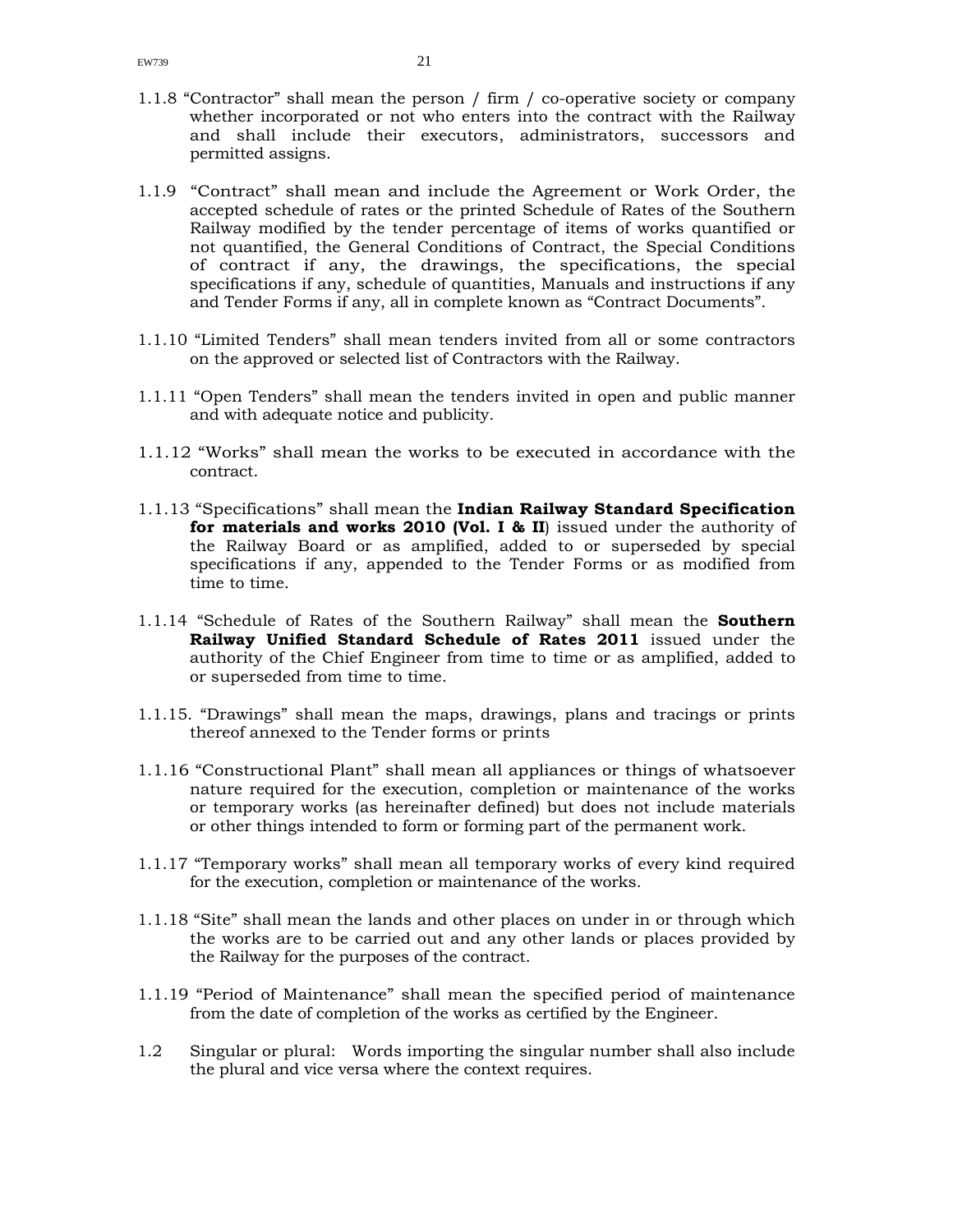1.1.8 "Contractor" shall mean the person / firm / co-operative society or company whether incorporated or not who enters into the contract with the Railway and shall include their executors, administrators, successors and permitted assigns.

1.1.9 "Contract" shall mean and include the Agreement or Work Order, the accepted schedule of rates or the printed Schedule of Rates of the Southern Railway modified by the tender percentage of items of works quantified or not quantified, the General Conditions of Contract, the Special Conditions of contract if any, the drawings, the specifications, the special specifications if any, schedule of quantities, Manuals and instructions if any and Tender Forms if any, all in complete known as "Contract Documents".

1.1.10 "Limited Tenders" shall mean tenders invited from all or some contractors on the approved or selected list of Contractors with the Railway.

1.1.11 "Open Tenders" shall mean the tenders invited in open and public manner and with adequate notice and publicity.

1.1.12 "Works" shall mean the works to be executed in accordance with the contract.

1.1.13 "Specifications" shall mean the **Indian Railway Standard Specification for materials and works 2010 (Vol. I & II**) issued under the authority of the Railway Board or as amplified, added to or superseded by special specifications if any, appended to the Tender Forms or as modified from time to time.

1.1.14 "Schedule of Rates of the Southern Railway" shall mean the **Southern Railway Unified Standard Schedule of Rates 2011** issued under the authority of the Chief Engineer from time to time or as amplified, added to or superseded from time to time.

1.1.15. "Drawings" shall mean the maps, drawings, plans and tracings or prints thereof annexed to the Tender forms or prints

1.1.16 "Constructional Plant" shall mean all appliances or things of whatsoever nature required for the execution, completion or maintenance of the works or temporary works (as hereinafter defined) but does not include materials or other things intended to form or forming part of the permanent work.

1.1.17 "Temporary works" shall mean all temporary works of every kind required for the execution, completion or maintenance of the works.

1.1.18 "Site" shall mean the lands and other places on under in or through which the works are to be carried out and any other lands or places provided by the Railway for the purposes of the contract.

1.1.19 "Period of Maintenance" shall mean the specified period of maintenance from the date of completion of the works as certified by the Engineer.

1.2 Singular or plural: Words importing the singular number shall also include the plural and vice versa where the context requires.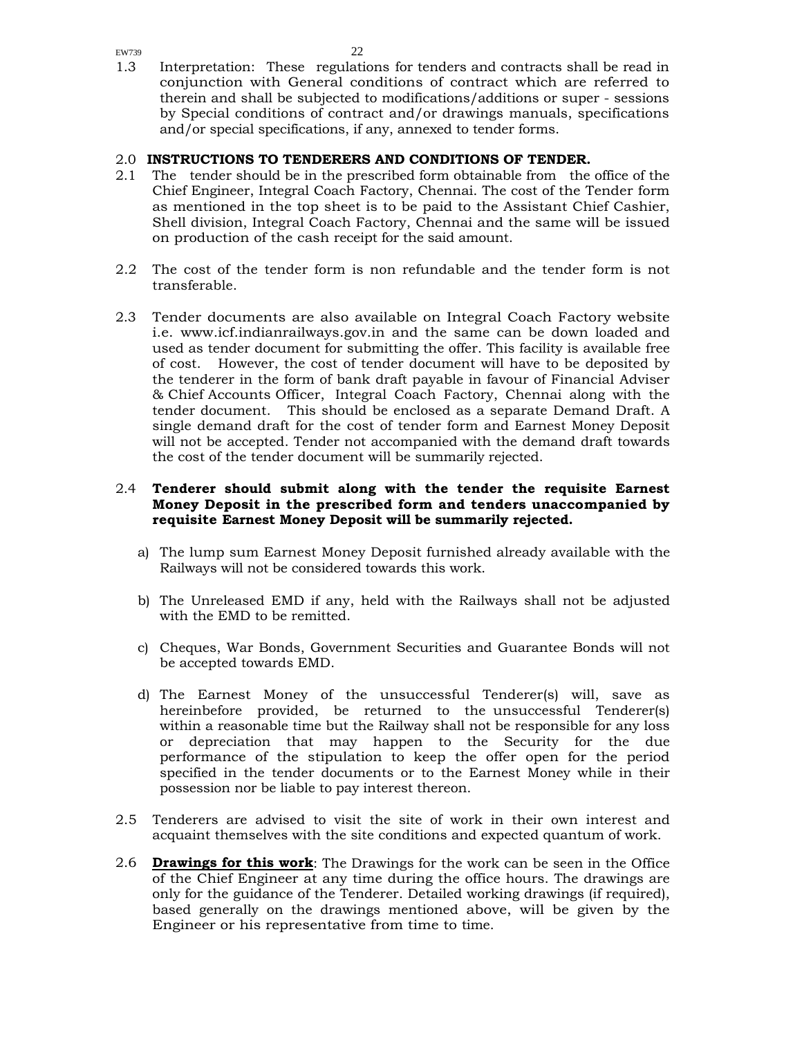1.3 Interpretation: These regulations for tenders and contracts shall be read in conjunction with General conditions of contract which are referred to therein and shall be subjected to modifications/additions or super - sessions by Special conditions of contract and/or drawings manuals, specifications and/or special specifications, if any, annexed to tender forms.

## 2.0 INSTRUCTIONS TO TENDERERS AND CONDITIONS OF TENDER.

2.1 The tender should be in the prescribed form obtainable from the office of the Chief Engineer, Integral Coach Factory, Chennai. The cost of the Tender form as mentioned in the top sheet is to be paid to the Assistant Chief Cashier, Shell division, Integral Coach Factory, Chennai and the same will be issued on production of the cash receipt for the said amount.

2.2 The cost of the tender form is non refundable and the tender form is not transferable.

2.3 Tender documents are also available on Integral Coach Factory website i.e. www.icf.indianrailways.gov.in and the same can be down loaded and used as tender document for submitting the offer. This facility is available free of cost. However, the cost of tender document will have to be deposited by the tenderer in the form of bank draft payable in favour of Financial Adviser & Chief Accounts Officer, Integral Coach Factory, Chennai along with the tender document. This should be enclosed as a separate Demand Draft. A single demand draft for the cost of tender form and Earnest Money Deposit will not be accepted. Tender not accompanied with the demand draft towards the cost of the tender document will be summarily rejected.

2.4 **Tenderer should submit along with the tender the requisite Earnest Money Deposit in the prescribed form and tenders unaccompanied by requisite Earnest Money Deposit will be summarily rejected.**

a) The lump sum Earnest Money Deposit furnished already available with the Railways will not be considered towards this work.

b) The Unreleased EMD if any, held with the Railways shall not be adjusted with the EMD to be remitted.

c) Cheques, War Bonds, Government Securities and Guarantee Bonds will not be accepted towards EMD.

d) The Earnest Money of the unsuccessful Tenderer(s) will, save as hereinbefore provided, be returned to the unsuccessful Tenderer(s) within a reasonable time but the Railway shall not be responsible for any loss or depreciation that may happen to the Security for the due performance of the stipulation to keep the offer open for the period specified in the tender documents or to the Earnest Money while in their possession nor be liable to pay interest thereon.

2.5 Tenderers are advised to visit the site of work in their own interest and acquaint themselves with the site conditions and expected quantum of work.

2.6 **Drawings for this work**: The Drawings for the work can be seen in the Office of the Chief Engineer at any time during the office hours. The drawings are only for the guidance of the Tenderer. Detailed working drawings (if required), based generally on the drawings mentioned above, will be given by the Engineer or his representative from time to time.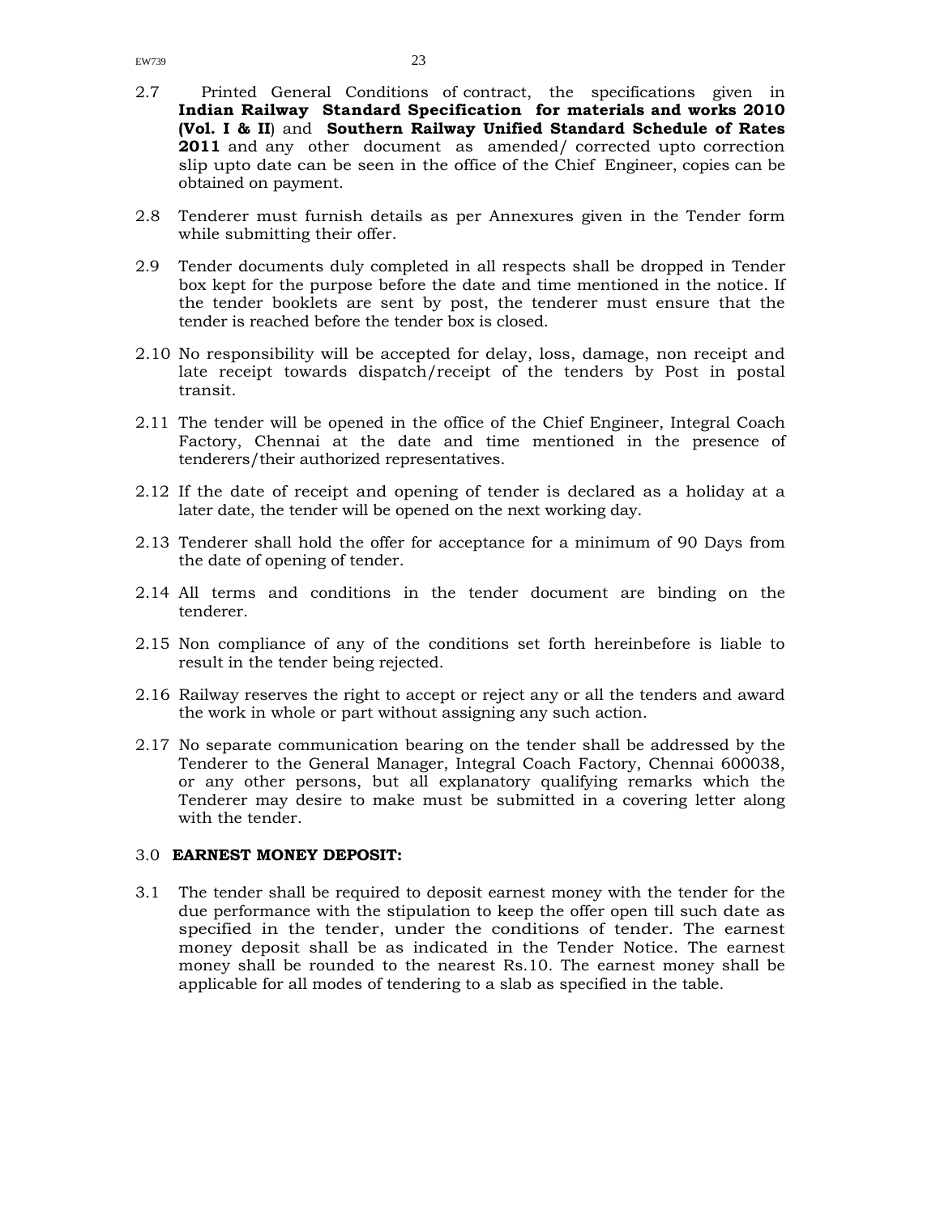2.7 Printed General Conditions of contract, the specifications given in **Indian Railway Standard Specification for materials and works 2010 (Vol. I & II**) and **Southern Railway Unified Standard Schedule of Rates 2011** and any other document as amended/ corrected upto correction slip upto date can be seen in the office of the Chief Engineer, copies can be obtained on payment.

2.8 Tenderer must furnish details as per Annexures given in the Tender form while submitting their offer.

2.9 Tender documents duly completed in all respects shall be dropped in Tender box kept for the purpose before the date and time mentioned in the notice. If the tender booklets are sent by post, the tenderer must ensure that the tender is reached before the tender box is closed.

2.10 No responsibility will be accepted for delay, loss, damage, non receipt and late receipt towards dispatch/receipt of the tenders by Post in postal transit.

2.11 The tender will be opened in the office of the Chief Engineer, Integral Coach Factory, Chennai at the date and time mentioned in the presence of tenderers/their authorized representatives.

2.12 If the date of receipt and opening of tender is declared as a holiday at a later date, the tender will be opened on the next working day.

2.13 Tenderer shall hold the offer for acceptance for a minimum of 90 Days from the date of opening of tender.

2.14 All terms and conditions in the tender document are binding on the tenderer.

2.15 Non compliance of any of the conditions set forth hereinbefore is liable to result in the tender being rejected.

2.16 Railway reserves the right to accept or reject any or all the tenders and award the work in whole or part without assigning any such action.

2.17 No separate communication bearing on the tender shall be addressed by the Tenderer to the General Manager, Integral Coach Factory, Chennai 600038, or any other persons, but all explanatory qualifying remarks which the Tenderer may desire to make must be submitted in a covering letter along with the tender.

## 3.0 **EARNEST MONEY DEPOSIT:**

3.1 The tender shall be required to deposit earnest money with the tender for the due performance with the stipulation to keep the offer open till such date as specified in the tender, under the conditions of tender. The earnest money deposit shall be as indicated in the Tender Notice. The earnest money shall be rounded to the nearest Rs.10. The earnest money shall be applicable for all modes of tendering to a slab as specified in the table.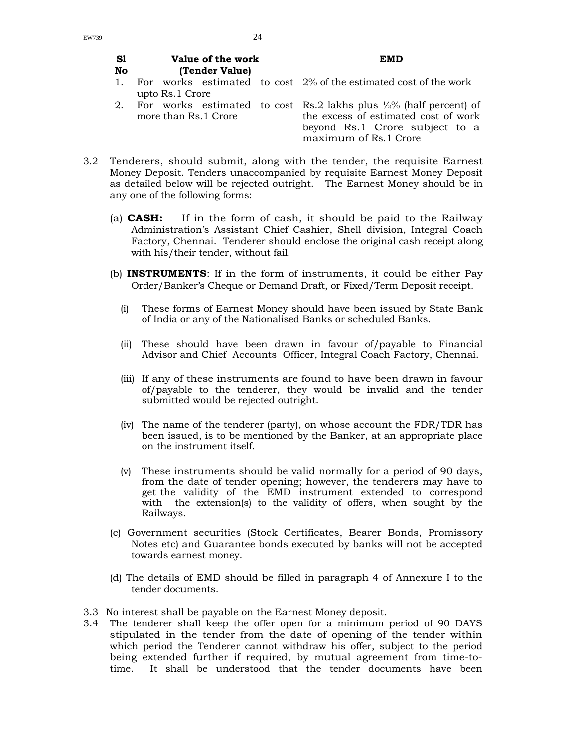| Sl No | Value of the work (Tender Value) | EMD |
|---|---|---|
| 1. | For works estimated to cost upto Rs.1 Crore | 2% of the estimated cost of the work |
| 2. | For works estimated to cost more than Rs.1 Crore | Rs.2 lakhs plus ½% (half percent) of the excess of estimated cost of work beyond Rs.1 Crore subject to a maximum of Rs.1 Crore |

3.2 Tenderers, should submit, along with the tender, the requisite Earnest Money Deposit. Tenders unaccompanied by requisite Earnest Money Deposit as detailed below will be rejected outright. The Earnest Money should be in any one of the following forms:

(a) **CASH:** If in the form of cash, it should be paid to the Railway Administration's Assistant Chief Cashier, Shell division, Integral Coach Factory, Chennai. Tenderer should enclose the original cash receipt along with his/their tender, without fail.

(b) **INSTRUMENTS**: If in the form of instruments, it could be either Pay Order/Banker's Cheque or Demand Draft, or Fixed/Term Deposit receipt.

(i) These forms of Earnest Money should have been issued by State Bank of India or any of the Nationalised Banks or scheduled Banks.

(ii) These should have been drawn in favour of/payable to Financial Advisor and Chief Accounts Officer, Integral Coach Factory, Chennai.

(iii) If any of these instruments are found to have been drawn in favour of/payable to the tenderer, they would be invalid and the tender submitted would be rejected outright.

(iv) The name of the tenderer (party), on whose account the FDR/TDR has been issued, is to be mentioned by the Banker, at an appropriate place on the instrument itself.

(v) These instruments should be valid normally for a period of 90 days, from the date of tender opening; however, the tenderers may have to get the validity of the EMD instrument extended to correspond with the extension(s) to the validity of offers, when sought by the Railways.

(c) Government securities (Stock Certificates, Bearer Bonds, Promissory Notes etc) and Guarantee bonds executed by banks will not be accepted towards earnest money.

(d) The details of EMD should be filled in paragraph 4 of Annexure I to the tender documents.

3.3 No interest shall be payable on the Earnest Money deposit.

3.4 The tenderer shall keep the offer open for a minimum period of 90 DAYS stipulated in the tender from the date of opening of the tender within which period the Tenderer cannot withdraw his offer, subject to the period being extended further if required, by mutual agreement from time-to-time. It shall be understood that the tender documents have been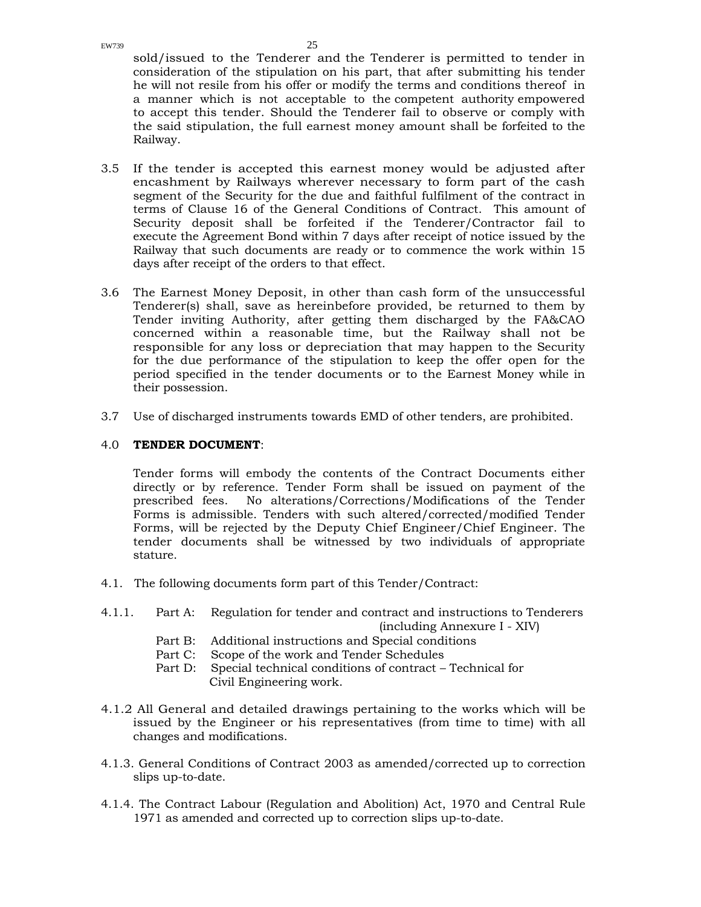sold/issued to the Tenderer and the Tenderer is permitted to tender in consideration of the stipulation on his part, that after submitting his tender he will not resile from his offer or modify the terms and conditions thereof in a manner which is not acceptable to the competent authority empowered to accept this tender. Should the Tenderer fail to observe or comply with the said stipulation, the full earnest money amount shall be forfeited to the Railway.

3.5 If the tender is accepted this earnest money would be adjusted after encashment by Railways wherever necessary to form part of the cash segment of the Security for the due and faithful fulfilment of the contract in terms of Clause 16 of the General Conditions of Contract. This amount of Security deposit shall be forfeited if the Tenderer/Contractor fail to execute the Agreement Bond within 7 days after receipt of notice issued by the Railway that such documents are ready or to commence the work within 15 days after receipt of the orders to that effect.

3.6 The Earnest Money Deposit, in other than cash form of the unsuccessful Tenderer(s) shall, save as hereinbefore provided, be returned to them by Tender inviting Authority, after getting them discharged by the FA&CAO concerned within a reasonable time, but the Railway shall not be responsible for any loss or depreciation that may happen to the Security for the due performance of the stipulation to keep the offer open for the period specified in the tender documents or to the Earnest Money while in their possession.

3.7 Use of discharged instruments towards EMD of other tenders, are prohibited.

4.0 **TENDER DOCUMENT**:

Tender forms will embody the contents of the Contract Documents either directly or by reference. Tender Form shall be issued on payment of the prescribed fees. No alterations/Corrections/Modifications of the Tender Forms is admissible. Tenders with such altered/corrected/modified Tender Forms, will be rejected by the Deputy Chief Engineer/Chief Engineer. The tender documents shall be witnessed by two individuals of appropriate stature.

4.1. The following documents form part of this Tender/Contract:

4.1.1. Part A: Regulation for tender and contract and instructions to Tenderers (including Annexure I - XIV)

Part B: Additional instructions and Special conditions

Part C: Scope of the work and Tender Schedules

Part D: Special technical conditions of contract – Technical for Civil Engineering work.

4.1.2 All General and detailed drawings pertaining to the works which will be issued by the Engineer or his representatives (from time to time) with all changes and modifications.

4.1.3. General Conditions of Contract 2003 as amended/corrected up to correction slips up-to-date.

4.1.4. The Contract Labour (Regulation and Abolition) Act, 1970 and Central Rule 1971 as amended and corrected up to correction slips up-to-date.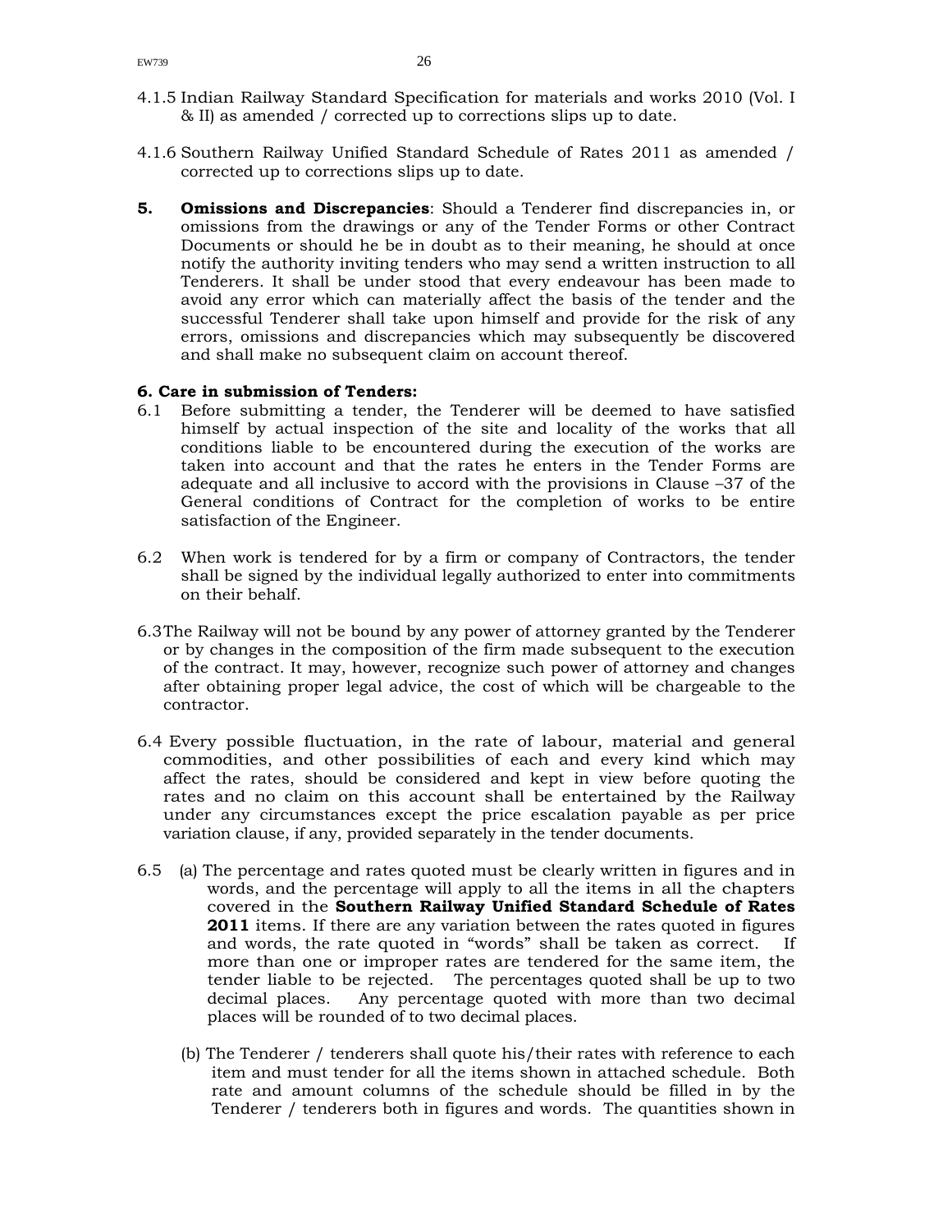4.1.5 Indian Railway Standard Specification for materials and works 2010 (Vol. I & II) as amended / corrected up to corrections slips up to date.

4.1.6 Southern Railway Unified Standard Schedule of Rates 2011 as amended / corrected up to corrections slips up to date.

**5. Omissions and Discrepancies**: Should a Tenderer find discrepancies in, or omissions from the drawings or any of the Tender Forms or other Contract Documents or should he be in doubt as to their meaning, he should at once notify the authority inviting tenders who may send a written instruction to all Tenderers. It shall be under stood that every endeavour has been made to avoid any error which can materially affect the basis of the tender and the successful Tenderer shall take upon himself and provide for the risk of any errors, omissions and discrepancies which may subsequently be discovered and shall make no subsequent claim on account thereof.

**6. Care in submission of Tenders:**

6.1 Before submitting a tender, the Tenderer will be deemed to have satisfied himself by actual inspection of the site and locality of the works that all conditions liable to be encountered during the execution of the works are taken into account and that the rates he enters in the Tender Forms are adequate and all inclusive to accord with the provisions in Clause –37 of the General conditions of Contract for the completion of works to be entire satisfaction of the Engineer.

6.2 When work is tendered for by a firm or company of Contractors, the tender shall be signed by the individual legally authorized to enter into commitments on their behalf.

6.3 The Railway will not be bound by any power of attorney granted by the Tenderer or by changes in the composition of the firm made subsequent to the execution of the contract. It may, however, recognize such power of attorney and changes after obtaining proper legal advice, the cost of which will be chargeable to the contractor.

6.4 Every possible fluctuation, in the rate of labour, material and general commodities, and other possibilities of each and every kind which may affect the rates, should be considered and kept in view before quoting the rates and no claim on this account shall be entertained by the Railway under any circumstances except the price escalation payable as per price variation clause, if any, provided separately in the tender documents.

6.5 (a) The percentage and rates quoted must be clearly written in figures and in words, and the percentage will apply to all the items in all the chapters covered in the **Southern Railway Unified Standard Schedule of Rates 2011** items. If there are any variation between the rates quoted in figures and words, the rate quoted in "words" shall be taken as correct. If more than one or improper rates are tendered for the same item, the tender liable to be rejected. The percentages quoted shall be up to two decimal places. Any percentage quoted with more than two decimal places will be rounded of to two decimal places.

(b) The Tenderer / tenderers shall quote his/their rates with reference to each item and must tender for all the items shown in attached schedule. Both rate and amount columns of the schedule should be filled in by the Tenderer / tenderers both in figures and words. The quantities shown in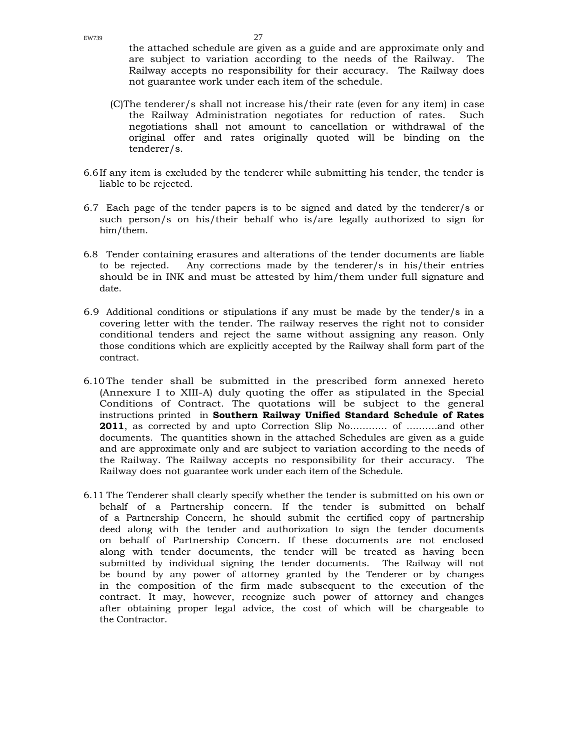the attached schedule are given as a guide and are approximate only and are subject to variation according to the needs of the Railway. The Railway accepts no responsibility for their accuracy. The Railway does not guarantee work under each item of the schedule.

(C)The tenderer/s shall not increase his/their rate (even for any item) in case the Railway Administration negotiates for reduction of rates. Such negotiations shall not amount to cancellation or withdrawal of the original offer and rates originally quoted will be binding on the tenderer/s.

6.6 If any item is excluded by the tenderer while submitting his tender, the tender is liable to be rejected.

6.7 Each page of the tender papers is to be signed and dated by the tenderer/s or such person/s on his/their behalf who is/are legally authorized to sign for him/them.

6.8 Tender containing erasures and alterations of the tender documents are liable to be rejected. Any corrections made by the tenderer/s in his/their entries should be in INK and must be attested by him/them under full signature and date.

6.9 Additional conditions or stipulations if any must be made by the tender/s in a covering letter with the tender. The railway reserves the right not to consider conditional tenders and reject the same without assigning any reason. Only those conditions which are explicitly accepted by the Railway shall form part of the contract.

6.10 The tender shall be submitted in the prescribed form annexed hereto (Annexure I to XIII-A) duly quoting the offer as stipulated in the Special Conditions of Contract. The quotations will be subject to the general instructions printed in **Southern Railway Unified Standard Schedule of Rates 2011**, as corrected by and upto Correction Slip No............ of ..........and other documents. The quantities shown in the attached Schedules are given as a guide and are approximate only and are subject to variation according to the needs of the Railway. The Railway accepts no responsibility for their accuracy. The Railway does not guarantee work under each item of the Schedule.

6.11 The Tenderer shall clearly specify whether the tender is submitted on his own or behalf of a Partnership concern. If the tender is submitted on behalf of a Partnership Concern, he should submit the certified copy of partnership deed along with the tender and authorization to sign the tender documents on behalf of Partnership Concern. If these documents are not enclosed along with tender documents, the tender will be treated as having been submitted by individual signing the tender documents. The Railway will not be bound by any power of attorney granted by the Tenderer or by changes in the composition of the firm made subsequent to the execution of the contract. It may, however, recognize such power of attorney and changes after obtaining proper legal advice, the cost of which will be chargeable to the Contractor.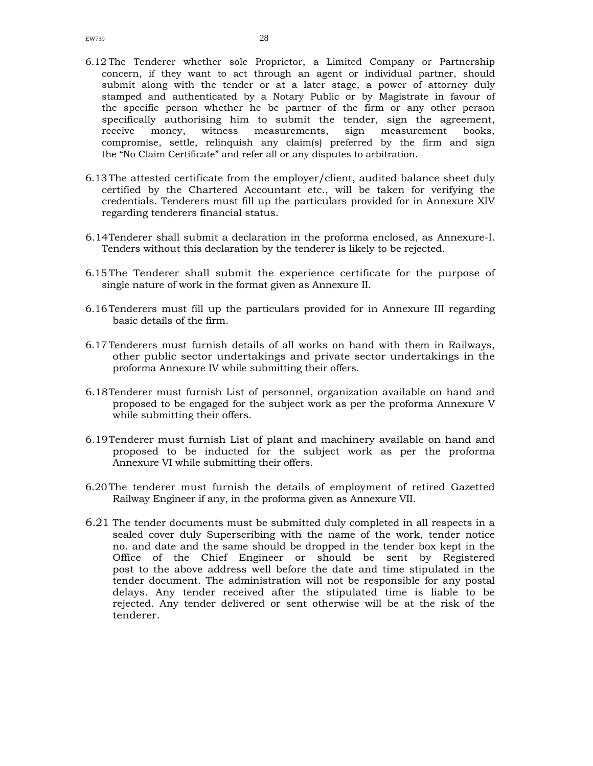6.12 The Tenderer whether sole Proprietor, a Limited Company or Partnership concern, if they want to act through an agent or individual partner, should submit along with the tender or at a later stage, a power of attorney duly stamped and authenticated by a Notary Public or by Magistrate in favour of the specific person whether he be partner of the firm or any other person specifically authorising him to submit the tender, sign the agreement, receive money, witness measurements, sign measurement books, compromise, settle, relinquish any claim(s) preferred by the firm and sign the "No Claim Certificate" and refer all or any disputes to arbitration.

6.13 The attested certificate from the employer/client, audited balance sheet duly certified by the Chartered Accountant etc., will be taken for verifying the credentials. Tenderers must fill up the particulars provided for in Annexure XIV regarding tenderers financial status.

6.14 Tenderer shall submit a declaration in the proforma enclosed, as Annexure-I. Tenders without this declaration by the tenderer is likely to be rejected.

6.15 The Tenderer shall submit the experience certificate for the purpose of single nature of work in the format given as Annexure II.

6.16 Tenderers must fill up the particulars provided for in Annexure III regarding basic details of the firm.

6.17 Tenderers must furnish details of all works on hand with them in Railways, other public sector undertakings and private sector undertakings in the proforma Annexure IV while submitting their offers.

6.18 Tenderer must furnish List of personnel, organization available on hand and proposed to be engaged for the subject work as per the proforma Annexure V while submitting their offers.

6.19 Tenderer must furnish List of plant and machinery available on hand and proposed to be inducted for the subject work as per the proforma Annexure VI while submitting their offers.

6.20 The tenderer must furnish the details of employment of retired Gazetted Railway Engineer if any, in the proforma given as Annexure VII.

6.21 The tender documents must be submitted duly completed in all respects in a sealed cover duly Superscribing with the name of the work, tender notice no. and date and the same should be dropped in the tender box kept in the Office of the Chief Engineer or should be sent by Registered post to the above address well before the date and time stipulated in the tender document. The administration will not be responsible for any postal delays. Any tender received after the stipulated time is liable to be rejected. Any tender delivered or sent otherwise will be at the risk of the tenderer.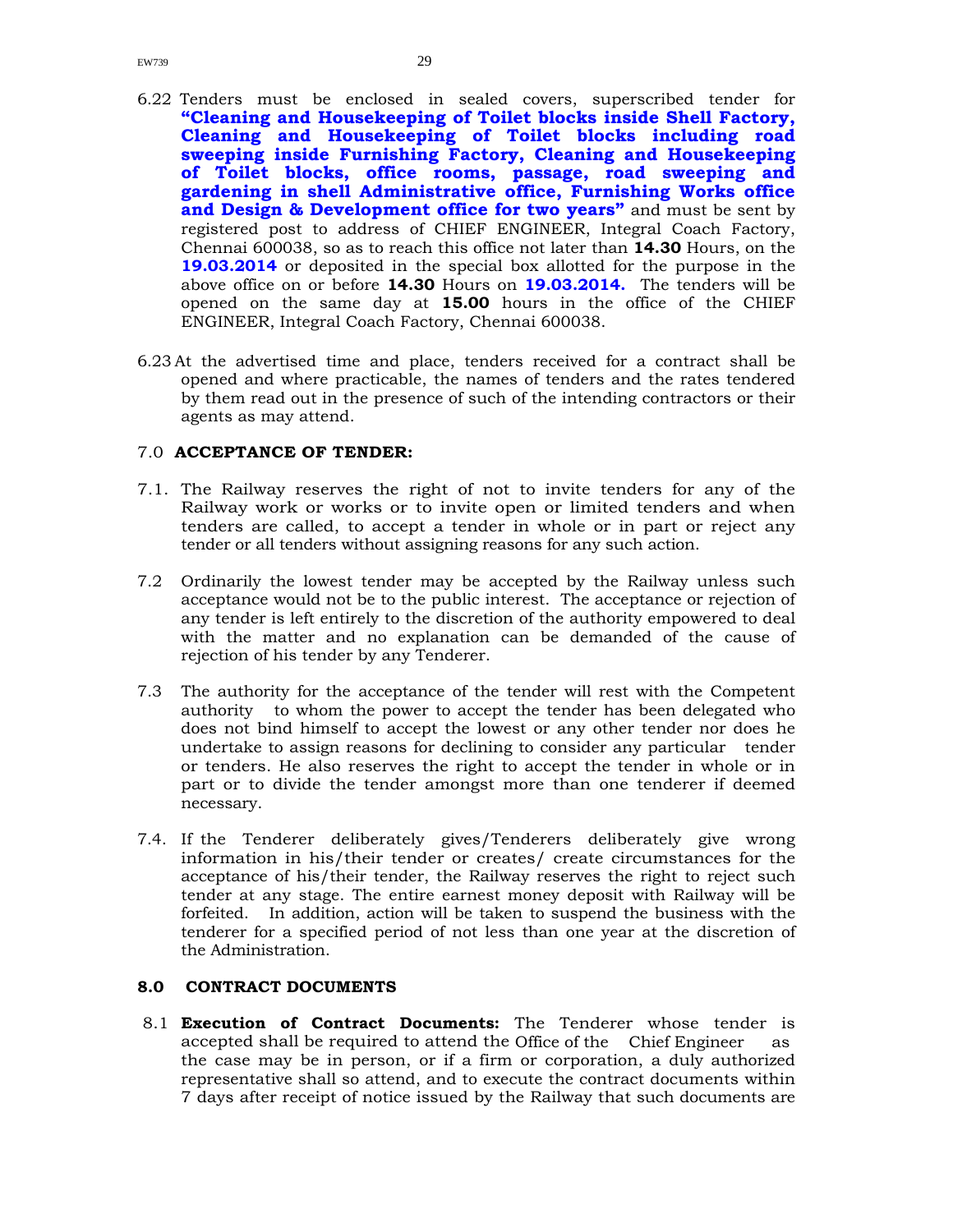6.22 Tenders must be enclosed in sealed covers, superscribed tender for **"Cleaning and Housekeeping of Toilet blocks inside Shell Factory, Cleaning and Housekeeping of Toilet blocks including road sweeping inside Furnishing Factory, Cleaning and Housekeeping of Toilet blocks, office rooms, passage, road sweeping and gardening in shell Administrative office, Furnishing Works office and Design & Development office for two years"** and must be sent by registered post to address of CHIEF ENGINEER, Integral Coach Factory, Chennai 600038, so as to reach this office not later than **14.30** Hours, on the **19.03.2014** or deposited in the special box allotted for the purpose in the above office on or before **14.30** Hours on **19.03.2014.** The tenders will be opened on the same day at **15.00** hours in the office of the CHIEF ENGINEER, Integral Coach Factory, Chennai 600038.

6.23 At the advertised time and place, tenders received for a contract shall be opened and where practicable, the names of tenders and the rates tendered by them read out in the presence of such of the intending contractors or their agents as may attend.

## 7.0 ACCEPTANCE OF TENDER:

7.1. The Railway reserves the right of not to invite tenders for any of the Railway work or works or to invite open or limited tenders and when tenders are called, to accept a tender in whole or in part or reject any tender or all tenders without assigning reasons for any such action.

7.2 Ordinarily the lowest tender may be accepted by the Railway unless such acceptance would not be to the public interest. The acceptance or rejection of any tender is left entirely to the discretion of the authority empowered to deal with the matter and no explanation can be demanded of the cause of rejection of his tender by any Tenderer.

7.3 The authority for the acceptance of the tender will rest with the Competent authority to whom the power to accept the tender has been delegated who does not bind himself to accept the lowest or any other tender nor does he undertake to assign reasons for declining to consider any particular tender or tenders. He also reserves the right to accept the tender in whole or in part or to divide the tender amongst more than one tenderer if deemed necessary.

7.4. If the Tenderer deliberately gives/Tenderers deliberately give wrong information in his/their tender or creates/ create circumstances for the acceptance of his/their tender, the Railway reserves the right to reject such tender at any stage. The entire earnest money deposit with Railway will be forfeited. In addition, action will be taken to suspend the business with the tenderer for a specified period of not less than one year at the discretion of the Administration.

## 8.0 CONTRACT DOCUMENTS

8.1 **Execution of Contract Documents:** The Tenderer whose tender is accepted shall be required to attend the Office of the Chief Engineer as the case may be in person, or if a firm or corporation, a duly authorized representative shall so attend, and to execute the contract documents within 7 days after receipt of notice issued by the Railway that such documents are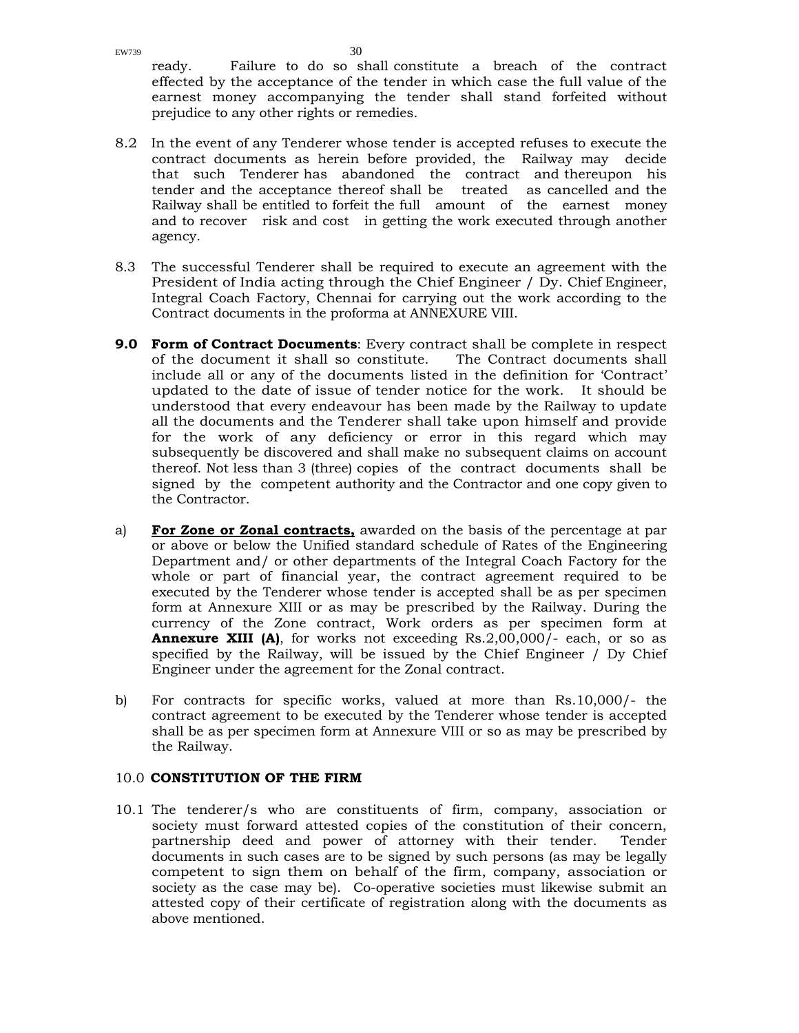ready. Failure to do so shall constitute a breach of the contract effected by the acceptance of the tender in which case the full value of the earnest money accompanying the tender shall stand forfeited without prejudice to any other rights or remedies.

8.2 In the event of any Tenderer whose tender is accepted refuses to execute the contract documents as herein before provided, the Railway may decide that such Tenderer has abandoned the contract and thereupon his tender and the acceptance thereof shall be treated as cancelled and the Railway shall be entitled to forfeit the full amount of the earnest money and to recover risk and cost in getting the work executed through another agency.

8.3 The successful Tenderer shall be required to execute an agreement with the President of India acting through the Chief Engineer / Dy. Chief Engineer, Integral Coach Factory, Chennai for carrying out the work according to the Contract documents in the proforma at ANNEXURE VIII.

**9.0 Form of Contract Documents**: Every contract shall be complete in respect of the document it shall so constitute. The Contract documents shall include all or any of the documents listed in the definition for 'Contract' updated to the date of issue of tender notice for the work. It should be understood that every endeavour has been made by the Railway to update all the documents and the Tenderer shall take upon himself and provide for the work of any deficiency or error in this regard which may subsequently be discovered and shall make no subsequent claims on account thereof. Not less than 3 (three) copies of the contract documents shall be signed by the competent authority and the Contractor and one copy given to the Contractor.

a) **<u>For Zone or Zonal contracts,</u>** awarded on the basis of the percentage at par or above or below the Unified standard schedule of Rates of the Engineering Department and/ or other departments of the Integral Coach Factory for the whole or part of financial year, the contract agreement required to be executed by the Tenderer whose tender is accepted shall be as per specimen form at Annexure XIII or as may be prescribed by the Railway. During the currency of the Zone contract, Work orders as per specimen form at **Annexure XIII (A)**, for works not exceeding Rs.2,00,000/- each, or so as specified by the Railway, will be issued by the Chief Engineer / Dy Chief Engineer under the agreement for the Zonal contract.

b) For contracts for specific works, valued at more than Rs.10,000/- the contract agreement to be executed by the Tenderer whose tender is accepted shall be as per specimen form at Annexure VIII or so as may be prescribed by the Railway.

10.0 **CONSTITUTION OF THE FIRM**

10.1 The tenderer/s who are constituents of firm, company, association or society must forward attested copies of the constitution of their concern, partnership deed and power of attorney with their tender. Tender documents in such cases are to be signed by such persons (as may be legally competent to sign them on behalf of the firm, company, association or society as the case may be). Co-operative societies must likewise submit an attested copy of their certificate of registration along with the documents as above mentioned.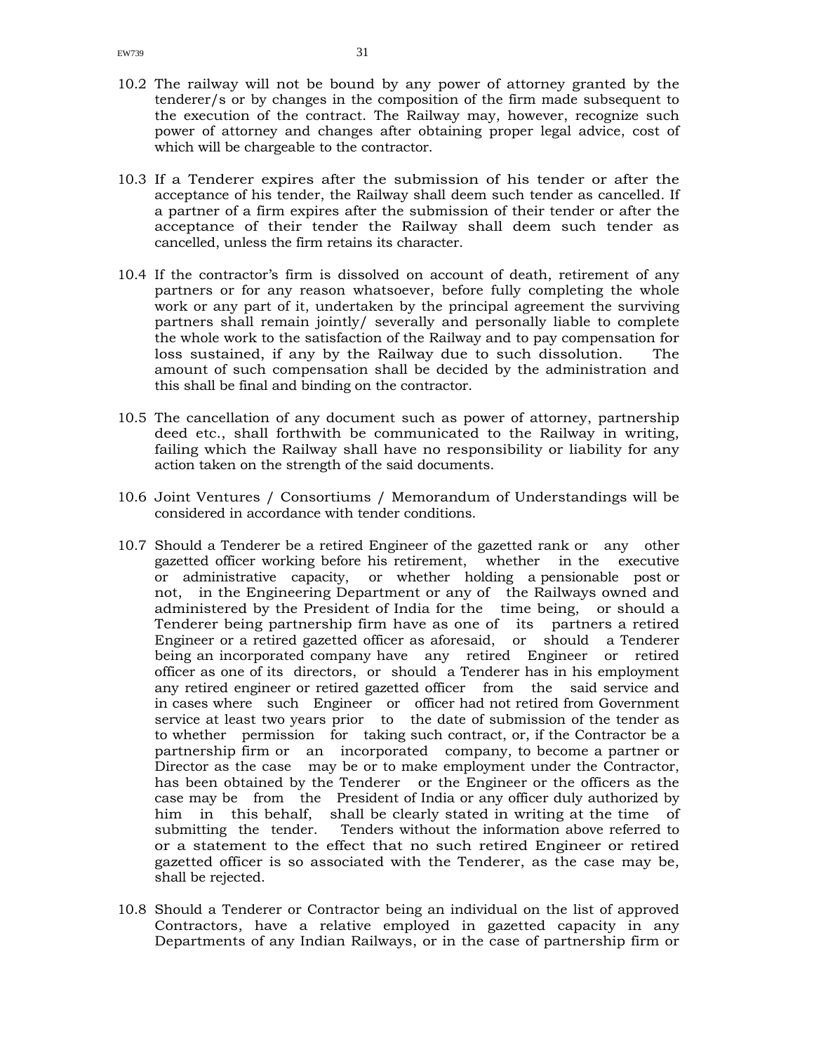10.2 The railway will not be bound by any power of attorney granted by the tenderer/s or by changes in the composition of the firm made subsequent to the execution of the contract. The Railway may, however, recognize such power of attorney and changes after obtaining proper legal advice, cost of which will be chargeable to the contractor.

10.3 If a Tenderer expires after the submission of his tender or after the acceptance of his tender, the Railway shall deem such tender as cancelled. If a partner of a firm expires after the submission of their tender or after the acceptance of their tender the Railway shall deem such tender as cancelled, unless the firm retains its character.

10.4 If the contractor's firm is dissolved on account of death, retirement of any partners or for any reason whatsoever, before fully completing the whole work or any part of it, undertaken by the principal agreement the surviving partners shall remain jointly/ severally and personally liable to complete the whole work to the satisfaction of the Railway and to pay compensation for loss sustained, if any by the Railway due to such dissolution. The amount of such compensation shall be decided by the administration and this shall be final and binding on the contractor.

10.5 The cancellation of any document such as power of attorney, partnership deed etc., shall forthwith be communicated to the Railway in writing, failing which the Railway shall have no responsibility or liability for any action taken on the strength of the said documents.

10.6 Joint Ventures / Consortiums / Memorandum of Understandings will be considered in accordance with tender conditions.

10.7 Should a Tenderer be a retired Engineer of the gazetted rank or any other gazetted officer working before his retirement, whether in the executive or administrative capacity, or whether holding a pensionable post or not, in the Engineering Department or any of the Railways owned and administered by the President of India for the time being, or should a Tenderer being partnership firm have as one of its partners a retired Engineer or a retired gazetted officer as aforesaid, or should a Tenderer being an incorporated company have any retired Engineer or retired officer as one of its directors, or should a Tenderer has in his employment any retired engineer or retired gazetted officer from the said service and in cases where such Engineer or officer had not retired from Government service at least two years prior to the date of submission of the tender as to whether permission for taking such contract, or, if the Contractor be a partnership firm or an incorporated company, to become a partner or Director as the case may be or to make employment under the Contractor, has been obtained by the Tenderer or the Engineer or the officers as the case may be from the President of India or any officer duly authorized by him in this behalf, shall be clearly stated in writing at the time of submitting the tender. Tenders without the information above referred to or a statement to the effect that no such retired Engineer or retired gazetted officer is so associated with the Tenderer, as the case may be, shall be rejected.

10.8 Should a Tenderer or Contractor being an individual on the list of approved Contractors, have a relative employed in gazetted capacity in any Departments of any Indian Railways, or in the case of partnership firm or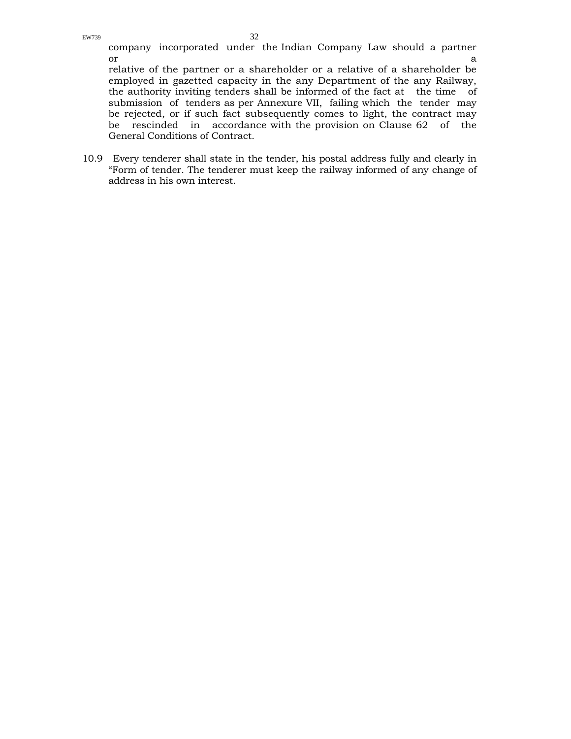company incorporated under the Indian Company Law should a partner or a relative of the partner or a shareholder or a relative of a shareholder be employed in gazetted capacity in the any Department of the any Railway, the authority inviting tenders shall be informed of the fact at the time of submission of tenders as per Annexure VII, failing which the tender may be rejected, or if such fact subsequently comes to light, the contract may be rescinded in accordance with the provision on Clause 62 of the General Conditions of Contract.

10.9 Every tenderer shall state in the tender, his postal address fully and clearly in "Form of tender. The tenderer must keep the railway informed of any change of address in his own interest.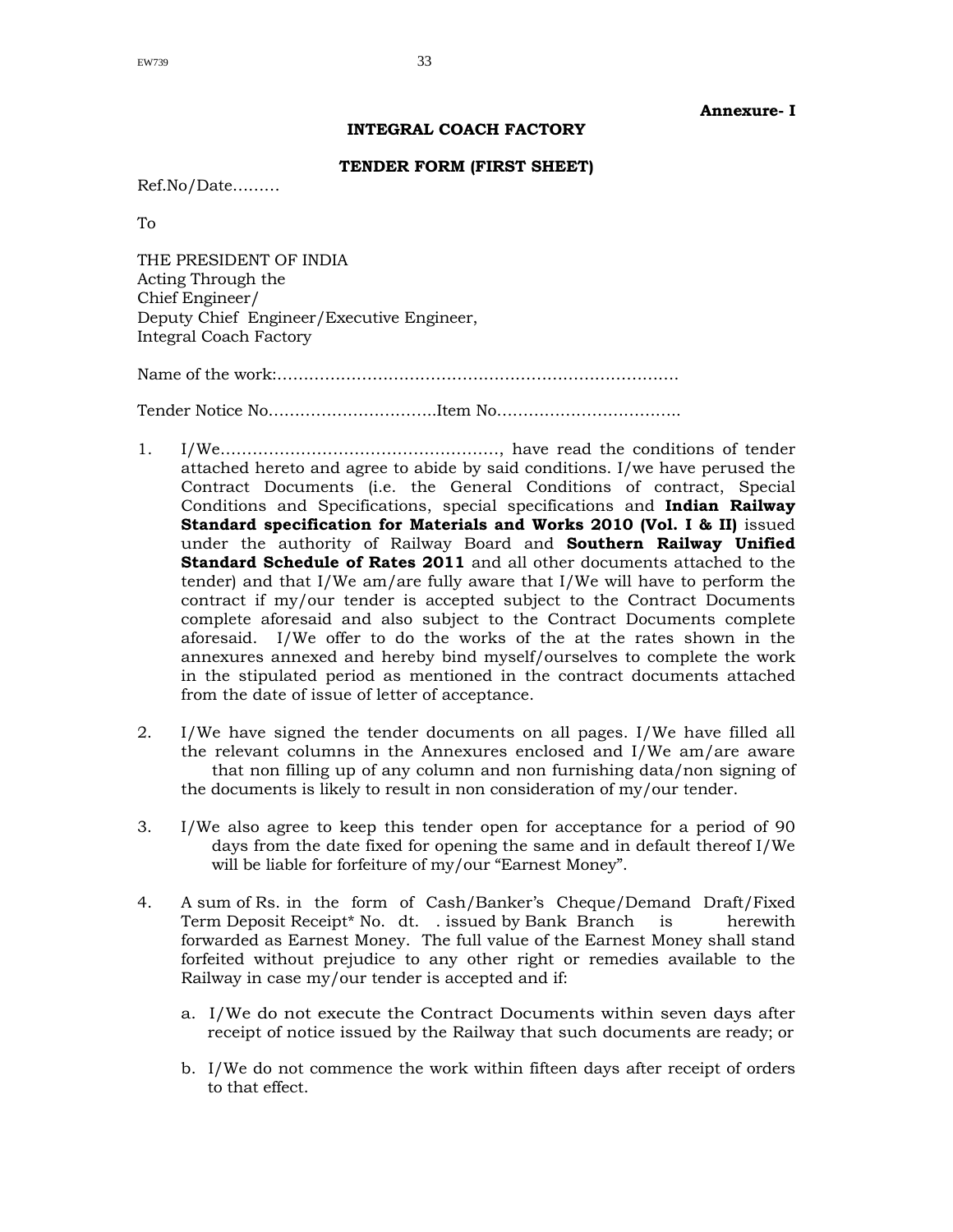**Annexure- I**

**INTEGRAL COACH FACTORY**

**TENDER FORM (FIRST SHEET)**

Ref.No/Date………

To

THE PRESIDENT OF INDIA
Acting Through the
Chief Engineer/
Deputy Chief Engineer/Executive Engineer,
Integral Coach Factory

Name of the work:…………………………………………………………………

Tender Notice No…………………………..Item No……………………………..

1. I/We……………………………………………, have read the conditions of tender attached hereto and agree to abide by said conditions. I/we have perused the Contract Documents (i.e. the General Conditions of contract, Special Conditions and Specifications, special specifications and **Indian Railway Standard specification for Materials and Works 2010 (Vol. I & II)** issued under the authority of Railway Board and **Southern Railway Unified Standard Schedule of Rates 2011** and all other documents attached to the tender) and that I/We am/are fully aware that I/We will have to perform the contract if my/our tender is accepted subject to the Contract Documents complete aforesaid and also subject to the Contract Documents complete aforesaid. I/We offer to do the works of the at the rates shown in the annexures annexed and hereby bind myself/ourselves to complete the work in the stipulated period as mentioned in the contract documents attached from the date of issue of letter of acceptance.

2. I/We have signed the tender documents on all pages. I/We have filled all the relevant columns in the Annexures enclosed and I/We am/are aware that non filling up of any column and non furnishing data/non signing of the documents is likely to result in non consideration of my/our tender.

3. I/We also agree to keep this tender open for acceptance for a period of 90 days from the date fixed for opening the same and in default thereof I/We will be liable for forfeiture of my/our "Earnest Money".

4. A sum of Rs. in the form of Cash/Banker's Cheque/Demand Draft/Fixed Term Deposit Receipt* No. dt. . issued by Bank Branch is herewith forwarded as Earnest Money. The full value of the Earnest Money shall stand forfeited without prejudice to any other right or remedies available to the Railway in case my/our tender is accepted and if:

   a. I/We do not execute the Contract Documents within seven days after receipt of notice issued by the Railway that such documents are ready; or

   b. I/We do not commence the work within fifteen days after receipt of orders to that effect.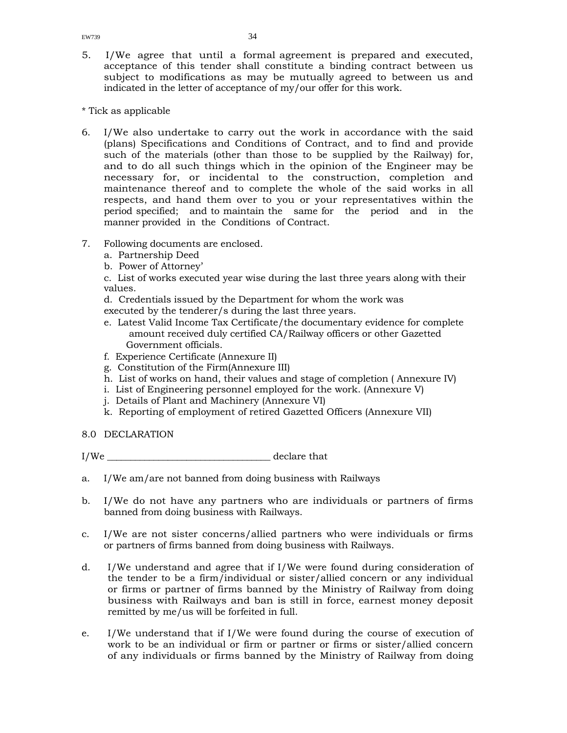5. I/We agree that until a formal agreement is prepared and executed, acceptance of this tender shall constitute a binding contract between us subject to modifications as may be mutually agreed to between us and indicated in the letter of acceptance of my/our offer for this work.

* Tick as applicable

6. I/We also undertake to carry out the work in accordance with the said (plans) Specifications and Conditions of Contract, and to find and provide such of the materials (other than those to be supplied by the Railway) for, and to do all such things which in the opinion of the Engineer may be necessary for, or incidental to the construction, completion and maintenance thereof and to complete the whole of the said works in all respects, and hand them over to you or your representatives within the period specified; and to maintain the same for the period and in the manner provided in the Conditions of Contract.

7. Following documents are enclosed.
   a. Partnership Deed
   b. Power of Attorney'
   c. List of works executed year wise during the last three years along with their values.
   d. Credentials issued by the Department for whom the work was executed by the tenderer/s during the last three years.
   e. Latest Valid Income Tax Certificate/the documentary evidence for complete amount received duly certified CA/Railway officers or other Gazetted Government officials.
   f. Experience Certificate (Annexure II)
   g. Constitution of the Firm(Annexure III)
   h. List of works on hand, their values and stage of completion ( Annexure IV)
   i. List of Engineering personnel employed for the work. (Annexure V)
   j. Details of Plant and Machinery (Annexure VI)
   k. Reporting of employment of retired Gazetted Officers (Annexure VII)

8.0 DECLARATION

I/We ________________________________ declare that

a. I/We am/are not banned from doing business with Railways

b. I/We do not have any partners who are individuals or partners of firms banned from doing business with Railways.

c. I/We are not sister concerns/allied partners who were individuals or firms or partners of firms banned from doing business with Railways.

d. I/We understand and agree that if I/We were found during consideration of the tender to be a firm/individual or sister/allied concern or any individual or firms or partner of firms banned by the Ministry of Railway from doing business with Railways and ban is still in force, earnest money deposit remitted by me/us will be forfeited in full.

e. I/We understand that if I/We were found during the course of execution of work to be an individual or firm or partner or firms or sister/allied concern of any individuals or firms banned by the Ministry of Railway from doing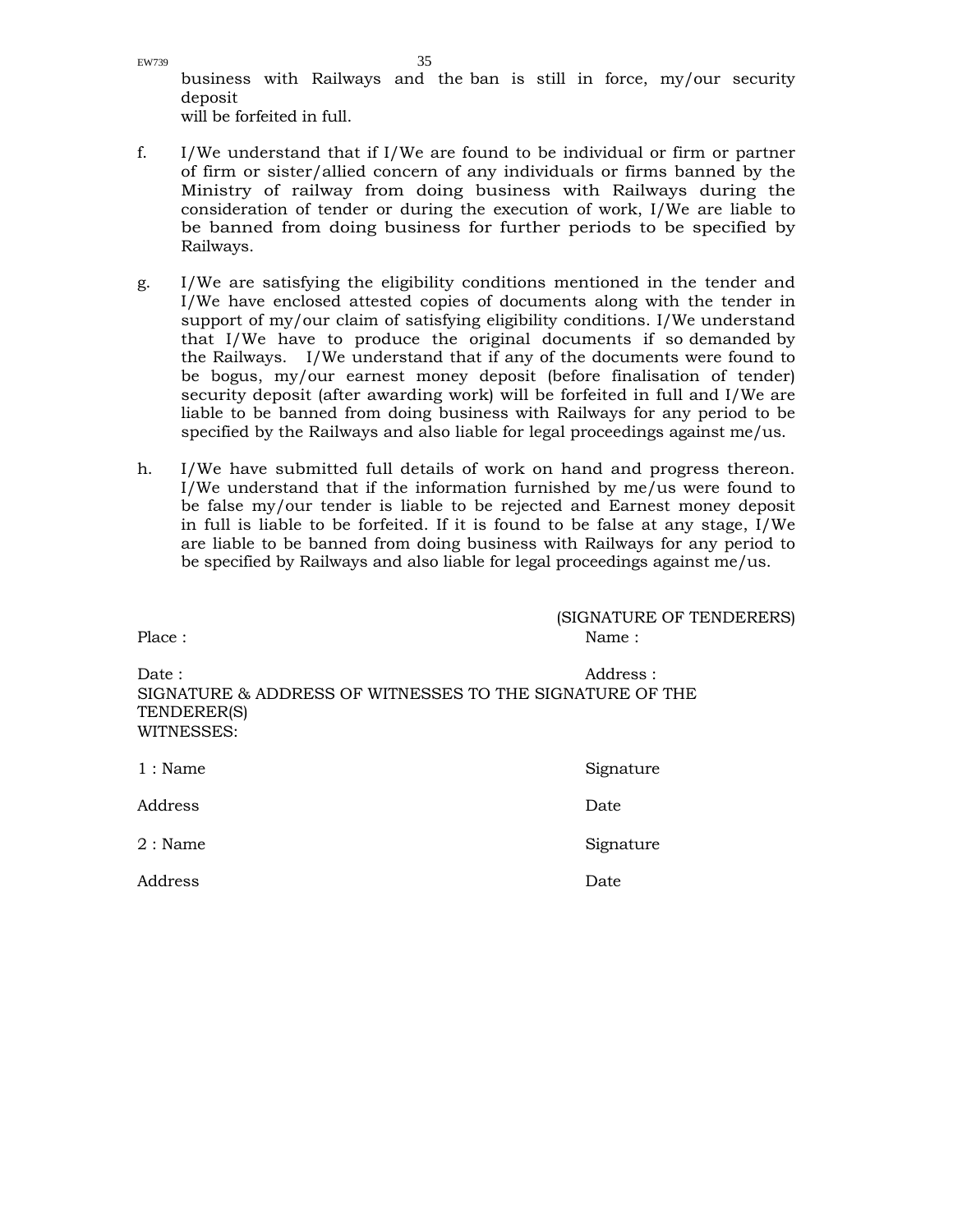business with Railways and the ban is still in force, my/our security deposit
will be forfeited in full.

f. I/We understand that if I/We are found to be individual or firm or partner of firm or sister/allied concern of any individuals or firms banned by the Ministry of railway from doing business with Railways during the consideration of tender or during the execution of work, I/We are liable to be banned from doing business for further periods to be specified by Railways.

g. I/We are satisfying the eligibility conditions mentioned in the tender and I/We have enclosed attested copies of documents along with the tender in support of my/our claim of satisfying eligibility conditions. I/We understand that I/We have to produce the original documents if so demanded by the Railways. I/We understand that if any of the documents were found to be bogus, my/our earnest money deposit (before finalisation of tender) security deposit (after awarding work) will be forfeited in full and I/We are liable to be banned from doing business with Railways for any period to be specified by the Railways and also liable for legal proceedings against me/us.

h. I/We have submitted full details of work on hand and progress thereon. I/We understand that if the information furnished by me/us were found to be false my/our tender is liable to be rejected and Earnest money deposit in full is liable to be forfeited. If it is found to be false at any stage, I/We are liable to be banned from doing business with Railways for any period to be specified by Railways and also liable for legal proceedings against me/us.

(SIGNATURE OF TENDERERS)

Place : Name :

Date : Address :

SIGNATURE & ADDRESS OF WITNESSES TO THE SIGNATURE OF THE TENDERER(S)

WITNESSES:

1 : Name Signature

Address Date

2 : Name Signature

Address Date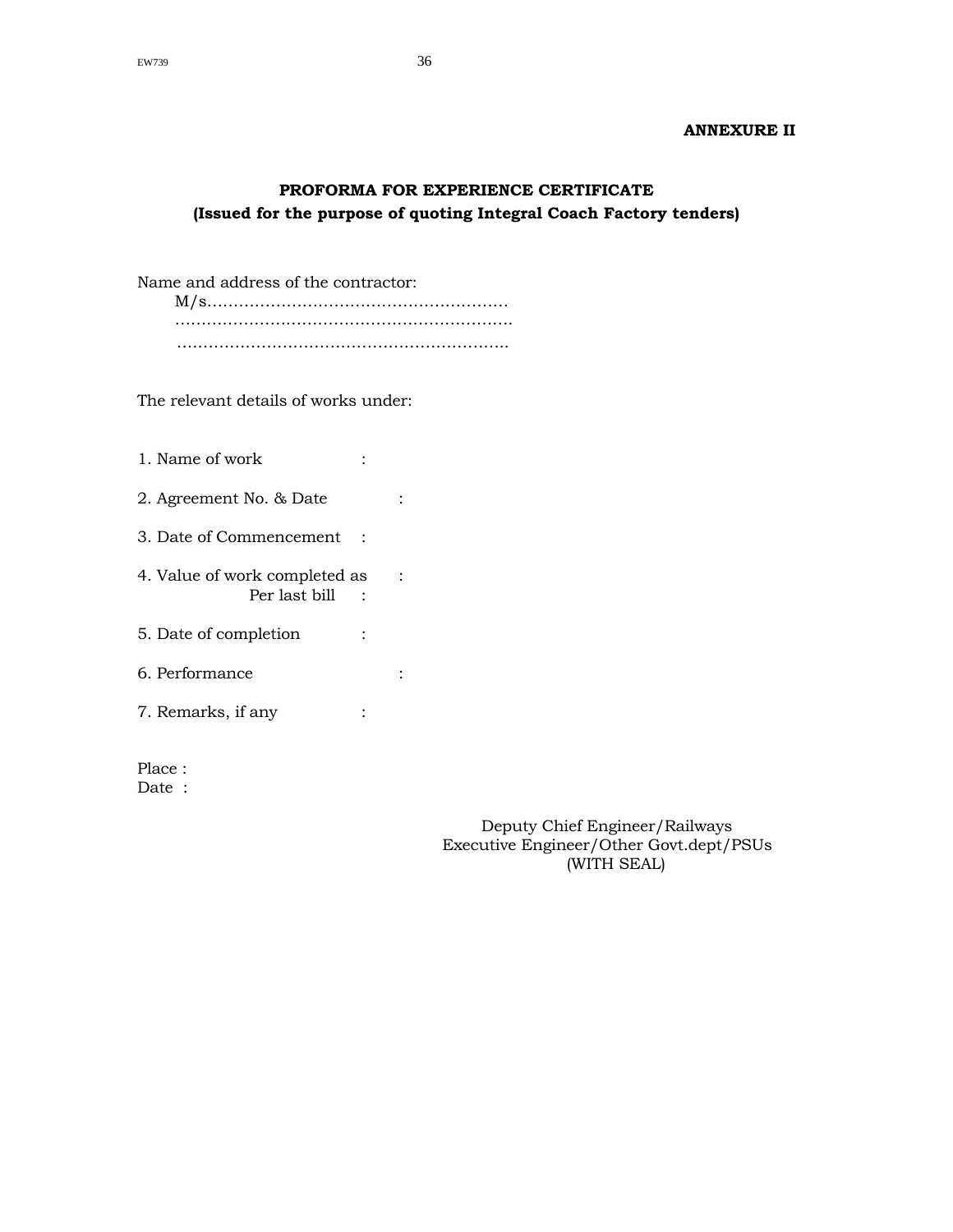**ANNEXURE II**

**PROFORMA FOR EXPERIENCE CERTIFICATE**
**(Issued for the purpose of quoting Integral Coach Factory tenders)**

Name and address of the contractor:
M/s………………………………………………….
……………………………………………………….
……………………………………………………….

The relevant details of works under:

1. Name of work :
2. Agreement No. & Date :
3. Date of Commencement :
4. Value of work completed as Per last bill :
5. Date of completion :
6. Performance :
7. Remarks, if any :

Place :
Date :

Deputy Chief Engineer/Railways
Executive Engineer/Other Govt.dept/PSUs
(WITH SEAL)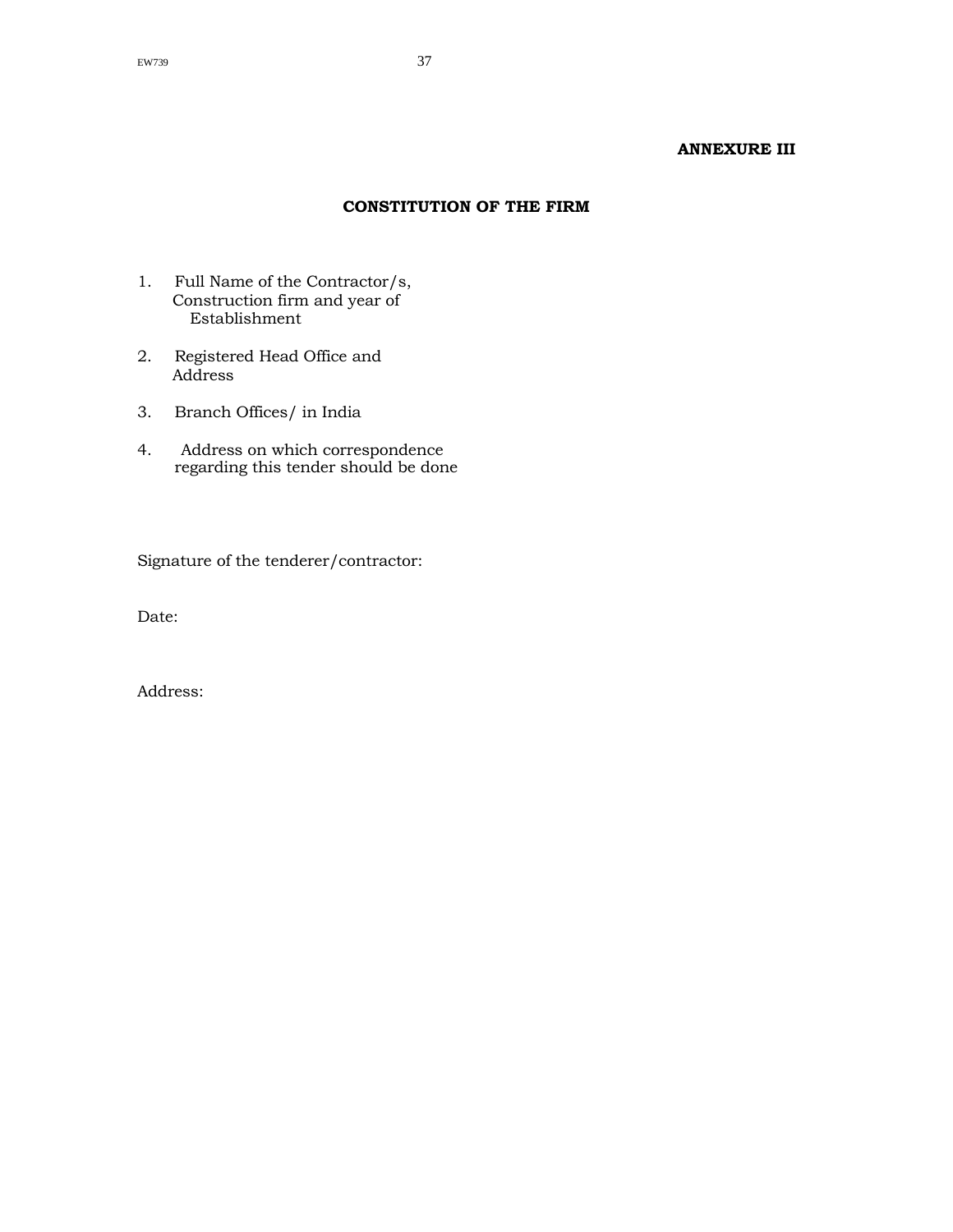**ANNEXURE III**

## CONSTITUTION OF THE FIRM

1. Full Name of the Contractor/s, Construction firm and year of Establishment

2. Registered Head Office and Address

3. Branch Offices/ in India

4. Address on which correspondence regarding this tender should be done

Signature of the tenderer/contractor:

Date:

Address: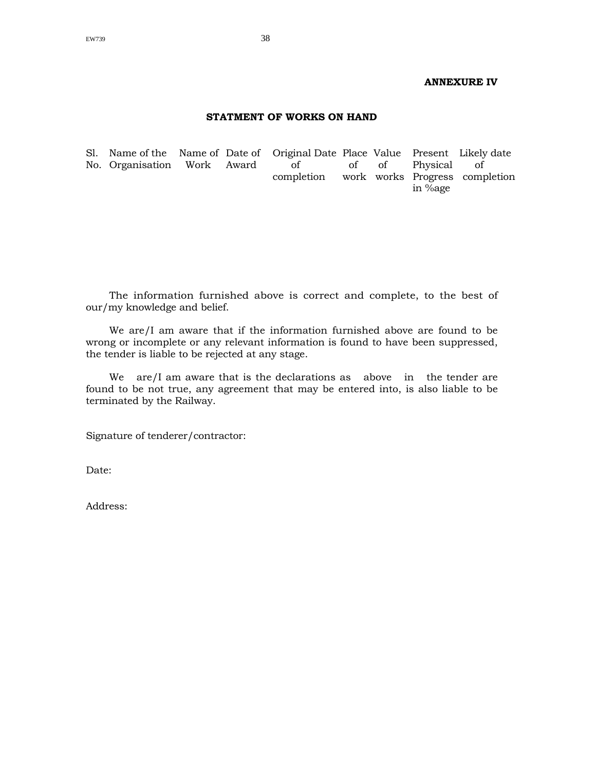**ANNEXURE IV**

**STATMENT OF WORKS ON HAND**

| Sl. No. | Name of the Organisation | Name of Work | Date of Award | Original Date of completion | Place of work | Value of works | Present Physical Progress in %age | Likely date of completion |
|---|---|---|---|---|---|---|---|---|
| | | | | | | | | |

The information furnished above is correct and complete, to the best of our/my knowledge and belief.

We are/I am aware that if the information furnished above are found to be wrong or incomplete or any relevant information is found to have been suppressed, the tender is liable to be rejected at any stage.

We are/I am aware that is the declarations as above in the tender are found to be not true, any agreement that may be entered into, is also liable to be terminated by the Railway.

Signature of tenderer/contractor:

Date:

Address: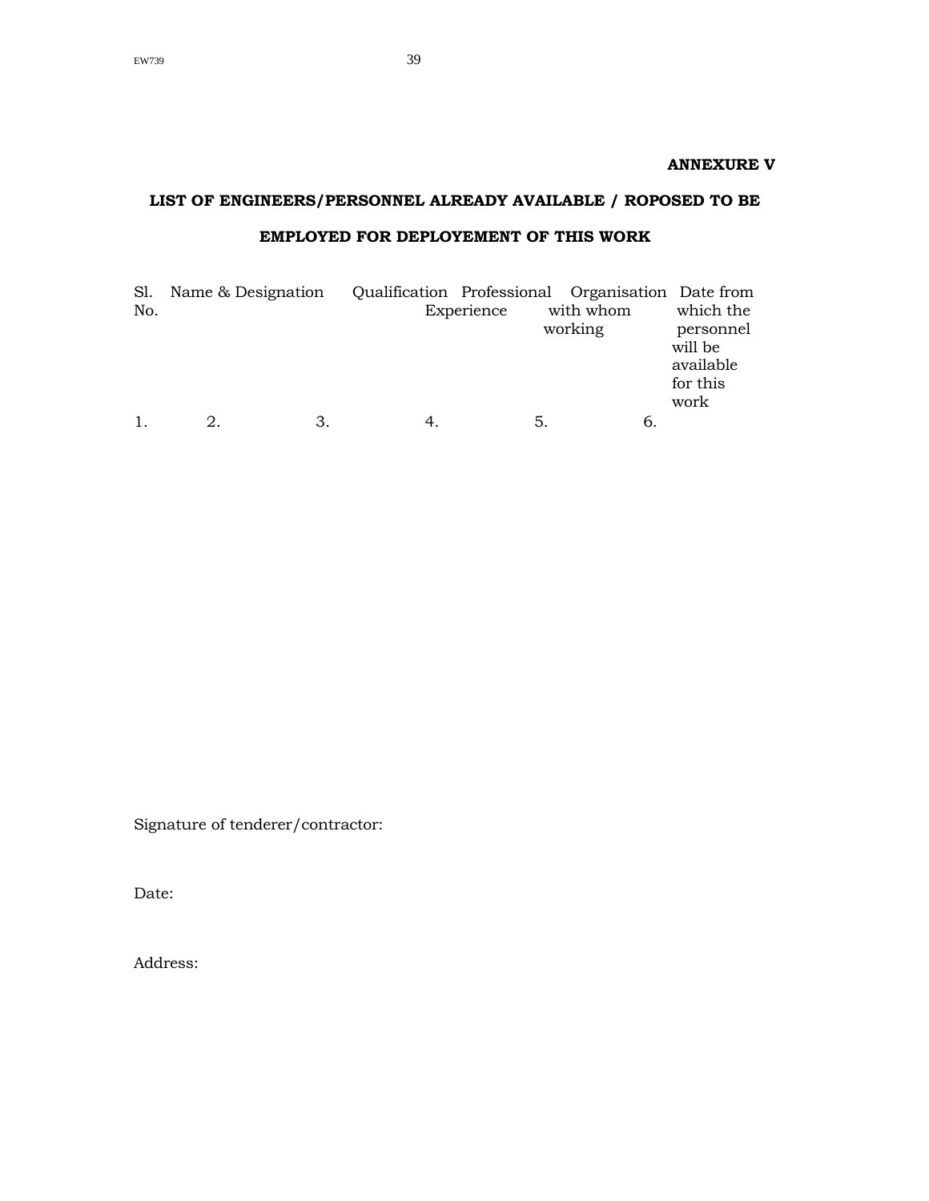**ANNEXURE V**

## LIST OF ENGINEERS/PERSONNEL ALREADY AVAILABLE / ROPOSED TO BE EMPLOYED FOR DEPLOYEMENT OF THIS WORK

| Sl. No. | Name & Designation | Qualification | Professional Experience | Organisation with whom working | Date from which the personnel will be available for this work |
|---|---|---|---|---|---|
| 1. | 2. | 3. | 4. | 5. | 6. |

Signature of tenderer/contractor:

Date:

Address: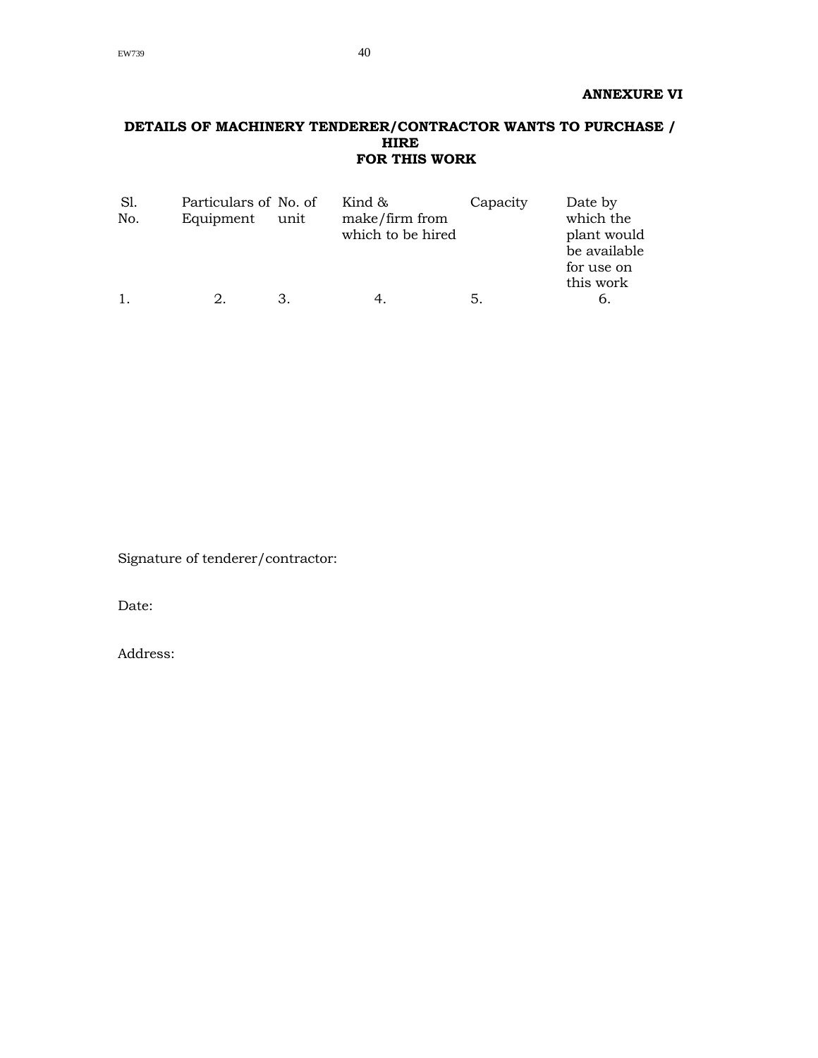**ANNEXURE VI**

## DETAILS OF MACHINERY TENDERER/CONTRACTOR WANTS TO PURCHASE / HIRE FOR THIS WORK

| Sl. No. | Particulars of Equipment | No. of unit | Kind & make/firm from which to be hired | Capacity | Date by which the plant would be available for use on this work |
|---|---|---|---|---|---|
| 1. | 2. | 3. | 4. | 5. | 6. |

Signature of tenderer/contractor:

Date:

Address: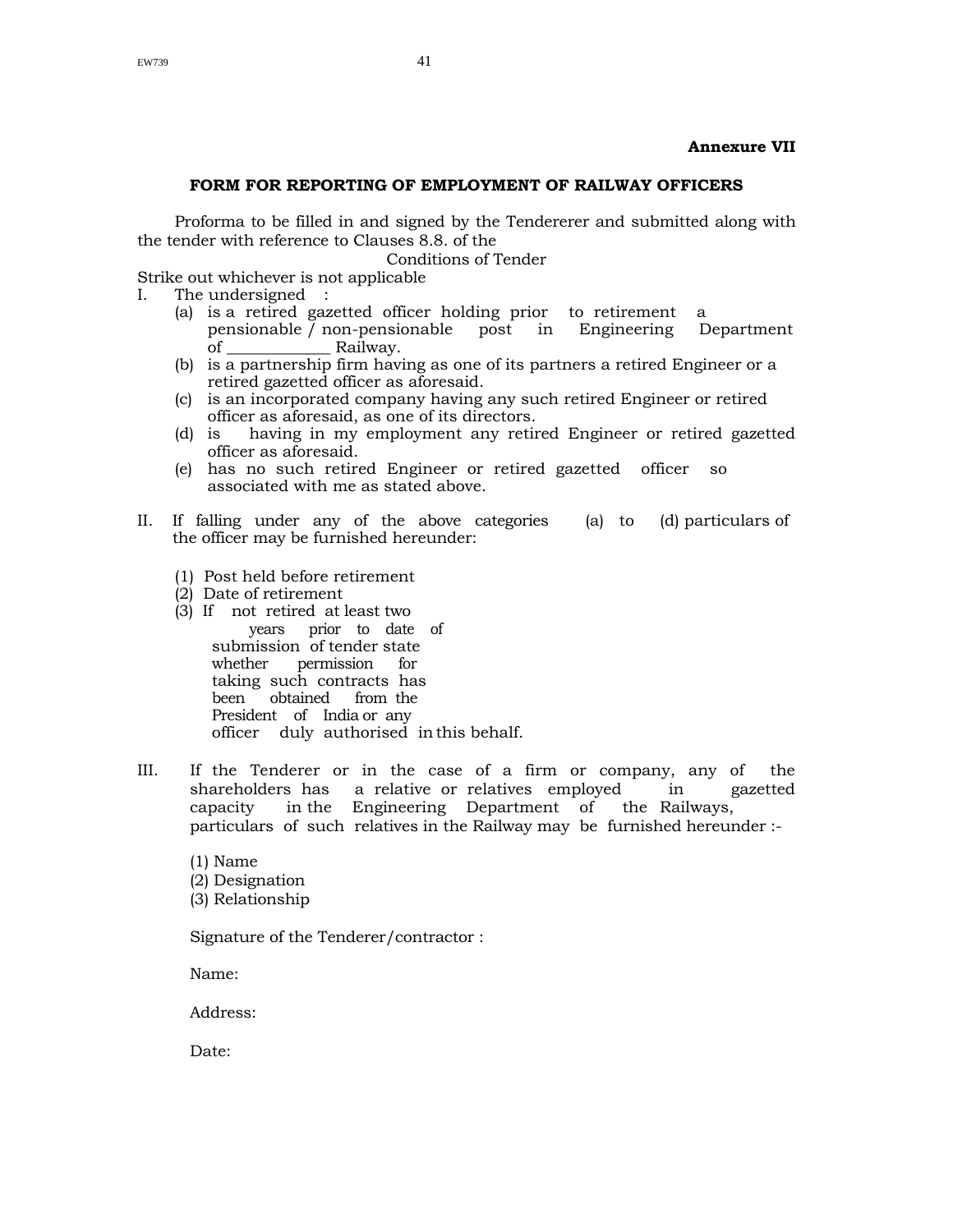**Annexure VII**

## FORM FOR REPORTING OF EMPLOYMENT OF RAILWAY OFFICERS

Proforma to be filled in and signed by the Tendererer and submitted along with the tender with reference to Clauses 8.8. of the Conditions of Tender

Strike out whichever is not applicable

I. The undersigned :

(a) is a retired gazetted officer holding prior to retirement a pensionable / non-pensionable post in Engineering Department of ____________ Railway.

(b) is a partnership firm having as one of its partners a retired Engineer or a retired gazetted officer as aforesaid.

(c) is an incorporated company having any such retired Engineer or retired officer as aforesaid, as one of its directors.

(d) is having in my employment any retired Engineer or retired gazetted officer as aforesaid.

(e) has no such retired Engineer or retired gazetted officer so associated with me as stated above.

II. If falling under any of the above categories (a) to (d) particulars of the officer may be furnished hereunder:

(1) Post held before retirement

(2) Date of retirement

(3) If not retired at least two years prior to date of submission of tender state whether permission for taking such contracts has been obtained from the President of India or any officer duly authorised in this behalf.

III. If the Tenderer or in the case of a firm or company, any of the shareholders has a relative or relatives employed in gazetted capacity in the Engineering Department of the Railways, particulars of such relatives in the Railway may be furnished hereunder :-

(1) Name

(2) Designation

(3) Relationship

Signature of the Tenderer/contractor :

Name:

Address:

Date: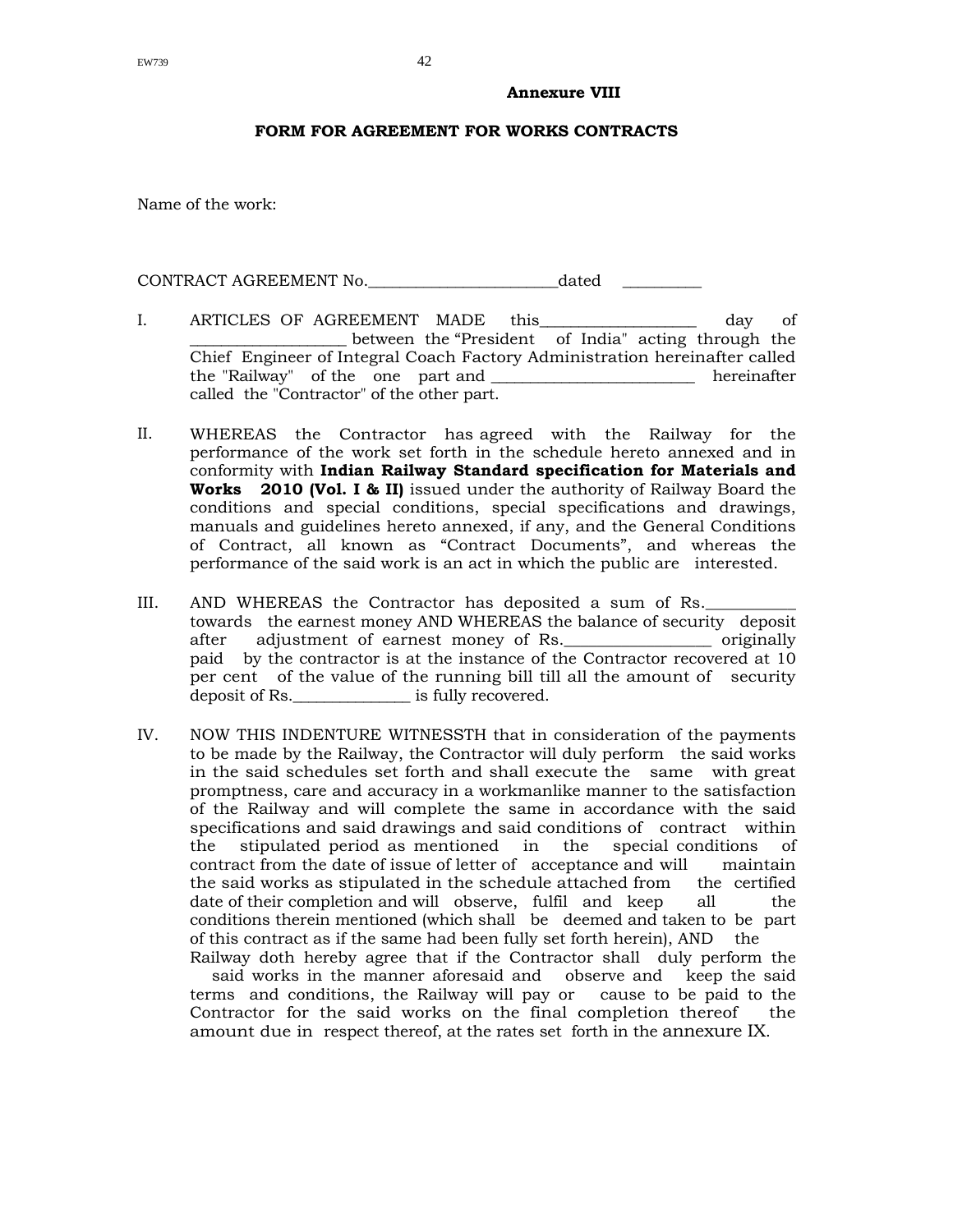**Annexure VIII**

**FORM FOR AGREEMENT FOR WORKS CONTRACTS**

Name of the work:

CONTRACT AGREEMENT No.________________________dated __________

I. ARTICLES OF AGREEMENT MADE this___________________ day of ___________________ between the "President of India" acting through the Chief Engineer of Integral Coach Factory Administration hereinafter called the "Railway" of the one part and _________________________ hereinafter called the "Contractor" of the other part.

II. WHEREAS the Contractor has agreed with the Railway for the performance of the work set forth in the schedule hereto annexed and in conformity with **Indian Railway Standard specification for Materials and Works 2010 (Vol. I & II)** issued under the authority of Railway Board the conditions and special conditions, special specifications and drawings, manuals and guidelines hereto annexed, if any, and the General Conditions of Contract, all known as "Contract Documents", and whereas the performance of the said work is an act in which the public are interested.

III. AND WHEREAS the Contractor has deposited a sum of Rs.___________ towards the earnest money AND WHEREAS the balance of security deposit after adjustment of earnest money of Rs.__________________ originally paid by the contractor is at the instance of the Contractor recovered at 10 per cent of the value of the running bill till all the amount of security deposit of Rs._______________ is fully recovered.

IV. NOW THIS INDENTURE WITNESSTH that in consideration of the payments to be made by the Railway, the Contractor will duly perform the said works in the said schedules set forth and shall execute the same with great promptness, care and accuracy in a workmanlike manner to the satisfaction of the Railway and will complete the same in accordance with the said specifications and said drawings and said conditions of contract within the stipulated period as mentioned in the special conditions of contract from the date of issue of letter of acceptance and will maintain the said works as stipulated in the schedule attached from the certified date of their completion and will observe, fulfil and keep all the conditions therein mentioned (which shall be deemed and taken to be part of this contract as if the same had been fully set forth herein), AND the Railway doth hereby agree that if the Contractor shall duly perform the said works in the manner aforesaid and observe and keep the said terms and conditions, the Railway will pay or cause to be paid to the Contractor for the said works on the final completion thereof the amount due in respect thereof, at the rates set forth in the annexure IX.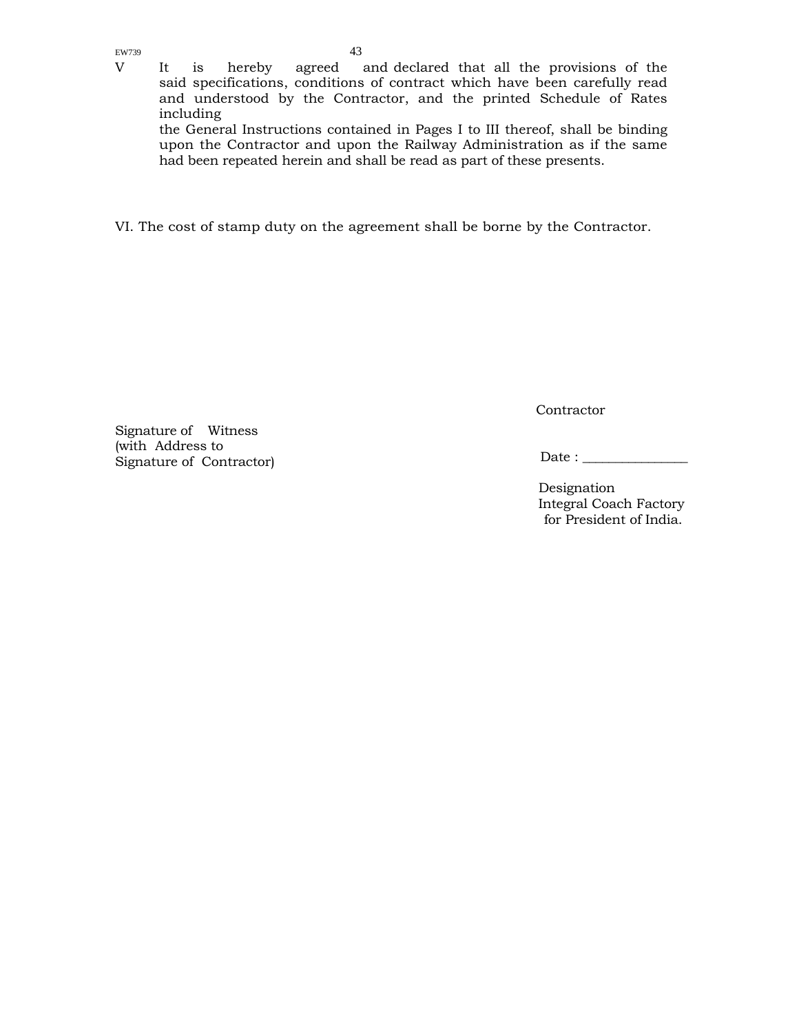V It is hereby agreed and declared that all the provisions of the said specifications, conditions of contract which have been carefully read and understood by the Contractor, and the printed Schedule of Rates including the General Instructions contained in Pages I to III thereof, shall be binding upon the Contractor and upon the Railway Administration as if the same had been repeated herein and shall be read as part of these presents.

VI. The cost of stamp duty on the agreement shall be borne by the Contractor.

Contractor

Signature of Witness
(with Address to
Signature of Contractor)

Date : _______________

Designation
Integral Coach Factory
for President of India.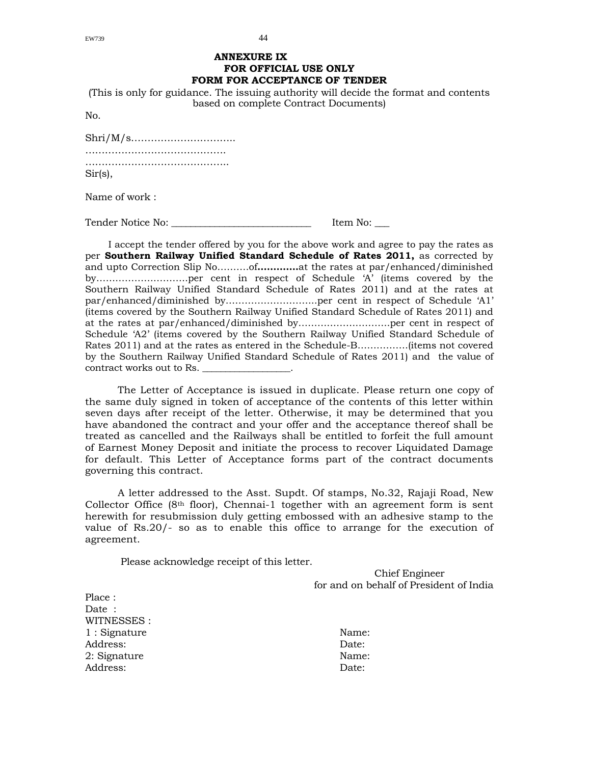# ANNEXURE IX

## FOR OFFICIAL USE ONLY

## FORM FOR ACCEPTANCE OF TENDER

(This is only for guidance. The issuing authority will decide the format and contents based on complete Contract Documents)

No.

Shri/M/s……………………………

………………………………………

……………………………………….

Sir(s),

Name of work :

Tender Notice No: ___________________________ Item No: ___

I accept the tender offered by you for the above work and agree to pay the rates as per **Southern Railway Unified Standard Schedule of Rates 2011,** as corrected by and upto Correction Slip No……….of**…………**at the rates at par/enhanced/diminished by………………………..per cent in respect of Schedule 'A' (items covered by the Southern Railway Unified Standard Schedule of Rates 2011) and at the rates at par/enhanced/diminished by………………………..per cent in respect of Schedule 'A1' (items covered by the Southern Railway Unified Standard Schedule of Rates 2011) and at the rates at par/enhanced/diminished by………………………..per cent in respect of Schedule 'A2' (items covered by the Southern Railway Unified Standard Schedule of Rates 2011) and at the rates as entered in the Schedule-B…………….(items not covered by the Southern Railway Unified Standard Schedule of Rates 2011) and the value of contract works out to Rs. _________________.

The Letter of Acceptance is issued in duplicate. Please return one copy of the same duly signed in token of acceptance of the contents of this letter within seven days after receipt of the letter. Otherwise, it may be determined that you have abandoned the contract and your offer and the acceptance thereof shall be treated as cancelled and the Railways shall be entitled to forfeit the full amount of Earnest Money Deposit and initiate the process to recover Liquidated Damage for default. This Letter of Acceptance forms part of the contract documents governing this contract.

A letter addressed to the Asst. Supdt. Of stamps, No.32, Rajaji Road, New Collector Office (8th floor), Chennai-1 together with an agreement form is sent herewith for resubmission duly getting embossed with an adhesive stamp to the value of Rs.20/- so as to enable this office to arrange for the execution of agreement.

Please acknowledge receipt of this letter.

Chief Engineer
for and on behalf of President of India

Place :
Date :
WITNESSES :

1 : Signature — Name:
Address: — Date:
2: Signature — Name:
Address: — Date: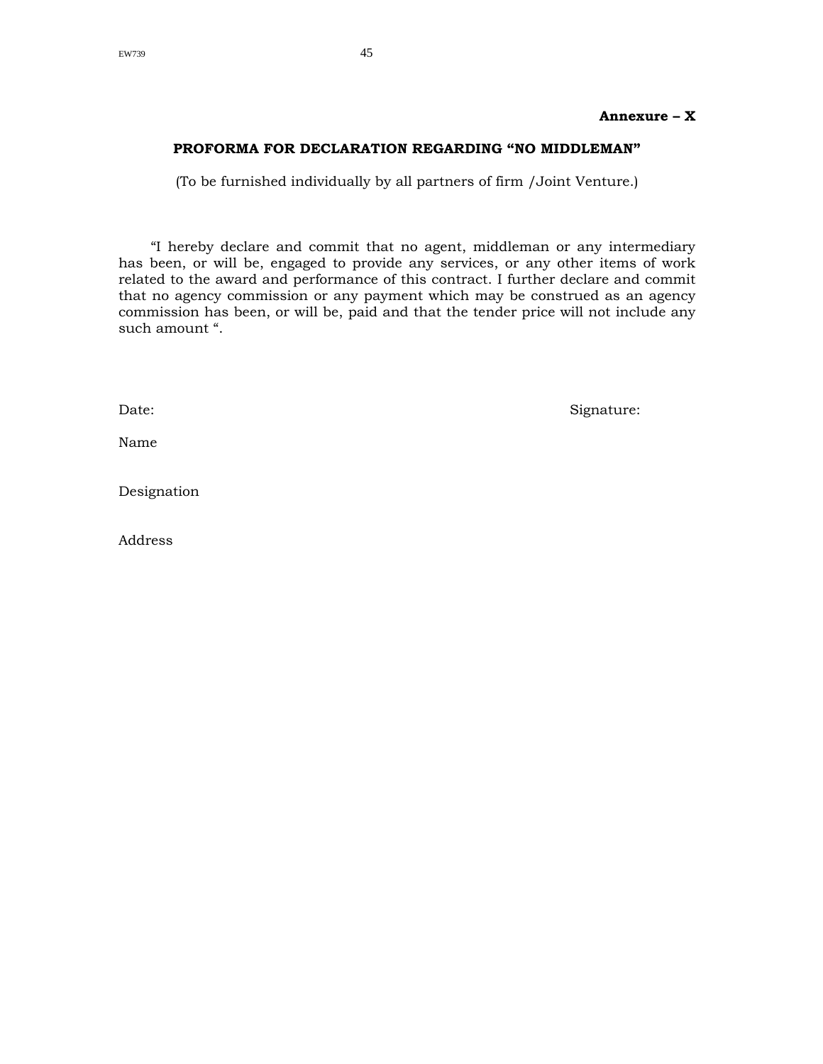**Annexure – X**

## PROFORMA FOR DECLARATION REGARDING "NO MIDDLEMAN"

(To be furnished individually by all partners of firm /Joint Venture.)

"I hereby declare and commit that no agent, middleman or any intermediary has been, or will be, engaged to provide any services, or any other items of work related to the award and performance of this contract. I further declare and commit that no agency commission or any payment which may be construed as an agency commission has been, or will be, paid and that the tender price will not include any such amount ".

Date: Signature:

Name

Designation

Address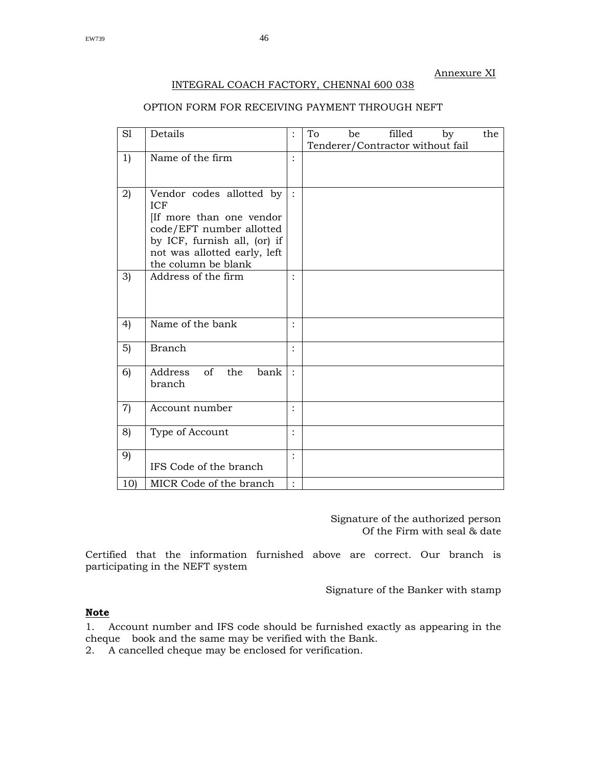Annexure XI

INTEGRAL COACH FACTORY, CHENNAI 600 038

OPTION FORM FOR RECEIVING PAYMENT THROUGH NEFT

| Sl | Details | : | To be filled by the Tenderer/Contractor without fail |
|---|---|---|---|
| 1) | Name of the firm | : | |
| 2) | Vendor codes allotted by ICF [If more than one vendor code/EFT number allotted by ICF, furnish all, (or) if not was allotted early, left the column be blank | : | |
| 3) | Address of the firm | : | |
| 4) | Name of the bank | : | |
| 5) | Branch | : | |
| 6) | Address of the bank branch | : | |
| 7) | Account number | : | |
| 8) | Type of Account | : | |
| 9) | IFS Code of the branch | : | |
| 10) | MICR Code of the branch | : | |

Signature of the authorized person
Of the Firm with seal & date

Certified that the information furnished above are correct. Our branch is participating in the NEFT system

Signature of the Banker with stamp

**Note**

1. Account number and IFS code should be furnished exactly as appearing in the cheque book and the same may be verified with the Bank.
2. A cancelled cheque may be enclosed for verification.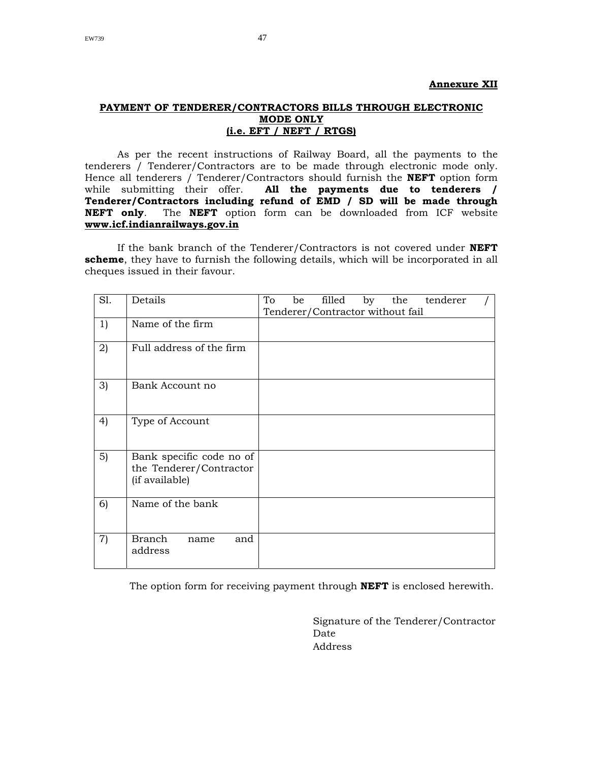**Annexure XII**

## PAYMENT OF TENDERER/CONTRACTORS BILLS THROUGH ELECTRONIC MODE ONLY (i.e. EFT / NEFT / RTGS)

As per the recent instructions of Railway Board, all the payments to the tenderers / Tenderer/Contractors are to be made through electronic mode only. Hence all tenderers / Tenderer/Contractors should furnish the **NEFT** option form while submitting their offer. **All the payments due to tenderers / Tenderer/Contractors including refund of EMD / SD will be made through NEFT only**. The **NEFT** option form can be downloaded from ICF website **www.icf.indianrailways.gov.in**

If the bank branch of the Tenderer/Contractors is not covered under **NEFT scheme**, they have to furnish the following details, which will be incorporated in all cheques issued in their favour.

| Sl. | Details | To be filled by the tenderer / Tenderer/Contractor without fail |
|---|---|---|
| 1) | Name of the firm | |
| 2) | Full address of the firm | |
| 3) | Bank Account no | |
| 4) | Type of Account | |
| 5) | Bank specific code no of the Tenderer/Contractor (if available) | |
| 6) | Name of the bank | |
| 7) | Branch name and address | |

The option form for receiving payment through **NEFT** is enclosed herewith.

Signature of the Tenderer/Contractor
Date
Address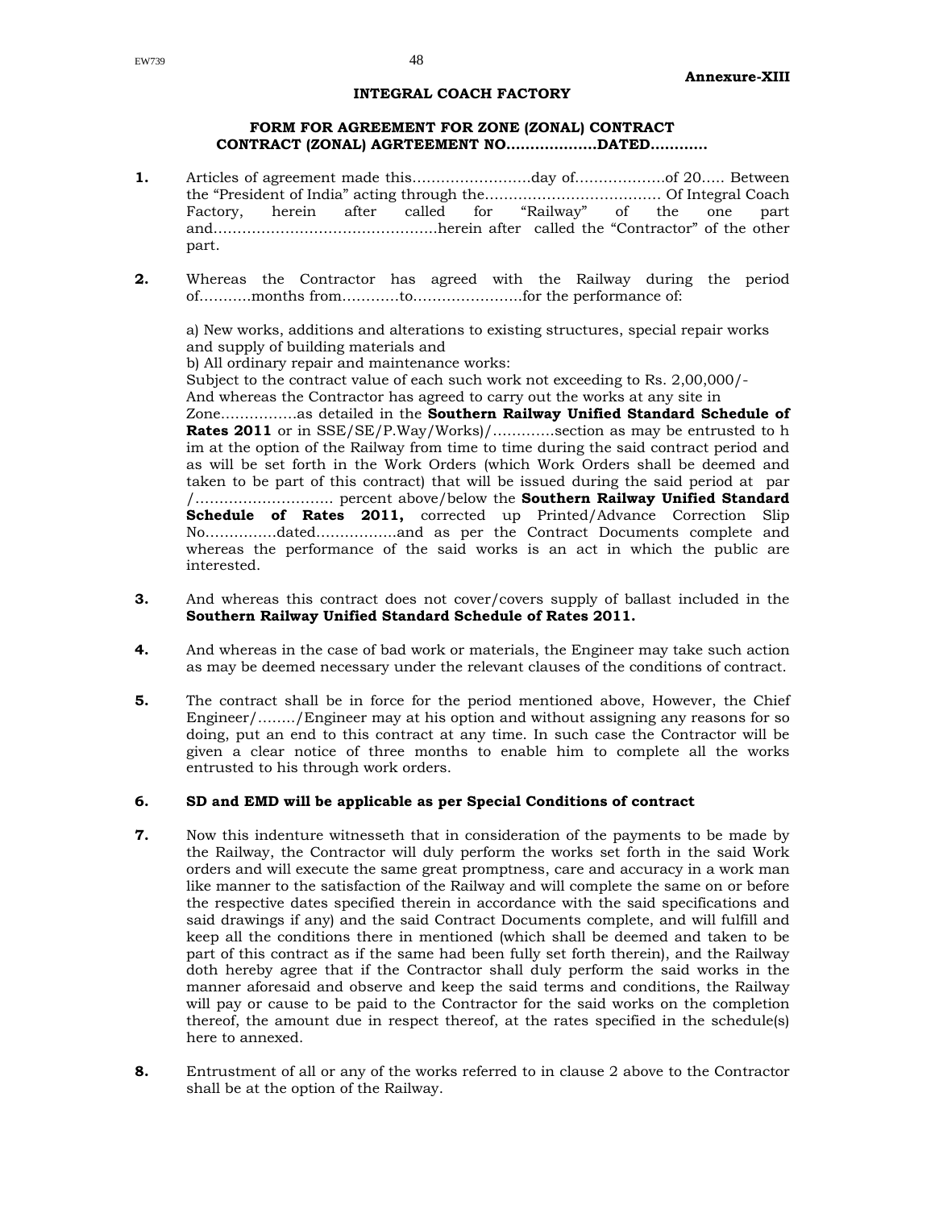**Annexure-XIII**

**INTEGRAL COACH FACTORY**

**FORM FOR AGREEMENT FOR ZONE (ZONAL) CONTRACT**
**CONTRACT (ZONAL) AGRTEEMENT NO……………….DATED…………**

**1.** Articles of agreement made this…………………….day of……………….of 20….. Between the "President of India" acting through the………………………………. Of Integral Coach Factory, herein after called for "Railway" of the one part and…………………………………………herein after called the "Contractor" of the other part.

**2.** Whereas the Contractor has agreed with the Railway during the period of………..months from…………to…………………..for the performance of:

a) New works, additions and alterations to existing structures, special repair works and supply of building materials and
b) All ordinary repair and maintenance works:
Subject to the contract value of each such work not exceeding to Rs. 2,00,000/-
And whereas the Contractor has agreed to carry out the works at any site in Zone…………….as detailed in the **Southern Railway Unified Standard Schedule of Rates 2011** or in SSE/SE/P.Way/Works)/………….section as may be entrusted to h im at the option of the Railway from time to time during the said contract period and as will be set forth in the Work Orders (which Work Orders shall be deemed and taken to be part of this contract) that will be issued during the said period at par /……………………….. percent above/below the **Southern Railway Unified Standard Schedule of Rates 2011,** corrected up Printed/Advance Correction Slip No……………dated……………..and as per the Contract Documents complete and whereas the performance of the said works is an act in which the public are interested.

**3.** And whereas this contract does not cover/covers supply of ballast included in the **Southern Railway Unified Standard Schedule of Rates 2011.**

**4.** And whereas in the case of bad work or materials, the Engineer may take such action as may be deemed necessary under the relevant clauses of the conditions of contract.

**5.** The contract shall be in force for the period mentioned above, However, the Chief Engineer/……../Engineer may at his option and without assigning any reasons for so doing, put an end to this contract at any time. In such case the Contractor will be given a clear notice of three months to enable him to complete all the works entrusted to his through work orders.

**6. SD and EMD will be applicable as per Special Conditions of contract**

**7.** Now this indenture witnesseth that in consideration of the payments to be made by the Railway, the Contractor will duly perform the works set forth in the said Work orders and will execute the same great promptness, care and accuracy in a work man like manner to the satisfaction of the Railway and will complete the same on or before the respective dates specified therein in accordance with the said specifications and said drawings if any) and the said Contract Documents complete, and will fulfill and keep all the conditions there in mentioned (which shall be deemed and taken to be part of this contract as if the same had been fully set forth therein), and the Railway doth hereby agree that if the Contractor shall duly perform the said works in the manner aforesaid and observe and keep the said terms and conditions, the Railway will pay or cause to be paid to the Contractor for the said works on the completion thereof, the amount due in respect thereof, at the rates specified in the schedule(s) here to annexed.

**8.** Entrustment of all or any of the works referred to in clause 2 above to the Contractor shall be at the option of the Railway.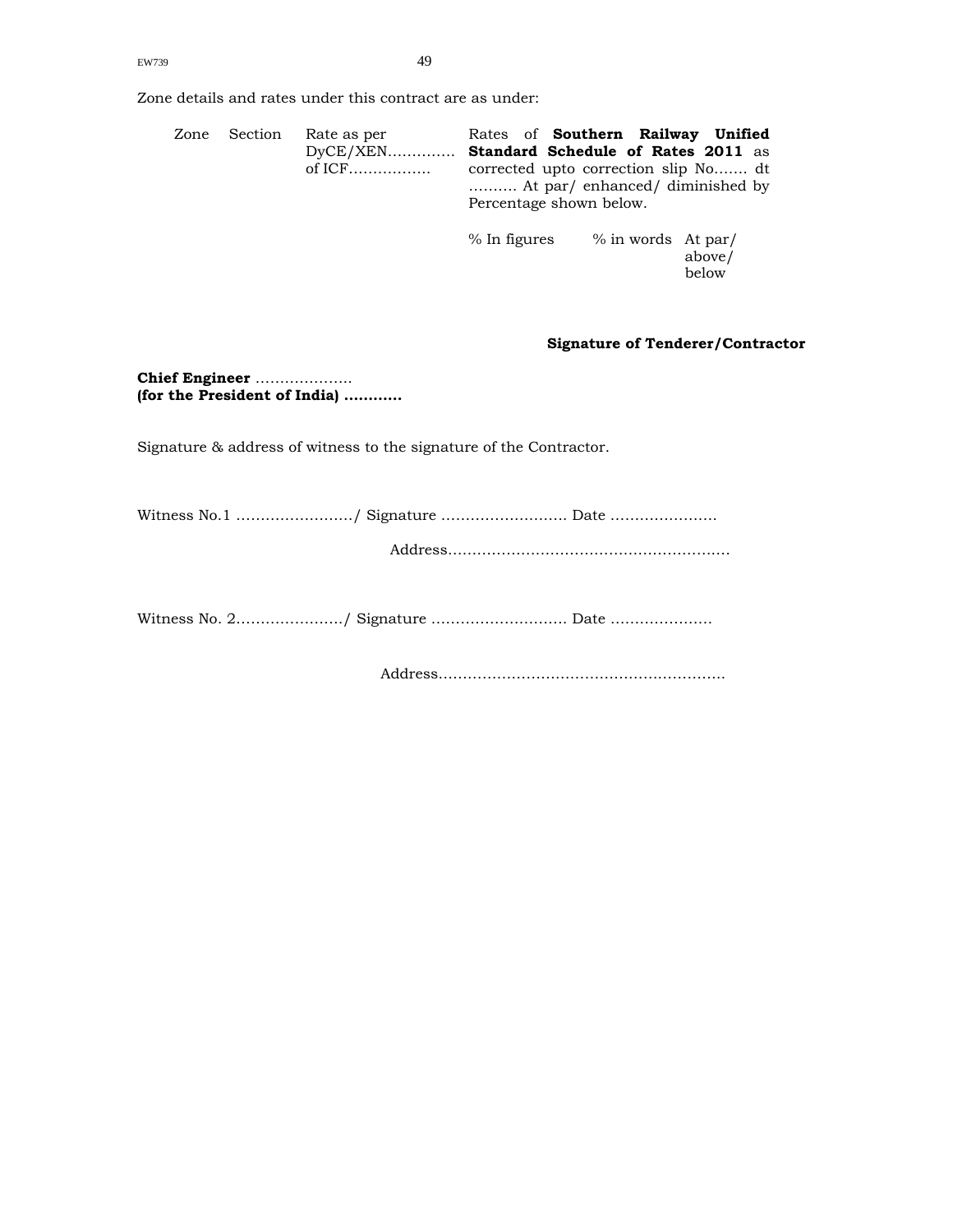Zone details and rates under this contract are as under:

| Zone | Section | Rate as per DyCE/XEN…………. of ICF……………. | Rates of **Southern Railway Unified Standard Schedule of Rates 2011** as corrected upto correction slip No……. dt ………. At par/ enhanced/ diminished by Percentage shown below. | | |
|---|---|---|---|---|---|
| | | | % In figures | % in words | At par/ above/ below |

**Signature of Tenderer/Contractor**

**Chief Engineer** ………………..
**(for the President of India) …………**

Signature & address of witness to the signature of the Contractor.

Witness No.1 ……………………/ Signature …………………….. Date ………………….

Address…………………………………………………

Witness No. 2…………………/ Signature ……………………… Date …………………

Address…………………………………………………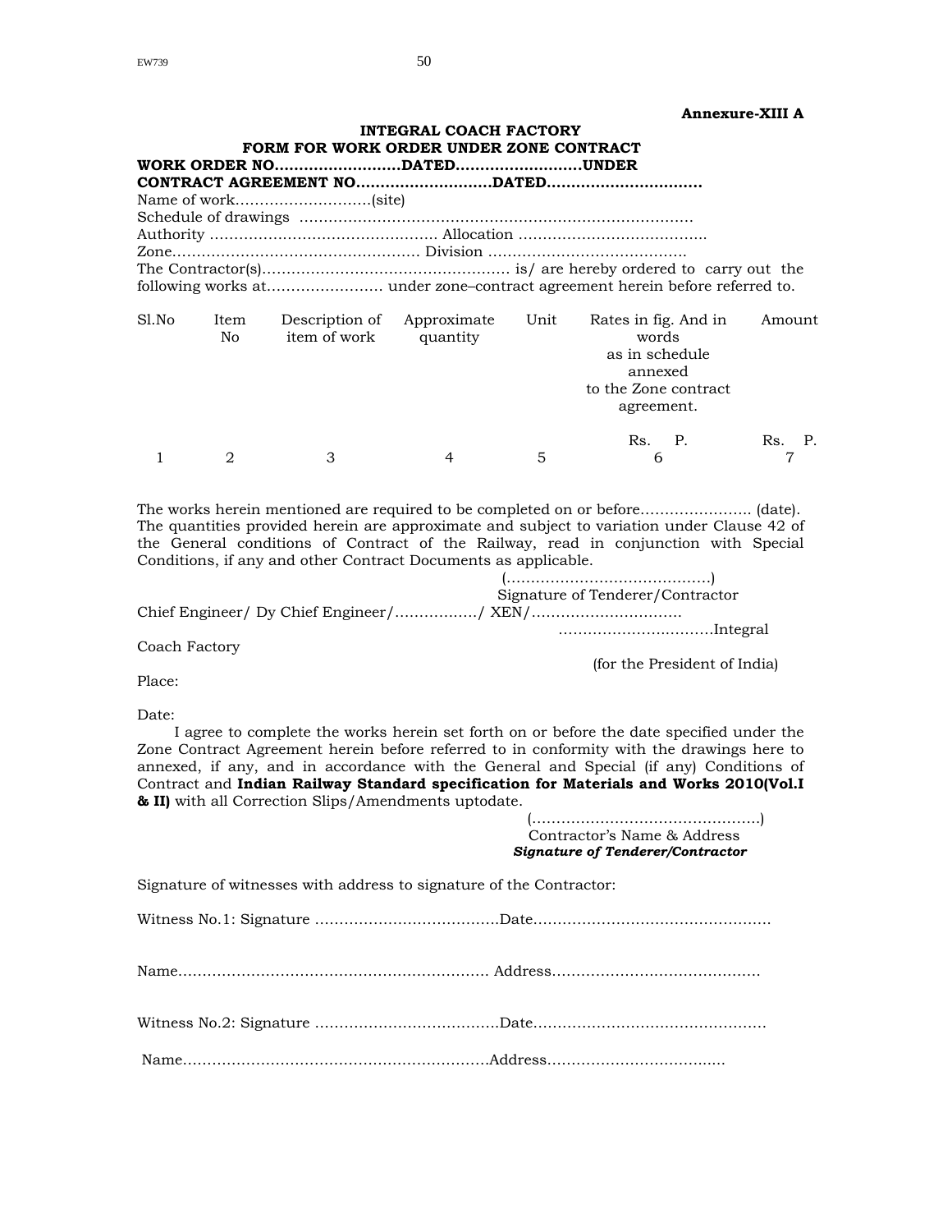**Annexure-XIII A**

**INTEGRAL COACH FACTORY**

**FORM FOR WORK ORDER UNDER ZONE CONTRACT**

**WORK ORDER NO..........................DATED..........................UNDER CONTRACT AGREEMENT NO............................DATED................................**

Name of work............................(site)

Schedule of drawings ................................................................................

Authority .............................................. Allocation ......................................

Zone................................................... Division ........................................

The Contractor(s).................................................. is/ are hereby ordered to carry out the following works at........................ under zone–contract agreement herein before referred to.

| Sl.No | Item No | Description of item of work | Approximate quantity | Unit | Rates in fig. And in words as in schedule annexed to the Zone contract agreement. | Amount |
|---|---|---|---|---|---|---|
| | | | | | Rs. P. | Rs. P. |
| 1 | 2 | 3 | 4 | 5 | 6 | 7 |

The works herein mentioned are required to be completed on or before....................... (date). The quantities provided herein are approximate and subject to variation under Clause 42 of the General conditions of Contract of the Railway, read in conjunction with Special Conditions, if any and other Contract Documents as applicable.

(.........................................)
Signature of Tenderer/Contractor

Chief Engineer/ Dy Chief Engineer/................./ XEN/..............................
................................Integral Coach Factory

(for the President of India)

Place:

Date:

I agree to complete the works herein set forth on or before the date specified under the Zone Contract Agreement herein before referred to in conformity with the drawings here to annexed, if any, and in accordance with the General and Special (if any) Conditions of Contract and **Indian Railway Standard specification for Materials and Works 2010(Vol.I & II)** with all Correction Slips/Amendments uptodate.

(..............................................)
Contractor's Name & Address
***Signature of Tenderer/Contractor***

Signature of witnesses with address to signature of the Contractor:

Witness No.1: Signature ......................................Date.................................................

Name................................................................ Address...........................................

Witness No.2: Signature ......................................Date................................................

Name..............................................................Address.....................................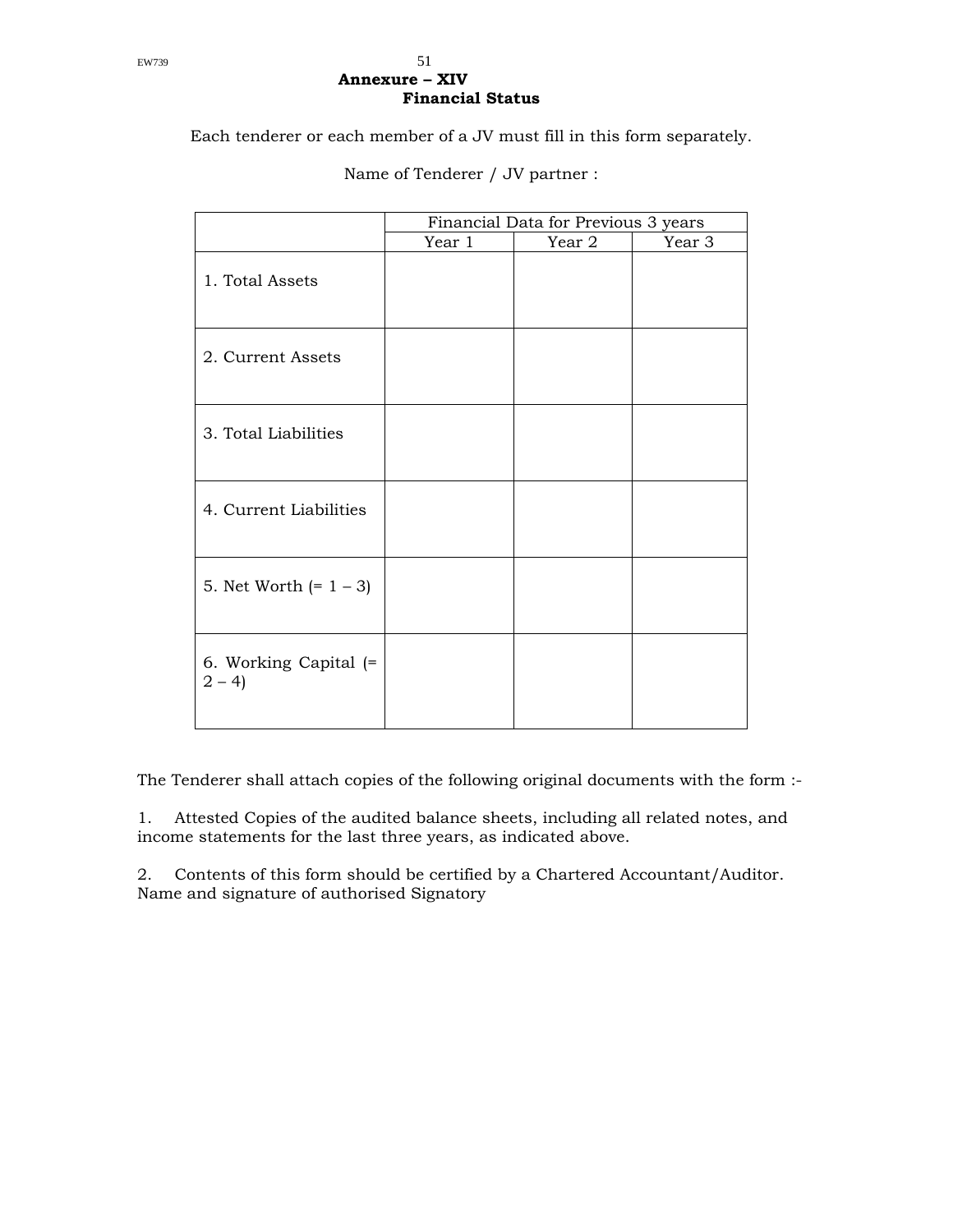## Annexure – XIV
### Financial Status

Each tenderer or each member of a JV must fill in this form separately.

Name of Tenderer / JV partner :

| | Financial Data for Previous 3 years | | |
|---|---|---|---|
| | Year 1 | Year 2 | Year 3 |
| 1. Total Assets | | | |
| 2. Current Assets | | | |
| 3. Total Liabilities | | | |
| 4. Current Liabilities | | | |
| 5. Net Worth (= 1 – 3) | | | |
| 6. Working Capital (= 2 – 4) | | | |

The Tenderer shall attach copies of the following original documents with the form :-

1. Attested Copies of the audited balance sheets, including all related notes, and income statements for the last three years, as indicated above.

2. Contents of this form should be certified by a Chartered Accountant/Auditor.
Name and signature of authorised Signatory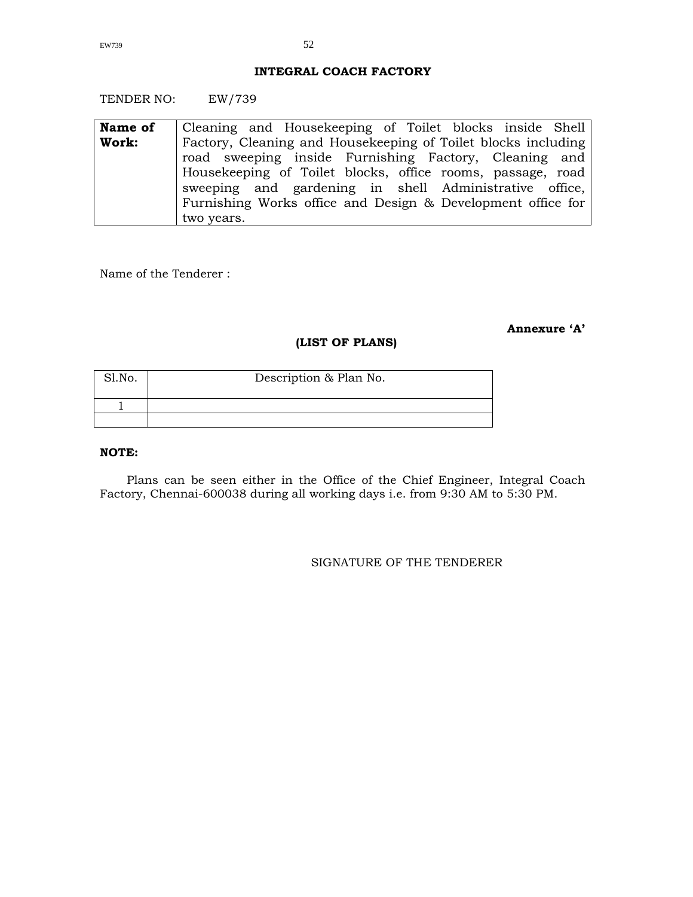## INTEGRAL COACH FACTORY

TENDER NO: EW/739

| **Name of Work:** | Cleaning and Housekeeping of Toilet blocks inside Shell Factory, Cleaning and Housekeeping of Toilet blocks including road sweeping inside Furnishing Factory, Cleaning and Housekeeping of Toilet blocks, office rooms, passage, road sweeping and gardening in shell Administrative office, Furnishing Works office and Design & Development office for two years. |
|---|---|

Name of the Tenderer :

**Annexure 'A'**

### (LIST OF PLANS)

| Sl.No. | Description & Plan No. |
|---|---|
| 1 | |
| | |

**NOTE:**

Plans can be seen either in the Office of the Chief Engineer, Integral Coach Factory, Chennai-600038 during all working days i.e. from 9:30 AM to 5:30 PM.

SIGNATURE OF THE TENDERER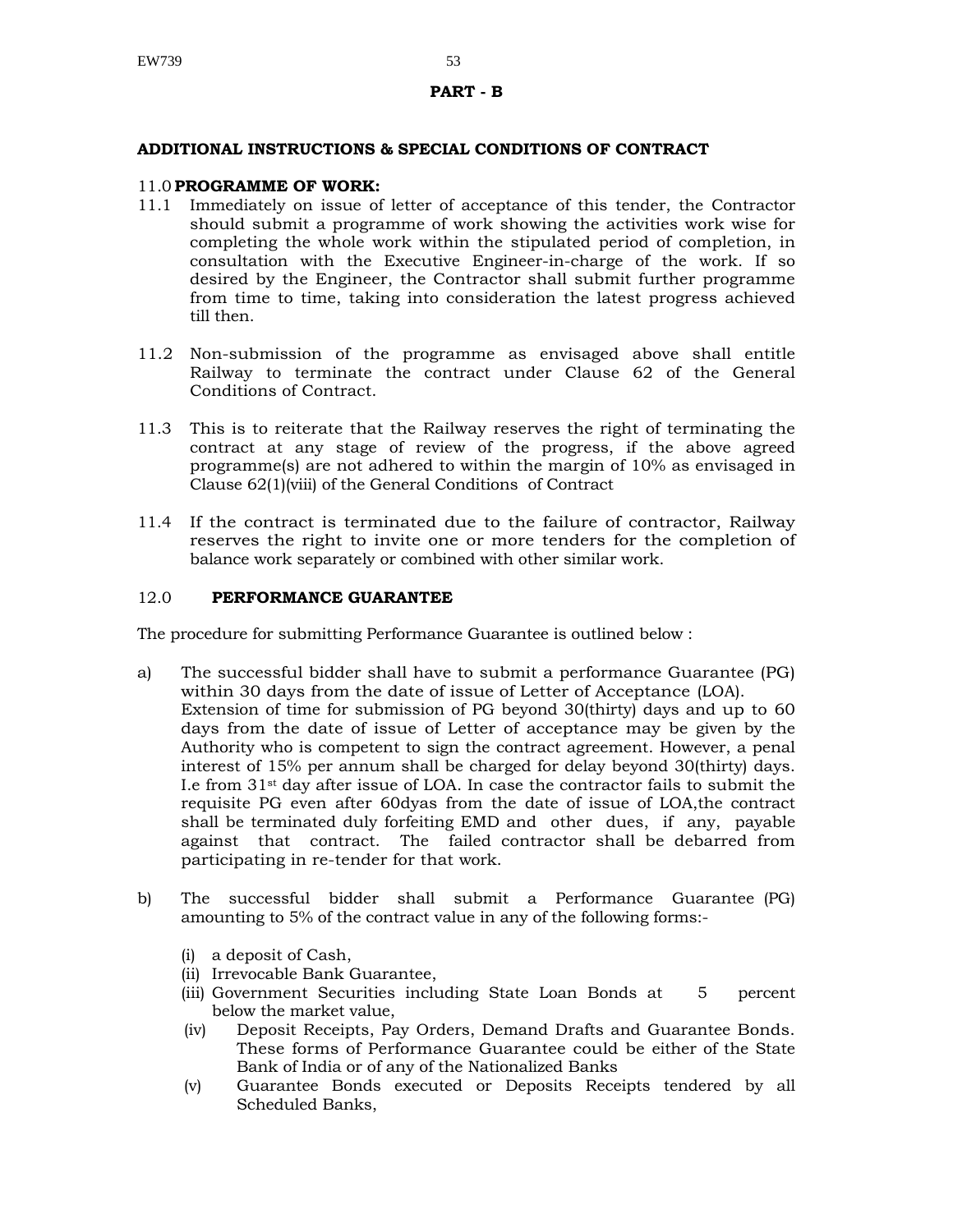## PART - B

### ADDITIONAL INSTRUCTIONS & SPECIAL CONDITIONS OF CONTRACT

11.0 **PROGRAMME OF WORK:**

11.1 Immediately on issue of letter of acceptance of this tender, the Contractor should submit a programme of work showing the activities work wise for completing the whole work within the stipulated period of completion, in consultation with the Executive Engineer-in-charge of the work. If so desired by the Engineer, the Contractor shall submit further programme from time to time, taking into consideration the latest progress achieved till then.

11.2 Non-submission of the programme as envisaged above shall entitle Railway to terminate the contract under Clause 62 of the General Conditions of Contract.

11.3 This is to reiterate that the Railway reserves the right of terminating the contract at any stage of review of the progress, if the above agreed programme(s) are not adhered to within the margin of 10% as envisaged in Clause 62(1)(viii) of the General Conditions of Contract

11.4 If the contract is terminated due to the failure of contractor, Railway reserves the right to invite one or more tenders for the completion of balance work separately or combined with other similar work.

12.0 **PERFORMANCE GUARANTEE**

The procedure for submitting Performance Guarantee is outlined below :

a) The successful bidder shall have to submit a performance Guarantee (PG) within 30 days from the date of issue of Letter of Acceptance (LOA). Extension of time for submission of PG beyond 30(thirty) days and up to 60 days from the date of issue of Letter of acceptance may be given by the Authority who is competent to sign the contract agreement. However, a penal interest of 15% per annum shall be charged for delay beyond 30(thirty) days. I.e from 31st day after issue of LOA. In case the contractor fails to submit the requisite PG even after 60dyas from the date of issue of LOA,the contract shall be terminated duly forfeiting EMD and other dues, if any, payable against that contract. The failed contractor shall be debarred from participating in re-tender for that work.

b) The successful bidder shall submit a Performance Guarantee (PG) amounting to 5% of the contract value in any of the following forms:-

   (i) a deposit of Cash,
   (ii) Irrevocable Bank Guarantee,
   (iii) Government Securities including State Loan Bonds at 5 percent below the market value,
   (iv) Deposit Receipts, Pay Orders, Demand Drafts and Guarantee Bonds. These forms of Performance Guarantee could be either of the State Bank of India or of any of the Nationalized Banks
   (v) Guarantee Bonds executed or Deposits Receipts tendered by all Scheduled Banks,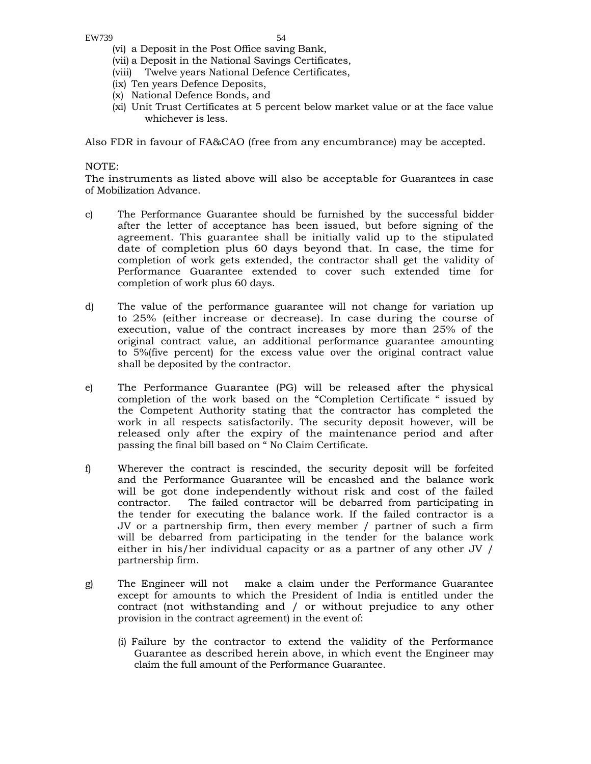(vi) a Deposit in the Post Office saving Bank,
(vii) a Deposit in the National Savings Certificates,
(viii) Twelve years National Defence Certificates,
(ix) Ten years Defence Deposits,
(x) National Defence Bonds, and
(xi) Unit Trust Certificates at 5 percent below market value or at the face value whichever is less.

Also FDR in favour of FA&CAO (free from any encumbrance) may be accepted.

NOTE:
The instruments as listed above will also be acceptable for Guarantees in case of Mobilization Advance.

c) The Performance Guarantee should be furnished by the successful bidder after the letter of acceptance has been issued, but before signing of the agreement. This guarantee shall be initially valid up to the stipulated date of completion plus 60 days beyond that. In case, the time for completion of work gets extended, the contractor shall get the validity of Performance Guarantee extended to cover such extended time for completion of work plus 60 days.

d) The value of the performance guarantee will not change for variation up to 25% (either increase or decrease). In case during the course of execution, value of the contract increases by more than 25% of the original contract value, an additional performance guarantee amounting to 5%(five percent) for the excess value over the original contract value shall be deposited by the contractor.

e) The Performance Guarantee (PG) will be released after the physical completion of the work based on the "Completion Certificate " issued by the Competent Authority stating that the contractor has completed the work in all respects satisfactorily. The security deposit however, will be released only after the expiry of the maintenance period and after passing the final bill based on " No Claim Certificate.

f) Wherever the contract is rescinded, the security deposit will be forfeited and the Performance Guarantee will be encashed and the balance work will be got done independently without risk and cost of the failed contractor. The failed contractor will be debarred from participating in the tender for executing the balance work. If the failed contractor is a JV or a partnership firm, then every member / partner of such a firm will be debarred from participating in the tender for the balance work either in his/her individual capacity or as a partner of any other JV / partnership firm.

g) The Engineer will not make a claim under the Performance Guarantee except for amounts to which the President of India is entitled under the contract (not withstanding and / or without prejudice to any other provision in the contract agreement) in the event of:

(i) Failure by the contractor to extend the validity of the Performance Guarantee as described herein above, in which event the Engineer may claim the full amount of the Performance Guarantee.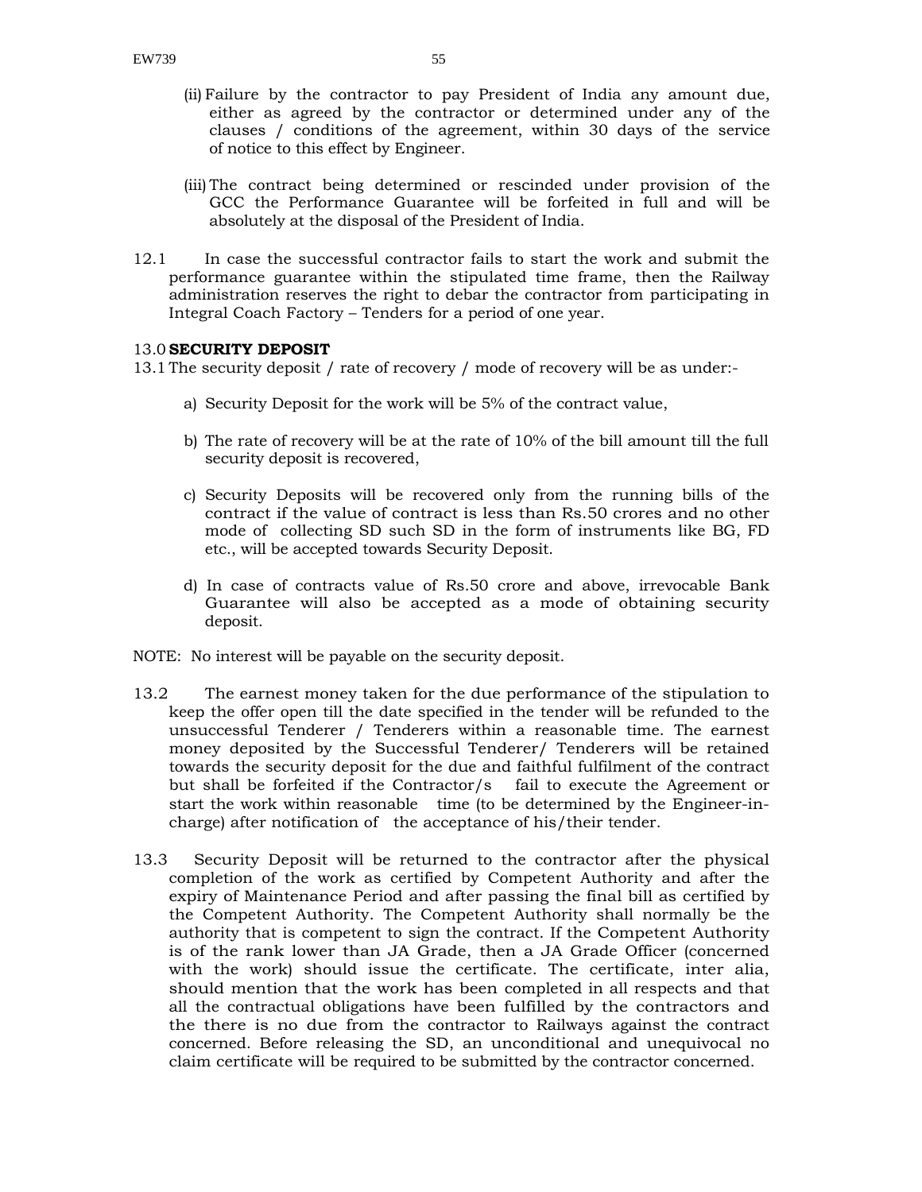(ii) Failure by the contractor to pay President of India any amount due, either as agreed by the contractor or determined under any of the clauses / conditions of the agreement, within 30 days of the service of notice to this effect by Engineer.

(iii) The contract being determined or rescinded under provision of the GCC the Performance Guarantee will be forfeited in full and will be absolutely at the disposal of the President of India.

12.1 In case the successful contractor fails to start the work and submit the performance guarantee within the stipulated time frame, then the Railway administration reserves the right to debar the contractor from participating in Integral Coach Factory – Tenders for a period of one year.

### 13.0 SECURITY DEPOSIT

13.1 The security deposit / rate of recovery / mode of recovery will be as under:-

a) Security Deposit for the work will be 5% of the contract value,

b) The rate of recovery will be at the rate of 10% of the bill amount till the full security deposit is recovered,

c) Security Deposits will be recovered only from the running bills of the contract if the value of contract is less than Rs.50 crores and no other mode of collecting SD such SD in the form of instruments like BG, FD etc., will be accepted towards Security Deposit.

d) In case of contracts value of Rs.50 crore and above, irrevocable Bank Guarantee will also be accepted as a mode of obtaining security deposit.

NOTE: No interest will be payable on the security deposit.

13.2 The earnest money taken for the due performance of the stipulation to keep the offer open till the date specified in the tender will be refunded to the unsuccessful Tenderer / Tenderers within a reasonable time. The earnest money deposited by the Successful Tenderer/ Tenderers will be retained towards the security deposit for the due and faithful fulfilment of the contract but shall be forfeited if the Contractor/s fail to execute the Agreement or start the work within reasonable time (to be determined by the Engineer-in-charge) after notification of the acceptance of his/their tender.

13.3 Security Deposit will be returned to the contractor after the physical completion of the work as certified by Competent Authority and after the expiry of Maintenance Period and after passing the final bill as certified by the Competent Authority. The Competent Authority shall normally be the authority that is competent to sign the contract. If the Competent Authority is of the rank lower than JA Grade, then a JA Grade Officer (concerned with the work) should issue the certificate. The certificate, inter alia, should mention that the work has been completed in all respects and that all the contractual obligations have been fulfilled by the contractors and the there is no due from the contractor to Railways against the contract concerned. Before releasing the SD, an unconditional and unequivocal no claim certificate will be required to be submitted by the contractor concerned.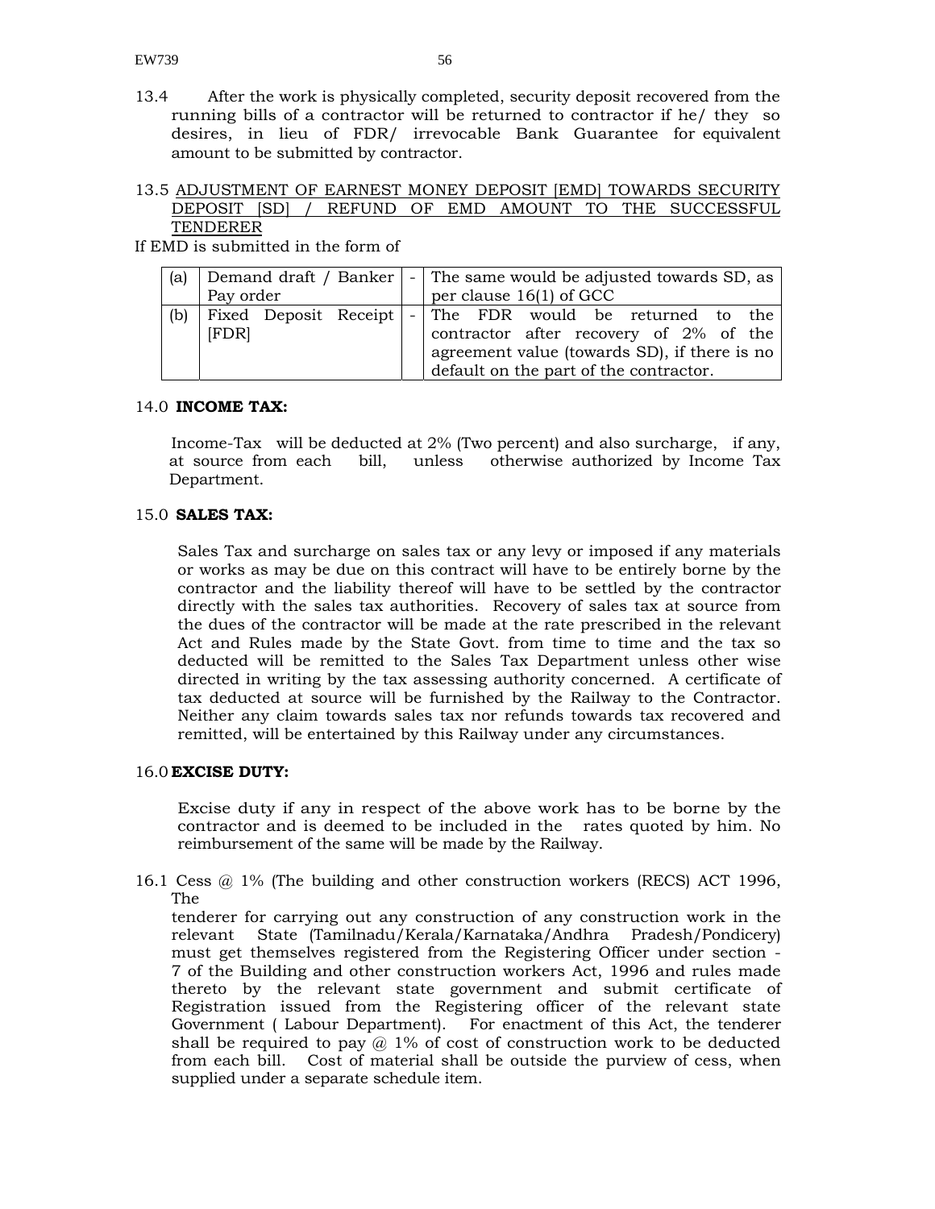13.4 After the work is physically completed, security deposit recovered from the running bills of a contractor will be returned to contractor if he/ they so desires, in lieu of FDR/ irrevocable Bank Guarantee for equivalent amount to be submitted by contractor.

13.5 ADJUSTMENT OF EARNEST MONEY DEPOSIT [EMD] TOWARDS SECURITY DEPOSIT [SD] / REFUND OF EMD AMOUNT TO THE SUCCESSFUL TENDERER

If EMD is submitted in the form of

| | | | |
|---|---|---|---|
| (a) | Demand draft / Banker Pay order | - | The same would be adjusted towards SD, as per clause 16(1) of GCC |
| (b) | Fixed Deposit Receipt [FDR] | - | The FDR would be returned to the contractor after recovery of 2% of the agreement value (towards SD), if there is no default on the part of the contractor. |

14.0 **INCOME TAX:**

Income-Tax will be deducted at 2% (Two percent) and also surcharge, if any, at source from each bill, unless otherwise authorized by Income Tax Department.

15.0 **SALES TAX:**

Sales Tax and surcharge on sales tax or any levy or imposed if any materials or works as may be due on this contract will have to be entirely borne by the contractor and the liability thereof will have to be settled by the contractor directly with the sales tax authorities. Recovery of sales tax at source from the dues of the contractor will be made at the rate prescribed in the relevant Act and Rules made by the State Govt. from time to time and the tax so deducted will be remitted to the Sales Tax Department unless other wise directed in writing by the tax assessing authority concerned. A certificate of tax deducted at source will be furnished by the Railway to the Contractor. Neither any claim towards sales tax nor refunds towards tax recovered and remitted, will be entertained by this Railway under any circumstances.

16.0 **EXCISE DUTY:**

Excise duty if any in respect of the above work has to be borne by the contractor and is deemed to be included in the rates quoted by him. No reimbursement of the same will be made by the Railway.

16.1 Cess @ 1% (The building and other construction workers (RECS) ACT 1996, The

tenderer for carrying out any construction of any construction work in the relevant State (Tamilnadu/Kerala/Karnataka/Andhra Pradesh/Pondicery) must get themselves registered from the Registering Officer under section - 7 of the Building and other construction workers Act, 1996 and rules made thereto by the relevant state government and submit certificate of Registration issued from the Registering officer of the relevant state Government ( Labour Department). For enactment of this Act, the tenderer shall be required to pay @ 1% of cost of construction work to be deducted from each bill. Cost of material shall be outside the purview of cess, when supplied under a separate schedule item.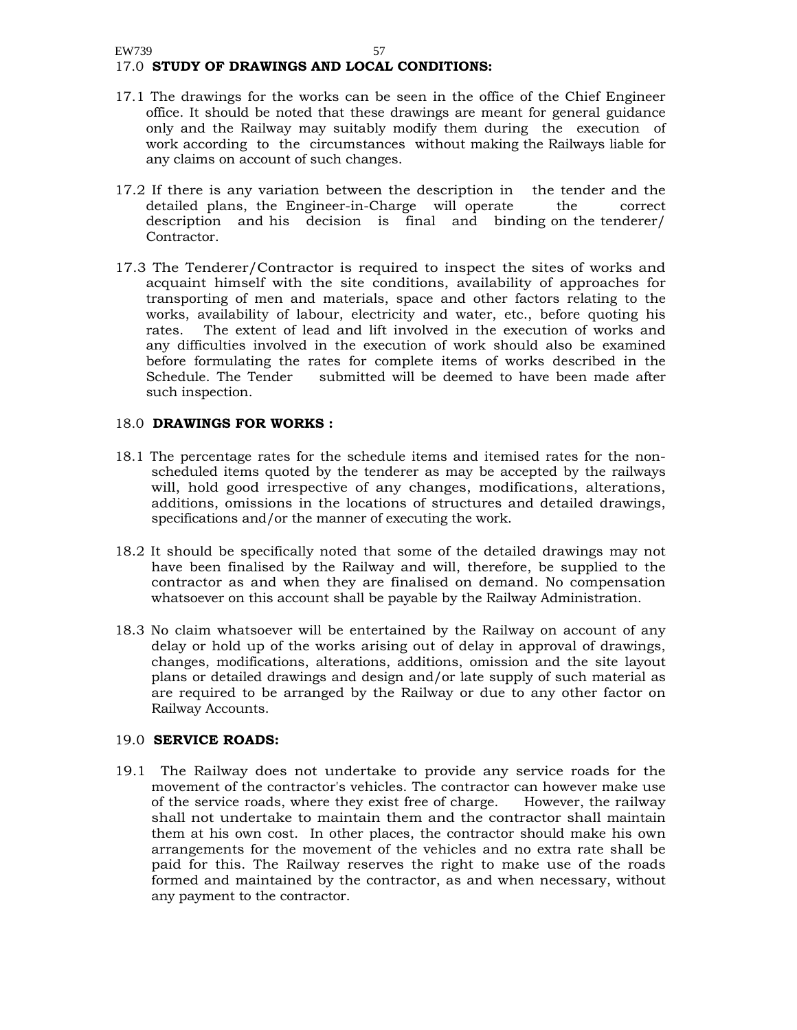## 17.0 **STUDY OF DRAWINGS AND LOCAL CONDITIONS:**

17.1 The drawings for the works can be seen in the office of the Chief Engineer office. It should be noted that these drawings are meant for general guidance only and the Railway may suitably modify them during the execution of work according to the circumstances without making the Railways liable for any claims on account of such changes.

17.2 If there is any variation between the description in the tender and the detailed plans, the Engineer-in-Charge will operate the correct description and his decision is final and binding on the tenderer/ Contractor.

17.3 The Tenderer/Contractor is required to inspect the sites of works and acquaint himself with the site conditions, availability of approaches for transporting of men and materials, space and other factors relating to the works, availability of labour, electricity and water, etc., before quoting his rates. The extent of lead and lift involved in the execution of works and any difficulties involved in the execution of work should also be examined before formulating the rates for complete items of works described in the Schedule. The Tender submitted will be deemed to have been made after such inspection.

## 18.0 **DRAWINGS FOR WORKS :**

18.1 The percentage rates for the schedule items and itemised rates for the non-scheduled items quoted by the tenderer as may be accepted by the railways will, hold good irrespective of any changes, modifications, alterations, additions, omissions in the locations of structures and detailed drawings, specifications and/or the manner of executing the work.

18.2 It should be specifically noted that some of the detailed drawings may not have been finalised by the Railway and will, therefore, be supplied to the contractor as and when they are finalised on demand. No compensation whatsoever on this account shall be payable by the Railway Administration.

18.3 No claim whatsoever will be entertained by the Railway on account of any delay or hold up of the works arising out of delay in approval of drawings, changes, modifications, alterations, additions, omission and the site layout plans or detailed drawings and design and/or late supply of such material as are required to be arranged by the Railway or due to any other factor on Railway Accounts.

## 19.0 **SERVICE ROADS:**

19.1 The Railway does not undertake to provide any service roads for the movement of the contractor's vehicles. The contractor can however make use of the service roads, where they exist free of charge. However, the railway shall not undertake to maintain them and the contractor shall maintain them at his own cost. In other places, the contractor should make his own arrangements for the movement of the vehicles and no extra rate shall be paid for this. The Railway reserves the right to make use of the roads formed and maintained by the contractor, as and when necessary, without any payment to the contractor.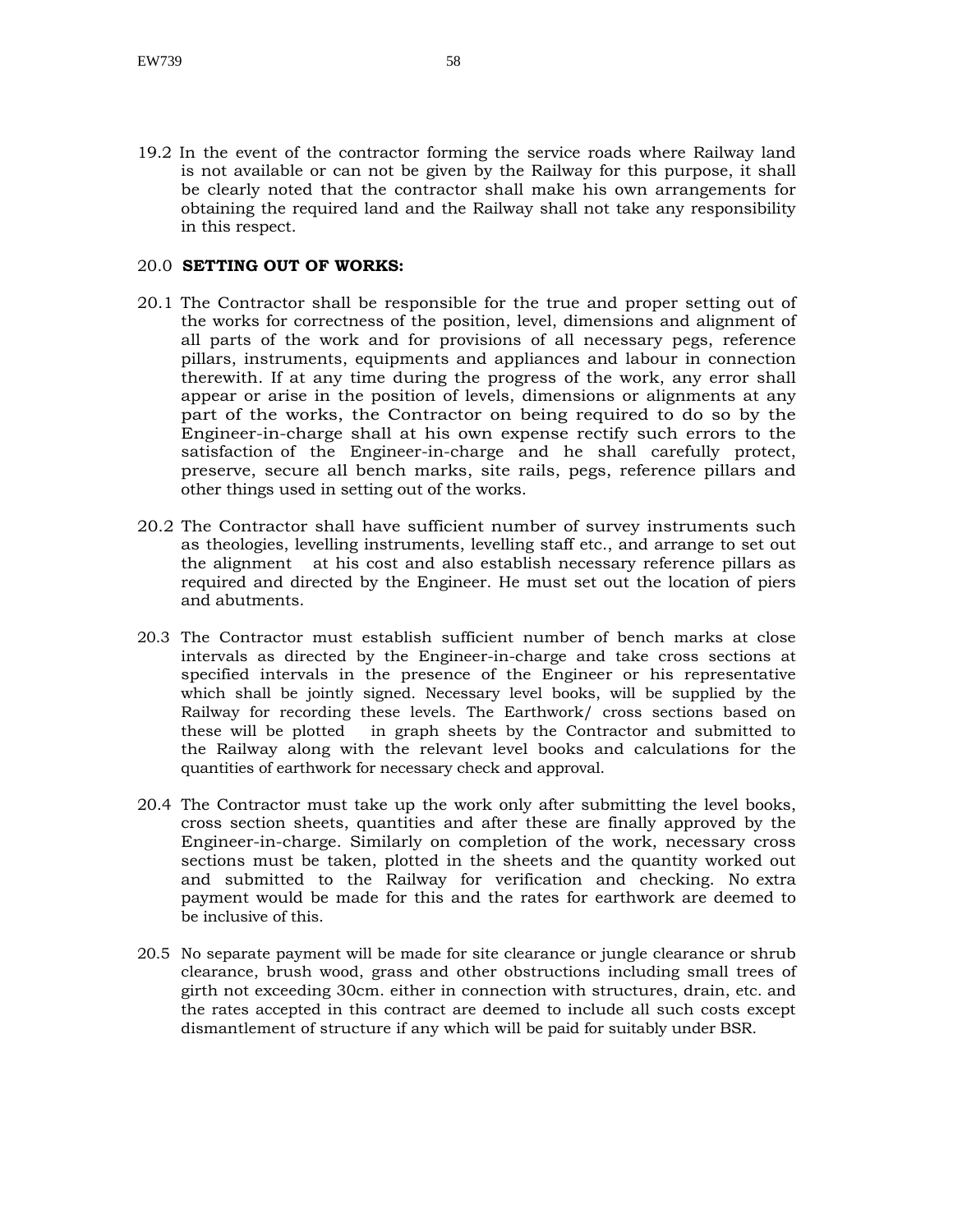19.2 In the event of the contractor forming the service roads where Railway land is not available or can not be given by the Railway for this purpose, it shall be clearly noted that the contractor shall make his own arrangements for obtaining the required land and the Railway shall not take any responsibility in this respect.

## 20.0 **SETTING OUT OF WORKS:**

20.1 The Contractor shall be responsible for the true and proper setting out of the works for correctness of the position, level, dimensions and alignment of all parts of the work and for provisions of all necessary pegs, reference pillars, instruments, equipments and appliances and labour in connection therewith. If at any time during the progress of the work, any error shall appear or arise in the position of levels, dimensions or alignments at any part of the works, the Contractor on being required to do so by the Engineer-in-charge shall at his own expense rectify such errors to the satisfaction of the Engineer-in-charge and he shall carefully protect, preserve, secure all bench marks, site rails, pegs, reference pillars and other things used in setting out of the works.

20.2 The Contractor shall have sufficient number of survey instruments such as theologies, levelling instruments, levelling staff etc., and arrange to set out the alignment at his cost and also establish necessary reference pillars as required and directed by the Engineer. He must set out the location of piers and abutments.

20.3 The Contractor must establish sufficient number of bench marks at close intervals as directed by the Engineer-in-charge and take cross sections at specified intervals in the presence of the Engineer or his representative which shall be jointly signed. Necessary level books, will be supplied by the Railway for recording these levels. The Earthwork/ cross sections based on these will be plotted in graph sheets by the Contractor and submitted to the Railway along with the relevant level books and calculations for the quantities of earthwork for necessary check and approval.

20.4 The Contractor must take up the work only after submitting the level books, cross section sheets, quantities and after these are finally approved by the Engineer-in-charge. Similarly on completion of the work, necessary cross sections must be taken, plotted in the sheets and the quantity worked out and submitted to the Railway for verification and checking. No extra payment would be made for this and the rates for earthwork are deemed to be inclusive of this.

20.5 No separate payment will be made for site clearance or jungle clearance or shrub clearance, brush wood, grass and other obstructions including small trees of girth not exceeding 30cm. either in connection with structures, drain, etc. and the rates accepted in this contract are deemed to include all such costs except dismantlement of structure if any which will be paid for suitably under BSR.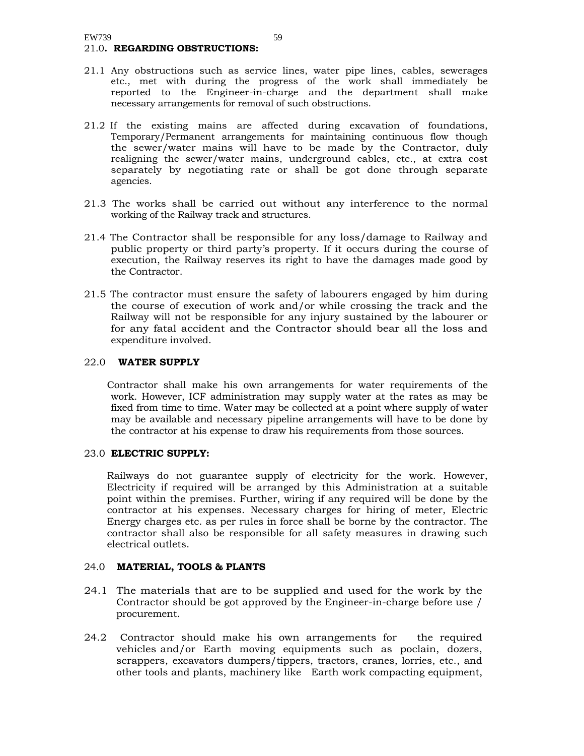## 21.0. REGARDING OBSTRUCTIONS:

21.1 Any obstructions such as service lines, water pipe lines, cables, sewerages etc., met with during the progress of the work shall immediately be reported to the Engineer-in-charge and the department shall make necessary arrangements for removal of such obstructions.

21.2 If the existing mains are affected during excavation of foundations, Temporary/Permanent arrangements for maintaining continuous flow though the sewer/water mains will have to be made by the Contractor, duly realigning the sewer/water mains, underground cables, etc., at extra cost separately by negotiating rate or shall be got done through separate agencies.

21.3 The works shall be carried out without any interference to the normal working of the Railway track and structures.

21.4 The Contractor shall be responsible for any loss/damage to Railway and public property or third party's property. If it occurs during the course of execution, the Railway reserves its right to have the damages made good by the Contractor.

21.5 The contractor must ensure the safety of labourers engaged by him during the course of execution of work and/or while crossing the track and the Railway will not be responsible for any injury sustained by the labourer or for any fatal accident and the Contractor should bear all the loss and expenditure involved.

## 22.0 WATER SUPPLY

Contractor shall make his own arrangements for water requirements of the work. However, ICF administration may supply water at the rates as may be fixed from time to time. Water may be collected at a point where supply of water may be available and necessary pipeline arrangements will have to be done by the contractor at his expense to draw his requirements from those sources.

## 23.0 ELECTRIC SUPPLY:

Railways do not guarantee supply of electricity for the work. However, Electricity if required will be arranged by this Administration at a suitable point within the premises. Further, wiring if any required will be done by the contractor at his expenses. Necessary charges for hiring of meter, Electric Energy charges etc. as per rules in force shall be borne by the contractor. The contractor shall also be responsible for all safety measures in drawing such electrical outlets.

## 24.0 MATERIAL, TOOLS & PLANTS

24.1 The materials that are to be supplied and used for the work by the Contractor should be got approved by the Engineer-in-charge before use / procurement.

24.2 Contractor should make his own arrangements for the required vehicles and/or Earth moving equipments such as poclain, dozers, scrappers, excavators dumpers/tippers, tractors, cranes, lorries, etc., and other tools and plants, machinery like Earth work compacting equipment,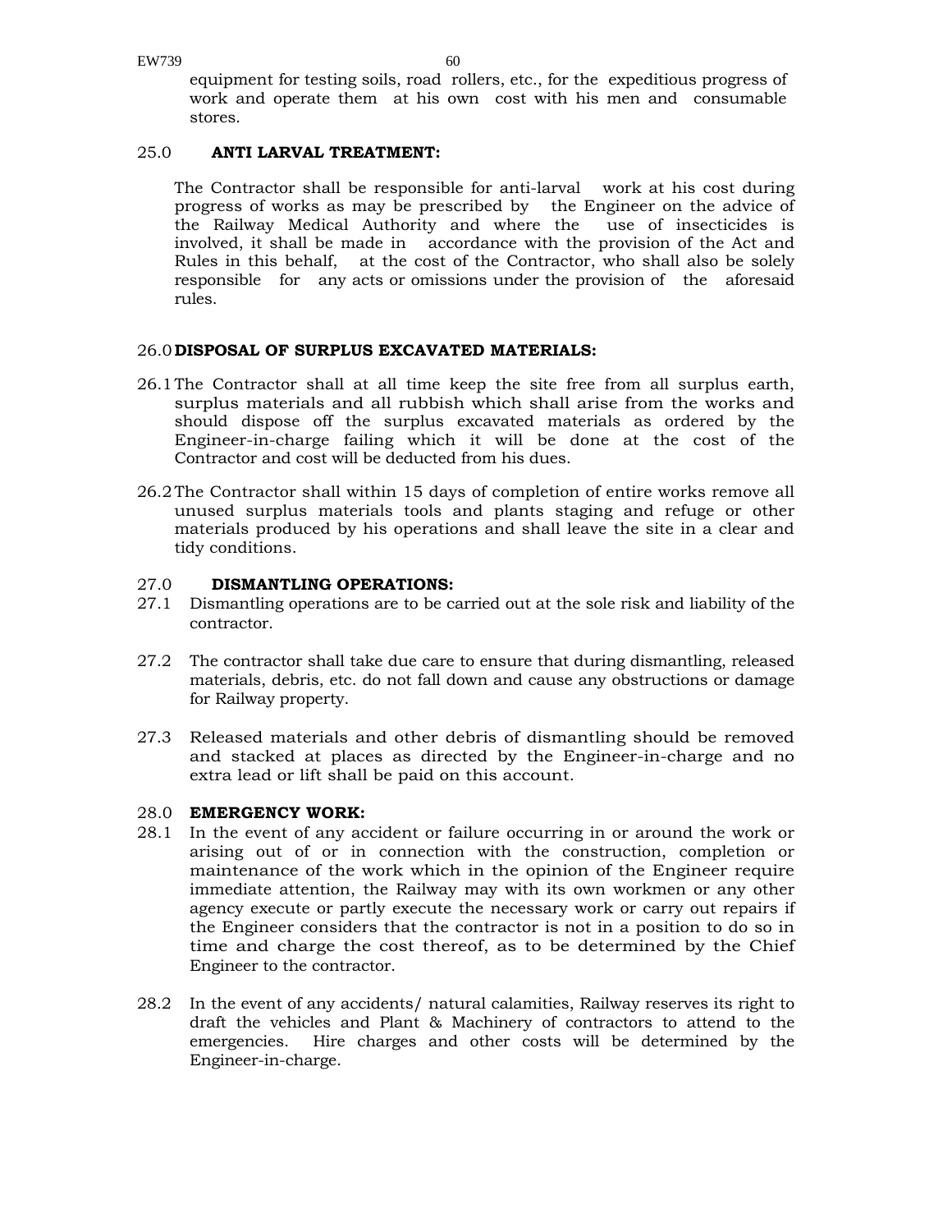equipment for testing soils, road rollers, etc., for the expeditious progress of work and operate them at his own cost with his men and consumable stores.

## 25.0 ANTI LARVAL TREATMENT:

The Contractor shall be responsible for anti-larval work at his cost during progress of works as may be prescribed by the Engineer on the advice of the Railway Medical Authority and where the use of insecticides is involved, it shall be made in accordance with the provision of the Act and Rules in this behalf, at the cost of the Contractor, who shall also be solely responsible for any acts or omissions under the provision of the aforesaid rules.

## 26.0 DISPOSAL OF SURPLUS EXCAVATED MATERIALS:

26.1 The Contractor shall at all time keep the site free from all surplus earth, surplus materials and all rubbish which shall arise from the works and should dispose off the surplus excavated materials as ordered by the Engineer-in-charge failing which it will be done at the cost of the Contractor and cost will be deducted from his dues.

26.2 The Contractor shall within 15 days of completion of entire works remove all unused surplus materials tools and plants staging and refuge or other materials produced by his operations and shall leave the site in a clear and tidy conditions.

## 27.0 DISMANTLING OPERATIONS:

27.1 Dismantling operations are to be carried out at the sole risk and liability of the contractor.

27.2 The contractor shall take due care to ensure that during dismantling, released materials, debris, etc. do not fall down and cause any obstructions or damage for Railway property.

27.3 Released materials and other debris of dismantling should be removed and stacked at places as directed by the Engineer-in-charge and no extra lead or lift shall be paid on this account.

## 28.0 EMERGENCY WORK:

28.1 In the event of any accident or failure occurring in or around the work or arising out of or in connection with the construction, completion or maintenance of the work which in the opinion of the Engineer require immediate attention, the Railway may with its own workmen or any other agency execute or partly execute the necessary work or carry out repairs if the Engineer considers that the contractor is not in a position to do so in time and charge the cost thereof, as to be determined by the Chief Engineer to the contractor.

28.2 In the event of any accidents/ natural calamities, Railway reserves its right to draft the vehicles and Plant & Machinery of contractors to attend to the emergencies. Hire charges and other costs will be determined by the Engineer-in-charge.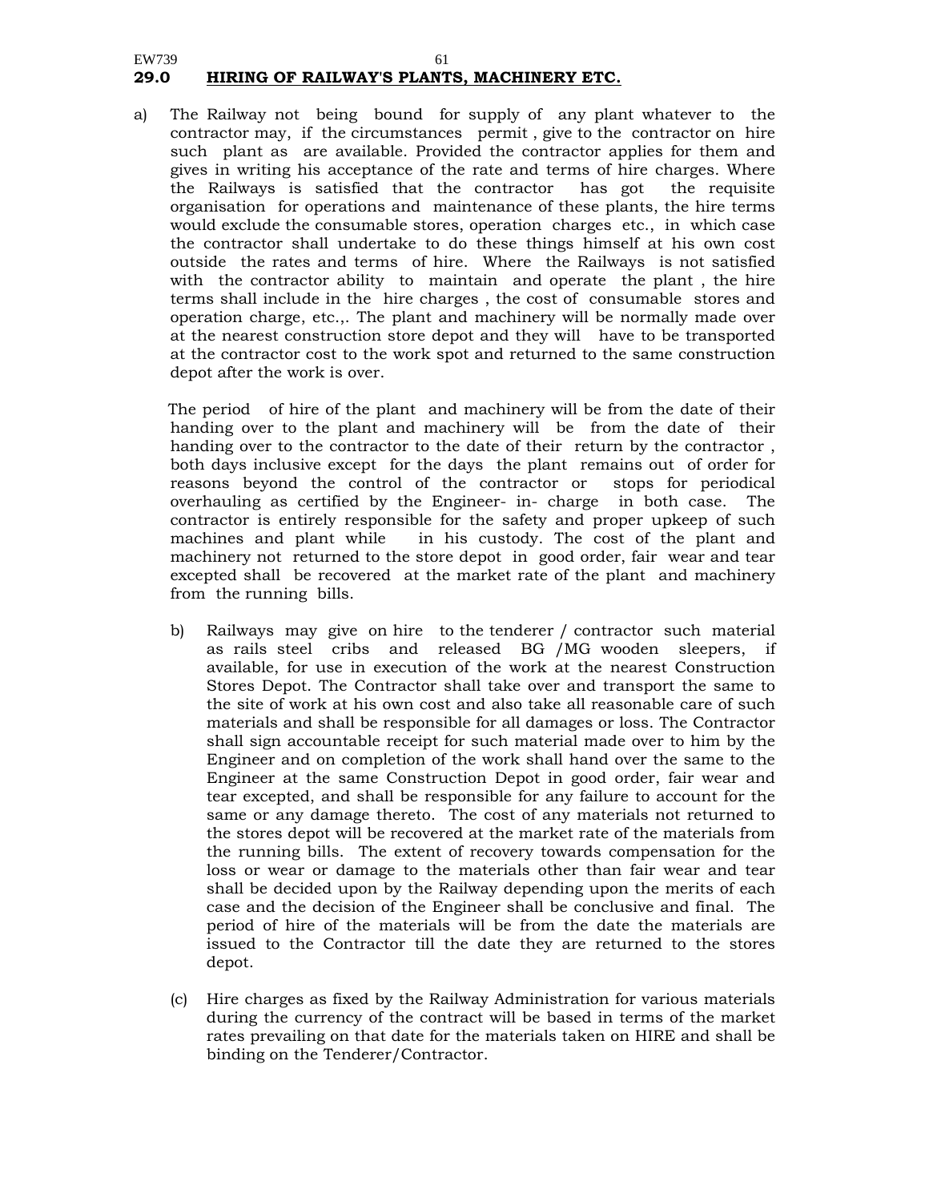## 29.0 HIRING OF RAILWAY'S PLANTS, MACHINERY ETC.

a) The Railway not being bound for supply of any plant whatever to the contractor may, if the circumstances permit , give to the contractor on hire such plant as are available. Provided the contractor applies for them and gives in writing his acceptance of the rate and terms of hire charges. Where the Railways is satisfied that the contractor has got the requisite organisation for operations and maintenance of these plants, the hire terms would exclude the consumable stores, operation charges etc., in which case the contractor shall undertake to do these things himself at his own cost outside the rates and terms of hire. Where the Railways is not satisfied with the contractor ability to maintain and operate the plant , the hire terms shall include in the hire charges , the cost of consumable stores and operation charge, etc.,. The plant and machinery will be normally made over at the nearest construction store depot and they will have to be transported at the contractor cost to the work spot and returned to the same construction depot after the work is over.

The period of hire of the plant and machinery will be from the date of their handing over to the plant and machinery will be from the date of their handing over to the contractor to the date of their return by the contractor , both days inclusive except for the days the plant remains out of order for reasons beyond the control of the contractor or stops for periodical overhauling as certified by the Engineer- in- charge in both case. The contractor is entirely responsible for the safety and proper upkeep of such machines and plant while in his custody. The cost of the plant and machinery not returned to the store depot in good order, fair wear and tear excepted shall be recovered at the market rate of the plant and machinery from the running bills.

b) Railways may give on hire to the tenderer / contractor such material as rails steel cribs and released BG /MG wooden sleepers, if available, for use in execution of the work at the nearest Construction Stores Depot. The Contractor shall take over and transport the same to the site of work at his own cost and also take all reasonable care of such materials and shall be responsible for all damages or loss. The Contractor shall sign accountable receipt for such material made over to him by the Engineer and on completion of the work shall hand over the same to the Engineer at the same Construction Depot in good order, fair wear and tear excepted, and shall be responsible for any failure to account for the same or any damage thereto. The cost of any materials not returned to the stores depot will be recovered at the market rate of the materials from the running bills. The extent of recovery towards compensation for the loss or wear or damage to the materials other than fair wear and tear shall be decided upon by the Railway depending upon the merits of each case and the decision of the Engineer shall be conclusive and final. The period of hire of the materials will be from the date the materials are issued to the Contractor till the date they are returned to the stores depot.

(c) Hire charges as fixed by the Railway Administration for various materials during the currency of the contract will be based in terms of the market rates prevailing on that date for the materials taken on HIRE and shall be binding on the Tenderer/Contractor.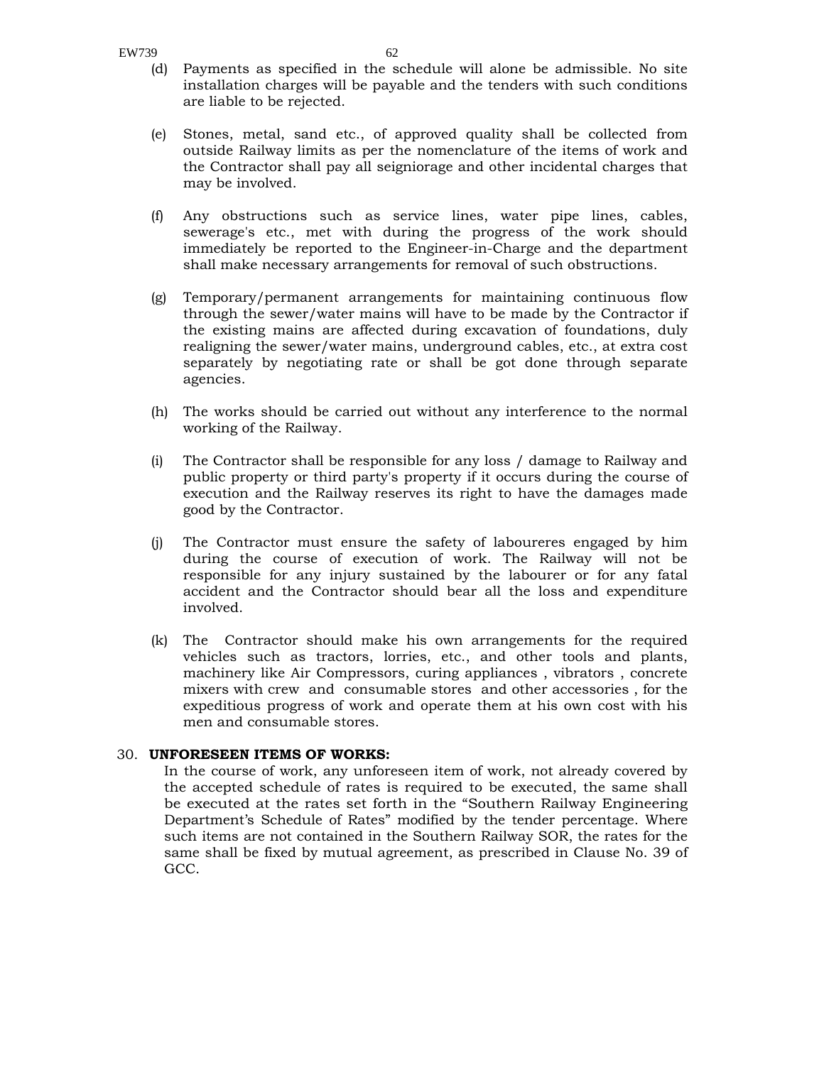(d) Payments as specified in the schedule will alone be admissible. No site installation charges will be payable and the tenders with such conditions are liable to be rejected.

(e) Stones, metal, sand etc., of approved quality shall be collected from outside Railway limits as per the nomenclature of the items of work and the Contractor shall pay all seigniorage and other incidental charges that may be involved.

(f) Any obstructions such as service lines, water pipe lines, cables, sewerage's etc., met with during the progress of the work should immediately be reported to the Engineer-in-Charge and the department shall make necessary arrangements for removal of such obstructions.

(g) Temporary/permanent arrangements for maintaining continuous flow through the sewer/water mains will have to be made by the Contractor if the existing mains are affected during excavation of foundations, duly realigning the sewer/water mains, underground cables, etc., at extra cost separately by negotiating rate or shall be got done through separate agencies.

(h) The works should be carried out without any interference to the normal working of the Railway.

(i) The Contractor shall be responsible for any loss / damage to Railway and public property or third party's property if it occurs during the course of execution and the Railway reserves its right to have the damages made good by the Contractor.

(j) The Contractor must ensure the safety of laboureres engaged by him during the course of execution of work. The Railway will not be responsible for any injury sustained by the labourer or for any fatal accident and the Contractor should bear all the loss and expenditure involved.

(k) The Contractor should make his own arrangements for the required vehicles such as tractors, lorries, etc., and other tools and plants, machinery like Air Compressors, curing appliances , vibrators , concrete mixers with crew and consumable stores and other accessories , for the expeditious progress of work and operate them at his own cost with his men and consumable stores.

30. **UNFORESEEN ITEMS OF WORKS:**

In the course of work, any unforeseen item of work, not already covered by the accepted schedule of rates is required to be executed, the same shall be executed at the rates set forth in the "Southern Railway Engineering Department's Schedule of Rates" modified by the tender percentage. Where such items are not contained in the Southern Railway SOR, the rates for the same shall be fixed by mutual agreement, as prescribed in Clause No. 39 of GCC.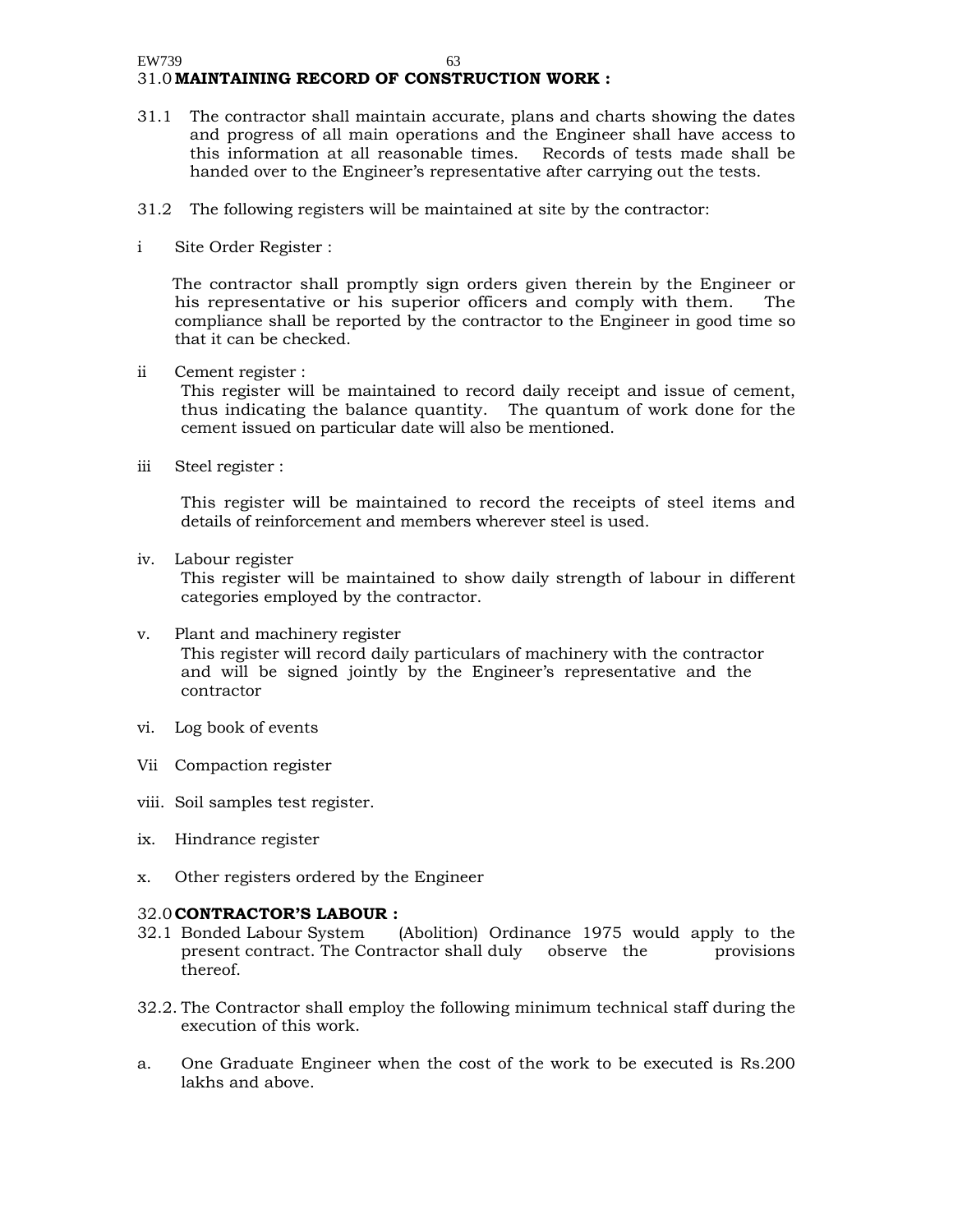## 31.0 MAINTAINING RECORD OF CONSTRUCTION WORK :

31.1 The contractor shall maintain accurate, plans and charts showing the dates and progress of all main operations and the Engineer shall have access to this information at all reasonable times. Records of tests made shall be handed over to the Engineer's representative after carrying out the tests.

31.2 The following registers will be maintained at site by the contractor:

i Site Order Register :

The contractor shall promptly sign orders given therein by the Engineer or his representative or his superior officers and comply with them. The compliance shall be reported by the contractor to the Engineer in good time so that it can be checked.

ii Cement register :

This register will be maintained to record daily receipt and issue of cement, thus indicating the balance quantity. The quantum of work done for the cement issued on particular date will also be mentioned.

iii Steel register :

This register will be maintained to record the receipts of steel items and details of reinforcement and members wherever steel is used.

iv. Labour register

This register will be maintained to show daily strength of labour in different categories employed by the contractor.

v. Plant and machinery register

This register will record daily particulars of machinery with the contractor and will be signed jointly by the Engineer's representative and the contractor

vi. Log book of events

Vii Compaction register

viii. Soil samples test register.

ix. Hindrance register

x. Other registers ordered by the Engineer

## 32.0 CONTRACTOR'S LABOUR :

32.1 Bonded Labour System (Abolition) Ordinance 1975 would apply to the present contract. The Contractor shall duly observe the provisions thereof.

32.2. The Contractor shall employ the following minimum technical staff during the execution of this work.

a. One Graduate Engineer when the cost of the work to be executed is Rs.200 lakhs and above.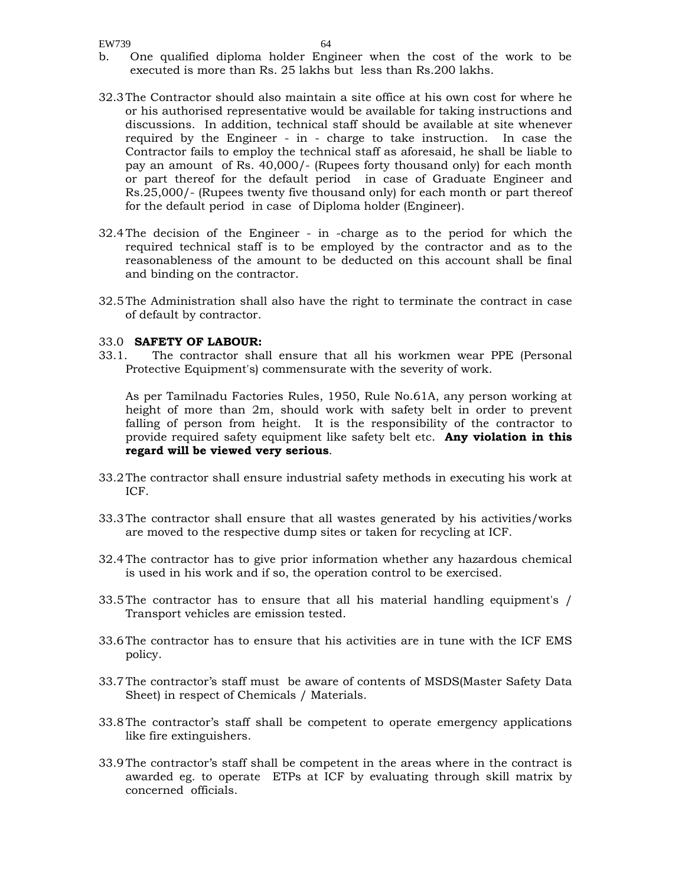b. One qualified diploma holder Engineer when the cost of the work to be executed is more than Rs. 25 lakhs but less than Rs.200 lakhs.

32.3 The Contractor should also maintain a site office at his own cost for where he or his authorised representative would be available for taking instructions and discussions. In addition, technical staff should be available at site whenever required by the Engineer - in - charge to take instruction. In case the Contractor fails to employ the technical staff as aforesaid, he shall be liable to pay an amount of Rs. 40,000/- (Rupees forty thousand only) for each month or part thereof for the default period in case of Graduate Engineer and Rs.25,000/- (Rupees twenty five thousand only) for each month or part thereof for the default period in case of Diploma holder (Engineer).

32.4 The decision of the Engineer - in -charge as to the period for which the required technical staff is to be employed by the contractor and as to the reasonableness of the amount to be deducted on this account shall be final and binding on the contractor.

32.5 The Administration shall also have the right to terminate the contract in case of default by contractor.

33.0 **SAFETY OF LABOUR:**

33.1. The contractor shall ensure that all his workmen wear PPE (Personal Protective Equipment's) commensurate with the severity of work.

As per Tamilnadu Factories Rules, 1950, Rule No.61A, any person working at height of more than 2m, should work with safety belt in order to prevent falling of person from height. It is the responsibility of the contractor to provide required safety equipment like safety belt etc. **Any violation in this regard will be viewed very serious**.

33.2 The contractor shall ensure industrial safety methods in executing his work at ICF.

33.3 The contractor shall ensure that all wastes generated by his activities/works are moved to the respective dump sites or taken for recycling at ICF.

32.4 The contractor has to give prior information whether any hazardous chemical is used in his work and if so, the operation control to be exercised.

33.5 The contractor has to ensure that all his material handling equipment's / Transport vehicles are emission tested.

33.6 The contractor has to ensure that his activities are in tune with the ICF EMS policy.

33.7 The contractor's staff must be aware of contents of MSDS(Master Safety Data Sheet) in respect of Chemicals / Materials.

33.8 The contractor's staff shall be competent to operate emergency applications like fire extinguishers.

33.9 The contractor's staff shall be competent in the areas where in the contract is awarded eg. to operate ETPs at ICF by evaluating through skill matrix by concerned officials.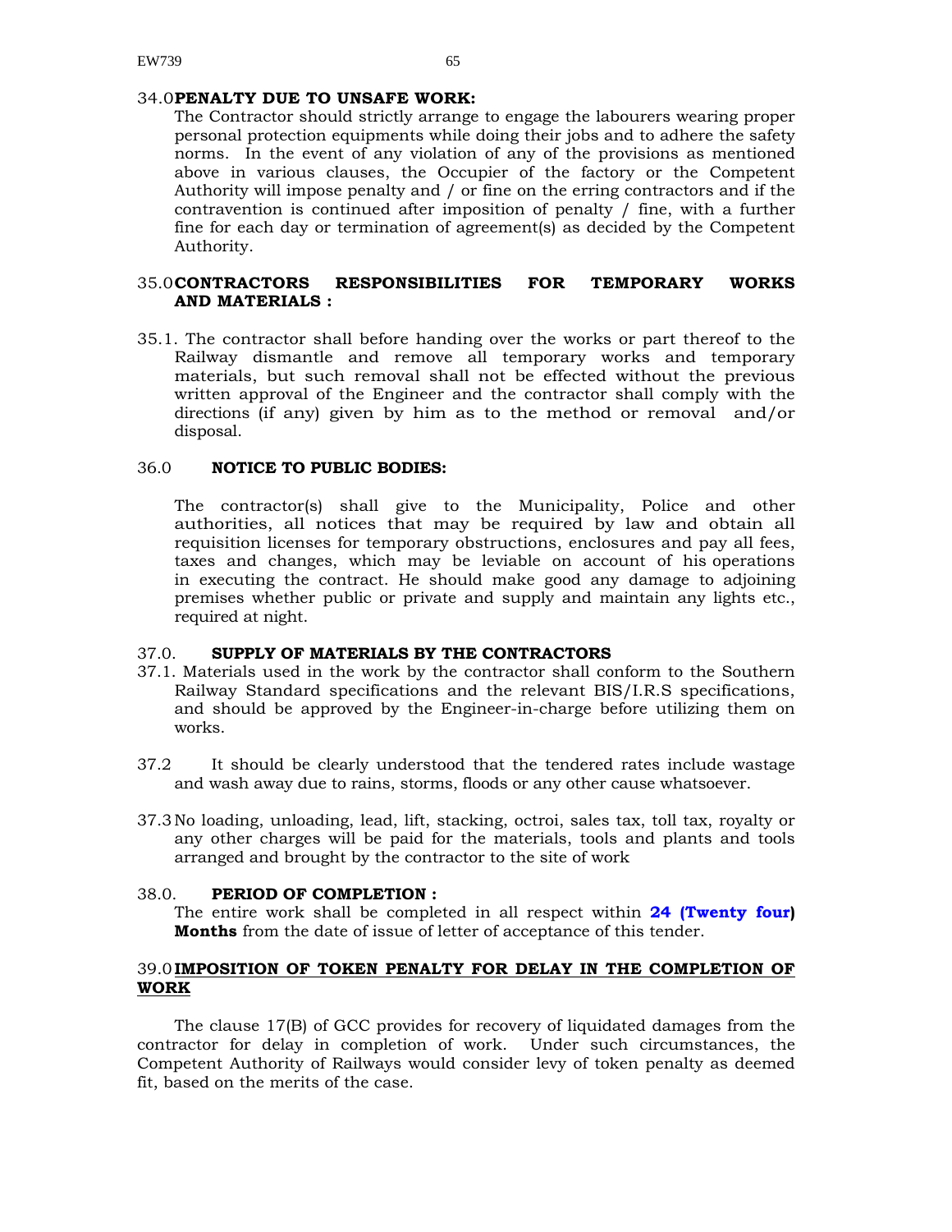### 34.0 PENALTY DUE TO UNSAFE WORK:

The Contractor should strictly arrange to engage the labourers wearing proper personal protection equipments while doing their jobs and to adhere the safety norms. In the event of any violation of any of the provisions as mentioned above in various clauses, the Occupier of the factory or the Competent Authority will impose penalty and / or fine on the erring contractors and if the contravention is continued after imposition of penalty / fine, with a further fine for each day or termination of agreement(s) as decided by the Competent Authority.

### 35.0 CONTRACTORS RESPONSIBILITIES FOR TEMPORARY WORKS AND MATERIALS :

35.1. The contractor shall before handing over the works or part thereof to the Railway dismantle and remove all temporary works and temporary materials, but such removal shall not be effected without the previous written approval of the Engineer and the contractor shall comply with the directions (if any) given by him as to the method or removal and/or disposal.

### 36.0 NOTICE TO PUBLIC BODIES:

The contractor(s) shall give to the Municipality, Police and other authorities, all notices that may be required by law and obtain all requisition licenses for temporary obstructions, enclosures and pay all fees, taxes and changes, which may be leviable on account of his operations in executing the contract. He should make good any damage to adjoining premises whether public or private and supply and maintain any lights etc., required at night.

### 37.0. SUPPLY OF MATERIALS BY THE CONTRACTORS

37.1. Materials used in the work by the contractor shall conform to the Southern Railway Standard specifications and the relevant BIS/I.R.S specifications, and should be approved by the Engineer-in-charge before utilizing them on works.

37.2 It should be clearly understood that the tendered rates include wastage and wash away due to rains, storms, floods or any other cause whatsoever.

37.3 No loading, unloading, lead, lift, stacking, octroi, sales tax, toll tax, royalty or any other charges will be paid for the materials, tools and plants and tools arranged and brought by the contractor to the site of work

### 38.0. PERIOD OF COMPLETION :

The entire work shall be completed in all respect within **24 (Twenty four) Months** from the date of issue of letter of acceptance of this tender.

### 39.0 IMPOSITION OF TOKEN PENALTY FOR DELAY IN THE COMPLETION OF WORK

The clause 17(B) of GCC provides for recovery of liquidated damages from the contractor for delay in completion of work. Under such circumstances, the Competent Authority of Railways would consider levy of token penalty as deemed fit, based on the merits of the case.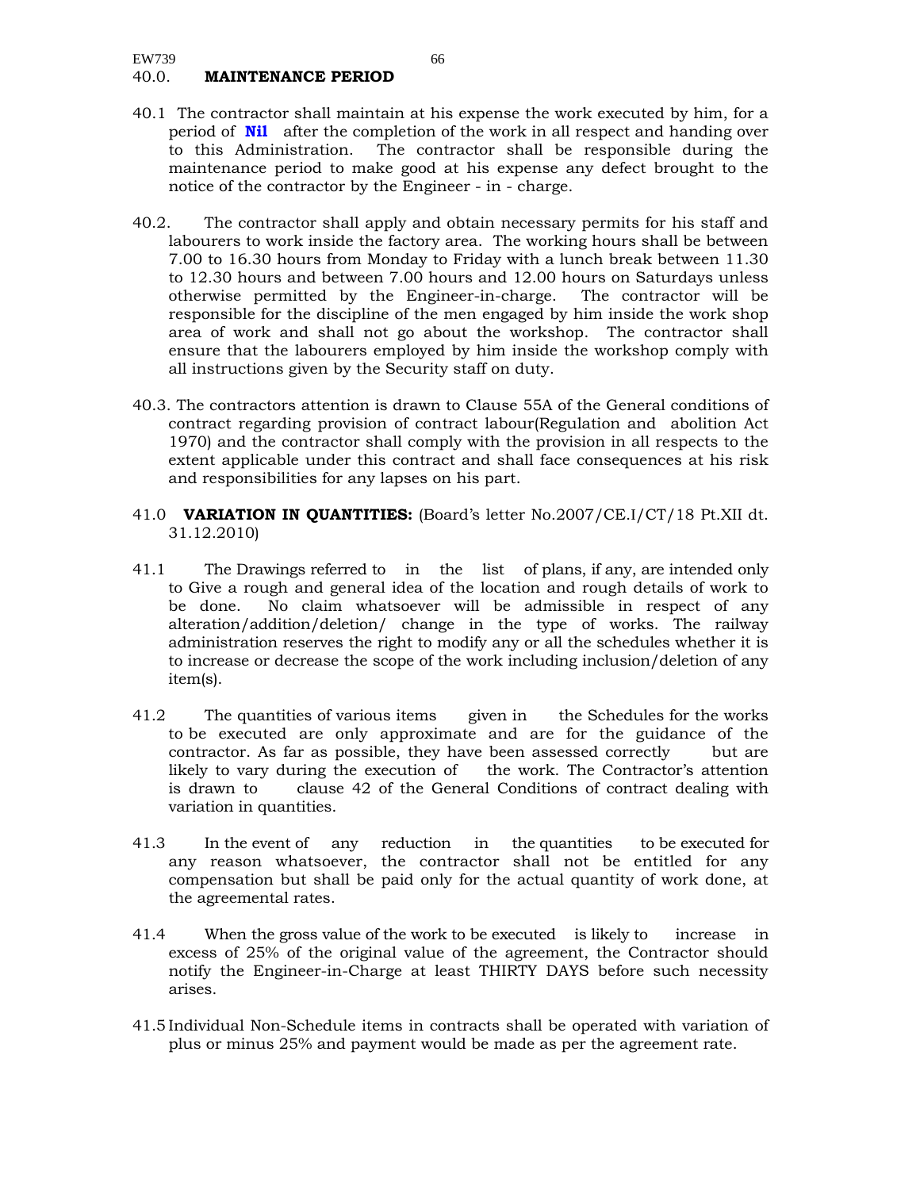## 40.0. MAINTENANCE PERIOD

40.1 The contractor shall maintain at his expense the work executed by him, for a period of **Nil** after the completion of the work in all respect and handing over to this Administration. The contractor shall be responsible during the maintenance period to make good at his expense any defect brought to the notice of the contractor by the Engineer - in - charge.

40.2. The contractor shall apply and obtain necessary permits for his staff and labourers to work inside the factory area. The working hours shall be between 7.00 to 16.30 hours from Monday to Friday with a lunch break between 11.30 to 12.30 hours and between 7.00 hours and 12.00 hours on Saturdays unless otherwise permitted by the Engineer-in-charge. The contractor will be responsible for the discipline of the men engaged by him inside the work shop area of work and shall not go about the workshop. The contractor shall ensure that the labourers employed by him inside the workshop comply with all instructions given by the Security staff on duty.

40.3. The contractors attention is drawn to Clause 55A of the General conditions of contract regarding provision of contract labour(Regulation and abolition Act 1970) and the contractor shall comply with the provision in all respects to the extent applicable under this contract and shall face consequences at his risk and responsibilities for any lapses on his part.

## 41.0 VARIATION IN QUANTITIES: (Board's letter No.2007/CE.I/CT/18 Pt.XII dt. 31.12.2010)

41.1 The Drawings referred to in the list of plans, if any, are intended only to Give a rough and general idea of the location and rough details of work to be done. No claim whatsoever will be admissible in respect of any alteration/addition/deletion/ change in the type of works. The railway administration reserves the right to modify any or all the schedules whether it is to increase or decrease the scope of the work including inclusion/deletion of any item(s).

41.2 The quantities of various items given in the Schedules for the works to be executed are only approximate and are for the guidance of the contractor. As far as possible, they have been assessed correctly but are likely to vary during the execution of the work. The Contractor's attention is drawn to clause 42 of the General Conditions of contract dealing with variation in quantities.

41.3 In the event of any reduction in the quantities to be executed for any reason whatsoever, the contractor shall not be entitled for any compensation but shall be paid only for the actual quantity of work done, at the agreemental rates.

41.4 When the gross value of the work to be executed is likely to increase in excess of 25% of the original value of the agreement, the Contractor should notify the Engineer-in-Charge at least THIRTY DAYS before such necessity arises.

41.5 Individual Non-Schedule items in contracts shall be operated with variation of plus or minus 25% and payment would be made as per the agreement rate.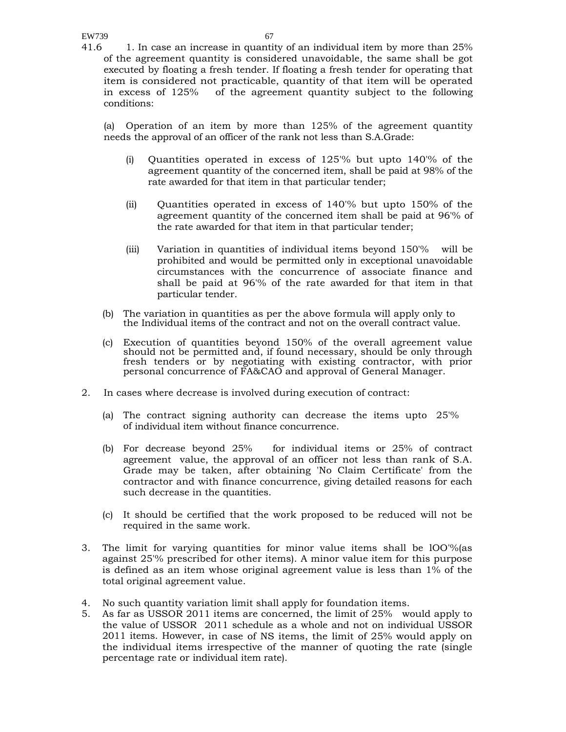41.6 1. In case an increase in quantity of an individual item by more than 25% of the agreement quantity is considered unavoidable, the same shall be got executed by floating a fresh tender. If floating a fresh tender for operating that item is considered not practicable, quantity of that item will be operated in excess of 125% of the agreement quantity subject to the following conditions:

(a) Operation of an item by more than 125% of the agreement quantity needs the approval of an officer of the rank not less than S.A.Grade:

(i) Quantities operated in excess of 125'% but upto 140'% of the agreement quantity of the concerned item, shall be paid at 98% of the rate awarded for that item in that particular tender;

(ii) Quantities operated in excess of 140'% but upto 150% of the agreement quantity of the concerned item shall be paid at 96'% of the rate awarded for that item in that particular tender;

(iii) Variation in quantities of individual items beyond 150'% will be prohibited and would be permitted only in exceptional unavoidable circumstances with the concurrence of associate finance and shall be paid at 96'% of the rate awarded for that item in that particular tender.

(b) The variation in quantities as per the above formula will apply only to the Individual items of the contract and not on the overall contract value.

(c) Execution of quantities beyond 150% of the overall agreement value should not be permitted and, if found necessary, should be only through fresh tenders or by negotiating with existing contractor, with prior personal concurrence of FA&CAO and approval of General Manager.

2. In cases where decrease is involved during execution of contract:

(a) The contract signing authority can decrease the items upto 25'% of individual item without finance concurrence.

(b) For decrease beyond 25% for individual items or 25% of contract agreement value, the approval of an officer not less than rank of S.A. Grade may be taken, after obtaining 'No Claim Certificate' from the contractor and with finance concurrence, giving detailed reasons for each such decrease in the quantities.

(c) It should be certified that the work proposed to be reduced will not be required in the same work.

3. The limit for varying quantities for minor value items shall be lOO'%(as against 25'% prescribed for other items). A minor value item for this purpose is defined as an item whose original agreement value is less than 1% of the total original agreement value.

4. No such quantity variation limit shall apply for foundation items.

5. As far as USSOR 2011 items are concerned, the limit of 25% would apply to the value of USSOR 2011 schedule as a whole and not on individual USSOR 2011 items. However, in case of NS items, the limit of 25% would apply on the individual items irrespective of the manner of quoting the rate (single percentage rate or individual item rate).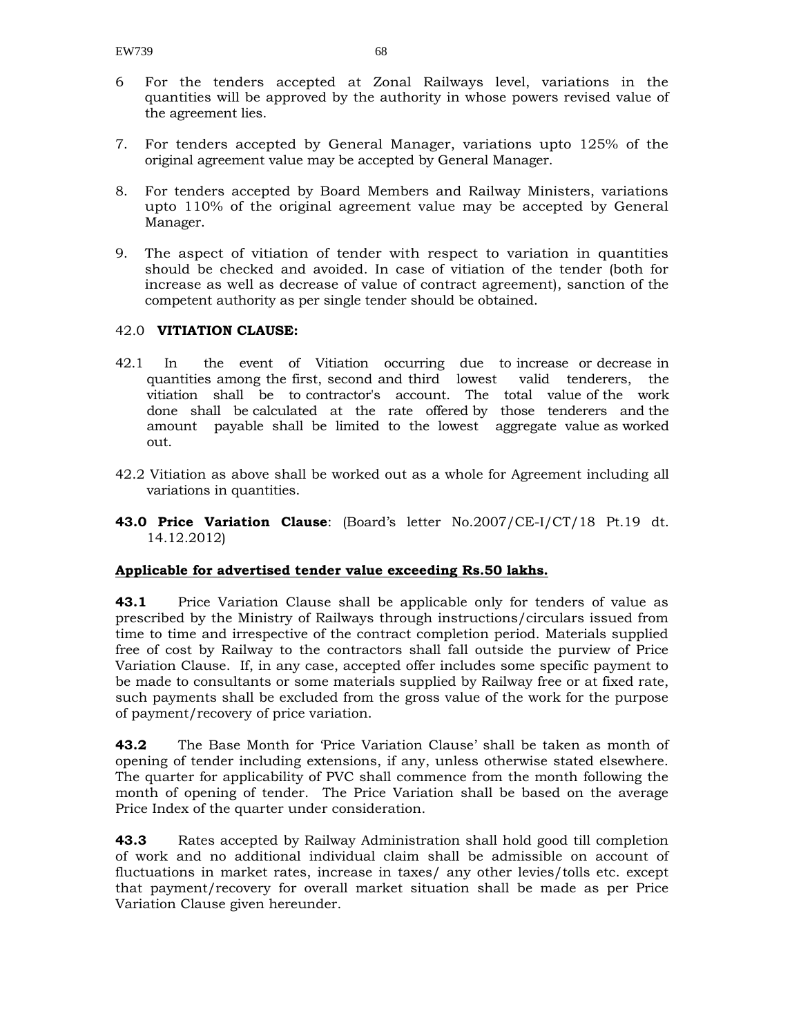6 For the tenders accepted at Zonal Railways level, variations in the quantities will be approved by the authority in whose powers revised value of the agreement lies.

7. For tenders accepted by General Manager, variations upto 125% of the original agreement value may be accepted by General Manager.

8. For tenders accepted by Board Members and Railway Ministers, variations upto 110% of the original agreement value may be accepted by General Manager.

9. The aspect of vitiation of tender with respect to variation in quantities should be checked and avoided. In case of vitiation of the tender (both for increase as well as decrease of value of contract agreement), sanction of the competent authority as per single tender should be obtained.

42.0 **VITIATION CLAUSE:**

42.1 In the event of Vitiation occurring due to increase or decrease in quantities among the first, second and third lowest valid tenderers, the vitiation shall be to contractor's account. The total value of the work done shall be calculated at the rate offered by those tenderers and the amount payable shall be limited to the lowest aggregate value as worked out.

42.2 Vitiation as above shall be worked out as a whole for Agreement including all variations in quantities.

**43.0 Price Variation Clause**: (Board's letter No.2007/CE-I/CT/18 Pt.19 dt. 14.12.2012)

**<u>Applicable for advertised tender value exceeding Rs.50 lakhs.</u>**

**43.1** Price Variation Clause shall be applicable only for tenders of value as prescribed by the Ministry of Railways through instructions/circulars issued from time to time and irrespective of the contract completion period. Materials supplied free of cost by Railway to the contractors shall fall outside the purview of Price Variation Clause. If, in any case, accepted offer includes some specific payment to be made to consultants or some materials supplied by Railway free or at fixed rate, such payments shall be excluded from the gross value of the work for the purpose of payment/recovery of price variation.

**43.2** The Base Month for 'Price Variation Clause' shall be taken as month of opening of tender including extensions, if any, unless otherwise stated elsewhere. The quarter for applicability of PVC shall commence from the month following the month of opening of tender. The Price Variation shall be based on the average Price Index of the quarter under consideration.

**43.3** Rates accepted by Railway Administration shall hold good till completion of work and no additional individual claim shall be admissible on account of fluctuations in market rates, increase in taxes/ any other levies/tolls etc. except that payment/recovery for overall market situation shall be made as per Price Variation Clause given hereunder.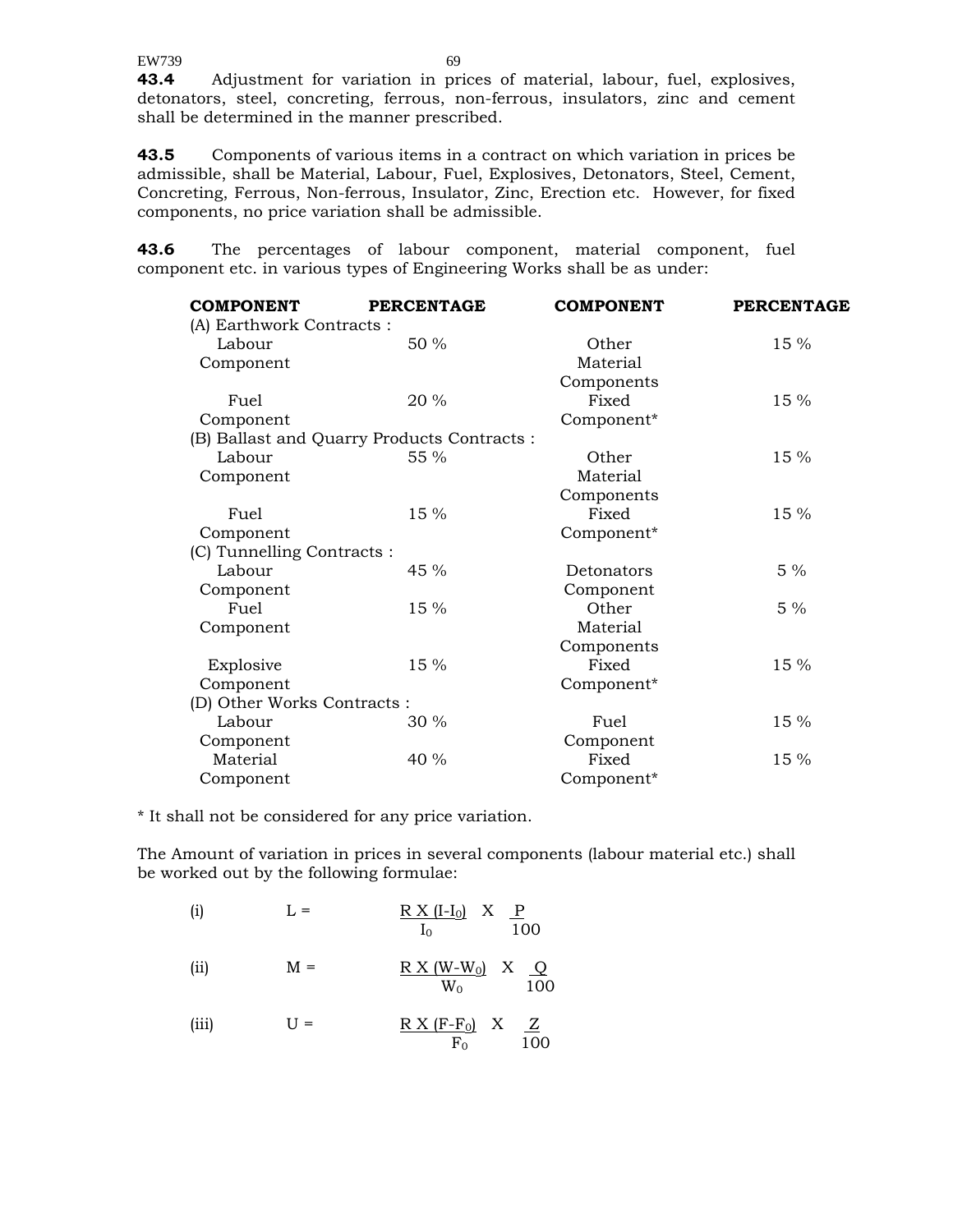**43.4** Adjustment for variation in prices of material, labour, fuel, explosives, detonators, steel, concreting, ferrous, non-ferrous, insulators, zinc and cement shall be determined in the manner prescribed.

**43.5** Components of various items in a contract on which variation in prices be admissible, shall be Material, Labour, Fuel, Explosives, Detonators, Steel, Cement, Concreting, Ferrous, Non-ferrous, Insulator, Zinc, Erection etc. However, for fixed components, no price variation shall be admissible.

**43.6** The percentages of labour component, material component, fuel component etc. in various types of Engineering Works shall be as under:

| COMPONENT | PERCENTAGE | COMPONENT | PERCENTAGE |
|---|---|---|---|
| (A) Earthwork Contracts : | | | |
| Labour Component | 50 % | Other Material Components | 15 % |
| Fuel Component | 20 % | Fixed Component* | 15 % |
| (B) Ballast and Quarry Products Contracts : | | | |
| Labour Component | 55 % | Other Material Components | 15 % |
| Fuel Component | 15 % | Fixed Component* | 15 % |
| (C) Tunnelling Contracts : | | | |
| Labour Component | 45 % | Detonators Component | 5 % |
| Fuel Component | 15 % | Other Material Components | 5 % |
| Explosive Component | 15 % | Fixed Component* | 15 % |
| (D) Other Works Contracts : | | | |
| Labour Component | 30 % | Fuel Component | 15 % |
| Material Component | 40 % | Fixed Component* | 15 % |

* It shall not be considered for any price variation.

The Amount of variation in prices in several components (labour material etc.) shall be worked out by the following formulae:

(i) $$L = \frac{R \times (I - I_0)}{I_0} \times \frac{P}{100}$$

(ii) $$M = \frac{R \times (W - W_0)}{W_0} \times \frac{Q}{100}$$

(iii) $$U = \frac{R \times (F - F_0)}{F_0} \times \frac{Z}{100}$$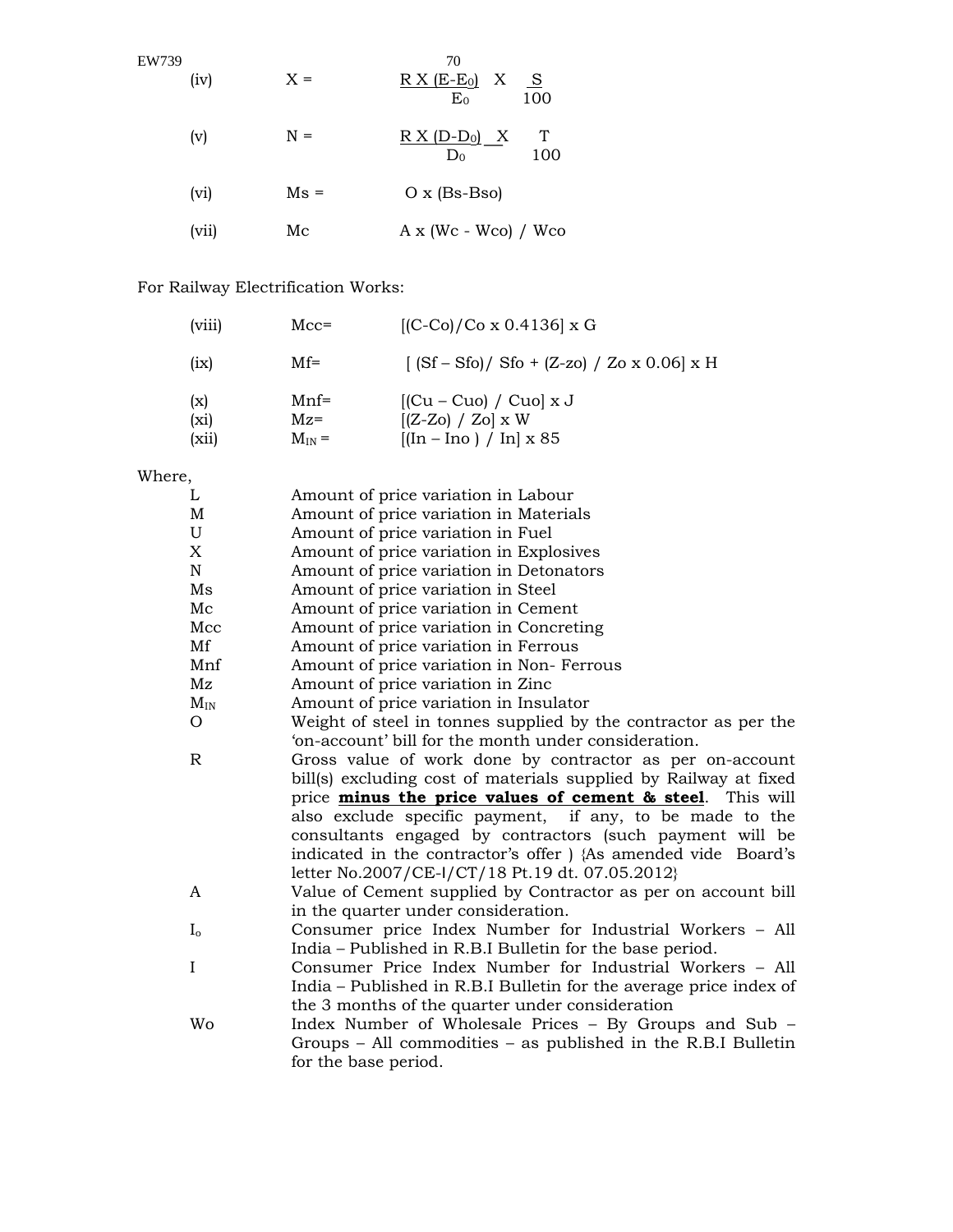(iv) $X = \frac{R \times (E-E_0)}{E_0} \times \frac{S}{100}$

(v) $N = \frac{R \times (D-D_0)}{D_0} \times \frac{T}{100}$

(vi) $Ms = O \times (Bs-Bso)$

(vii) $Mc \quad A \times (Wc - Wco) / Wco$

For Railway Electrification Works:

(viii) $Mcc= [(C-Co)/Co \times 0.4136] \times G$

(ix) $Mf= [ (Sf - Sfo)/ Sfo + (Z-zo) / Zo \times 0.06] \times H$

(x) $Mnf= [(Cu - Cuo) / Cuo] \times J$

(xi) $Mz= [(Z-Zo) / Zo] \times W$

(xii) $M_{IN} = [(In - Ino ) / In] \times 85$

Where,

| | |
|---|---|
| L | Amount of price variation in Labour |
| M | Amount of price variation in Materials |
| U | Amount of price variation in Fuel |
| X | Amount of price variation in Explosives |
| N | Amount of price variation in Detonators |
| Ms | Amount of price variation in Steel |
| Mc | Amount of price variation in Cement |
| Mcc | Amount of price variation in Concreting |
| Mf | Amount of price variation in Ferrous |
| Mnf | Amount of price variation in Non- Ferrous |
| Mz | Amount of price variation in Zinc |
| $M_{IN}$ | Amount of price variation in Insulator |
| O | Weight of steel in tonnes supplied by the contractor as per the 'on-account' bill for the month under consideration. |
| R | Gross value of work done by contractor as per on-account bill(s) excluding cost of materials supplied by Railway at fixed price **minus the price values of cement & steel**. This will also exclude specific payment, if any, to be made to the consultants engaged by contractors (such payment will be indicated in the contractor's offer ) {As amended vide Board's letter No.2007/CE-I/CT/18 Pt.19 dt. 07.05.2012} |
| A | Value of Cement supplied by Contractor as per on account bill in the quarter under consideration. |
| $I_o$ | Consumer price Index Number for Industrial Workers – All India – Published in R.B.I Bulletin for the base period. |
| I | Consumer Price Index Number for Industrial Workers – All India – Published in R.B.I Bulletin for the average price index of the 3 months of the quarter under consideration |
| Wo | Index Number of Wholesale Prices – By Groups and Sub – Groups – All commodities – as published in the R.B.I Bulletin for the base period. |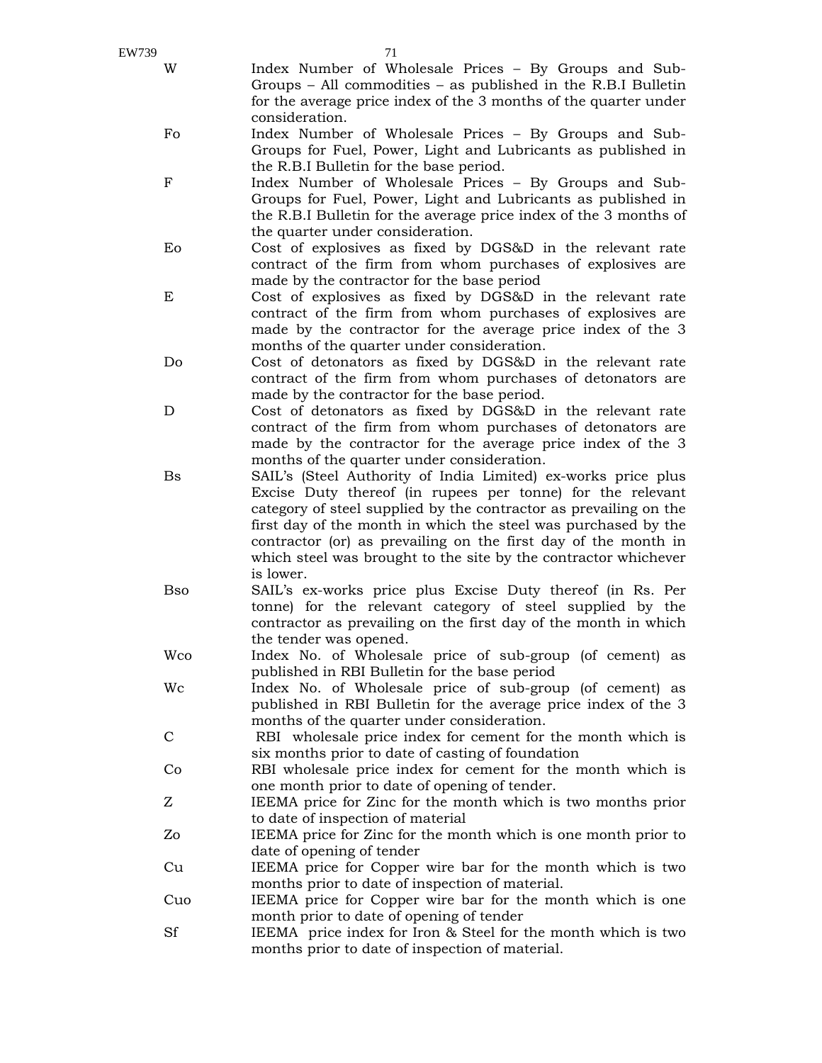| | |
|---|---|
| W | Index Number of Wholesale Prices – By Groups and Sub-Groups – All commodities – as published in the R.B.I Bulletin for the average price index of the 3 months of the quarter under consideration. |
| Fo | Index Number of Wholesale Prices – By Groups and Sub-Groups for Fuel, Power, Light and Lubricants as published in the R.B.I Bulletin for the base period. |
| F | Index Number of Wholesale Prices – By Groups and Sub-Groups for Fuel, Power, Light and Lubricants as published in the R.B.I Bulletin for the average price index of the 3 months of the quarter under consideration. |
| Eo | Cost of explosives as fixed by DGS&D in the relevant rate contract of the firm from whom purchases of explosives are made by the contractor for the base period |
| E | Cost of explosives as fixed by DGS&D in the relevant rate contract of the firm from whom purchases of explosives are made by the contractor for the average price index of the 3 months of the quarter under consideration. |
| Do | Cost of detonators as fixed by DGS&D in the relevant rate contract of the firm from whom purchases of detonators are made by the contractor for the base period. |
| D | Cost of detonators as fixed by DGS&D in the relevant rate contract of the firm from whom purchases of detonators are made by the contractor for the average price index of the 3 months of the quarter under consideration. |
| Bs | SAIL's (Steel Authority of India Limited) ex-works price plus Excise Duty thereof (in rupees per tonne) for the relevant category of steel supplied by the contractor as prevailing on the first day of the month in which the steel was purchased by the contractor (or) as prevailing on the first day of the month in which steel was brought to the site by the contractor whichever is lower. |
| Bso | SAIL's ex-works price plus Excise Duty thereof (in Rs. Per tonne) for the relevant category of steel supplied by the contractor as prevailing on the first day of the month in which the tender was opened. |
| Wco | Index No. of Wholesale price of sub-group (of cement) as published in RBI Bulletin for the base period |
| Wc | Index No. of Wholesale price of sub-group (of cement) as published in RBI Bulletin for the average price index of the 3 months of the quarter under consideration. |
| C | RBI wholesale price index for cement for the month which is six months prior to date of casting of foundation |
| Co | RBI wholesale price index for cement for the month which is one month prior to date of opening of tender. |
| Z | IEEMA price for Zinc for the month which is two months prior to date of inspection of material |
| Zo | IEEMA price for Zinc for the month which is one month prior to date of opening of tender |
| Cu | IEEMA price for Copper wire bar for the month which is two months prior to date of inspection of material. |
| Cuo | IEEMA price for Copper wire bar for the month which is one month prior to date of opening of tender |
| Sf | IEEMA price index for Iron & Steel for the month which is two months prior to date of inspection of material. |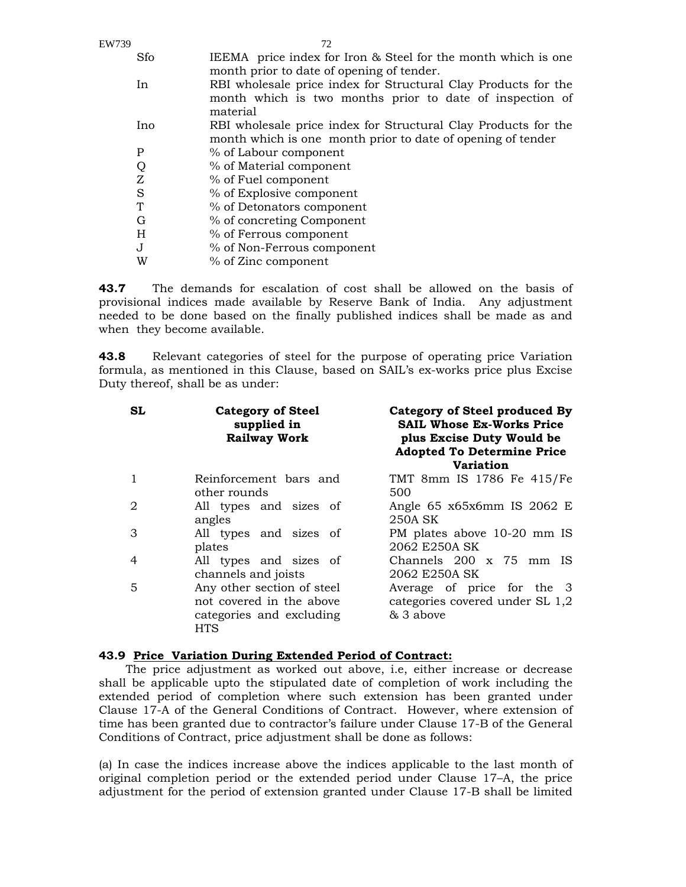| | |
|---|---|
| Sfo | IEEMA price index for Iron & Steel for the month which is one month prior to date of opening of tender. |
| In | RBI wholesale price index for Structural Clay Products for the month which is two months prior to date of inspection of material |
| Ino | RBI wholesale price index for Structural Clay Products for the month which is one month prior to date of opening of tender |
| P | % of Labour component |
| Q | % of Material component |
| Z | % of Fuel component |
| S | % of Explosive component |
| T | % of Detonators component |
| G | % of concreting Component |
| H | % of Ferrous component |
| J | % of Non-Ferrous component |
| W | % of Zinc component |

**43.7** The demands for escalation of cost shall be allowed on the basis of provisional indices made available by Reserve Bank of India. Any adjustment needed to be done based on the finally published indices shall be made as and when they become available.

**43.8** Relevant categories of steel for the purpose of operating price Variation formula, as mentioned in this Clause, based on SAIL's ex-works price plus Excise Duty thereof, shall be as under:

| SL | Category of Steel supplied in Railway Work | Category of Steel produced By SAIL Whose Ex-Works Price plus Excise Duty Would be Adopted To Determine Price Variation |
|---|---|---|
| 1 | Reinforcement bars and other rounds | TMT 8mm IS 1786 Fe 415/Fe 500 |
| 2 | All types and sizes of angles | Angle 65 x65x6mm IS 2062 E 250A SK |
| 3 | All types and sizes of plates | PM plates above 10-20 mm IS 2062 E250A SK |
| 4 | All types and sizes of channels and joists | Channels 200 x 75 mm IS 2062 E250A SK |
| 5 | Any other section of steel not covered in the above categories and excluding HTS | Average of price for the 3 categories covered under SL 1,2 & 3 above |

**43.9 <u>Price Variation During Extended Period of Contract:</u>**

The price adjustment as worked out above, i.e, either increase or decrease shall be applicable upto the stipulated date of completion of work including the extended period of completion where such extension has been granted under Clause 17-A of the General Conditions of Contract. However, where extension of time has been granted due to contractor's failure under Clause 17-B of the General Conditions of Contract, price adjustment shall be done as follows:

(a) In case the indices increase above the indices applicable to the last month of original completion period or the extended period under Clause 17–A, the price adjustment for the period of extension granted under Clause 17-B shall be limited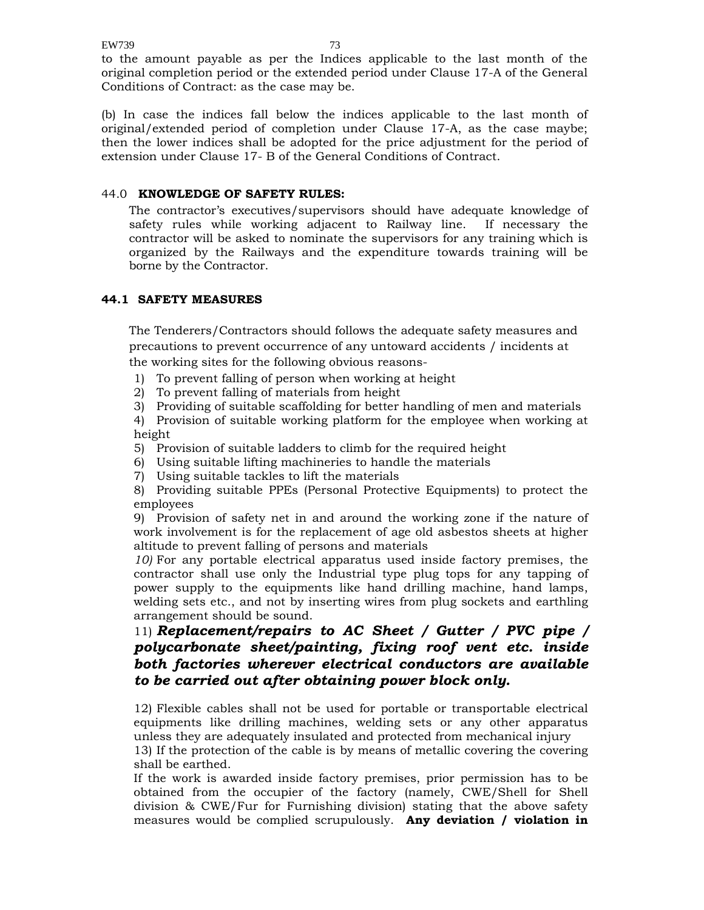to the amount payable as per the Indices applicable to the last month of the original completion period or the extended period under Clause 17-A of the General Conditions of Contract: as the case may be.

(b) In case the indices fall below the indices applicable to the last month of original/extended period of completion under Clause 17-A, as the case maybe; then the lower indices shall be adopted for the price adjustment for the period of extension under Clause 17- B of the General Conditions of Contract.

### 44.0 **KNOWLEDGE OF SAFETY RULES:**

The contractor's executives/supervisors should have adequate knowledge of safety rules while working adjacent to Railway line. If necessary the contractor will be asked to nominate the supervisors for any training which is organized by the Railways and the expenditure towards training will be borne by the Contractor.

### 44.1 SAFETY MEASURES

The Tenderers/Contractors should follows the adequate safety measures and precautions to prevent occurrence of any untoward accidents / incidents at the working sites for the following obvious reasons-

1) To prevent falling of person when working at height
2) To prevent falling of materials from height
3) Providing of suitable scaffolding for better handling of men and materials
4) Provision of suitable working platform for the employee when working at height
5) Provision of suitable ladders to climb for the required height
6) Using suitable lifting machineries to handle the materials
7) Using suitable tackles to lift the materials
8) Providing suitable PPEs (Personal Protective Equipments) to protect the employees
9) Provision of safety net in and around the working zone if the nature of work involvement is for the replacement of age old asbestos sheets at higher altitude to prevent falling of persons and materials
10) For any portable electrical apparatus used inside factory premises, the contractor shall use only the Industrial type plug tops for any tapping of power supply to the equipments like hand drilling machine, hand lamps, welding sets etc., and not by inserting wires from plug sockets and earthling arrangement should be sound.
11) ***Replacement/repairs to AC Sheet / Gutter / PVC pipe / polycarbonate sheet/painting, fixing roof vent etc. inside both factories wherever electrical conductors are available to be carried out after obtaining power block only.***
12) Flexible cables shall not be used for portable or transportable electrical equipments like drilling machines, welding sets or any other apparatus unless they are adequately insulated and protected from mechanical injury
13) If the protection of the cable is by means of metallic covering the covering shall be earthed.

If the work is awarded inside factory premises, prior permission has to be obtained from the occupier of the factory (namely, CWE/Shell for Shell division & CWE/Fur for Furnishing division) stating that the above safety measures would be complied scrupulously. **Any deviation / violation in**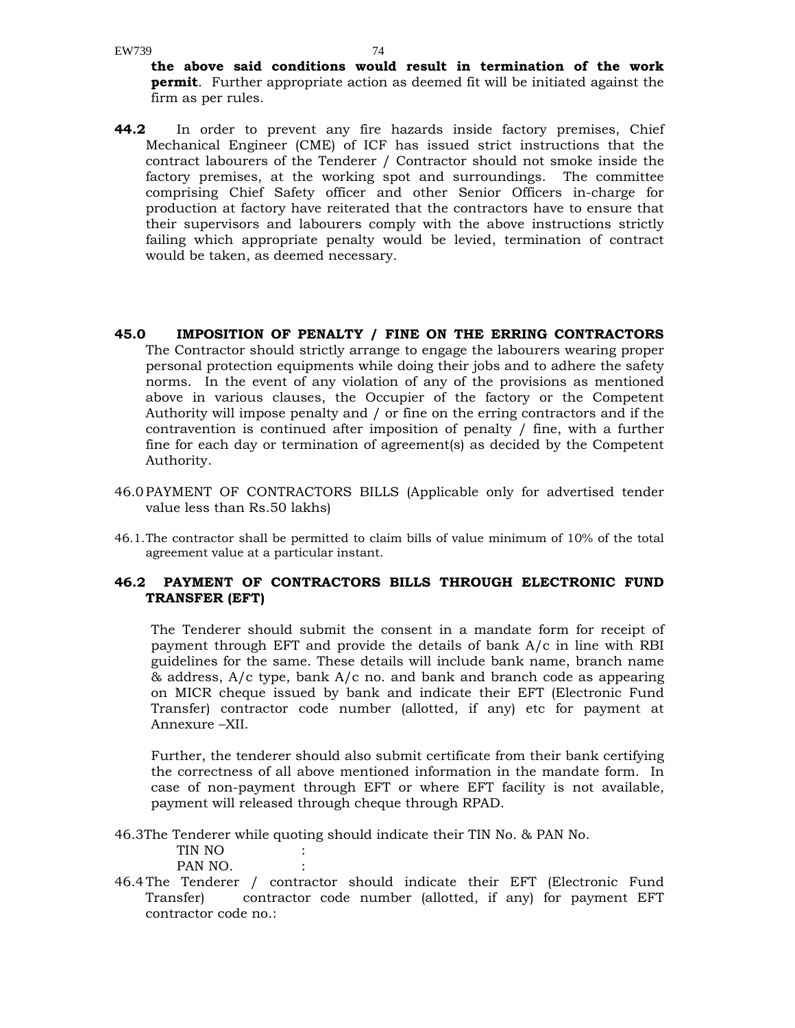**the above said conditions would result in termination of the work permit**. Further appropriate action as deemed fit will be initiated against the firm as per rules.

**44.2** In order to prevent any fire hazards inside factory premises, Chief Mechanical Engineer (CME) of ICF has issued strict instructions that the contract labourers of the Tenderer / Contractor should not smoke inside the factory premises, at the working spot and surroundings. The committee comprising Chief Safety officer and other Senior Officers in-charge for production at factory have reiterated that the contractors have to ensure that their supervisors and labourers comply with the above instructions strictly failing which appropriate penalty would be levied, termination of contract would be taken, as deemed necessary.

**45.0 IMPOSITION OF PENALTY / FINE ON THE ERRING CONTRACTORS**

The Contractor should strictly arrange to engage the labourers wearing proper personal protection equipments while doing their jobs and to adhere the safety norms. In the event of any violation of any of the provisions as mentioned above in various clauses, the Occupier of the factory or the Competent Authority will impose penalty and / or fine on the erring contractors and if the contravention is continued after imposition of penalty / fine, with a further fine for each day or termination of agreement(s) as decided by the Competent Authority.

46.0 PAYMENT OF CONTRACTORS BILLS (Applicable only for advertised tender value less than Rs.50 lakhs)

46.1. The contractor shall be permitted to claim bills of value minimum of 10% of the total agreement value at a particular instant.

**46.2 PAYMENT OF CONTRACTORS BILLS THROUGH ELECTRONIC FUND TRANSFER (EFT)**

The Tenderer should submit the consent in a mandate form for receipt of payment through EFT and provide the details of bank A/c in line with RBI guidelines for the same. These details will include bank name, branch name & address, A/c type, bank A/c no. and bank and branch code as appearing on MICR cheque issued by bank and indicate their EFT (Electronic Fund Transfer) contractor code number (allotted, if any) etc for payment at Annexure –XII.

Further, the tenderer should also submit certificate from their bank certifying the correctness of all above mentioned information in the mandate form. In case of non-payment through EFT or where EFT facility is not available, payment will released through cheque through RPAD.

46.3 The Tenderer while quoting should indicate their TIN No. & PAN No.

TIN NO :

PAN NO. :

46.4 The Tenderer / contractor should indicate their EFT (Electronic Fund Transfer) contractor code number (allotted, if any) for payment EFT contractor code no.: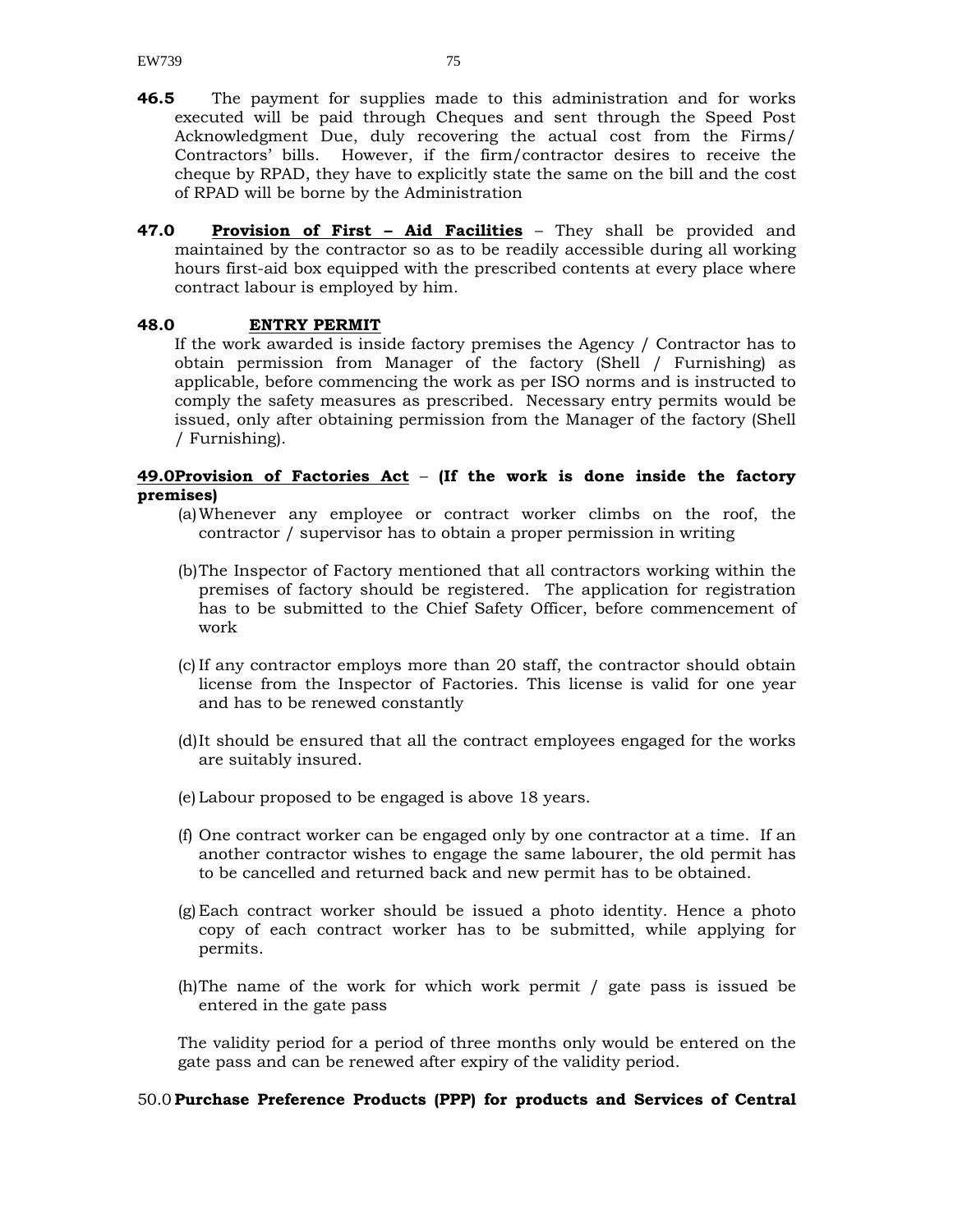**46.5** The payment for supplies made to this administration and for works executed will be paid through Cheques and sent through the Speed Post Acknowledgment Due, duly recovering the actual cost from the Firms/ Contractors' bills. However, if the firm/contractor desires to receive the cheque by RPAD, they have to explicitly state the same on the bill and the cost of RPAD will be borne by the Administration

**47.0** **<u>Provision of First – Aid Facilities</u>** – They shall be provided and maintained by the contractor so as to be readily accessible during all working hours first-aid box equipped with the prescribed contents at every place where contract labour is employed by him.

**48.0** **<u>ENTRY PERMIT</u>**

If the work awarded is inside factory premises the Agency / Contractor has to obtain permission from Manager of the factory (Shell / Furnishing) as applicable, before commencing the work as per ISO norms and is instructed to comply the safety measures as prescribed. Necessary entry permits would be issued, only after obtaining permission from the Manager of the factory (Shell / Furnishing).

**49.0<u>Provision of Factories Act</u>** – **(If the work is done inside the factory premises)**

(a) Whenever any employee or contract worker climbs on the roof, the contractor / supervisor has to obtain a proper permission in writing

(b) The Inspector of Factory mentioned that all contractors working within the premises of factory should be registered. The application for registration has to be submitted to the Chief Safety Officer, before commencement of work

(c) If any contractor employs more than 20 staff, the contractor should obtain license from the Inspector of Factories. This license is valid for one year and has to be renewed constantly

(d) It should be ensured that all the contract employees engaged for the works are suitably insured.

(e) Labour proposed to be engaged is above 18 years.

(f) One contract worker can be engaged only by one contractor at a time. If an another contractor wishes to engage the same labourer, the old permit has to be cancelled and returned back and new permit has to be obtained.

(g) Each contract worker should be issued a photo identity. Hence a photo copy of each contract worker has to be submitted, while applying for permits.

(h) The name of the work for which work permit / gate pass is issued be entered in the gate pass

The validity period for a period of three months only would be entered on the gate pass and can be renewed after expiry of the validity period.

50.0 **Purchase Preference Products (PPP) for products and Services of Central**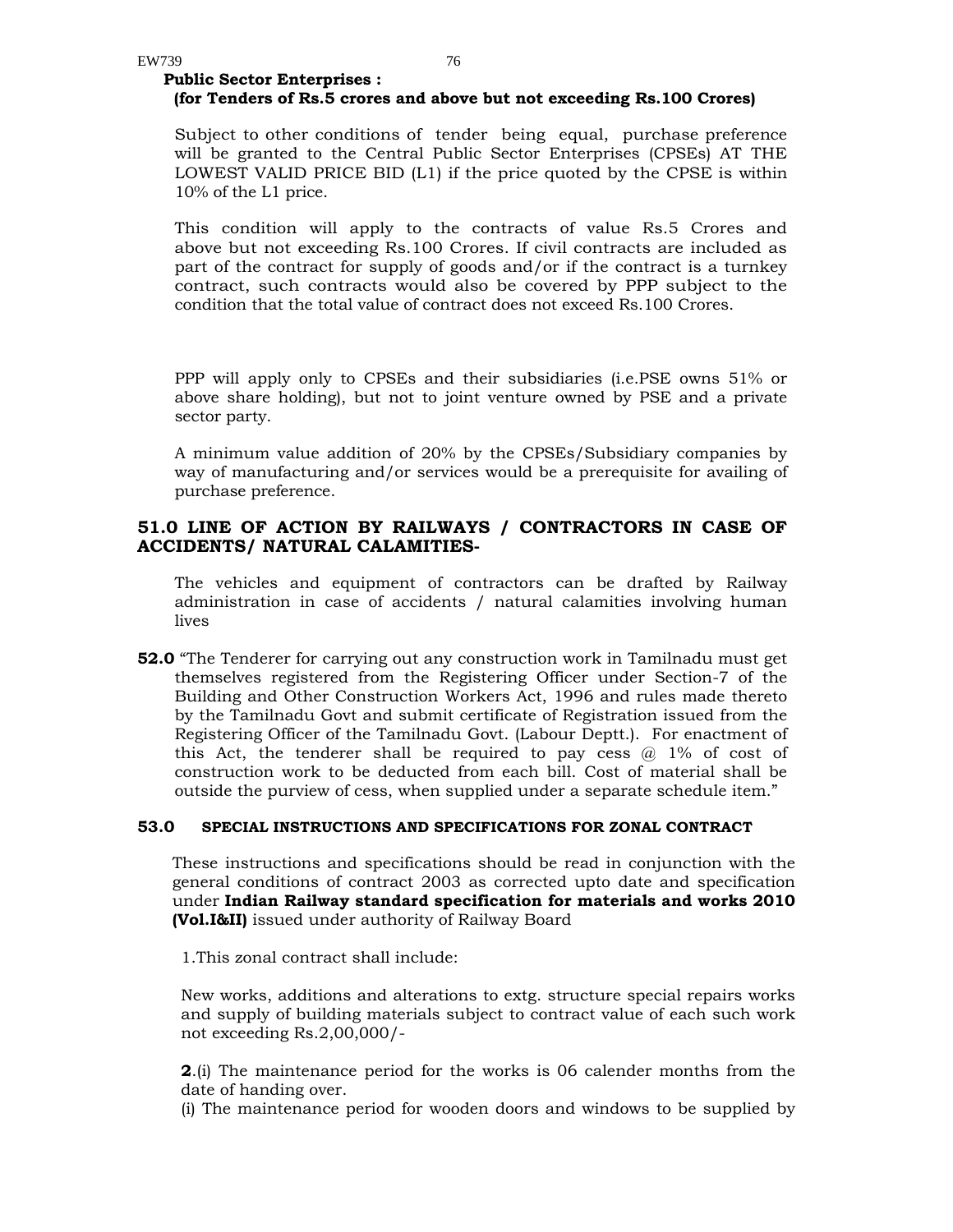**Public Sector Enterprises :**
**(for Tenders of Rs.5 crores and above but not exceeding Rs.100 Crores)**

Subject to other conditions of tender being equal, purchase preference will be granted to the Central Public Sector Enterprises (CPSEs) AT THE LOWEST VALID PRICE BID (L1) if the price quoted by the CPSE is within 10% of the L1 price.

This condition will apply to the contracts of value Rs.5 Crores and above but not exceeding Rs.100 Crores. If civil contracts are included as part of the contract for supply of goods and/or if the contract is a turnkey contract, such contracts would also be covered by PPP subject to the condition that the total value of contract does not exceed Rs.100 Crores.

PPP will apply only to CPSEs and their subsidiaries (i.e.PSE owns 51% or above share holding), but not to joint venture owned by PSE and a private sector party.

A minimum value addition of 20% by the CPSEs/Subsidiary companies by way of manufacturing and/or services would be a prerequisite for availing of purchase preference.

## 51.0 LINE OF ACTION BY RAILWAYS / CONTRACTORS IN CASE OF ACCIDENTS/ NATURAL CALAMITIES-

The vehicles and equipment of contractors can be drafted by Railway administration in case of accidents / natural calamities involving human lives

**52.0** "The Tenderer for carrying out any construction work in Tamilnadu must get themselves registered from the Registering Officer under Section-7 of the Building and Other Construction Workers Act, 1996 and rules made thereto by the Tamilnadu Govt and submit certificate of Registration issued from the Registering Officer of the Tamilnadu Govt. (Labour Deptt.). For enactment of this Act, the tenderer shall be required to pay cess @ 1% of cost of construction work to be deducted from each bill. Cost of material shall be outside the purview of cess, when supplied under a separate schedule item."

### 53.0 SPECIAL INSTRUCTIONS AND SPECIFICATIONS FOR ZONAL CONTRACT

These instructions and specifications should be read in conjunction with the general conditions of contract 2003 as corrected upto date and specification under **Indian Railway standard specification for materials and works 2010 (Vol.I&II)** issued under authority of Railway Board

1.This zonal contract shall include:

New works, additions and alterations to extg. structure special repairs works and supply of building materials subject to contract value of each such work not exceeding Rs.2,00,000/-

**2**.(i) The maintenance period for the works is 06 calender months from the date of handing over.
(i) The maintenance period for wooden doors and windows to be supplied by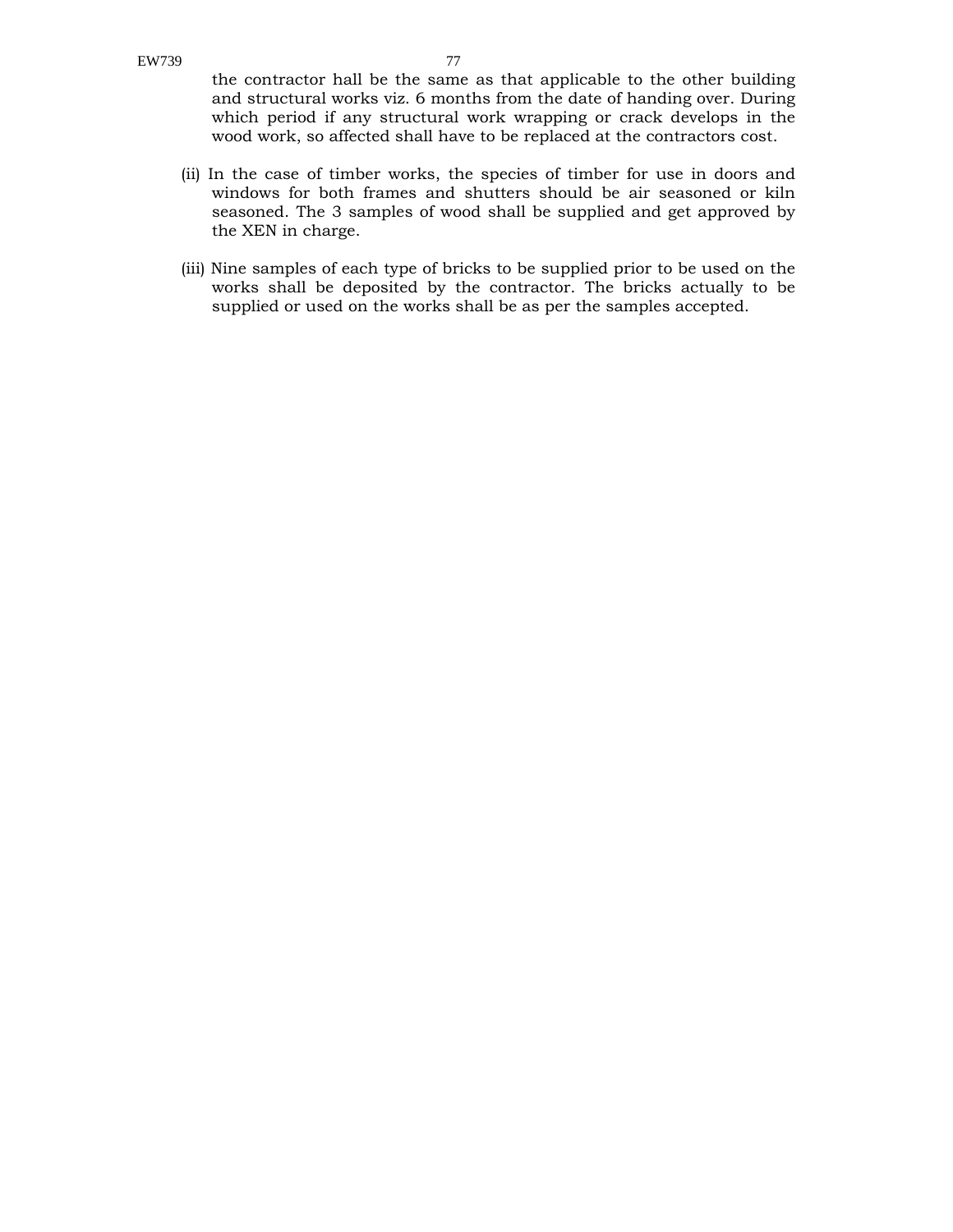the contractor hall be the same as that applicable to the other building and structural works viz. 6 months from the date of handing over. During which period if any structural work wrapping or crack develops in the wood work, so affected shall have to be replaced at the contractors cost.

(ii) In the case of timber works, the species of timber for use in doors and windows for both frames and shutters should be air seasoned or kiln seasoned. The 3 samples of wood shall be supplied and get approved by the XEN in charge.

(iii) Nine samples of each type of bricks to be supplied prior to be used on the works shall be deposited by the contractor. The bricks actually to be supplied or used on the works shall be as per the samples accepted.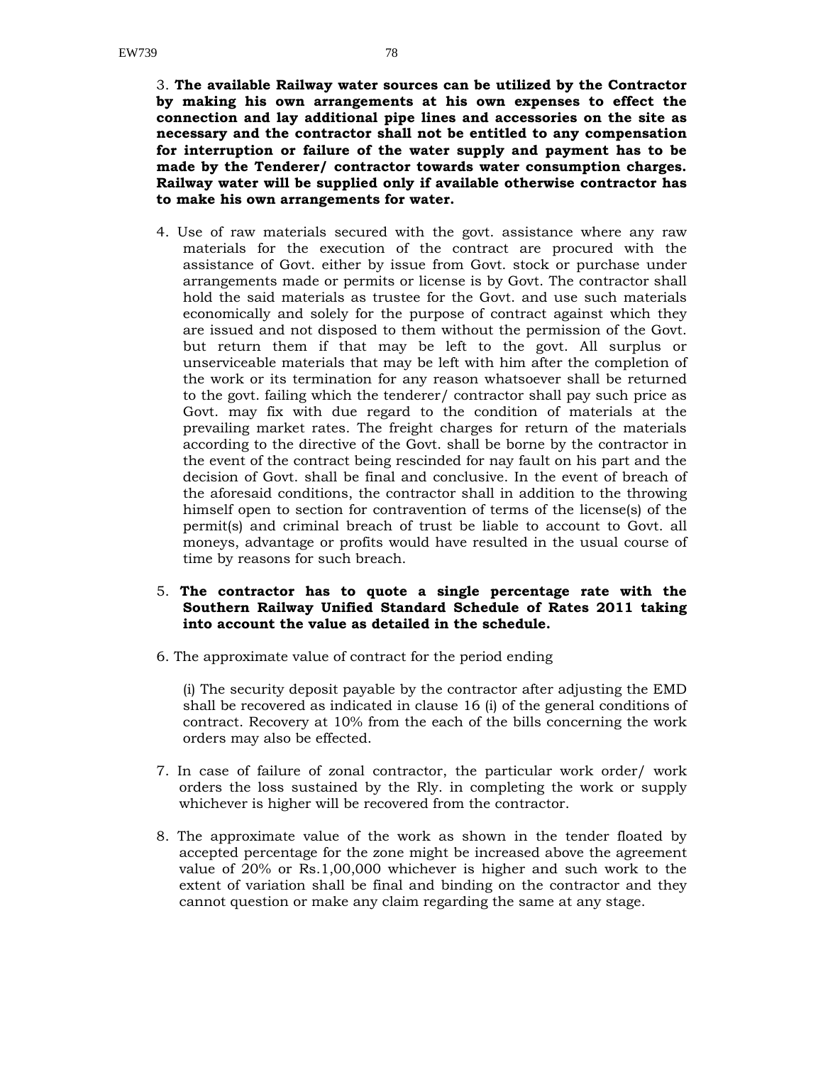3. **The available Railway water sources can be utilized by the Contractor by making his own arrangements at his own expenses to effect the connection and lay additional pipe lines and accessories on the site as necessary and the contractor shall not be entitled to any compensation for interruption or failure of the water supply and payment has to be made by the Tenderer/ contractor towards water consumption charges. Railway water will be supplied only if available otherwise contractor has to make his own arrangements for water.**

4. Use of raw materials secured with the govt. assistance where any raw materials for the execution of the contract are procured with the assistance of Govt. either by issue from Govt. stock or purchase under arrangements made or permits or license is by Govt. The contractor shall hold the said materials as trustee for the Govt. and use such materials economically and solely for the purpose of contract against which they are issued and not disposed to them without the permission of the Govt. but return them if that may be left to the govt. All surplus or unserviceable materials that may be left with him after the completion of the work or its termination for any reason whatsoever shall be returned to the govt. failing which the tenderer/ contractor shall pay such price as Govt. may fix with due regard to the condition of materials at the prevailing market rates. The freight charges for return of the materials according to the directive of the Govt. shall be borne by the contractor in the event of the contract being rescinded for nay fault on his part and the decision of Govt. shall be final and conclusive. In the event of breach of the aforesaid conditions, the contractor shall in addition to the throwing himself open to section for contravention of terms of the license(s) of the permit(s) and criminal breach of trust be liable to account to Govt. all moneys, advantage or profits would have resulted in the usual course of time by reasons for such breach.

5. **The contractor has to quote a single percentage rate with the Southern Railway Unified Standard Schedule of Rates 2011 taking into account the value as detailed in the schedule.**

6. The approximate value of contract for the period ending

   (i) The security deposit payable by the contractor after adjusting the EMD shall be recovered as indicated in clause 16 (i) of the general conditions of contract. Recovery at 10% from the each of the bills concerning the work orders may also be effected.

7. In case of failure of zonal contractor, the particular work order/ work orders the loss sustained by the Rly. in completing the work or supply whichever is higher will be recovered from the contractor.

8. The approximate value of the work as shown in the tender floated by accepted percentage for the zone might be increased above the agreement value of 20% or Rs.1,00,000 whichever is higher and such work to the extent of variation shall be final and binding on the contractor and they cannot question or make any claim regarding the same at any stage.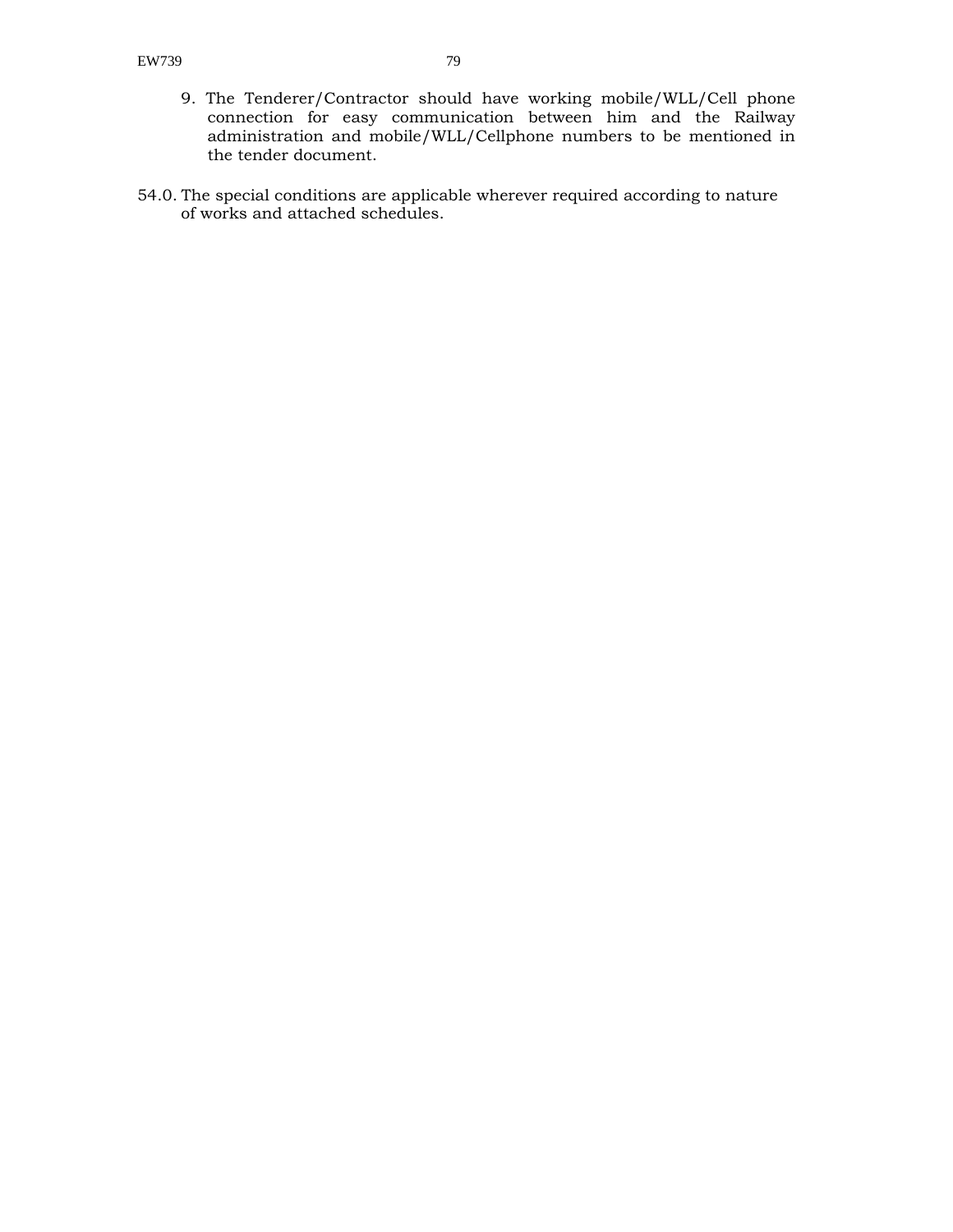9. The Tenderer/Contractor should have working mobile/WLL/Cell phone connection for easy communication between him and the Railway administration and mobile/WLL/Cellphone numbers to be mentioned in the tender document.

54.0. The special conditions are applicable wherever required according to nature of works and attached schedules.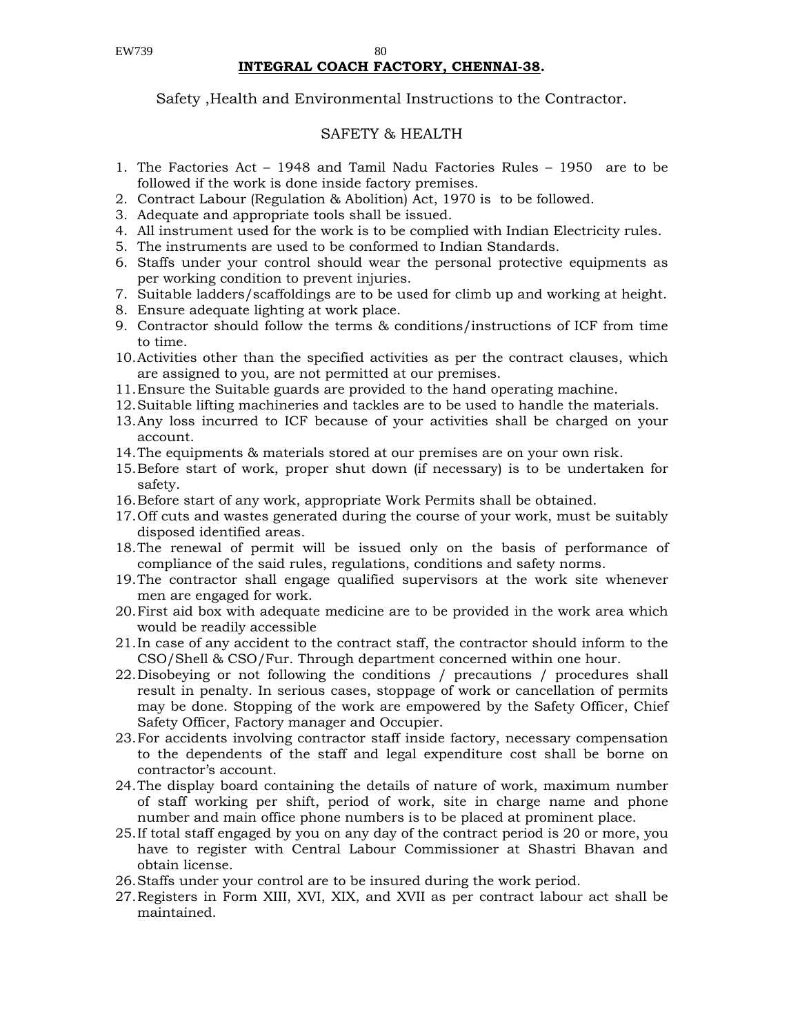**INTEGRAL COACH FACTORY, CHENNAI-38.**

Safety ,Health and Environmental Instructions to the Contractor.

SAFETY & HEALTH

1. The Factories Act – 1948 and Tamil Nadu Factories Rules – 1950 are to be followed if the work is done inside factory premises.
2. Contract Labour (Regulation & Abolition) Act, 1970 is to be followed.
3. Adequate and appropriate tools shall be issued.
4. All instrument used for the work is to be complied with Indian Electricity rules.
5. The instruments are used to be conformed to Indian Standards.
6. Staffs under your control should wear the personal protective equipments as per working condition to prevent injuries.
7. Suitable ladders/scaffoldings are to be used for climb up and working at height.
8. Ensure adequate lighting at work place.
9. Contractor should follow the terms & conditions/instructions of ICF from time to time.
10. Activities other than the specified activities as per the contract clauses, which are assigned to you, are not permitted at our premises.
11. Ensure the Suitable guards are provided to the hand operating machine.
12. Suitable lifting machineries and tackles are to be used to handle the materials.
13. Any loss incurred to ICF because of your activities shall be charged on your account.
14. The equipments & materials stored at our premises are on your own risk.
15. Before start of work, proper shut down (if necessary) is to be undertaken for safety.
16. Before start of any work, appropriate Work Permits shall be obtained.
17. Off cuts and wastes generated during the course of your work, must be suitably disposed identified areas.
18. The renewal of permit will be issued only on the basis of performance of compliance of the said rules, regulations, conditions and safety norms.
19. The contractor shall engage qualified supervisors at the work site whenever men are engaged for work.
20. First aid box with adequate medicine are to be provided in the work area which would be readily accessible
21. In case of any accident to the contract staff, the contractor should inform to the CSO/Shell & CSO/Fur. Through department concerned within one hour.
22. Disobeying or not following the conditions / precautions / procedures shall result in penalty. In serious cases, stoppage of work or cancellation of permits may be done. Stopping of the work are empowered by the Safety Officer, Chief Safety Officer, Factory manager and Occupier.
23. For accidents involving contractor staff inside factory, necessary compensation to the dependents of the staff and legal expenditure cost shall be borne on contractor's account.
24. The display board containing the details of nature of work, maximum number of staff working per shift, period of work, site in charge name and phone number and main office phone numbers is to be placed at prominent place.
25. If total staff engaged by you on any day of the contract period is 20 or more, you have to register with Central Labour Commissioner at Shastri Bhavan and obtain license.
26. Staffs under your control are to be insured during the work period.
27. Registers in Form XIII, XVI, XIX, and XVII as per contract labour act shall be maintained.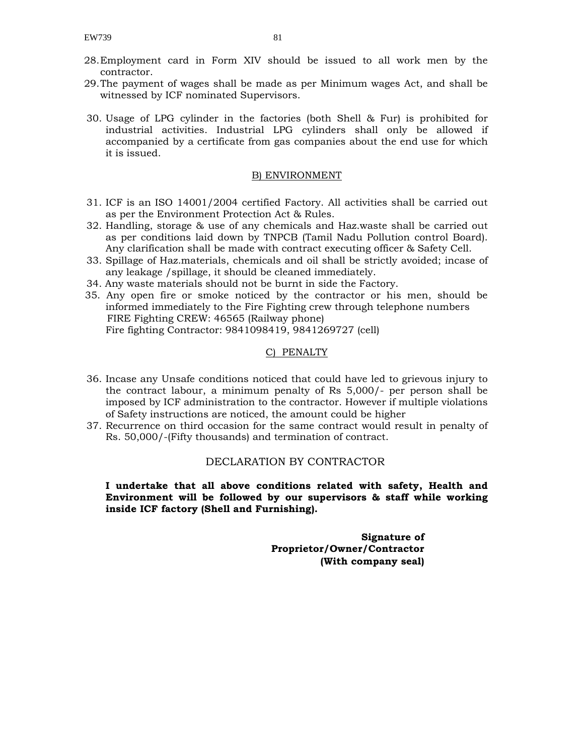28. Employment card in Form XIV should be issued to all work men by the contractor.
29. The payment of wages shall be made as per Minimum wages Act, and shall be witnessed by ICF nominated Supervisors.
30. Usage of LPG cylinder in the factories (both Shell & Fur) is prohibited for industrial activities. Industrial LPG cylinders shall only be allowed if accompanied by a certificate from gas companies about the end use for which it is issued.

## B) ENVIRONMENT

31. ICF is an ISO 14001/2004 certified Factory. All activities shall be carried out as per the Environment Protection Act & Rules.
32. Handling, storage & use of any chemicals and Haz.waste shall be carried out as per conditions laid down by TNPCB (Tamil Nadu Pollution control Board). Any clarification shall be made with contract executing officer & Safety Cell.
33. Spillage of Haz.materials, chemicals and oil shall be strictly avoided; incase of any leakage /spillage, it should be cleaned immediately.
34. Any waste materials should not be burnt in side the Factory.
35. Any open fire or smoke noticed by the contractor or his men, should be informed immediately to the Fire Fighting crew through telephone numbers
    FIRE Fighting CREW: 46565 (Railway phone)
    Fire fighting Contractor: 9841098419, 9841269727 (cell)

## C) PENALTY

36. Incase any Unsafe conditions noticed that could have led to grievous injury to the contract labour, a minimum penalty of Rs 5,000/- per person shall be imposed by ICF administration to the contractor. However if multiple violations of Safety instructions are noticed, the amount could be higher
37. Recurrence on third occasion for the same contract would result in penalty of Rs. 50,000/-(Fifty thousands) and termination of contract.

## DECLARATION BY CONTRACTOR

**I undertake that all above conditions related with safety, Health and Environment will be followed by our supervisors & staff while working inside ICF factory (Shell and Furnishing).**

**Signature of**
**Proprietor/Owner/Contractor**
**(With company seal)**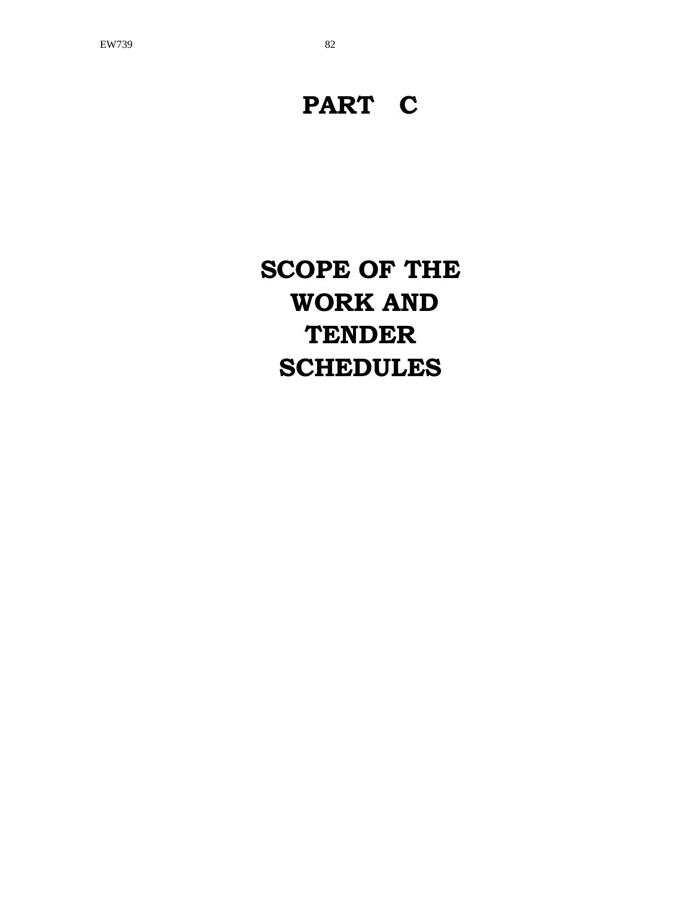# PART C

# SCOPE OF THE WORK AND TENDER SCHEDULES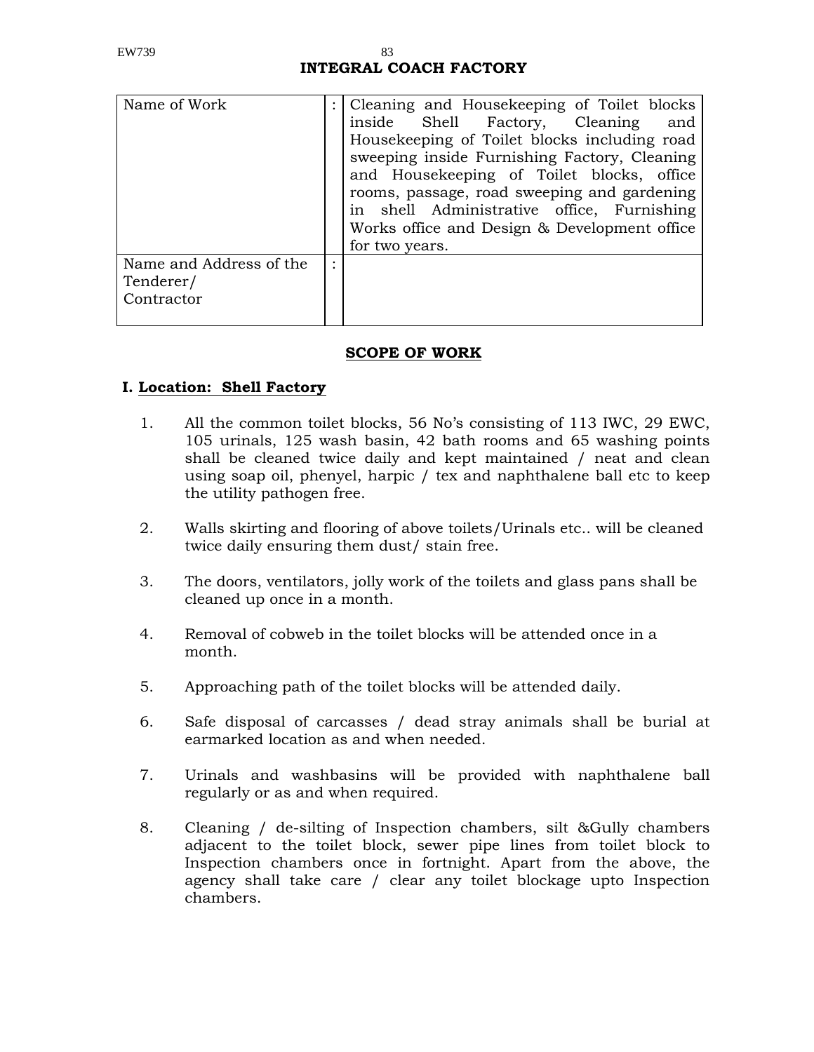## INTEGRAL COACH FACTORY

| Name of Work | : | Cleaning and Housekeeping of Toilet blocks inside Shell Factory, Cleaning and Housekeeping of Toilet blocks including road sweeping inside Furnishing Factory, Cleaning and Housekeeping of Toilet blocks, office rooms, passage, road sweeping and gardening in shell Administrative office, Furnishing Works office and Design & Development office for two years. |
|---|---|---|
| Name and Address of the Tenderer/ Contractor | : | |

### SCOPE OF WORK

**I. Location: Shell Factory**

1. All the common toilet blocks, 56 No's consisting of 113 IWC, 29 EWC, 105 urinals, 125 wash basin, 42 bath rooms and 65 washing points shall be cleaned twice daily and kept maintained / neat and clean using soap oil, phenyel, harpic / tex and naphthalene ball etc to keep the utility pathogen free.

2. Walls skirting and flooring of above toilets/Urinals etc.. will be cleaned twice daily ensuring them dust/ stain free.

3. The doors, ventilators, jolly work of the toilets and glass pans shall be cleaned up once in a month.

4. Removal of cobweb in the toilet blocks will be attended once in a month.

5. Approaching path of the toilet blocks will be attended daily.

6. Safe disposal of carcasses / dead stray animals shall be burial at earmarked location as and when needed.

7. Urinals and washbasins will be provided with naphthalene ball regularly or as and when required.

8. Cleaning / de-silting of Inspection chambers, silt &Gully chambers adjacent to the toilet block, sewer pipe lines from toilet block to Inspection chambers once in fortnight. Apart from the above, the agency shall take care / clear any toilet blockage upto Inspection chambers.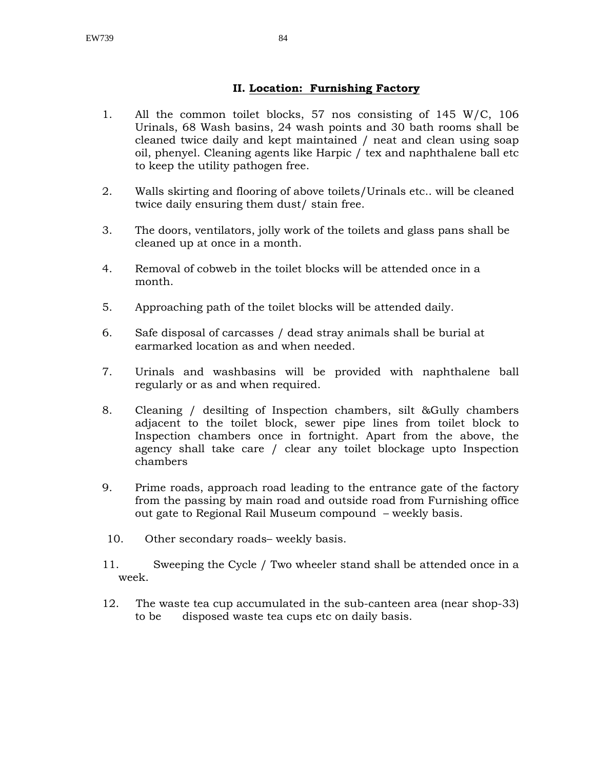## II. Location: Furnishing Factory

1. All the common toilet blocks, 57 nos consisting of 145 W/C, 106 Urinals, 68 Wash basins, 24 wash points and 30 bath rooms shall be cleaned twice daily and kept maintained / neat and clean using soap oil, phenyel. Cleaning agents like Harpic / tex and naphthalene ball etc to keep the utility pathogen free.

2. Walls skirting and flooring of above toilets/Urinals etc.. will be cleaned twice daily ensuring them dust/ stain free.

3. The doors, ventilators, jolly work of the toilets and glass pans shall be cleaned up at once in a month.

4. Removal of cobweb in the toilet blocks will be attended once in a month.

5. Approaching path of the toilet blocks will be attended daily.

6. Safe disposal of carcasses / dead stray animals shall be burial at earmarked location as and when needed.

7. Urinals and washbasins will be provided with naphthalene ball regularly or as and when required.

8. Cleaning / desilting of Inspection chambers, silt &Gully chambers adjacent to the toilet block, sewer pipe lines from toilet block to Inspection chambers once in fortnight. Apart from the above, the agency shall take care / clear any toilet blockage upto Inspection chambers

9. Prime roads, approach road leading to the entrance gate of the factory from the passing by main road and outside road from Furnishing office out gate to Regional Rail Museum compound – weekly basis.

10. Other secondary roads– weekly basis.

11. Sweeping the Cycle / Two wheeler stand shall be attended once in a week.

12. The waste tea cup accumulated in the sub-canteen area (near shop-33) to be disposed waste tea cups etc on daily basis.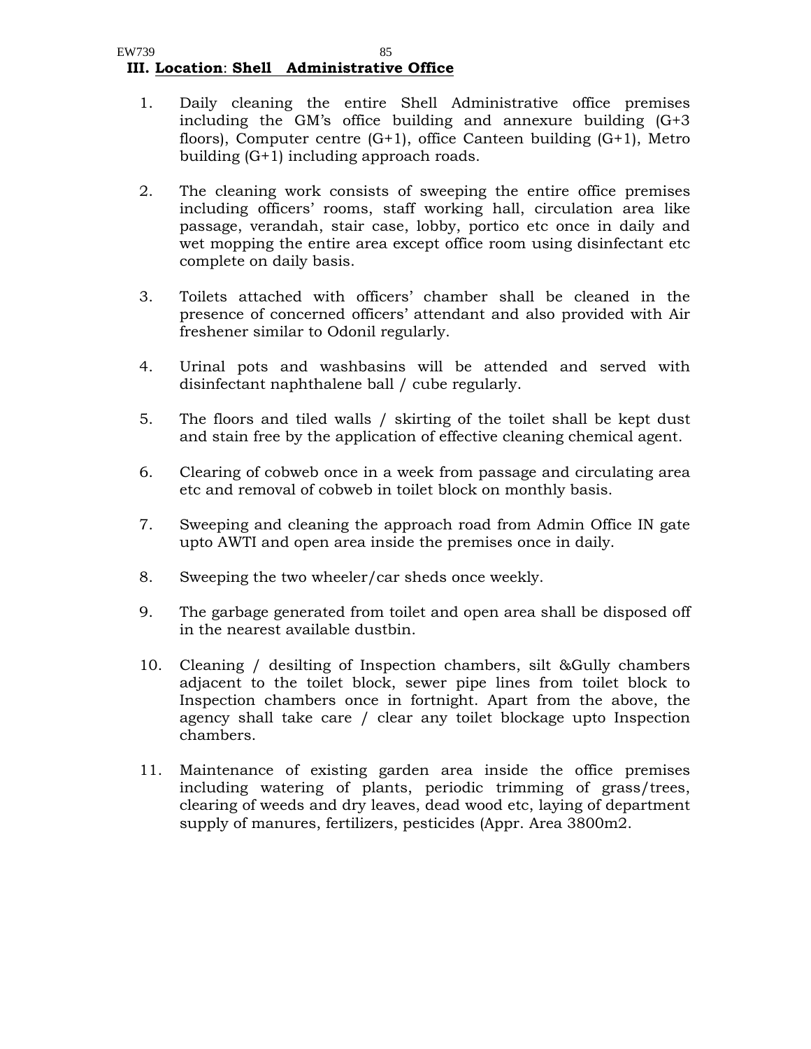### III. **Location**: **Shell Administrative Office**

1. Daily cleaning the entire Shell Administrative office premises including the GM's office building and annexure building (G+3 floors), Computer centre (G+1), office Canteen building (G+1), Metro building (G+1) including approach roads.

2. The cleaning work consists of sweeping the entire office premises including officers' rooms, staff working hall, circulation area like passage, verandah, stair case, lobby, portico etc once in daily and wet mopping the entire area except office room using disinfectant etc complete on daily basis.

3. Toilets attached with officers' chamber shall be cleaned in the presence of concerned officers' attendant and also provided with Air freshener similar to Odonil regularly.

4. Urinal pots and washbasins will be attended and served with disinfectant naphthalene ball / cube regularly.

5. The floors and tiled walls / skirting of the toilet shall be kept dust and stain free by the application of effective cleaning chemical agent.

6. Clearing of cobweb once in a week from passage and circulating area etc and removal of cobweb in toilet block on monthly basis.

7. Sweeping and cleaning the approach road from Admin Office IN gate upto AWTI and open area inside the premises once in daily.

8. Sweeping the two wheeler/car sheds once weekly.

9. The garbage generated from toilet and open area shall be disposed off in the nearest available dustbin.

10. Cleaning / desilting of Inspection chambers, silt &Gully chambers adjacent to the toilet block, sewer pipe lines from toilet block to Inspection chambers once in fortnight. Apart from the above, the agency shall take care / clear any toilet blockage upto Inspection chambers.

11. Maintenance of existing garden area inside the office premises including watering of plants, periodic trimming of grass/trees, clearing of weeds and dry leaves, dead wood etc, laying of department supply of manures, fertilizers, pesticides (Appr. Area 3800m2.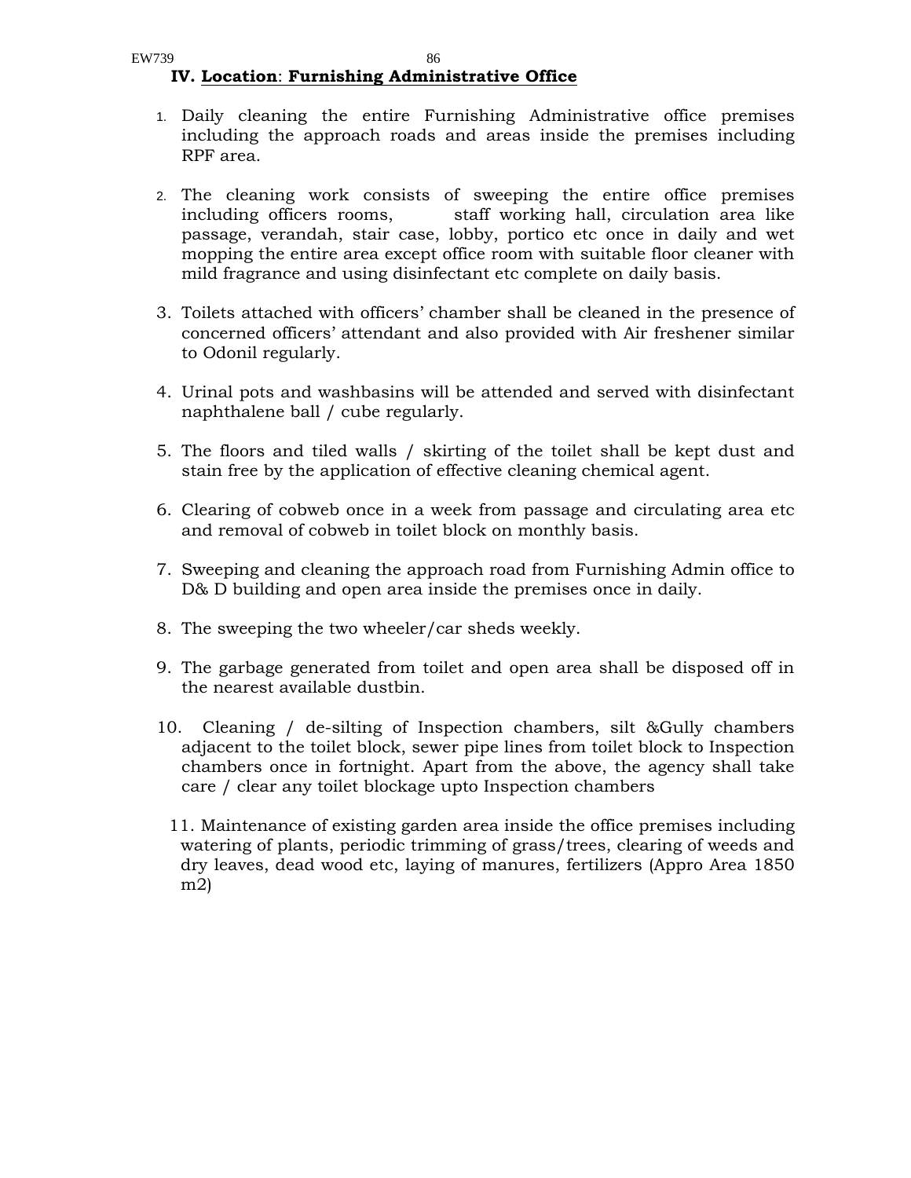### IV. Location: Furnishing Administrative Office

1. Daily cleaning the entire Furnishing Administrative office premises including the approach roads and areas inside the premises including RPF area.

2. The cleaning work consists of sweeping the entire office premises including officers rooms, staff working hall, circulation area like passage, verandah, stair case, lobby, portico etc once in daily and wet mopping the entire area except office room with suitable floor cleaner with mild fragrance and using disinfectant etc complete on daily basis.

3. Toilets attached with officers' chamber shall be cleaned in the presence of concerned officers' attendant and also provided with Air freshener similar to Odonil regularly.

4. Urinal pots and washbasins will be attended and served with disinfectant naphthalene ball / cube regularly.

5. The floors and tiled walls / skirting of the toilet shall be kept dust and stain free by the application of effective cleaning chemical agent.

6. Clearing of cobweb once in a week from passage and circulating area etc and removal of cobweb in toilet block on monthly basis.

7. Sweeping and cleaning the approach road from Furnishing Admin office to D& D building and open area inside the premises once in daily.

8. The sweeping the two wheeler/car sheds weekly.

9. The garbage generated from toilet and open area shall be disposed off in the nearest available dustbin.

10. Cleaning / de-silting of Inspection chambers, silt &Gully chambers adjacent to the toilet block, sewer pipe lines from toilet block to Inspection chambers once in fortnight. Apart from the above, the agency shall take care / clear any toilet blockage upto Inspection chambers

11. Maintenance of existing garden area inside the office premises including watering of plants, periodic trimming of grass/trees, clearing of weeds and dry leaves, dead wood etc, laying of manures, fertilizers (Appro Area 1850 m2)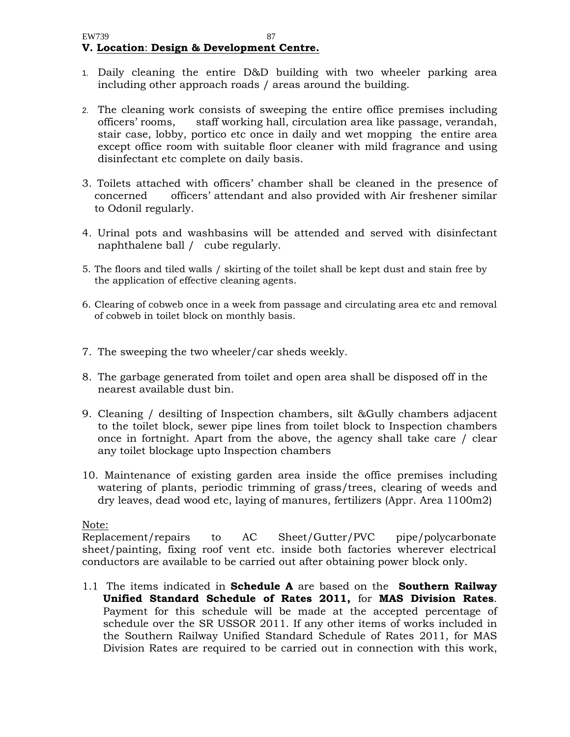**V. Location: Design & Development Centre.**

1. Daily cleaning the entire D&D building with two wheeler parking area including other approach roads / areas around the building.

2. The cleaning work consists of sweeping the entire office premises including officers' rooms, staff working hall, circulation area like passage, verandah, stair case, lobby, portico etc once in daily and wet mopping the entire area except office room with suitable floor cleaner with mild fragrance and using disinfectant etc complete on daily basis.

3. Toilets attached with officers' chamber shall be cleaned in the presence of concerned officers' attendant and also provided with Air freshener similar to Odonil regularly.

4. Urinal pots and washbasins will be attended and served with disinfectant naphthalene ball / cube regularly.

5. The floors and tiled walls / skirting of the toilet shall be kept dust and stain free by the application of effective cleaning agents.

6. Clearing of cobweb once in a week from passage and circulating area etc and removal of cobweb in toilet block on monthly basis.

7. The sweeping the two wheeler/car sheds weekly.

8. The garbage generated from toilet and open area shall be disposed off in the nearest available dust bin.

9. Cleaning / desilting of Inspection chambers, silt &Gully chambers adjacent to the toilet block, sewer pipe lines from toilet block to Inspection chambers once in fortnight. Apart from the above, the agency shall take care / clear any toilet blockage upto Inspection chambers

10. Maintenance of existing garden area inside the office premises including watering of plants, periodic trimming of grass/trees, clearing of weeds and dry leaves, dead wood etc, laying of manures, fertilizers (Appr. Area 1100m2)

Note:
Replacement/repairs to AC Sheet/Gutter/PVC pipe/polycarbonate sheet/painting, fixing roof vent etc. inside both factories wherever electrical conductors are available to be carried out after obtaining power block only.

1.1 The items indicated in **Schedule A** are based on the **Southern Railway Unified Standard Schedule of Rates 2011,** for **MAS Division Rates**. Payment for this schedule will be made at the accepted percentage of schedule over the SR USSOR 2011. If any other items of works included in the Southern Railway Unified Standard Schedule of Rates 2011, for MAS Division Rates are required to be carried out in connection with this work,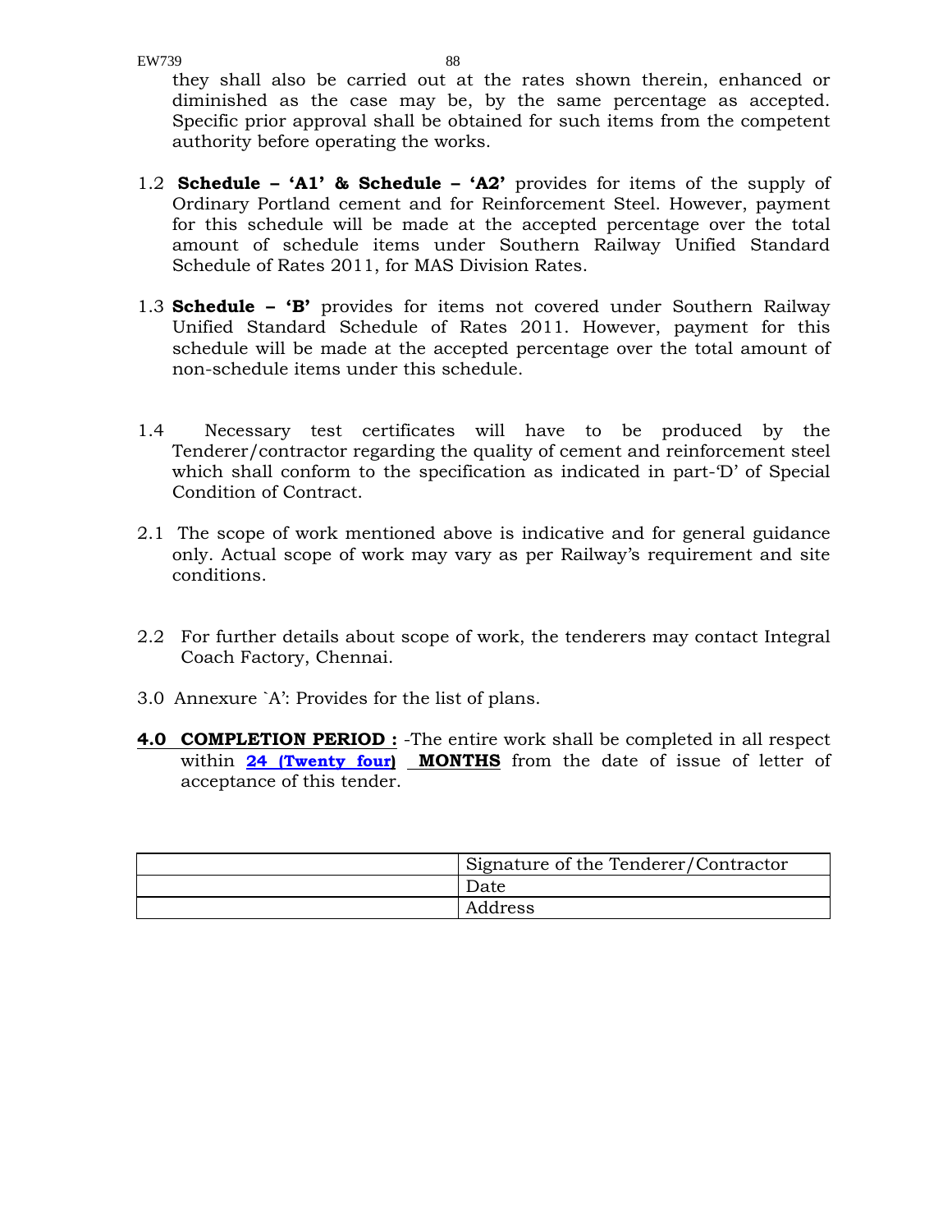they shall also be carried out at the rates shown therein, enhanced or diminished as the case may be, by the same percentage as accepted. Specific prior approval shall be obtained for such items from the competent authority before operating the works.

1.2 **Schedule – 'A1' & Schedule – 'A2'** provides for items of the supply of Ordinary Portland cement and for Reinforcement Steel. However, payment for this schedule will be made at the accepted percentage over the total amount of schedule items under Southern Railway Unified Standard Schedule of Rates 2011, for MAS Division Rates.

1.3 **Schedule – 'B'** provides for items not covered under Southern Railway Unified Standard Schedule of Rates 2011. However, payment for this schedule will be made at the accepted percentage over the total amount of non-schedule items under this schedule.

1.4 Necessary test certificates will have to be produced by the Tenderer/contractor regarding the quality of cement and reinforcement steel which shall conform to the specification as indicated in part-'D' of Special Condition of Contract.

2.1 The scope of work mentioned above is indicative and for general guidance only. Actual scope of work may vary as per Railway's requirement and site conditions.

2.2 For further details about scope of work, the tenderers may contact Integral Coach Factory, Chennai.

3.0 Annexure `A': Provides for the list of plans.

**4.0 COMPLETION PERIOD :** -The entire work shall be completed in all respect within **24 (Twenty four)** **MONTHS** from the date of issue of letter of acceptance of this tender.

| | Signature of the Tenderer/Contractor |
|---|---|
| | Date |
| | Address |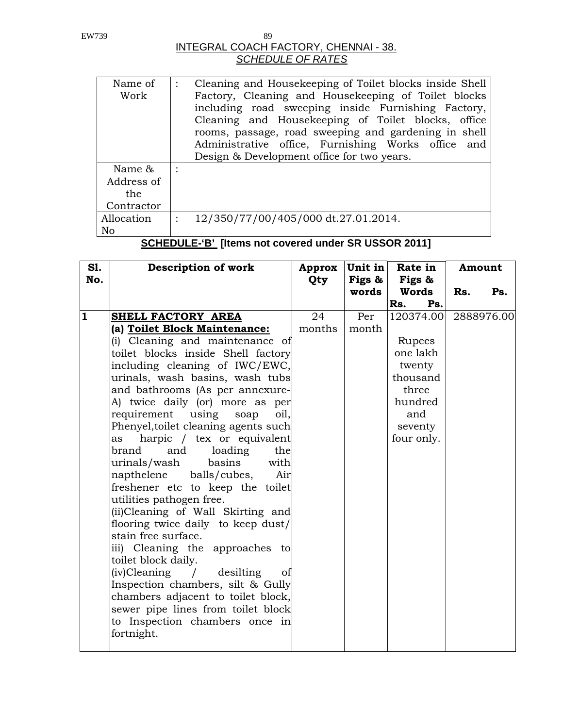INTEGRAL COACH FACTORY, CHENNAI - 38.

*SCHEDULE OF RATES*

| | | |
|---|---|---|
| Name of Work | : | Cleaning and Housekeeping of Toilet blocks inside Shell Factory, Cleaning and Housekeeping of Toilet blocks including road sweeping inside Furnishing Factory, Cleaning and Housekeeping of Toilet blocks, office rooms, passage, road sweeping and gardening in shell Administrative office, Furnishing Works office and Design & Development office for two years. |
| Name & Address of the Contractor | : | |
| Allocation No | : | 12/350/77/00/405/000 dt.27.01.2014. |

**SCHEDULE-'B' [Items not covered under SR USSOR 2011]**

| Sl. No. | Description of work | Approx Qty | Unit in Figs & words | Rate in Figs & Words Rs. Ps. | Amount Rs. Ps. |
|---|---|---|---|---|---|
| 1 | **SHELL FACTORY AREA**<br>**(a) Toilet Block Maintenance:**<br>(i) Cleaning and maintenance of toilet blocks inside Shell factory including cleaning of IWC/EWC, urinals, wash basins, wash tubs and bathrooms (As per annexure-A) twice daily (or) more as per requirement using soap oil, Phenyel,toilet cleaning agents such as harpic / tex or equivalent brand and loading the urinals/wash basins with napthelene balls/cubes, Air freshener etc to keep the toilet utilities pathogen free.<br>(ii)Cleaning of Wall Skirting and flooring twice daily to keep dust/ stain free surface.<br>iii) Cleaning the approaches to toilet block daily.<br>(iv)Cleaning / desilting of Inspection chambers, silt & Gully chambers adjacent to toilet block, sewer pipe lines from toilet block to Inspection chambers once in fortnight. | 24 months | Per month | 120374.00<br><br>Rupees one lakh twenty thousand three hundred and seventy four only. | 2888976.00 |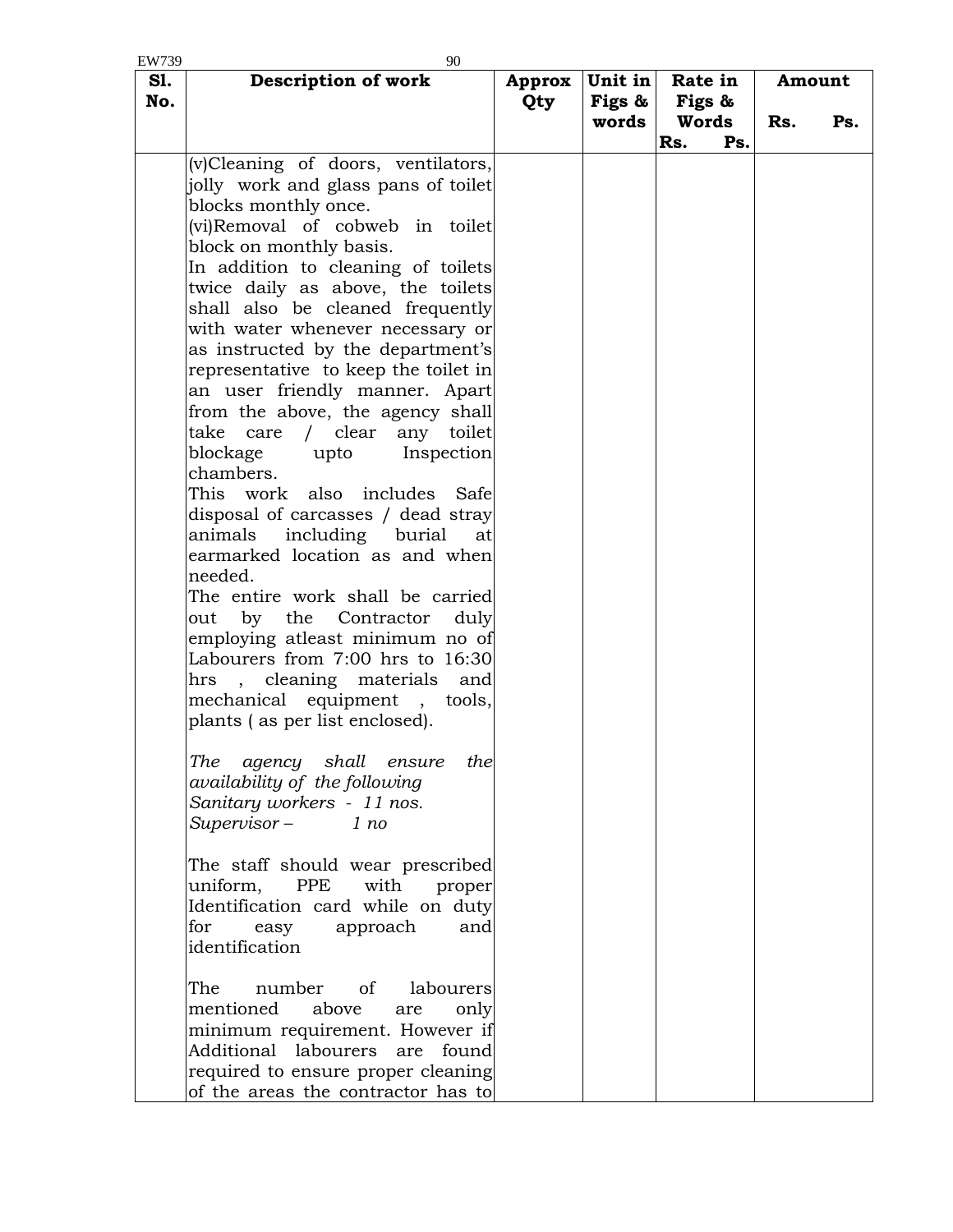| Sl. No. | Description of work | Approx Qty | Unit in Figs & words | Rate in Figs & Words Rs. Ps. | Amount Rs. Ps. |
|---|---|---|---|---|---|
| | (v)Cleaning of doors, ventilators, jolly work and glass pans of toilet blocks monthly once.<br>(vi)Removal of cobweb in toilet block on monthly basis.<br>In addition to cleaning of toilets twice daily as above, the toilets shall also be cleaned frequently with water whenever necessary or as instructed by the department's representative to keep the toilet in an user friendly manner. Apart from the above, the agency shall take care / clear any toilet blockage upto Inspection chambers.<br>This work also includes Safe disposal of carcasses / dead stray animals including burial at earmarked location as and when needed.<br>The entire work shall be carried out by the Contractor duly employing atleast minimum no of Labourers from 7:00 hrs to 16:30 hrs , cleaning materials and mechanical equipment , tools, plants ( as per list enclosed).<br><br>*The agency shall ensure the availability of the following*<br>*Sanitary workers - 11 nos.*<br>*Supervisor – 1 no*<br><br>The staff should wear prescribed uniform, PPE with proper Identification card while on duty for easy approach and identification<br><br>The number of labourers mentioned above are only minimum requirement. However if Additional labourers are found required to ensure proper cleaning of the areas the contractor has to | | | | |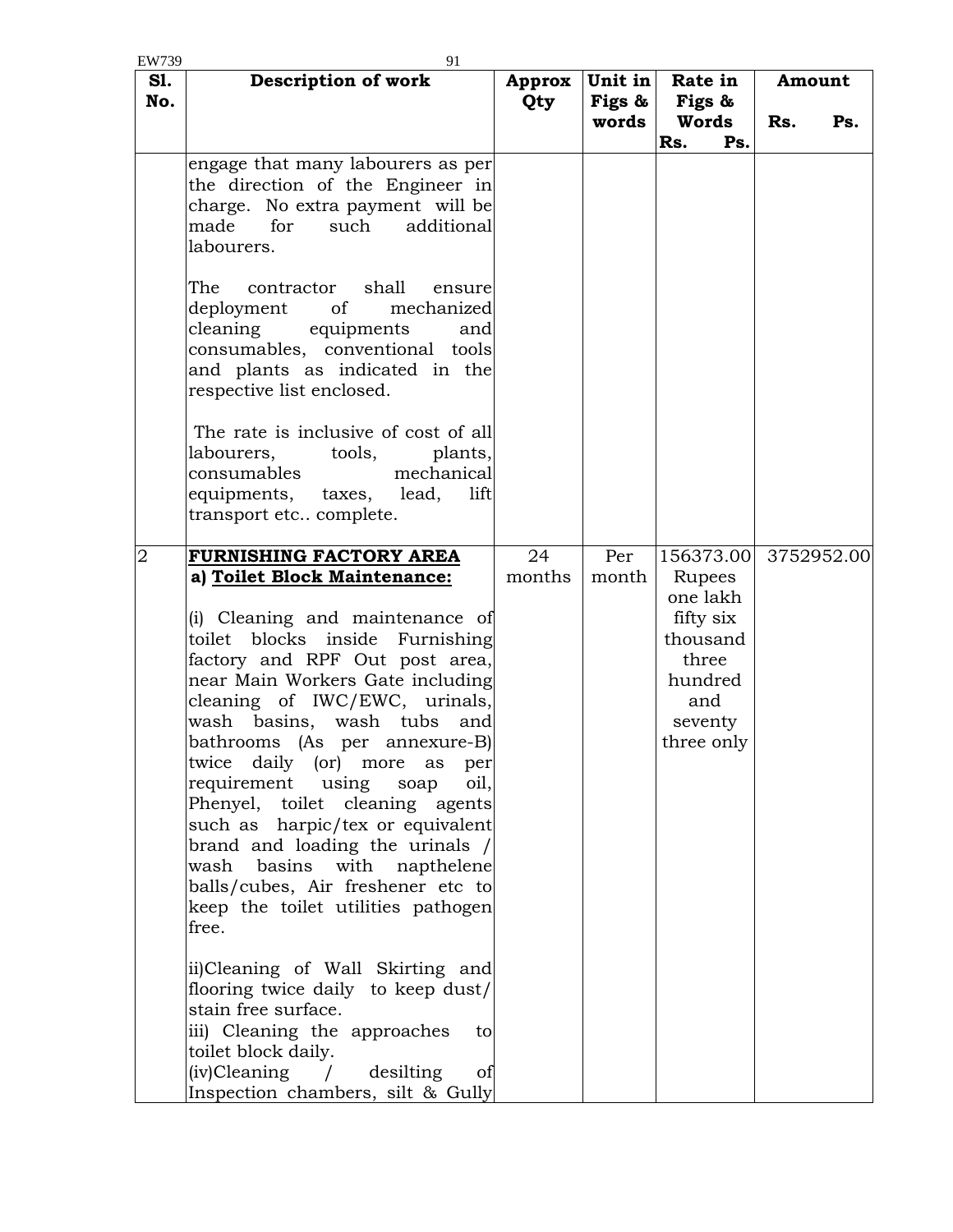| Sl. No. | Description of work | Approx Qty | Unit in Figs & words | Rate in Figs & Words Rs. Ps. | Amount Rs. Ps. |
|---|---|---|---|---|---|
| | engage that many labourers as per the direction of the Engineer in charge. No extra payment will be made for such additional labourers.<br><br>The contractor shall ensure deployment of mechanized cleaning equipments and consumables, conventional tools and plants as indicated in the respective list enclosed.<br><br>The rate is inclusive of cost of all labourers, tools, plants, consumables mechanical equipments, taxes, lead, lift transport etc.. complete. | | | | |
| 2 | **<u>FURNISHING FACTORY AREA</u>**<br>**a) <u>Toilet Block Maintenance:</u>**<br><br>(i) Cleaning and maintenance of toilet blocks inside Furnishing factory and RPF Out post area, near Main Workers Gate including cleaning of IWC/EWC, urinals, wash basins, wash tubs and bathrooms (As per annexure-B) twice daily (or) more as per requirement using soap oil, Phenyel, toilet cleaning agents such as harpic/tex or equivalent brand and loading the urinals / wash basins with napthelene balls/cubes, Air freshener etc to keep the toilet utilities pathogen free.<br><br>ii)Cleaning of Wall Skirting and flooring twice daily to keep dust/ stain free surface.<br>iii) Cleaning the approaches to toilet block daily.<br>(iv)Cleaning / desilting of Inspection chambers, silt & Gully | 24 months | Per month | 156373.00 Rupees one lakh fifty six thousand three hundred and seventy three only | 3752952.00 |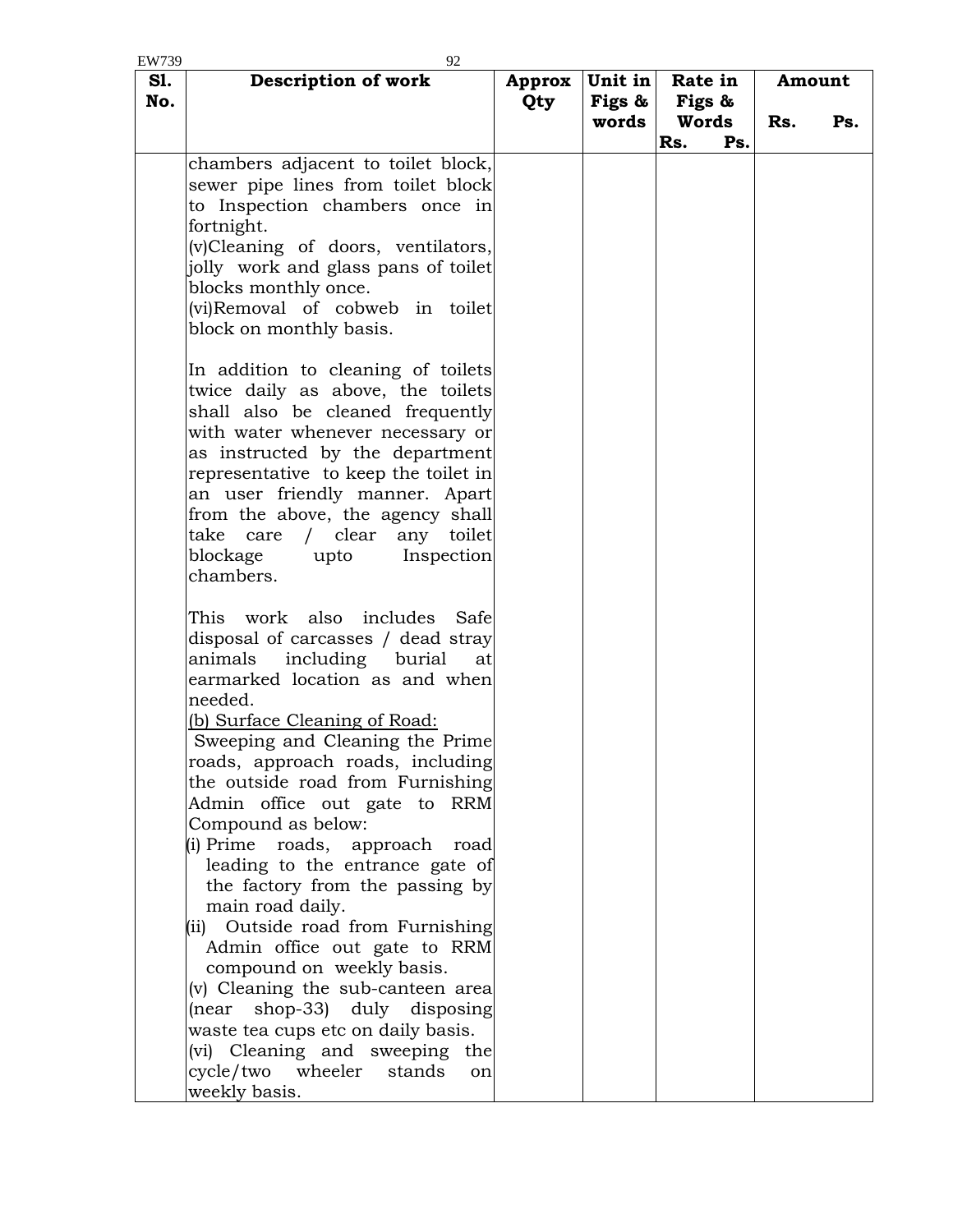| Sl. No. | Description of work | Approx Qty | Unit in Figs & words | Rate in Figs & Words Rs. Ps. | Amount Rs. Ps. |
|---|---|---|---|---|---|
| | chambers adjacent to toilet block, sewer pipe lines from toilet block to Inspection chambers once in fortnight.<br>(v)Cleaning of doors, ventilators, jolly work and glass pans of toilet blocks monthly once.<br>(vi)Removal of cobweb in toilet block on monthly basis.<br><br>In addition to cleaning of toilets twice daily as above, the toilets shall also be cleaned frequently with water whenever necessary or as instructed by the department representative to keep the toilet in an user friendly manner. Apart from the above, the agency shall take care / clear any toilet blockage upto Inspection chambers.<br><br>This work also includes Safe disposal of carcasses / dead stray animals including burial at earmarked location as and when needed.<br><u>(b) Surface Cleaning of Road:</u><br>Sweeping and Cleaning the Prime roads, approach roads, including the outside road from Furnishing Admin office out gate to RRM Compound as below:<br>(i) Prime roads, approach road leading to the entrance gate of the factory from the passing by main road daily.<br>(ii) Outside road from Furnishing Admin office out gate to RRM compound on weekly basis.<br>(v) Cleaning the sub-canteen area (near shop-33) duly disposing waste tea cups etc on daily basis.<br>(vi) Cleaning and sweeping the cycle/two wheeler stands on weekly basis. | | | | |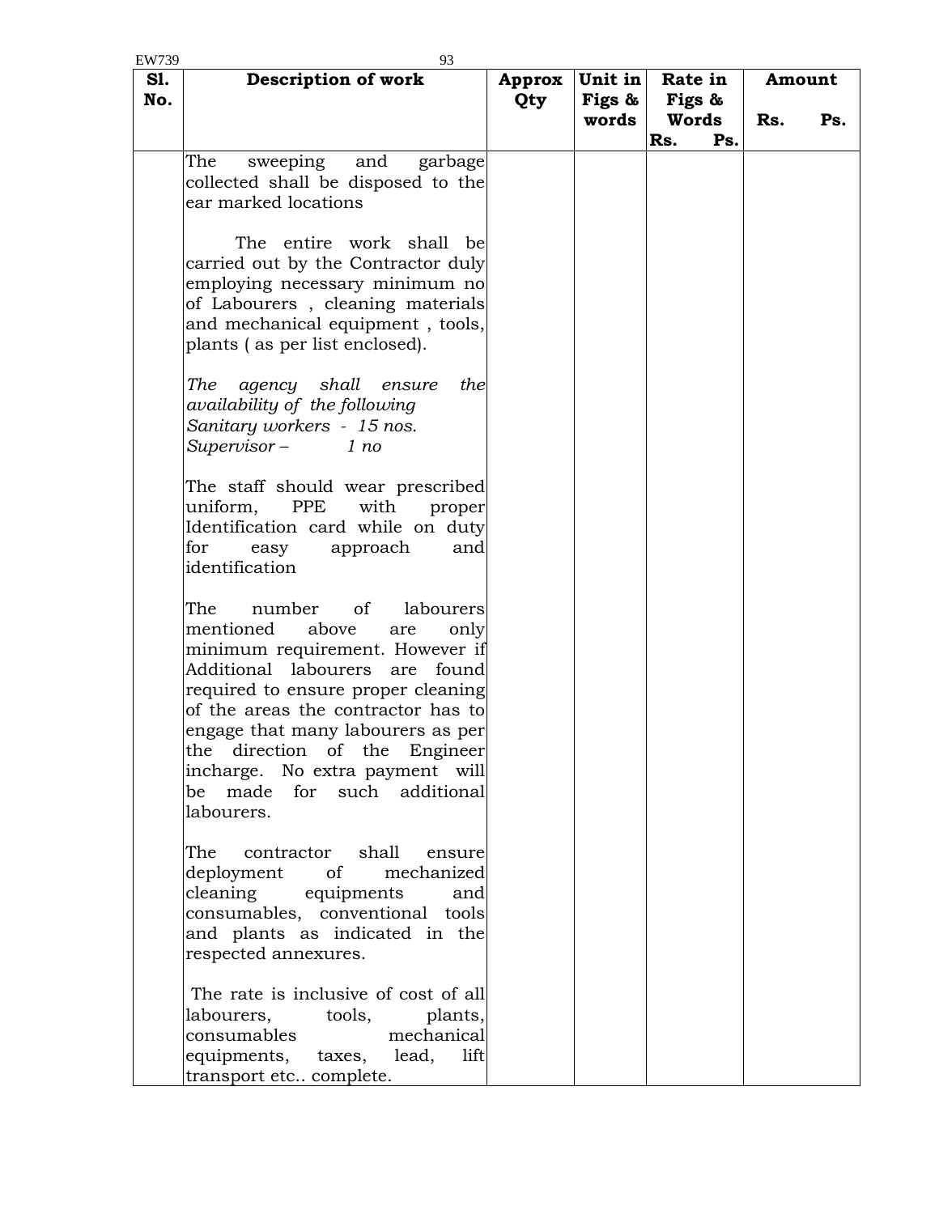| Sl. No. | Description of work | Approx Qty | Unit in Figs & words | Rate in Figs & Words Rs. Ps. | Amount Rs. Ps. |
|---|---|---|---|---|---|
| | The sweeping and garbage collected shall be disposed to the ear marked locations<br><br>The entire work shall be carried out by the Contractor duly employing necessary minimum no of Labourers , cleaning materials and mechanical equipment , tools, plants ( as per list enclosed).<br><br>*The agency shall ensure the availability of the following*<br>*Sanitary workers - 15 nos.*<br>*Supervisor – 1 no*<br><br>The staff should wear prescribed uniform, PPE with proper Identification card while on duty for easy approach and identification<br><br>The number of labourers mentioned above are only minimum requirement. However if Additional labourers are found required to ensure proper cleaning of the areas the contractor has to engage that many labourers as per the direction of the Engineer incharge. No extra payment will be made for such additional labourers.<br><br>The contractor shall ensure deployment of mechanized cleaning equipments and consumables, conventional tools and plants as indicated in the respected annexures.<br><br>The rate is inclusive of cost of all labourers, tools, plants, consumables mechanical equipments, taxes, lead, lift transport etc.. complete. | | | | |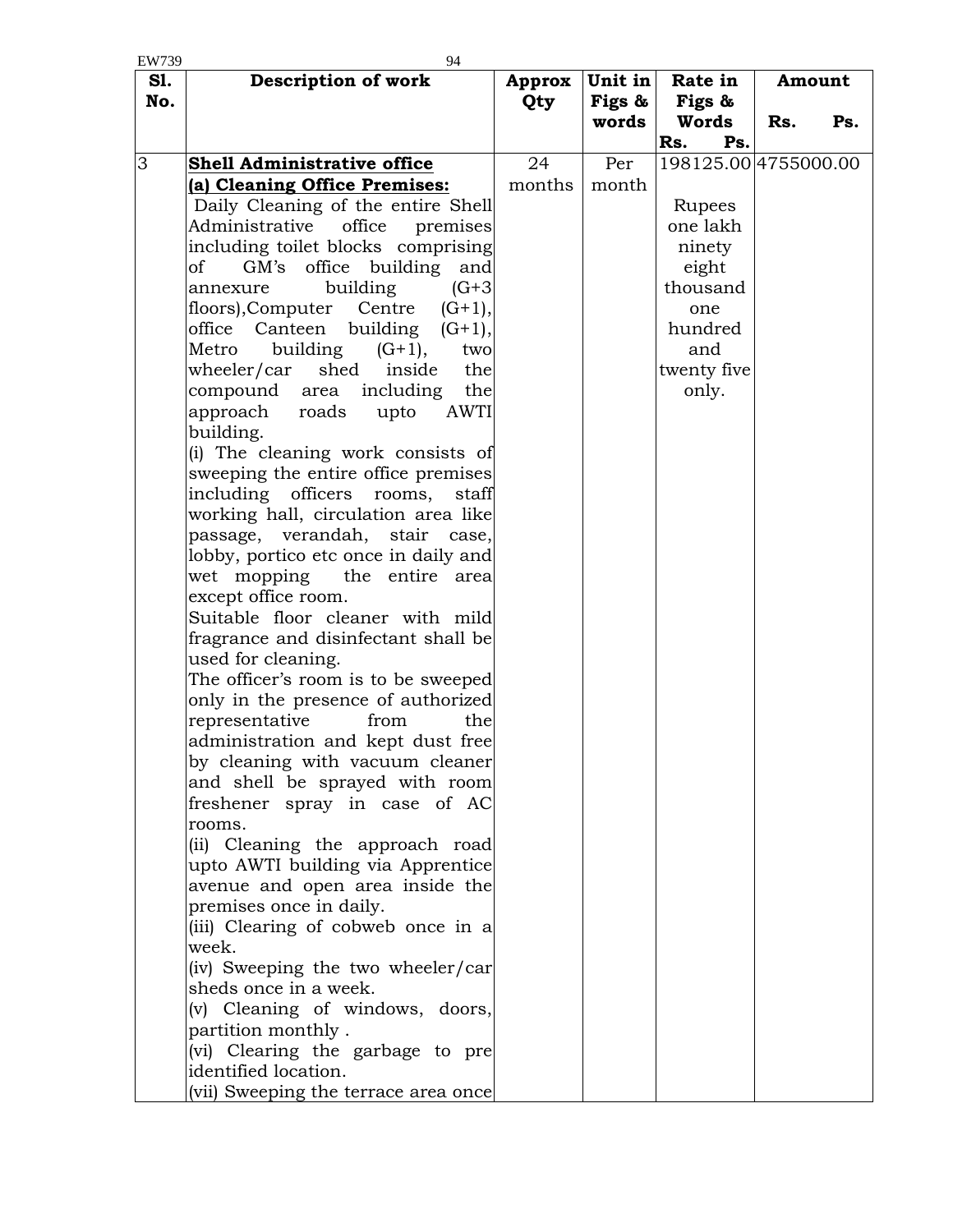| Sl. No. | Description of work | Approx Qty | Unit in Figs & words | Rate in Figs & Words Rs. Ps. | Amount Rs. Ps. |
|---|---|---|---|---|---|
| 3 | **Shell Administrative office**<br>**(a) Cleaning Office Premises:**<br>Daily Cleaning of the entire Shell Administrative office premises including toilet blocks comprising of GM's office building and annexure building (G+3 floors),Computer Centre (G+1), office Canteen building (G+1), Metro building (G+1), two wheeler/car shed inside the compound area including the approach roads upto AWTI building.<br>(i) The cleaning work consists of sweeping the entire office premises including officers rooms, staff working hall, circulation area like passage, verandah, stair case, lobby, portico etc once in daily and wet mopping the entire area except office room.<br>Suitable floor cleaner with mild fragrance and disinfectant shall be used for cleaning.<br>The officer's room is to be sweeped only in the presence of authorized representative from the administration and kept dust free by cleaning with vacuum cleaner and shell be sprayed with room freshener spray in case of AC rooms.<br>(ii) Cleaning the approach road upto AWTI building via Apprentice avenue and open area inside the premises once in daily.<br>(iii) Clearing of cobweb once in a week.<br>(iv) Sweeping the two wheeler/car sheds once in a week.<br>(v) Cleaning of windows, doors, partition monthly .<br>(vi) Clearing the garbage to pre identified location.<br>(vii) Sweeping the terrace area once | 24 months | Per month | 198125.00<br><br>Rupees one lakh ninety eight thousand one hundred and twenty five only. | 4755000.00 |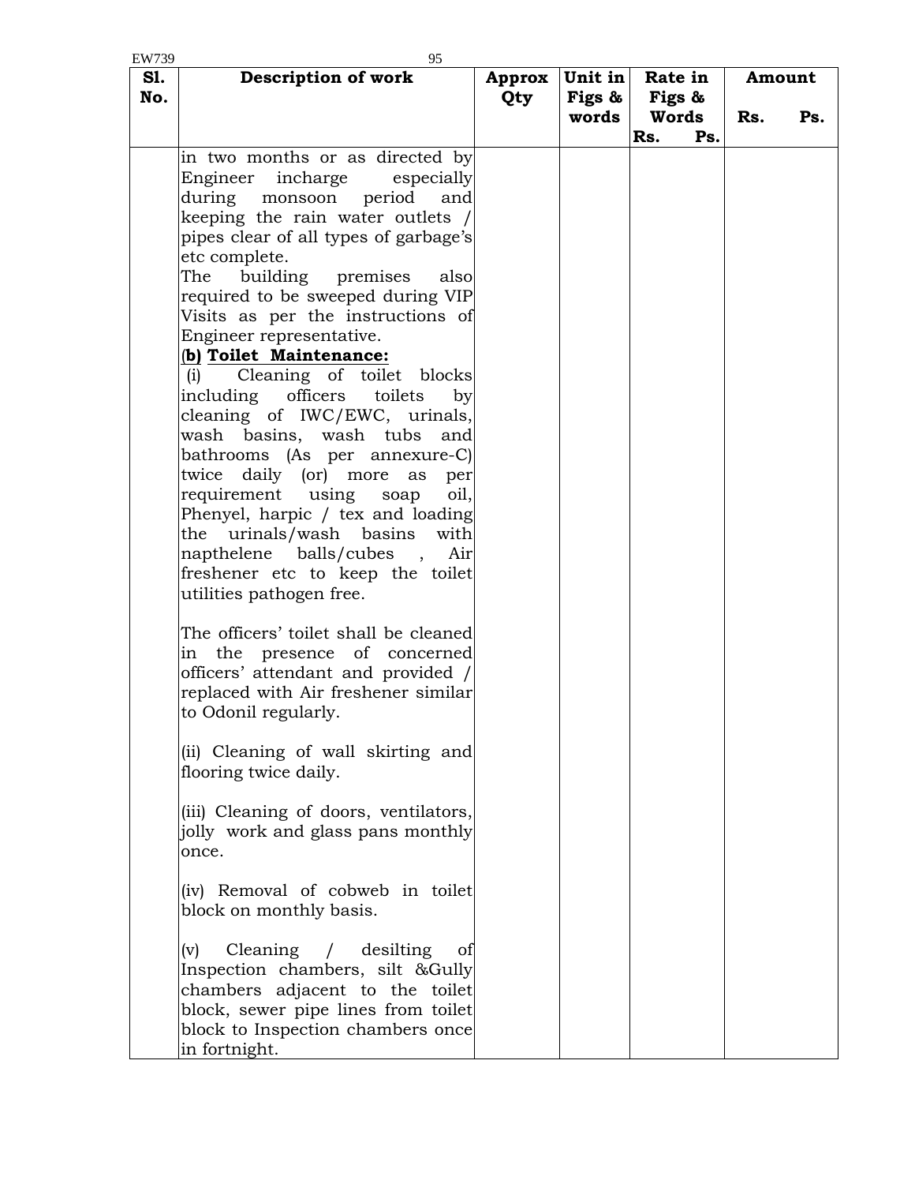| Sl. No. | Description of work | Approx Qty | Unit in Figs & words | Rate in Figs & Words Rs. Ps. | Amount Rs. Ps. |
|---|---|---|---|---|---|
| | in two months or as directed by Engineer incharge especially during monsoon period and keeping the rain water outlets / pipes clear of all types of garbage's etc complete.<br>The building premises also required to be sweeped during VIP Visits as per the instructions of Engineer representative.<br>**(b) Toilet Maintenance:**<br>(i) Cleaning of toilet blocks including officers toilets by cleaning of IWC/EWC, urinals, wash basins, wash tubs and bathrooms (As per annexure-C) twice daily (or) more as per requirement using soap oil, Phenyel, harpic / tex and loading the urinals/wash basins with napthelene balls/cubes , Air freshener etc to keep the toilet utilities pathogen free.<br><br>The officers' toilet shall be cleaned in the presence of concerned officers' attendant and provided / replaced with Air freshener similar to Odonil regularly.<br><br>(ii) Cleaning of wall skirting and flooring twice daily.<br><br>(iii) Cleaning of doors, ventilators, jolly work and glass pans monthly once.<br><br>(iv) Removal of cobweb in toilet block on monthly basis.<br><br>(v) Cleaning / desilting of Inspection chambers, silt &Gully chambers adjacent to the toilet block, sewer pipe lines from toilet block to Inspection chambers once in fortnight. | | | | |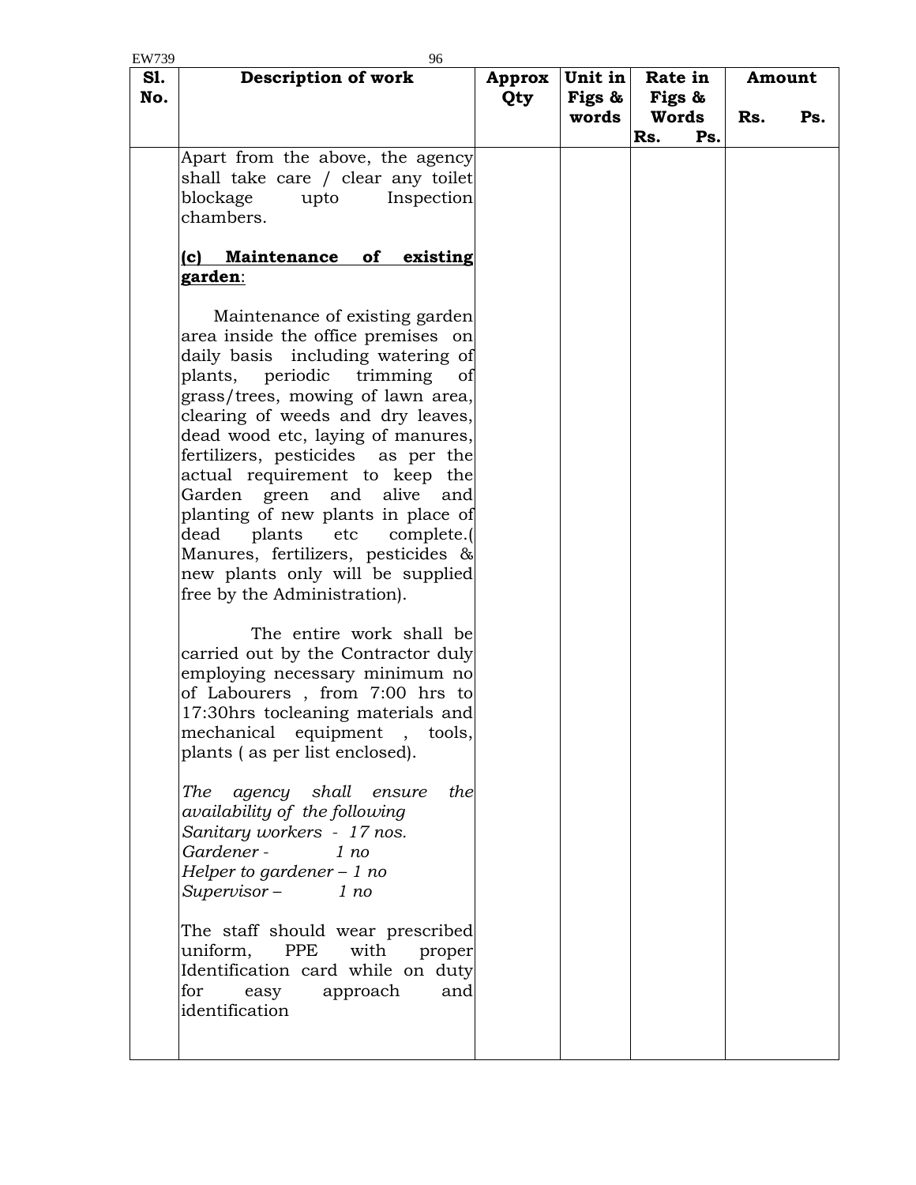| Sl. No. | Description of work | Approx Qty | Unit in Figs & words | Rate in Figs & Words Rs. Ps. | Amount Rs. Ps. |
|---|---|---|---|---|---|
| | Apart from the above, the agency shall take care / clear any toilet blockage upto Inspection chambers.<br><br>**(c) Maintenance of existing garden**:<br><br>Maintenance of existing garden area inside the office premises on daily basis including watering of plants, periodic trimming of grass/trees, mowing of lawn area, clearing of weeds and dry leaves, dead wood etc, laying of manures, fertilizers, pesticides as per the actual requirement to keep the Garden green and alive and planting of new plants in place of dead plants etc complete.( Manures, fertilizers, pesticides & new plants only will be supplied free by the Administration).<br><br>The entire work shall be carried out by the Contractor duly employing necessary minimum no of Labourers , from 7:00 hrs to 17:30hrs tocleaning materials and mechanical equipment , tools, plants ( as per list enclosed).<br><br>*The agency shall ensure the availability of the following*<br>*Sanitary workers - 17 nos.*<br>*Gardener - 1 no*<br>*Helper to gardener – 1 no*<br>*Supervisor – 1 no*<br><br>The staff should wear prescribed uniform, PPE with proper Identification card while on duty for easy approach and identification | | | | |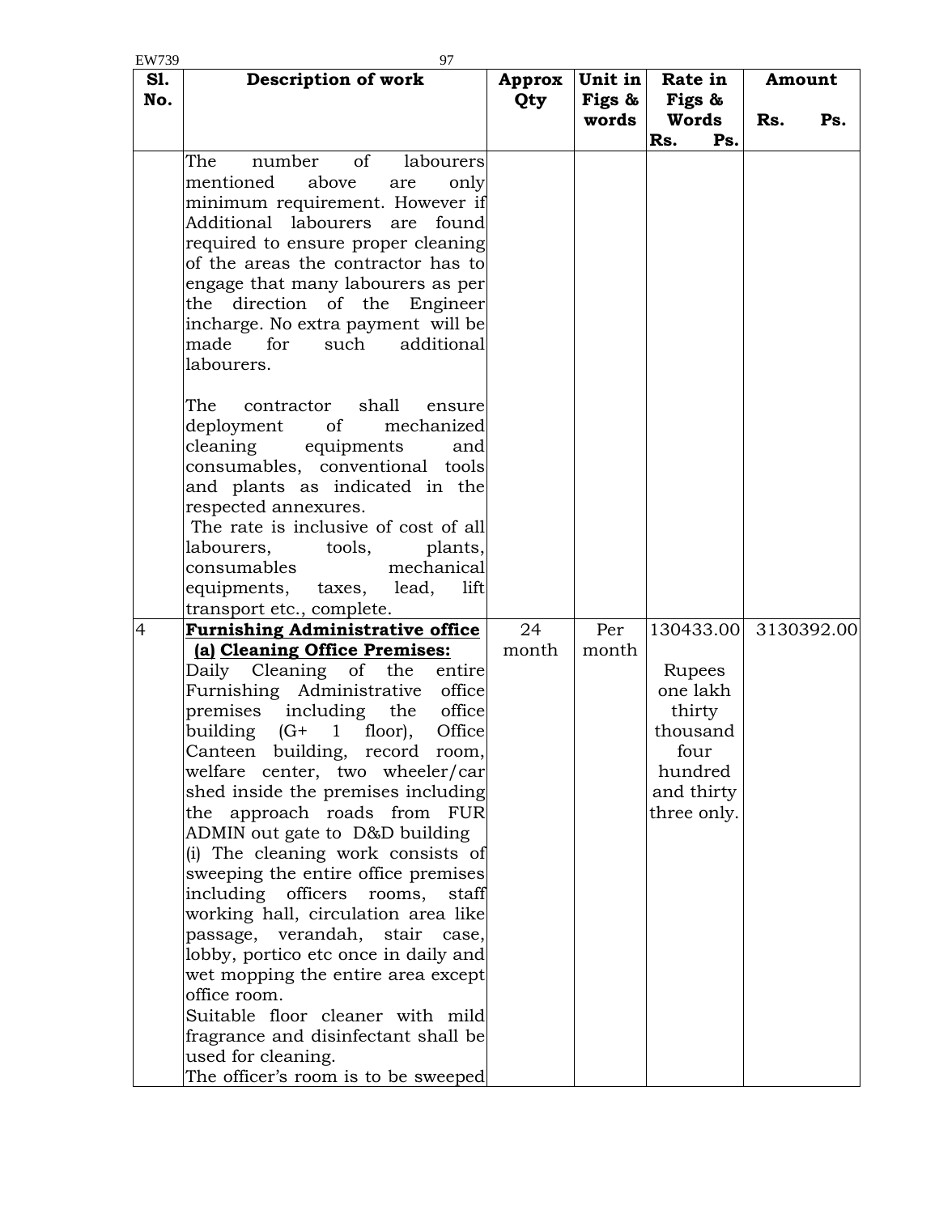| Sl. No. | Description of work | Approx Qty | Unit in Figs & words | Rate in Figs & Words<br>Rs. Ps. | Amount<br>Rs. Ps. |
|---|---|---|---|---|---|
| | The number of labourers mentioned above are only minimum requirement. However if Additional labourers are found required to ensure proper cleaning of the areas the contractor has to engage that many labourers as per the direction of the Engineer incharge. No extra payment will be made for such additional labourers.<br><br>The contractor shall ensure deployment of mechanized cleaning equipments and consumables, conventional tools and plants as indicated in the respected annexures.<br>The rate is inclusive of cost of all labourers, tools, plants, consumables mechanical equipments, taxes, lead, lift transport etc., complete. | | | | |
| 4 | **<u>Furnishing Administrative office</u>**<br>**(a) <u>Cleaning Office Premises:</u>**<br>Daily Cleaning of the entire Furnishing Administrative office premises including the office building (G+ 1 floor), Office Canteen building, record room, welfare center, two wheeler/car shed inside the premises including the approach roads from FUR ADMIN out gate to D&D building<br>(i) The cleaning work consists of sweeping the entire office premises including officers rooms, staff working hall, circulation area like passage, verandah, stair case, lobby, portico etc once in daily and wet mopping the entire area except office room.<br>Suitable floor cleaner with mild fragrance and disinfectant shall be used for cleaning.<br>The officer's room is to be sweeped | 24 month | Per month | 130433.00<br><br>Rupees one lakh thirty thousand four hundred and thirty three only. | 3130392.00 |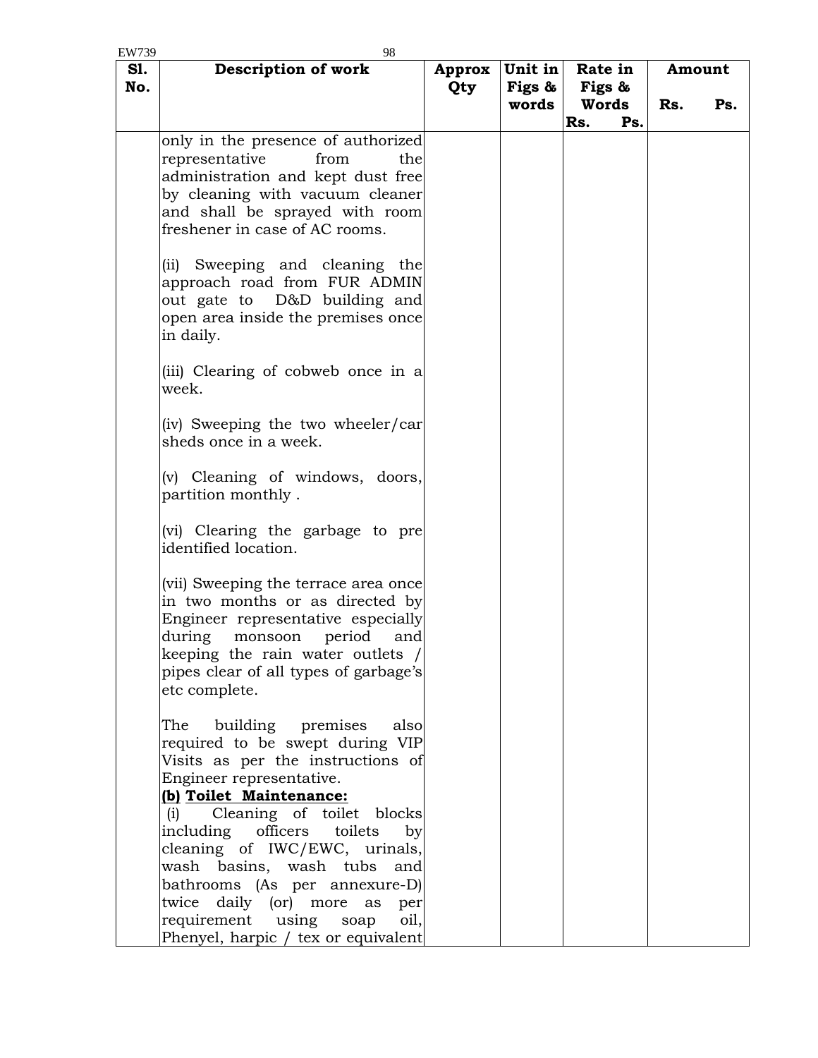| Sl. No. | Description of work | Approx Qty | Unit in Figs & words | Rate in Figs & Words Rs. Ps. | Amount Rs. Ps. |
|---|---|---|---|---|---|
| | only in the presence of authorized representative from the administration and kept dust free by cleaning with vacuum cleaner and shall be sprayed with room freshener in case of AC rooms.<br><br>(ii) Sweeping and cleaning the approach road from FUR ADMIN out gate to D&D building and open area inside the premises once in daily.<br><br>(iii) Clearing of cobweb once in a week.<br><br>(iv) Sweeping the two wheeler/car sheds once in a week.<br><br>(v) Cleaning of windows, doors, partition monthly .<br><br>(vi) Clearing the garbage to pre identified location.<br><br>(vii) Sweeping the terrace area once in two months or as directed by Engineer representative especially during monsoon period and keeping the rain water outlets / pipes clear of all types of garbage's etc complete.<br><br>The building premises also required to be swept during VIP Visits as per the instructions of Engineer representative.<br>**(b) Toilet Maintenance:**<br>(i) Cleaning of toilet blocks including officers toilets by cleaning of IWC/EWC, urinals, wash basins, wash tubs and bathrooms (As per annexure-D) twice daily (or) more as per requirement using soap oil, Phenyel, harpic / tex or equivalent | | | | |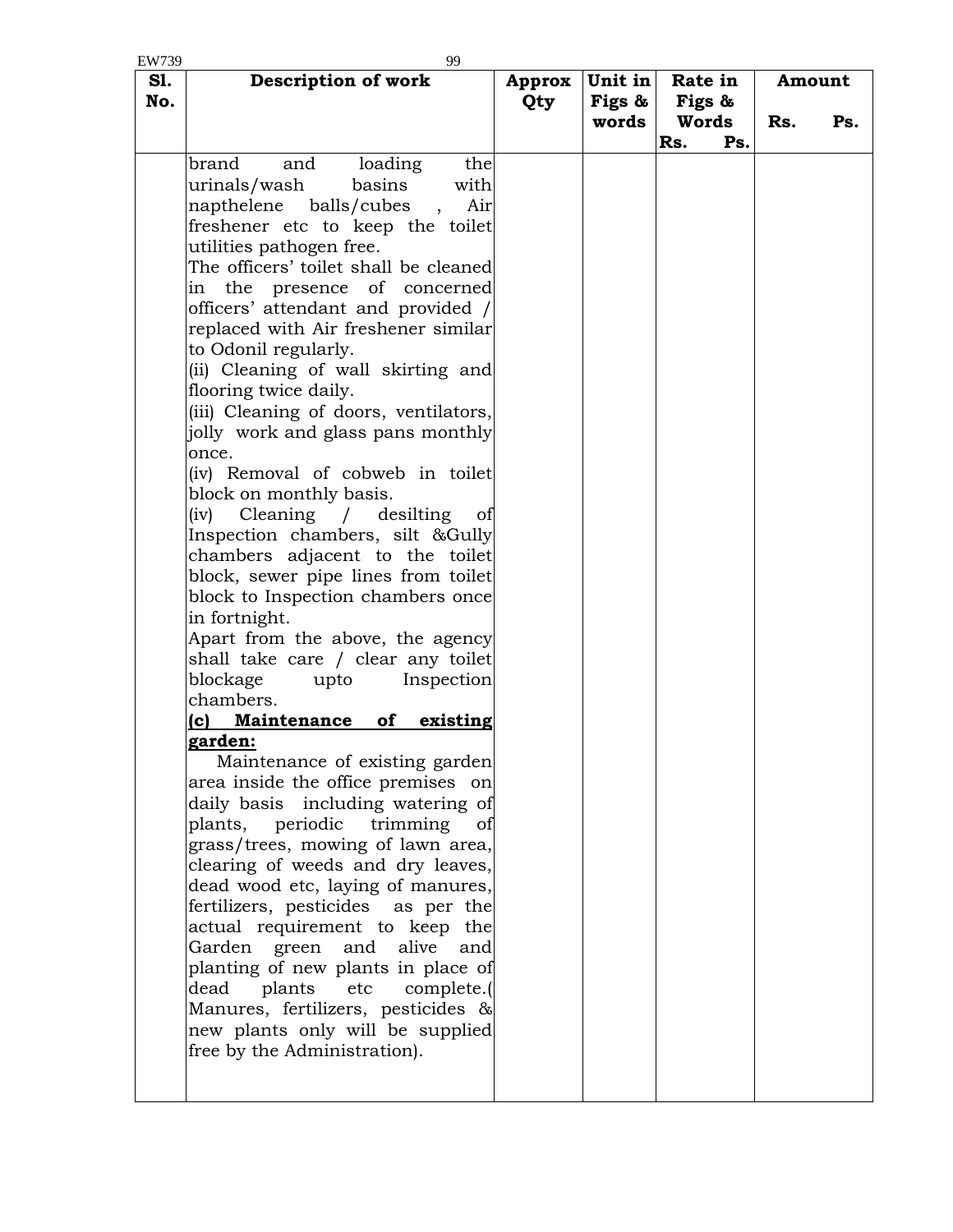| Sl. No. | Description of work | Approx Qty | Unit in Figs & words | Rate in Figs & Words Rs. Ps. | Amount Rs. Ps. |
|---|---|---|---|---|---|
| | brand and loading the urinals/wash basins with napthelene balls/cubes , Air freshener etc to keep the toilet utilities pathogen free.<br>The officers' toilet shall be cleaned in the presence of concerned officers' attendant and provided / replaced with Air freshener similar to Odonil regularly.<br>(ii) Cleaning of wall skirting and flooring twice daily.<br>(iii) Cleaning of doors, ventilators, jolly work and glass pans monthly once.<br>(iv) Removal of cobweb in toilet block on monthly basis.<br>(iv) Cleaning / desilting of Inspection chambers, silt &Gully chambers adjacent to the toilet block, sewer pipe lines from toilet block to Inspection chambers once in fortnight.<br>Apart from the above, the agency shall take care / clear any toilet blockage upto Inspection chambers.<br>**(c) Maintenance of existing garden:**<br>Maintenance of existing garden area inside the office premises on daily basis including watering of plants, periodic trimming of grass/trees, mowing of lawn area, clearing of weeds and dry leaves, dead wood etc, laying of manures, fertilizers, pesticides as per the actual requirement to keep the Garden green and alive and planting of new plants in place of dead plants etc complete.( Manures, fertilizers, pesticides & new plants only will be supplied free by the Administration). | | | | |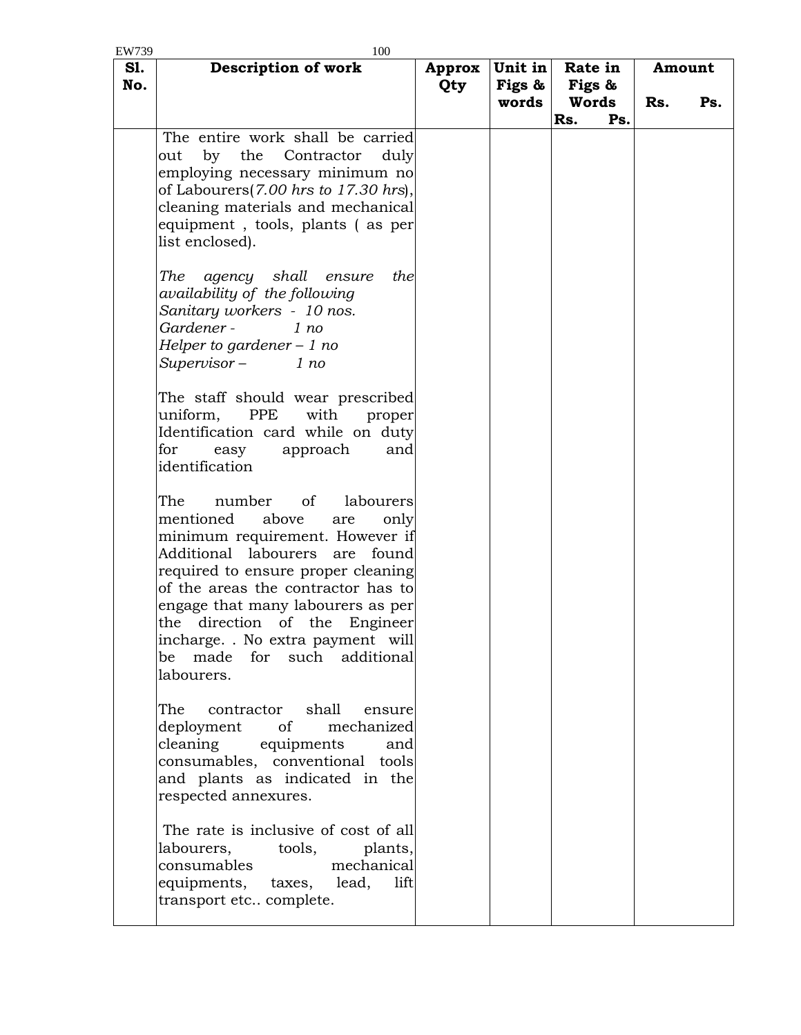| Sl. No. | Description of work | Approx Qty | Unit in Figs & words | Rate in Figs & Words<br>Rs. Ps. | Amount<br>Rs. Ps. |
|---|---|---|---|---|---|
| | The entire work shall be carried out by the Contractor duly employing necessary minimum no of Labourers(*7.00 hrs to 17.30 hrs*), cleaning materials and mechanical equipment , tools, plants ( as per list enclosed).<br><br>*The agency shall ensure the availability of the following*<br>*Sanitary workers - 10 nos.*<br>*Gardener - 1 no*<br>*Helper to gardener – 1 no*<br>*Supervisor – 1 no*<br><br>The staff should wear prescribed uniform, PPE with proper Identification card while on duty for easy approach and identification<br><br>The number of labourers mentioned above are only minimum requirement. However if Additional labourers are found required to ensure proper cleaning of the areas the contractor has to engage that many labourers as per the direction of the Engineer incharge. . No extra payment will be made for such additional labourers.<br><br>The contractor shall ensure deployment of mechanized cleaning equipments and consumables, conventional tools and plants as indicated in the respected annexures.<br><br>The rate is inclusive of cost of all labourers, tools, plants, consumables mechanical equipments, taxes, lead, lift transport etc.. complete. | | | | |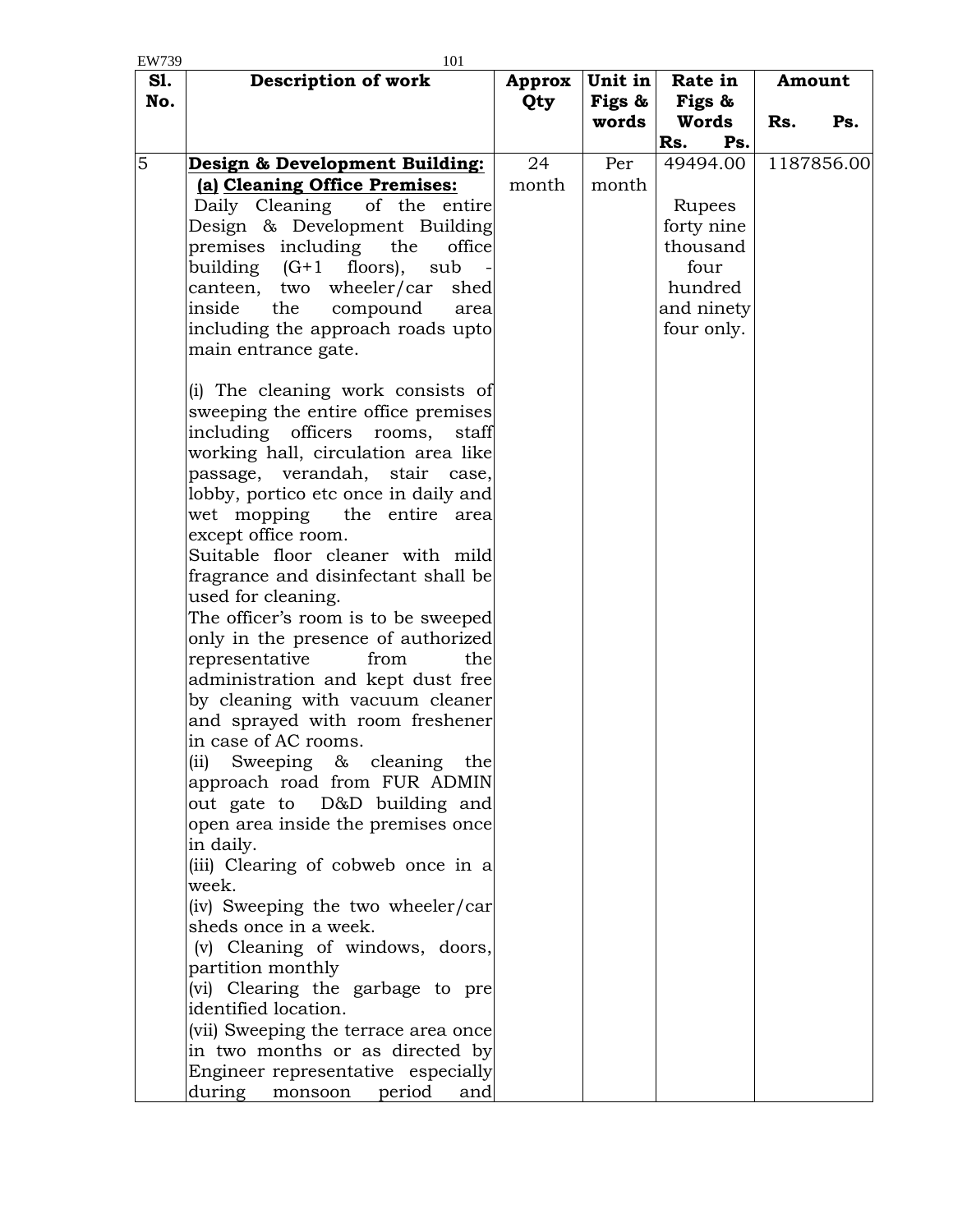| Sl. No. | Description of work | Approx Qty | Unit in Figs & words | Rate in Figs & Words Rs. Ps. | Amount Rs. Ps. |
|---|---|---|---|---|---|
| 5 | **Design & Development Building:**<br>**(a) Cleaning Office Premises:**<br>Daily Cleaning of the entire Design & Development Building premises including the office building (G+1 floors), sub - canteen, two wheeler/car shed inside the compound area including the approach roads upto main entrance gate.<br><br>(i) The cleaning work consists of sweeping the entire office premises including officers rooms, staff working hall, circulation area like passage, verandah, stair case, lobby, portico etc once in daily and wet mopping the entire area except office room.<br>Suitable floor cleaner with mild fragrance and disinfectant shall be used for cleaning.<br>The officer's room is to be sweeped only in the presence of authorized representative from the administration and kept dust free by cleaning with vacuum cleaner and sprayed with room freshener in case of AC rooms.<br>(ii) Sweeping & cleaning the approach road from FUR ADMIN out gate to D&D building and open area inside the premises once in daily.<br>(iii) Clearing of cobweb once in a week.<br>(iv) Sweeping the two wheeler/car sheds once in a week.<br>(v) Cleaning of windows, doors, partition monthly<br>(vi) Clearing the garbage to pre identified location.<br>(vii) Sweeping the terrace area once in two months or as directed by Engineer representative especially during monsoon period and | 24 month | Per month | 49494.00<br><br>Rupees forty nine thousand four hundred and ninety four only. | 1187856.00 |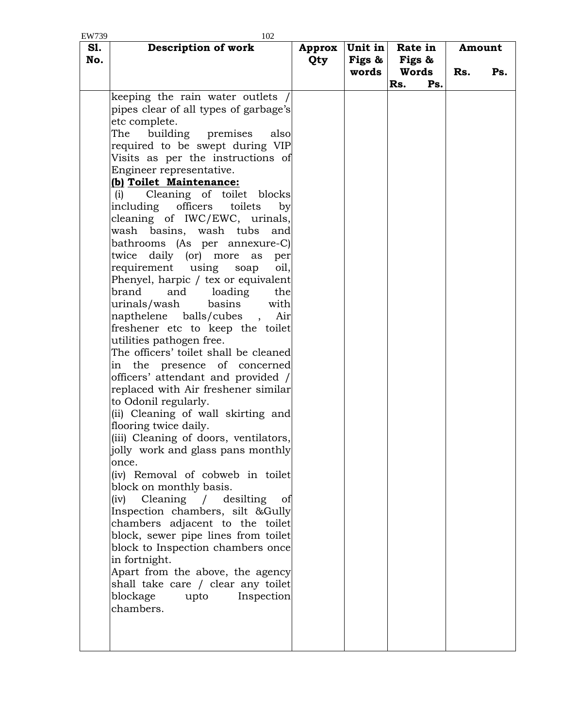| Sl. No. | Description of work | Approx Qty | Unit in Figs & words | Rate in Figs & Words<br>Rs. Ps. | Amount<br>Rs. Ps. |
|---|---|---|---|---|---|
| | keeping the rain water outlets / pipes clear of all types of garbage's etc complete.<br>The building premises also required to be swept during VIP Visits as per the instructions of Engineer representative.<br>**(b) Toilet Maintenance:**<br>(i) Cleaning of toilet blocks including officers toilets by cleaning of IWC/EWC, urinals, wash basins, wash tubs and bathrooms (As per annexure-C) twice daily (or) more as per requirement using soap oil, Phenyel, harpic / tex or equivalent brand and loading the urinals/wash basins with napthelene balls/cubes , Air freshener etc to keep the toilet utilities pathogen free.<br>The officers' toilet shall be cleaned in the presence of concerned officers' attendant and provided / replaced with Air freshener similar to Odonil regularly.<br>(ii) Cleaning of wall skirting and flooring twice daily.<br>(iii) Cleaning of doors, ventilators, jolly work and glass pans monthly once.<br>(iv) Removal of cobweb in toilet block on monthly basis.<br>(iv) Cleaning / desilting of Inspection chambers, silt &Gully chambers adjacent to the toilet block, sewer pipe lines from toilet block to Inspection chambers once in fortnight.<br>Apart from the above, the agency shall take care / clear any toilet blockage upto Inspection chambers. | | | | |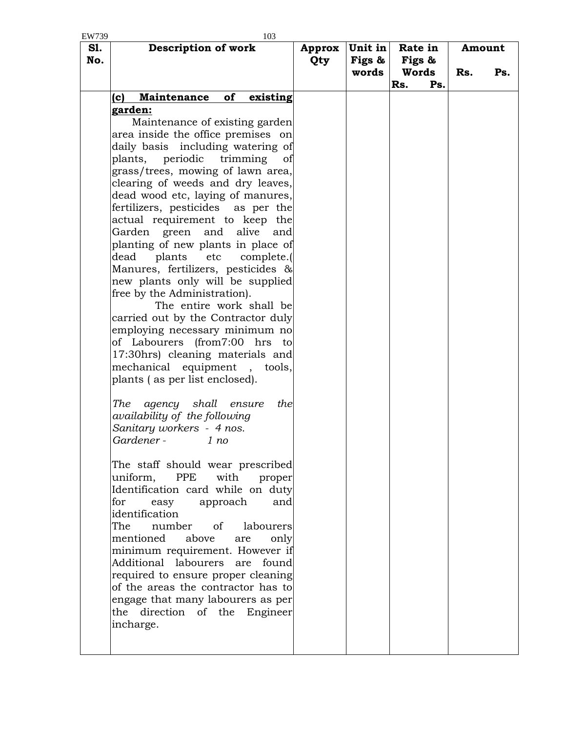| Sl. No. | Description of work | Approx Qty | Unit in Figs & words | Rate in Figs & Words Rs. Ps. | Amount Rs. Ps. |
|---|---|---|---|---|---|
| | **(c) Maintenance of existing garden:**<br>Maintenance of existing garden area inside the office premises on daily basis including watering of plants, periodic trimming of grass/trees, mowing of lawn area, clearing of weeds and dry leaves, dead wood etc, laying of manures, fertilizers, pesticides as per the actual requirement to keep the Garden green and alive and planting of new plants in place of dead plants etc complete.( Manures, fertilizers, pesticides & new plants only will be supplied free by the Administration).<br>The entire work shall be carried out by the Contractor duly employing necessary minimum no of Labourers (from7:00 hrs to 17:30hrs) cleaning materials and mechanical equipment , tools, plants ( as per list enclosed).<br><br>*The agency shall ensure the availability of the following*<br>*Sanitary workers - 4 nos.*<br>*Gardener - 1 no*<br><br>The staff should wear prescribed uniform, PPE with proper Identification card while on duty for easy approach and identification<br>The number of labourers mentioned above are only minimum requirement. However if Additional labourers are found required to ensure proper cleaning of the areas the contractor has to engage that many labourers as per the direction of the Engineer incharge. | | | | |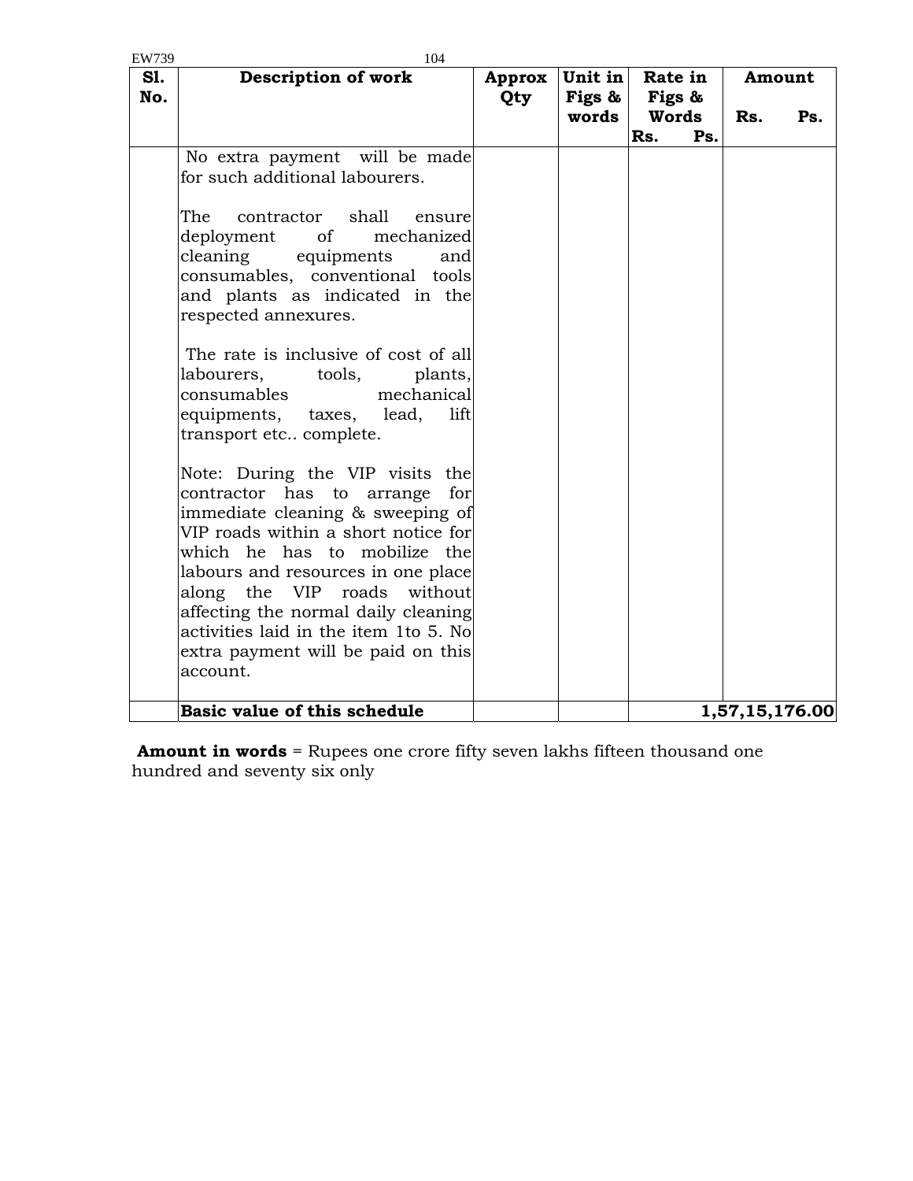| Sl. No. | Description of work | Approx Qty | Unit in Figs & words | Rate in Figs & Words Rs. Ps. | Amount Rs. Ps. |
|---|---|---|---|---|---|
| | No extra payment will be made for such additional labourers.<br><br>The contractor shall ensure deployment of mechanized cleaning equipments and consumables, conventional tools and plants as indicated in the respected annexures.<br><br>The rate is inclusive of cost of all labourers, tools, plants, consumables mechanical equipments, taxes, lead, lift transport etc.. complete.<br><br>Note: During the VIP visits the contractor has to arrange for immediate cleaning & sweeping of VIP roads within a short notice for which he has to mobilize the labours and resources in one place along the VIP roads without affecting the normal daily cleaning activities laid in the item 1to 5. No extra payment will be paid on this account. | | | | |
| | **Basic value of this schedule** | | | | **1,57,15,176.00** |

**Amount in words** = Rupees one crore fifty seven lakhs fifteen thousand one hundred and seventy six only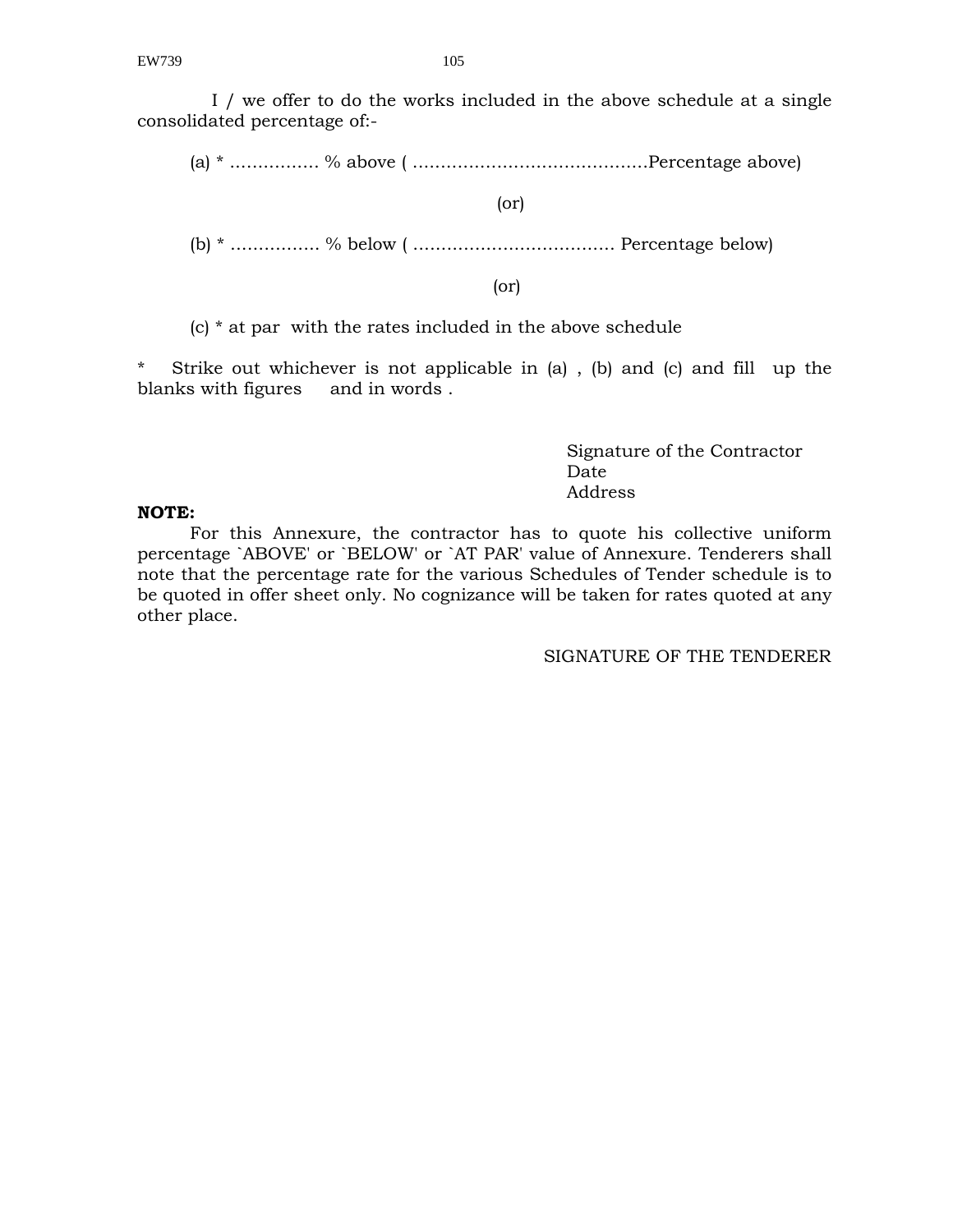I / we offer to do the works included in the above schedule at a single consolidated percentage of:-

(a) * ……………. % above ( ……………………………………Percentage above)

(or)

(b) * ……………. % below ( ……………………………… Percentage below)

(or)

(c) * at par with the rates included in the above schedule

* Strike out whichever is not applicable in (a) , (b) and (c) and fill up the blanks with figures and in words .

Signature of the Contractor
Date
Address

**NOTE:**

For this Annexure, the contractor has to quote his collective uniform percentage `ABOVE' or `BELOW' or `AT PAR' value of Annexure. Tenderers shall note that the percentage rate for the various Schedules of Tender schedule is to be quoted in offer sheet only. No cognizance will be taken for rates quoted at any other place.

SIGNATURE OF THE TENDERER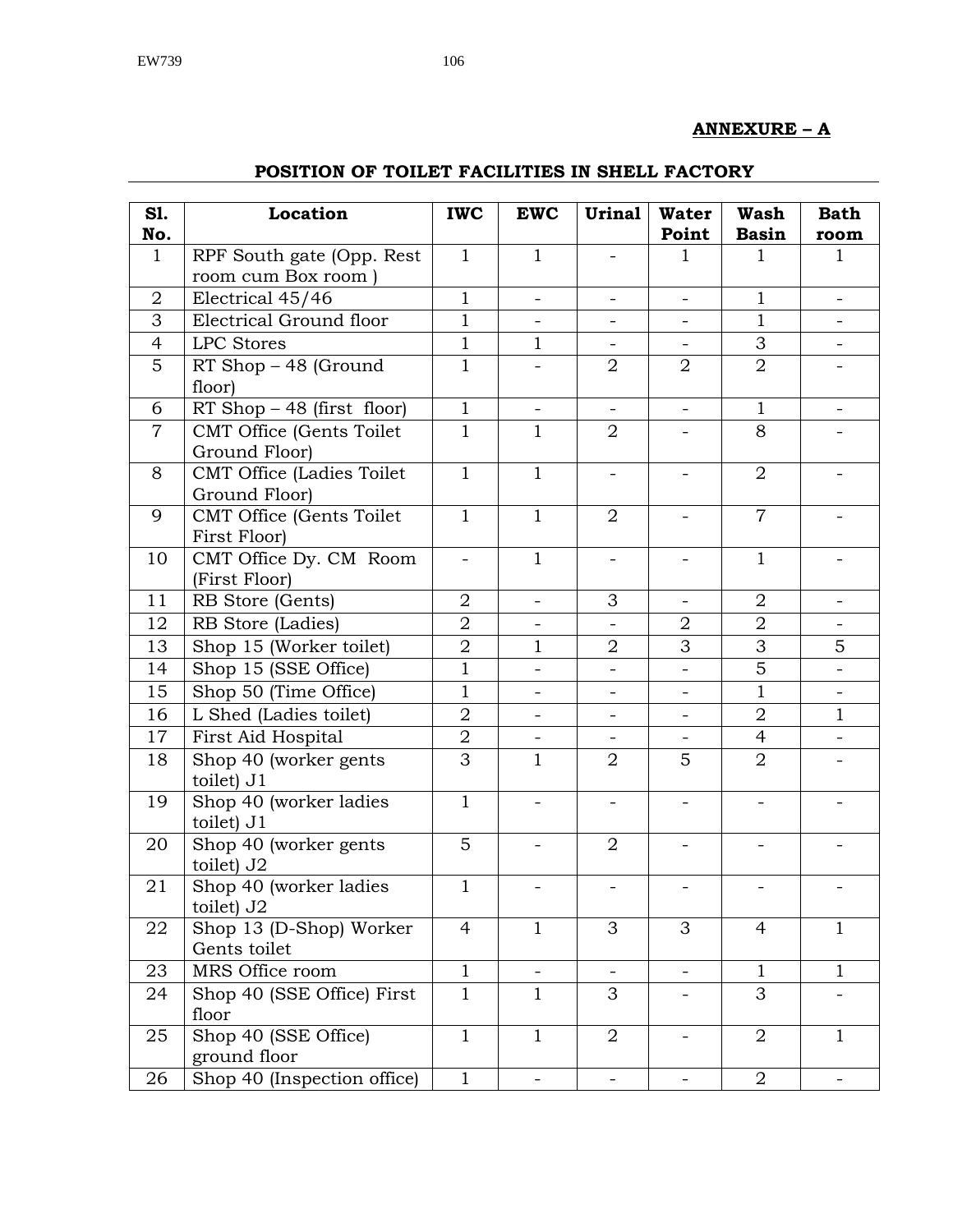**ANNEXURE – A**

## POSITION OF TOILET FACILITIES IN SHELL FACTORY

| Sl. No. | Location | IWC | EWC | Urinal | Water Point | Wash Basin | Bath room |
|---|---|---|---|---|---|---|---|
| 1 | RPF South gate (Opp. Rest room cum Box room ) | 1 | 1 | - | 1 | 1 | 1 |
| 2 | Electrical 45/46 | 1 | - | - | - | 1 | - |
| 3 | Electrical Ground floor | 1 | - | - | - | 1 | - |
| 4 | LPC Stores | 1 | 1 | - | - | 3 | - |
| 5 | RT Shop – 48 (Ground floor) | 1 | - | 2 | 2 | 2 | - |
| 6 | RT Shop – 48 (first floor) | 1 | - | - | - | 1 | - |
| 7 | CMT Office (Gents Toilet Ground Floor) | 1 | 1 | 2 | - | 8 | - |
| 8 | CMT Office (Ladies Toilet Ground Floor) | 1 | 1 | - | - | 2 | - |
| 9 | CMT Office (Gents Toilet First Floor) | 1 | 1 | 2 | - | 7 | - |
| 10 | CMT Office Dy. CM Room (First Floor) | - | 1 | - | - | 1 | - |
| 11 | RB Store (Gents) | 2 | - | 3 | - | 2 | - |
| 12 | RB Store (Ladies) | 2 | - | - | 2 | 2 | - |
| 13 | Shop 15 (Worker toilet) | 2 | 1 | 2 | 3 | 3 | 5 |
| 14 | Shop 15 (SSE Office) | 1 | - | - | - | 5 | - |
| 15 | Shop 50 (Time Office) | 1 | - | - | - | 1 | - |
| 16 | L Shed (Ladies toilet) | 2 | - | - | - | 2 | 1 |
| 17 | First Aid Hospital | 2 | - | - | - | 4 | - |
| 18 | Shop 40 (worker gents toilet) J1 | 3 | 1 | 2 | 5 | 2 | - |
| 19 | Shop 40 (worker ladies toilet) J1 | 1 | - | - | - | - | - |
| 20 | Shop 40 (worker gents toilet) J2 | 5 | - | 2 | - | - | - |
| 21 | Shop 40 (worker ladies toilet) J2 | 1 | - | - | - | - | - |
| 22 | Shop 13 (D-Shop) Worker Gents toilet | 4 | 1 | 3 | 3 | 4 | 1 |
| 23 | MRS Office room | 1 | - | - | - | 1 | 1 |
| 24 | Shop 40 (SSE Office) First floor | 1 | 1 | 3 | - | 3 | - |
| 25 | Shop 40 (SSE Office) ground floor | 1 | 1 | 2 | - | 2 | 1 |
| 26 | Shop 40 (Inspection office) | 1 | - | - | - | 2 | - |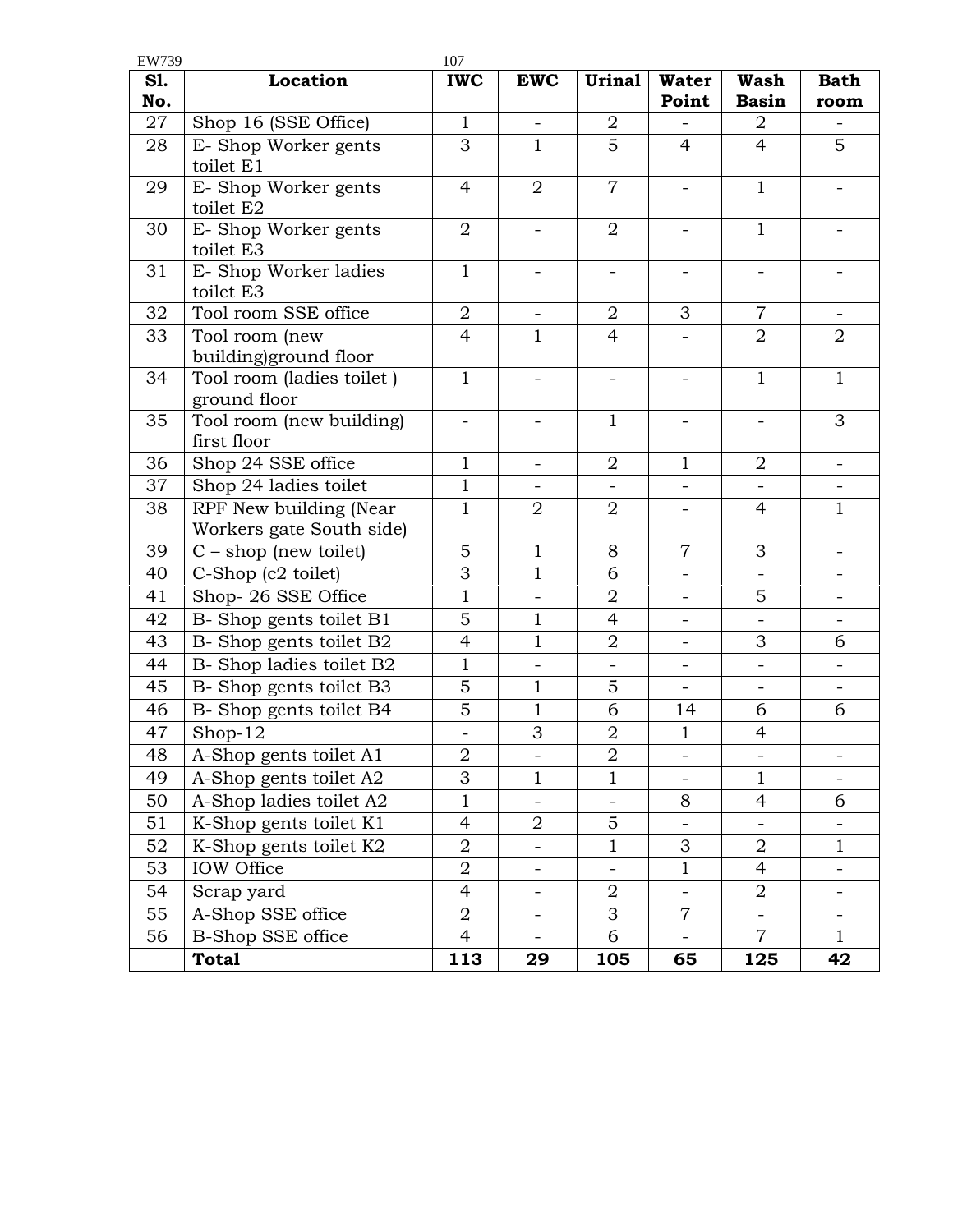| Sl. No. | Location | IWC | EWC | Urinal | Water Point | Wash Basin | Bath room |
|---|---|---|---|---|---|---|---|
| 27 | Shop 16 (SSE Office) | 1 | - | 2 | - | 2 | - |
| 28 | E- Shop Worker gents toilet E1 | 3 | 1 | 5 | 4 | 4 | 5 |
| 29 | E- Shop Worker gents toilet E2 | 4 | 2 | 7 | - | 1 | - |
| 30 | E- Shop Worker gents toilet E3 | 2 | - | 2 | - | 1 | - |
| 31 | E- Shop Worker ladies toilet E3 | 1 | - | - | - | - | - |
| 32 | Tool room SSE office | 2 | - | 2 | 3 | 7 | - |
| 33 | Tool room (new building)ground floor | 4 | 1 | 4 | - | 2 | 2 |
| 34 | Tool room (ladies toilet ) ground floor | 1 | - | - | - | 1 | 1 |
| 35 | Tool room (new building) first floor | - | - | 1 | - | - | 3 |
| 36 | Shop 24 SSE office | 1 | - | 2 | 1 | 2 | - |
| 37 | Shop 24 ladies toilet | 1 | - | - | - | - | - |
| 38 | RPF New building (Near Workers gate South side) | 1 | 2 | 2 | - | 4 | 1 |
| 39 | C – shop (new toilet) | 5 | 1 | 8 | 7 | 3 | - |
| 40 | C-Shop (c2 toilet) | 3 | 1 | 6 | - | - | - |
| 41 | Shop- 26 SSE Office | 1 | - | 2 | - | 5 | - |
| 42 | B- Shop gents toilet B1 | 5 | 1 | 4 | - | - | - |
| 43 | B- Shop gents toilet B2 | 4 | 1 | 2 | - | 3 | 6 |
| 44 | B- Shop ladies toilet B2 | 1 | - | - | - | - | - |
| 45 | B- Shop gents toilet B3 | 5 | 1 | 5 | - | - | - |
| 46 | B- Shop gents toilet B4 | 5 | 1 | 6 | 14 | 6 | 6 |
| 47 | Shop-12 | - | 3 | 2 | 1 | 4 | |
| 48 | A-Shop gents toilet A1 | 2 | - | 2 | - | - | - |
| 49 | A-Shop gents toilet A2 | 3 | 1 | 1 | - | 1 | - |
| 50 | A-Shop ladies toilet A2 | 1 | - | - | 8 | 4 | 6 |
| 51 | K-Shop gents toilet K1 | 4 | 2 | 5 | - | - | - |
| 52 | K-Shop gents toilet K2 | 2 | - | 1 | 3 | 2 | 1 |
| 53 | IOW Office | 2 | - | - | 1 | 4 | - |
| 54 | Scrap yard | 4 | - | 2 | - | 2 | - |
| 55 | A-Shop SSE office | 2 | - | 3 | 7 | - | - |
| 56 | B-Shop SSE office | 4 | - | 6 | - | 7 | 1 |
| | **Total** | **113** | **29** | **105** | **65** | **125** | **42** |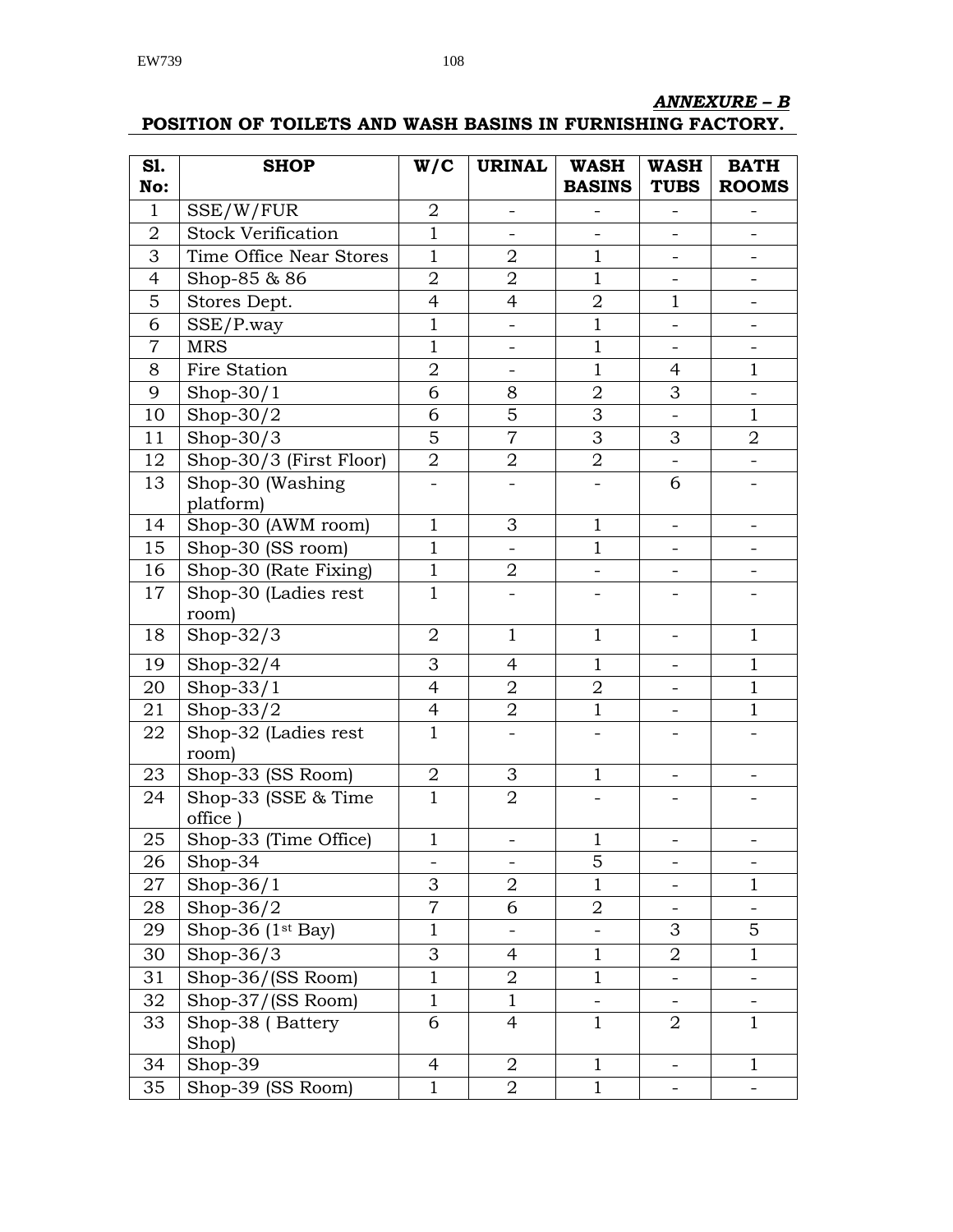***ANNEXURE – B***

**POSITION OF TOILETS AND WASH BASINS IN FURNISHING FACTORY.**

| Sl. No: | SHOP | W/C | URINAL | WASH BASINS | WASH TUBS | BATH ROOMS |
|---|---|---|---|---|---|---|
| 1 | SSE/W/FUR | 2 | - | - | - | - |
| 2 | Stock Verification | 1 | - | - | - | - |
| 3 | Time Office Near Stores | 1 | 2 | 1 | - | - |
| 4 | Shop-85 & 86 | 2 | 2 | 1 | - | - |
| 5 | Stores Dept. | 4 | 4 | 2 | 1 | - |
| 6 | SSE/P.way | 1 | - | 1 | - | - |
| 7 | MRS | 1 | - | 1 | - | - |
| 8 | Fire Station | 2 | - | 1 | 4 | 1 |
| 9 | Shop-30/1 | 6 | 8 | 2 | 3 | - |
| 10 | Shop-30/2 | 6 | 5 | 3 | - | 1 |
| 11 | Shop-30/3 | 5 | 7 | 3 | 3 | 2 |
| 12 | Shop-30/3 (First Floor) | 2 | 2 | 2 | - | - |
| 13 | Shop-30 (Washing platform) | - | - | - | 6 | - |
| 14 | Shop-30 (AWM room) | 1 | 3 | 1 | - | - |
| 15 | Shop-30 (SS room) | 1 | - | 1 | - | - |
| 16 | Shop-30 (Rate Fixing) | 1 | 2 | - | - | - |
| 17 | Shop-30 (Ladies rest room) | 1 | - | - | - | - |
| 18 | Shop-32/3 | 2 | 1 | 1 | - | 1 |
| 19 | Shop-32/4 | 3 | 4 | 1 | - | 1 |
| 20 | Shop-33/1 | 4 | 2 | 2 | - | 1 |
| 21 | Shop-33/2 | 4 | 2 | 1 | - | 1 |
| 22 | Shop-32 (Ladies rest room) | 1 | - | - | - | - |
| 23 | Shop-33 (SS Room) | 2 | 3 | 1 | - | - |
| 24 | Shop-33 (SSE & Time office ) | 1 | 2 | - | - | - |
| 25 | Shop-33 (Time Office) | 1 | - | 1 | - | - |
| 26 | Shop-34 | - | - | 5 | - | - |
| 27 | Shop-36/1 | 3 | 2 | 1 | - | 1 |
| 28 | Shop-36/2 | 7 | 6 | 2 | - | - |
| 29 | Shop-36 (1st Bay) | 1 | - | - | 3 | 5 |
| 30 | Shop-36/3 | 3 | 4 | 1 | 2 | 1 |
| 31 | Shop-36/(SS Room) | 1 | 2 | 1 | - | - |
| 32 | Shop-37/(SS Room) | 1 | 1 | - | - | - |
| 33 | Shop-38 ( Battery Shop) | 6 | 4 | 1 | 2 | 1 |
| 34 | Shop-39 | 4 | 2 | 1 | - | 1 |
| 35 | Shop-39 (SS Room) | 1 | 2 | 1 | - | - |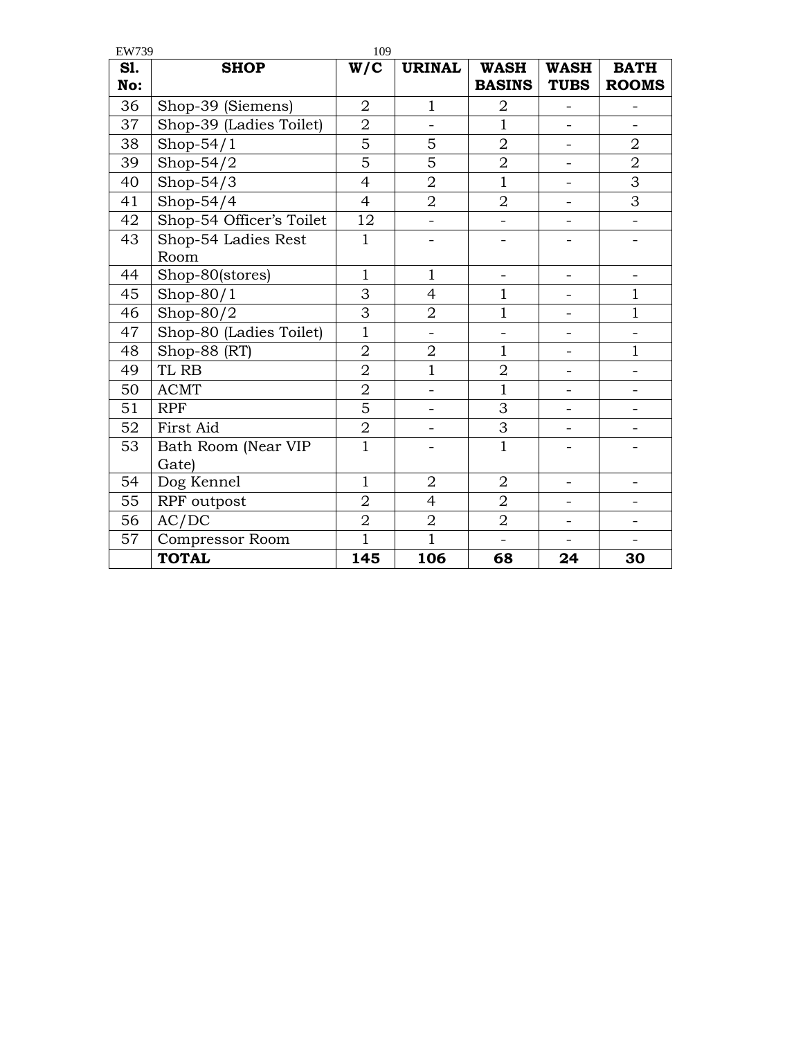| Sl. No: | SHOP | W/C | URINAL | WASH BASINS | WASH TUBS | BATH ROOMS |
|---|---|---|---|---|---|---|
| 36 | Shop-39 (Siemens) | 2 | 1 | 2 | - | - |
| 37 | Shop-39 (Ladies Toilet) | 2 | - | 1 | - | - |
| 38 | Shop-54/1 | 5 | 5 | 2 | - | 2 |
| 39 | Shop-54/2 | 5 | 5 | 2 | - | 2 |
| 40 | Shop-54/3 | 4 | 2 | 1 | - | 3 |
| 41 | Shop-54/4 | 4 | 2 | 2 | - | 3 |
| 42 | Shop-54 Officer's Toilet | 12 | - | - | - | - |
| 43 | Shop-54 Ladies Rest Room | 1 | - | - | - | - |
| 44 | Shop-80(stores) | 1 | 1 | - | - | - |
| 45 | Shop-80/1 | 3 | 4 | 1 | - | 1 |
| 46 | Shop-80/2 | 3 | 2 | 1 | - | 1 |
| 47 | Shop-80 (Ladies Toilet) | 1 | - | - | - | - |
| 48 | Shop-88 (RT) | 2 | 2 | 1 | - | 1 |
| 49 | TL RB | 2 | 1 | 2 | - | - |
| 50 | ACMT | 2 | - | 1 | - | - |
| 51 | RPF | 5 | - | 3 | - | - |
| 52 | First Aid | 2 | - | 3 | - | - |
| 53 | Bath Room (Near VIP Gate) | 1 | - | 1 | - | - |
| 54 | Dog Kennel | 1 | 2 | 2 | - | - |
| 55 | RPF outpost | 2 | 4 | 2 | - | - |
| 56 | AC/DC | 2 | 2 | 2 | - | - |
| 57 | Compressor Room | 1 | 1 | - | - | - |
| | **TOTAL** | **145** | **106** | **68** | **24** | **30** |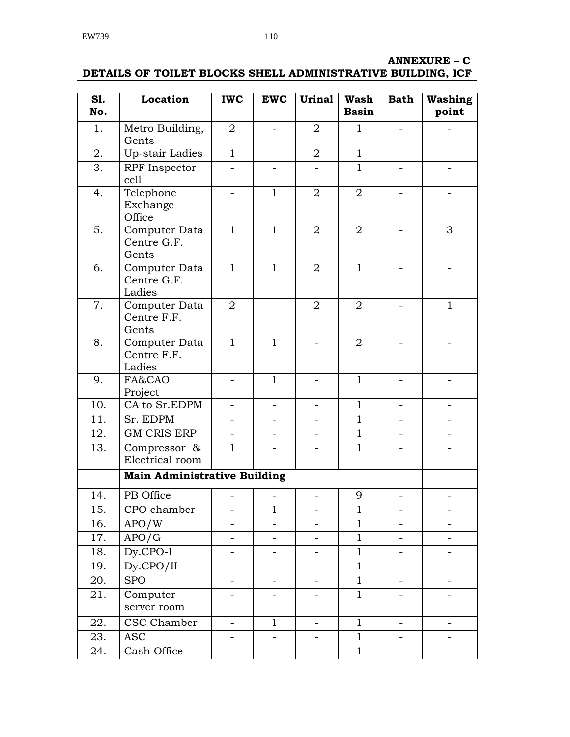**ANNEXURE – C**

**DETAILS OF TOILET BLOCKS SHELL ADMINISTRATIVE BUILDING, ICF**

| Sl. No. | Location | IWC | EWC | Urinal | Wash Basin | Bath | Washing point |
|---|---|---|---|---|---|---|---|
| 1. | Metro Building, Gents | 2 | - | 2 | 1 | - | - |
| 2. | Up-stair Ladies | 1 | | 2 | 1 | | |
| 3. | RPF Inspector cell | - | - | - | 1 | - | - |
| 4. | Telephone Exchange Office | - | 1 | 2 | 2 | - | - |
| 5. | Computer Data Centre G.F. Gents | 1 | 1 | 2 | 2 | - | 3 |
| 6. | Computer Data Centre G.F. Ladies | 1 | 1 | 2 | 1 | - | - |
| 7. | Computer Data Centre F.F. Gents | 2 | | 2 | 2 | - | 1 |
| 8. | Computer Data Centre F.F. Ladies | 1 | 1 | - | 2 | - | - |
| 9. | FA&CAO Project | - | 1 | - | 1 | - | - |
| 10. | CA to Sr.EDPM | - | - | - | 1 | - | - |
| 11. | Sr. EDPM | - | - | - | 1 | - | - |
| 12. | GM CRIS ERP | - | - | - | 1 | - | - |
| 13. | Compressor & Electrical room | 1 | - | - | 1 | - | - |
| | **Main Administrative Building** | | | | | | |
| 14. | PB Office | - | - | - | 9 | - | - |
| 15. | CPO chamber | - | 1 | - | 1 | - | - |
| 16. | APO/W | - | - | - | 1 | - | - |
| 17. | APO/G | - | - | - | 1 | - | - |
| 18. | Dy.CPO-I | - | - | - | 1 | - | - |
| 19. | Dy.CPO/II | - | - | - | 1 | - | - |
| 20. | SPO | - | - | - | 1 | - | - |
| 21. | Computer server room | - | - | - | 1 | - | - |
| 22. | CSC Chamber | - | 1 | - | 1 | - | - |
| 23. | ASC | - | - | - | 1 | - | - |
| 24. | Cash Office | - | - | - | 1 | - | - |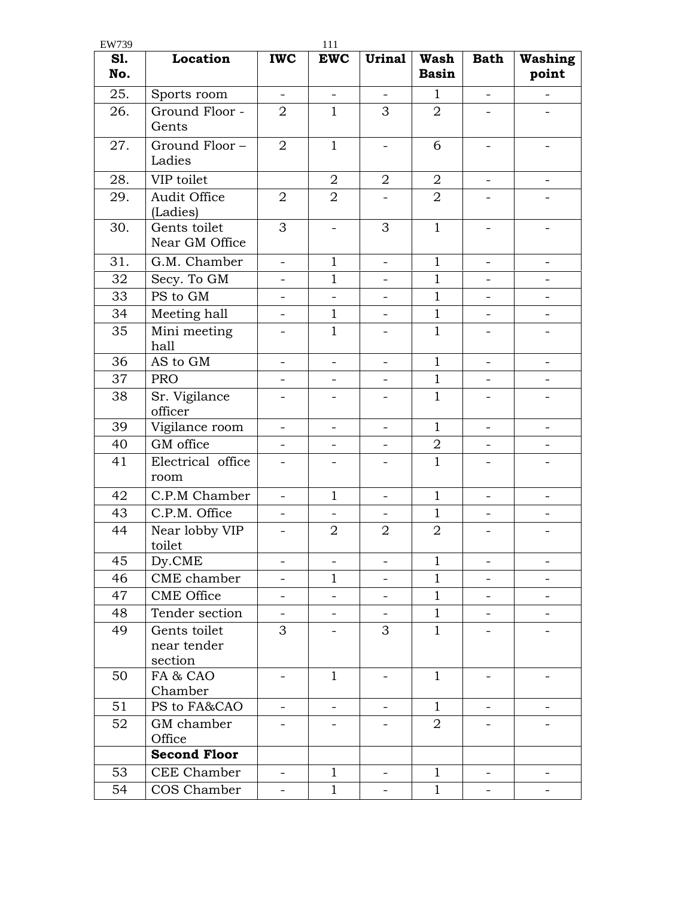| Sl. No. | Location | IWC | EWC | Urinal | Wash Basin | Bath | Washing point |
|---|---|---|---|---|---|---|---|
| 25. | Sports room | - | - | - | 1 | - | - |
| 26. | Ground Floor - Gents | 2 | 1 | 3 | 2 | - | - |
| 27. | Ground Floor – Ladies | 2 | 1 | - | 6 | - | - |
| 28. | VIP toilet | | 2 | 2 | 2 | - | - |
| 29. | Audit Office (Ladies) | 2 | 2 | - | 2 | - | - |
| 30. | Gents toilet Near GM Office | 3 | - | 3 | 1 | - | - |
| 31. | G.M. Chamber | - | 1 | - | 1 | - | - |
| 32 | Secy. To GM | - | 1 | - | 1 | - | - |
| 33 | PS to GM | - | - | - | 1 | - | - |
| 34 | Meeting hall | - | 1 | - | 1 | - | - |
| 35 | Mini meeting hall | - | 1 | - | 1 | - | - |
| 36 | AS to GM | - | - | - | 1 | - | - |
| 37 | PRO | - | - | - | 1 | - | - |
| 38 | Sr. Vigilance officer | - | - | - | 1 | - | - |
| 39 | Vigilance room | - | - | - | 1 | - | - |
| 40 | GM office | - | - | - | 2 | - | - |
| 41 | Electrical office room | - | - | - | 1 | - | - |
| 42 | C.P.M Chamber | - | 1 | - | 1 | - | - |
| 43 | C.P.M. Office | - | - | - | 1 | - | - |
| 44 | Near lobby VIP toilet | - | 2 | 2 | 2 | - | - |
| 45 | Dy.CME | - | - | - | 1 | - | - |
| 46 | CME chamber | - | 1 | - | 1 | - | - |
| 47 | CME Office | - | - | - | 1 | - | - |
| 48 | Tender section | - | - | - | 1 | - | - |
| 49 | Gents toilet near tender section | 3 | - | 3 | 1 | - | - |
| 50 | FA & CAO Chamber | - | 1 | - | 1 | - | - |
| 51 | PS to FA&CAO | - | - | - | 1 | - | - |
| 52 | GM chamber Office | - | - | - | 2 | - | - |
| | **Second Floor** | | | | | | |
| 53 | CEE Chamber | - | 1 | - | 1 | - | - |
| 54 | COS Chamber | - | 1 | - | 1 | - | - |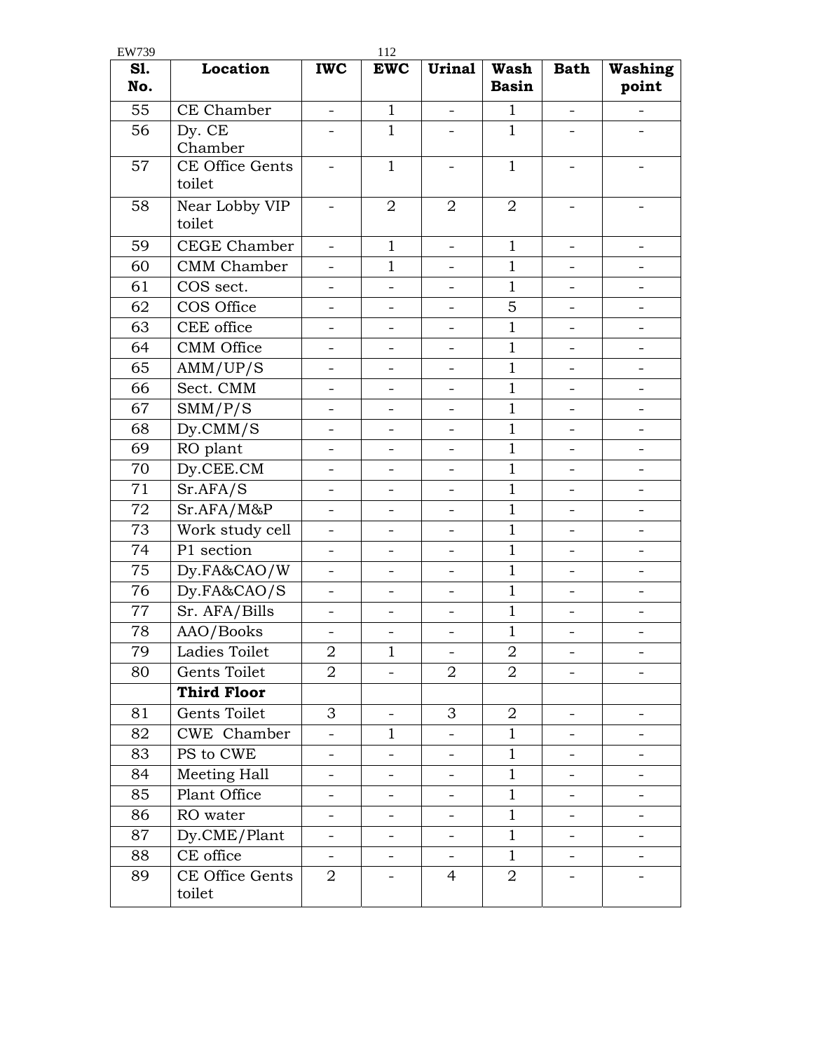| Sl. No. | Location | IWC | EWC | Urinal | Wash Basin | Bath | Washing point |
|---|---|---|---|---|---|---|---|
| 55 | CE Chamber | - | 1 | - | 1 | - | - |
| 56 | Dy. CE Chamber | - | 1 | - | 1 | - | - |
| 57 | CE Office Gents toilet | - | 1 | - | 1 | - | - |
| 58 | Near Lobby VIP toilet | - | 2 | 2 | 2 | - | - |
| 59 | CEGE Chamber | - | 1 | - | 1 | - | - |
| 60 | CMM Chamber | - | 1 | - | 1 | - | - |
| 61 | COS sect. | - | - | - | 1 | - | - |
| 62 | COS Office | - | - | - | 5 | - | - |
| 63 | CEE office | - | - | - | 1 | - | - |
| 64 | CMM Office | - | - | - | 1 | - | - |
| 65 | AMM/UP/S | - | - | - | 1 | - | - |
| 66 | Sect. CMM | - | - | - | 1 | - | - |
| 67 | SMM/P/S | - | - | - | 1 | - | - |
| 68 | Dy.CMM/S | - | - | - | 1 | - | - |
| 69 | RO plant | - | - | - | 1 | - | - |
| 70 | Dy.CEE.CM | - | - | - | 1 | - | - |
| 71 | Sr.AFA/S | - | - | - | 1 | - | - |
| 72 | Sr.AFA/M&P | - | - | - | 1 | - | - |
| 73 | Work study cell | - | - | - | 1 | - | - |
| 74 | P1 section | - | - | - | 1 | - | - |
| 75 | Dy.FA&CAO/W | - | - | - | 1 | - | - |
| 76 | Dy.FA&CAO/S | - | - | - | 1 | - | - |
| 77 | Sr. AFA/Bills | - | - | - | 1 | - | - |
| 78 | AAO/Books | - | - | - | 1 | - | - |
| 79 | Ladies Toilet | 2 | 1 | - | 2 | - | - |
| 80 | Gents Toilet | 2 | - | 2 | 2 | - | - |
| | **Third Floor** | | | | | | |
| 81 | Gents Toilet | 3 | - | 3 | 2 | - | - |
| 82 | CWE Chamber | - | 1 | - | 1 | - | - |
| 83 | PS to CWE | - | - | - | 1 | - | - |
| 84 | Meeting Hall | - | - | - | 1 | - | - |
| 85 | Plant Office | - | - | - | 1 | - | - |
| 86 | RO water | - | - | - | 1 | - | - |
| 87 | Dy.CME/Plant | - | - | - | 1 | - | - |
| 88 | CE office | - | - | - | 1 | - | - |
| 89 | CE Office Gents toilet | 2 | - | 4 | 2 | - | - |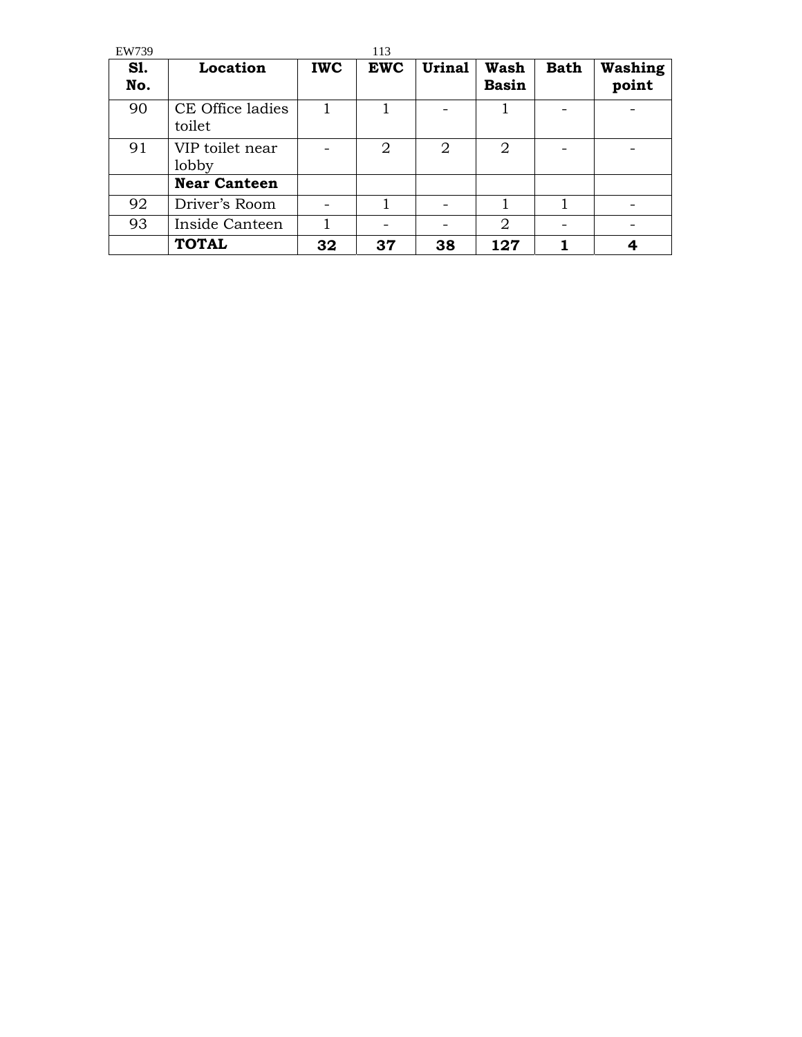| Sl. No. | Location | IWC | EWC | Urinal | Wash Basin | Bath | Washing point |
|---|---|---|---|---|---|---|---|
| 90 | CE Office ladies toilet | 1 | 1 | - | 1 | - | - |
| 91 | VIP toilet near lobby | - | 2 | 2 | 2 | - | - |
| | **Near Canteen** | | | | | | |
| 92 | Driver's Room | - | 1 | - | 1 | 1 | - |
| 93 | Inside Canteen | 1 | - | - | 2 | - | - |
| | **TOTAL** | **32** | **37** | **38** | **127** | **1** | **4** |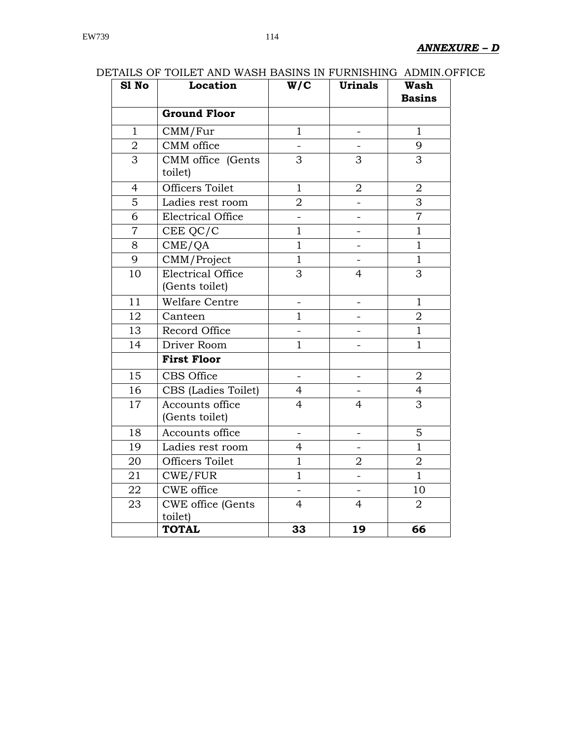***ANNEXURE – D***

DETAILS OF TOILET AND WASH BASINS IN FURNISHING ADMIN.OFFICE

| Sl No | Location | W/C | Urinals | Wash Basins |
|---|---|---|---|---|
| | **Ground Floor** | | | |
| 1 | CMM/Fur | 1 | - | 1 |
| 2 | CMM office | - | - | 9 |
| 3 | CMM office (Gents toilet) | 3 | 3 | 3 |
| 4 | Officers Toilet | 1 | 2 | 2 |
| 5 | Ladies rest room | 2 | - | 3 |
| 6 | Electrical Office | - | - | 7 |
| 7 | CEE QC/C | 1 | - | 1 |
| 8 | CME/QA | 1 | - | 1 |
| 9 | CMM/Project | 1 | - | 1 |
| 10 | Electrical Office (Gents toilet) | 3 | 4 | 3 |
| 11 | Welfare Centre | - | - | 1 |
| 12 | Canteen | 1 | - | 2 |
| 13 | Record Office | - | - | 1 |
| 14 | Driver Room | 1 | - | 1 |
| | **First Floor** | | | |
| 15 | CBS Office | - | - | 2 |
| 16 | CBS (Ladies Toilet) | 4 | - | 4 |
| 17 | Accounts office (Gents toilet) | 4 | 4 | 3 |
| 18 | Accounts office | - | - | 5 |
| 19 | Ladies rest room | 4 | - | 1 |
| 20 | Officers Toilet | 1 | 2 | 2 |
| 21 | CWE/FUR | 1 | - | 1 |
| 22 | CWE office | - | - | 10 |
| 23 | CWE office (Gents toilet) | 4 | 4 | 2 |
| | **TOTAL** | **33** | **19** | **66** |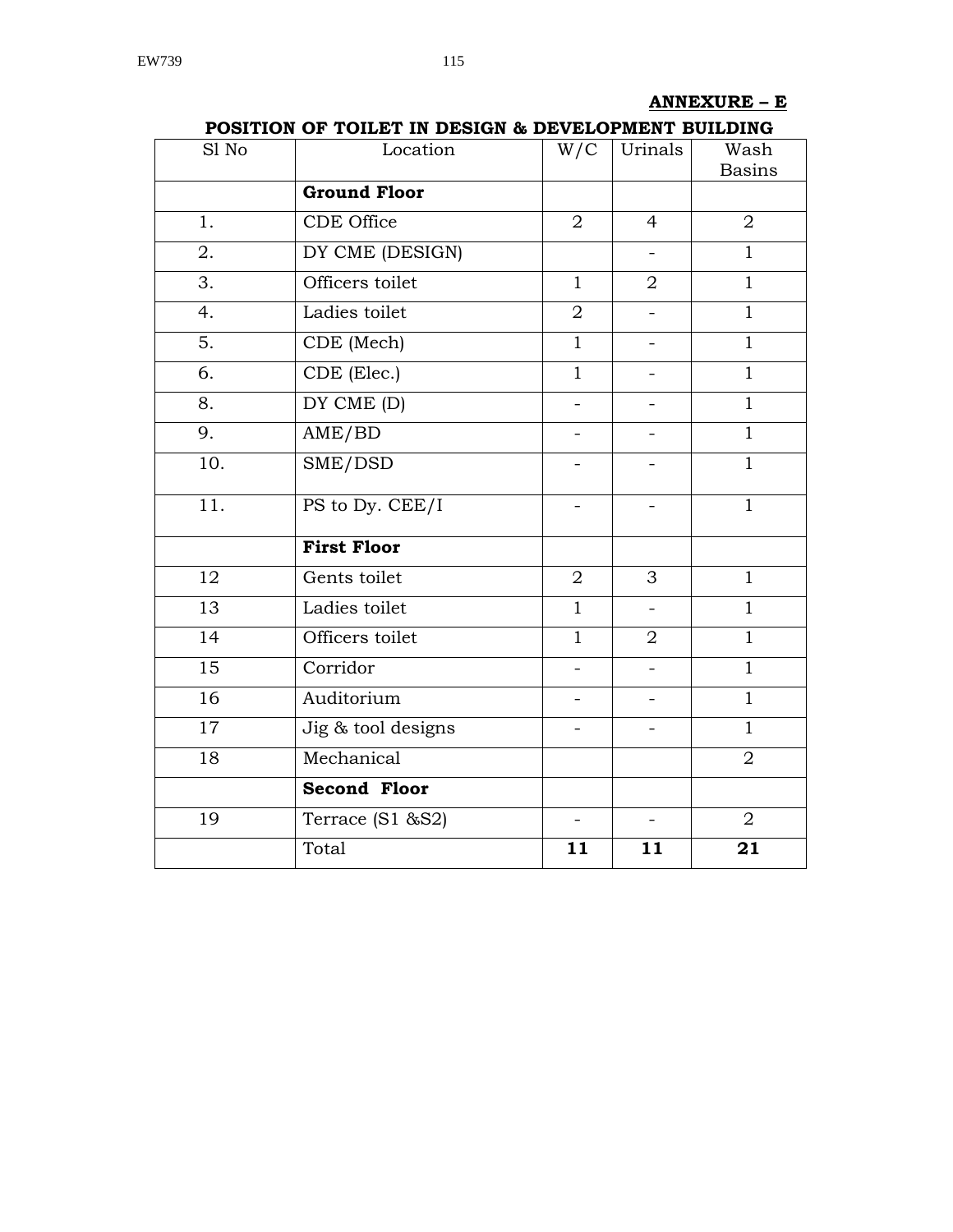**ANNEXURE – E**

## POSITION OF TOILET IN DESIGN & DEVELOPMENT BUILDING

| Sl No | Location | W/C | Urinals | Wash Basins |
|---|---|---|---|---|
| | **Ground Floor** | | | |
| 1. | CDE Office | 2 | 4 | 2 |
| 2. | DY CME (DESIGN) | | - | 1 |
| 3. | Officers toilet | 1 | 2 | 1 |
| 4. | Ladies toilet | 2 | - | 1 |
| 5. | CDE (Mech) | 1 | - | 1 |
| 6. | CDE (Elec.) | 1 | - | 1 |
| 8. | DY CME (D) | - | - | 1 |
| 9. | AME/BD | - | - | 1 |
| 10. | SME/DSD | - | - | 1 |
| 11. | PS to Dy. CEE/I | - | - | 1 |
| | **First Floor** | | | |
| 12 | Gents toilet | 2 | 3 | 1 |
| 13 | Ladies toilet | 1 | - | 1 |
| 14 | Officers toilet | 1 | 2 | 1 |
| 15 | Corridor | - | - | 1 |
| 16 | Auditorium | - | - | 1 |
| 17 | Jig & tool designs | - | - | 1 |
| 18 | Mechanical | | | 2 |
| | **Second Floor** | | | |
| 19 | Terrace (S1 &S2) | - | - | 2 |
| | Total | **11** | **11** | **21** |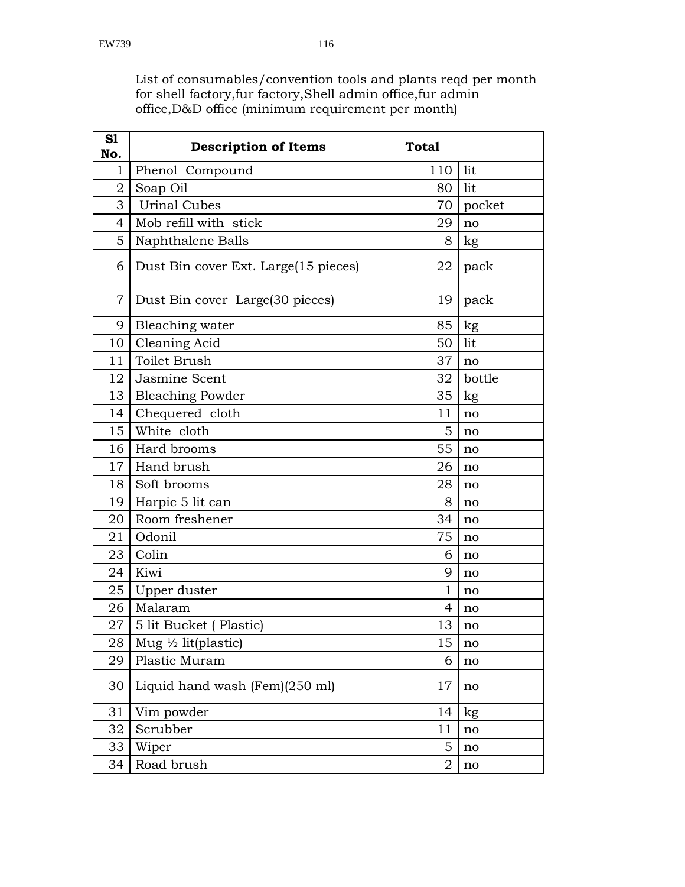List of consumables/convention tools and plants reqd per month for shell factory,fur factory,Shell admin office,fur admin office,D&D office (minimum requirement per month)

| Sl No. | Description of Items | Total | |
|---|---|---|---|
| 1 | Phenol Compound | 110 | lit |
| 2 | Soap Oil | 80 | lit |
| 3 | Urinal Cubes | 70 | pocket |
| 4 | Mob refill with stick | 29 | no |
| 5 | Naphthalene Balls | 8 | kg |
| 6 | Dust Bin cover Ext. Large(15 pieces) | 22 | pack |
| 7 | Dust Bin cover Large(30 pieces) | 19 | pack |
| 9 | Bleaching water | 85 | kg |
| 10 | Cleaning Acid | 50 | lit |
| 11 | Toilet Brush | 37 | no |
| 12 | Jasmine Scent | 32 | bottle |
| 13 | Bleaching Powder | 35 | kg |
| 14 | Chequered cloth | 11 | no |
| 15 | White cloth | 5 | no |
| 16 | Hard brooms | 55 | no |
| 17 | Hand brush | 26 | no |
| 18 | Soft brooms | 28 | no |
| 19 | Harpic 5 lit can | 8 | no |
| 20 | Room freshener | 34 | no |
| 21 | Odonil | 75 | no |
| 23 | Colin | 6 | no |
| 24 | Kiwi | 9 | no |
| 25 | Upper duster | 1 | no |
| 26 | Malaram | 4 | no |
| 27 | 5 lit Bucket ( Plastic) | 13 | no |
| 28 | Mug ½ lit(plastic) | 15 | no |
| 29 | Plastic Muram | 6 | no |
| 30 | Liquid hand wash (Fem)(250 ml) | 17 | no |
| 31 | Vim powder | 14 | kg |
| 32 | Scrubber | 11 | no |
| 33 | Wiper | 5 | no |
| 34 | Road brush | 2 | no |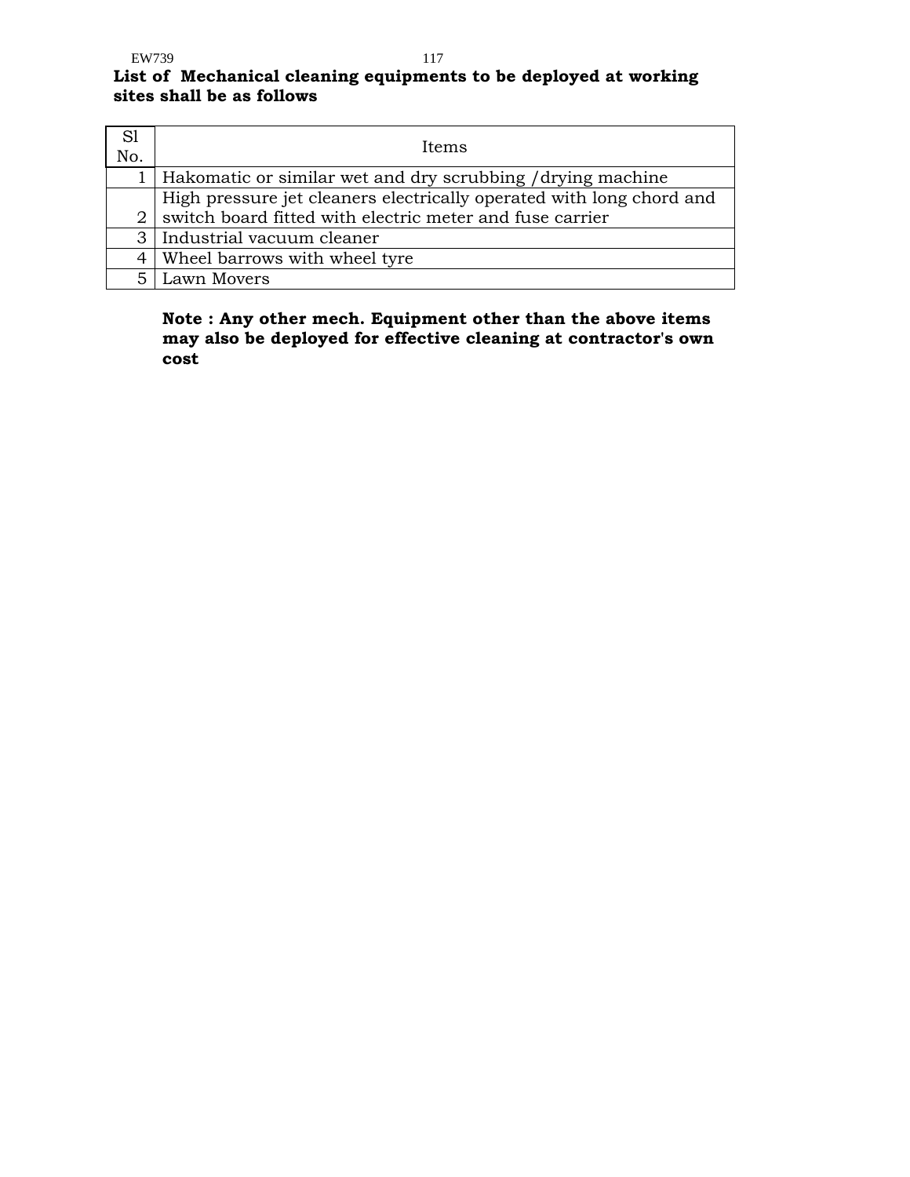**List of Mechanical cleaning equipments to be deployed at working sites shall be as follows**

| Sl No. | Items |
|---|---|
| 1 | Hakomatic or similar wet and dry scrubbing /drying machine |
| 2 | High pressure jet cleaners electrically operated with long chord and switch board fitted with electric meter and fuse carrier |
| 3 | Industrial vacuum cleaner |
| 4 | Wheel barrows with wheel tyre |
| 5 | Lawn Movers |

**Note : Any other mech. Equipment other than the above items may also be deployed for effective cleaning at contractor's own cost**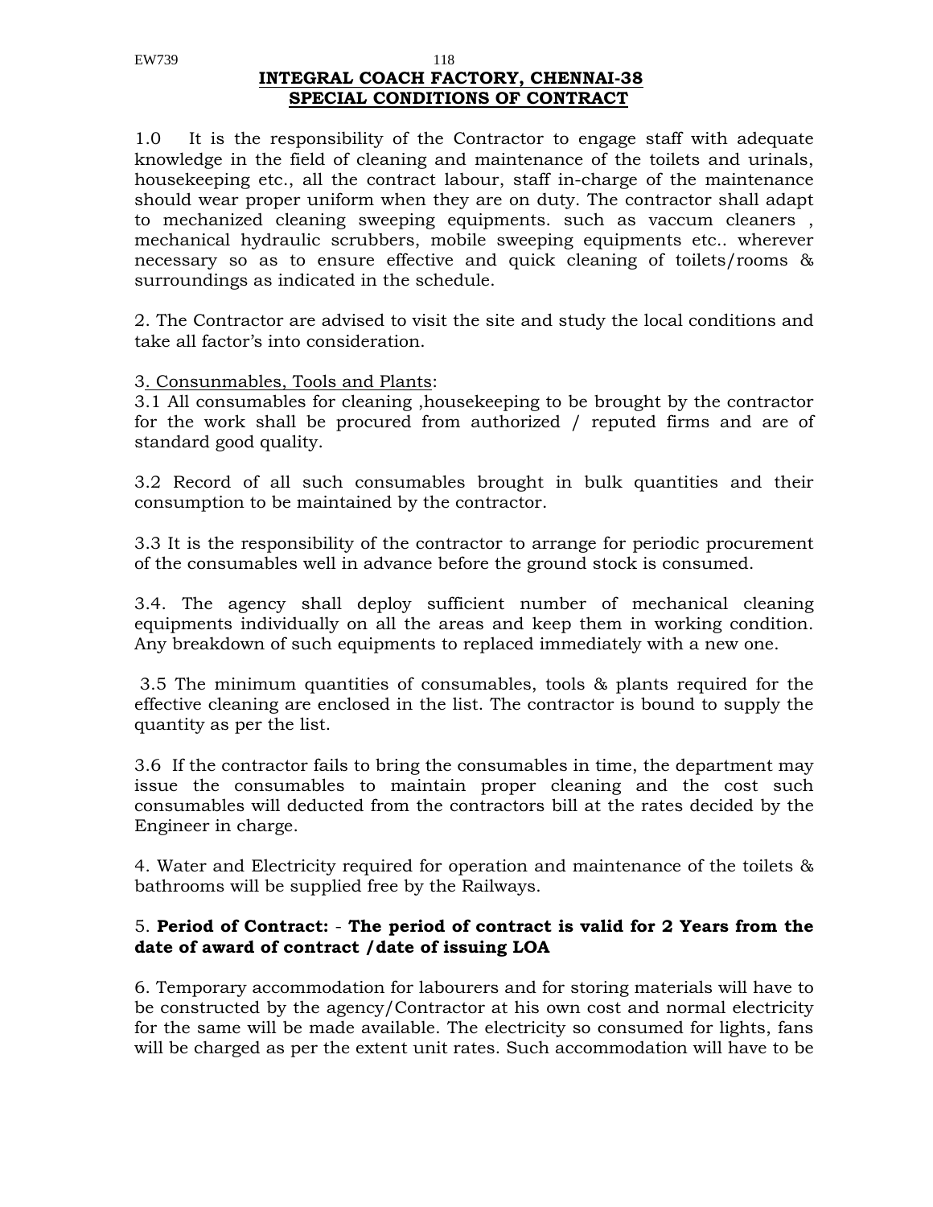# INTEGRAL COACH FACTORY, CHENNAI-38

## SPECIAL CONDITIONS OF CONTRACT

1.0 It is the responsibility of the Contractor to engage staff with adequate knowledge in the field of cleaning and maintenance of the toilets and urinals, housekeeping etc., all the contract labour, staff in-charge of the maintenance should wear proper uniform when they are on duty. The contractor shall adapt to mechanized cleaning sweeping equipments. such as vaccum cleaners , mechanical hydraulic scrubbers, mobile sweeping equipments etc.. wherever necessary so as to ensure effective and quick cleaning of toilets/rooms & surroundings as indicated in the schedule.

2. The Contractor are advised to visit the site and study the local conditions and take all factor's into consideration.

3. Consunmables, Tools and Plants:

3.1 All consumables for cleaning ,housekeeping to be brought by the contractor for the work shall be procured from authorized / reputed firms and are of standard good quality.

3.2 Record of all such consumables brought in bulk quantities and their consumption to be maintained by the contractor.

3.3 It is the responsibility of the contractor to arrange for periodic procurement of the consumables well in advance before the ground stock is consumed.

3.4. The agency shall deploy sufficient number of mechanical cleaning equipments individually on all the areas and keep them in working condition. Any breakdown of such equipments to replaced immediately with a new one.

3.5 The minimum quantities of consumables, tools & plants required for the effective cleaning are enclosed in the list. The contractor is bound to supply the quantity as per the list.

3.6 If the contractor fails to bring the consumables in time, the department may issue the consumables to maintain proper cleaning and the cost such consumables will deducted from the contractors bill at the rates decided by the Engineer in charge.

4. Water and Electricity required for operation and maintenance of the toilets & bathrooms will be supplied free by the Railways.

5. **Period of Contract:** - **The period of contract is valid for 2 Years from the date of award of contract /date of issuing LOA**

6. Temporary accommodation for labourers and for storing materials will have to be constructed by the agency/Contractor at his own cost and normal electricity for the same will be made available. The electricity so consumed for lights, fans will be charged as per the extent unit rates. Such accommodation will have to be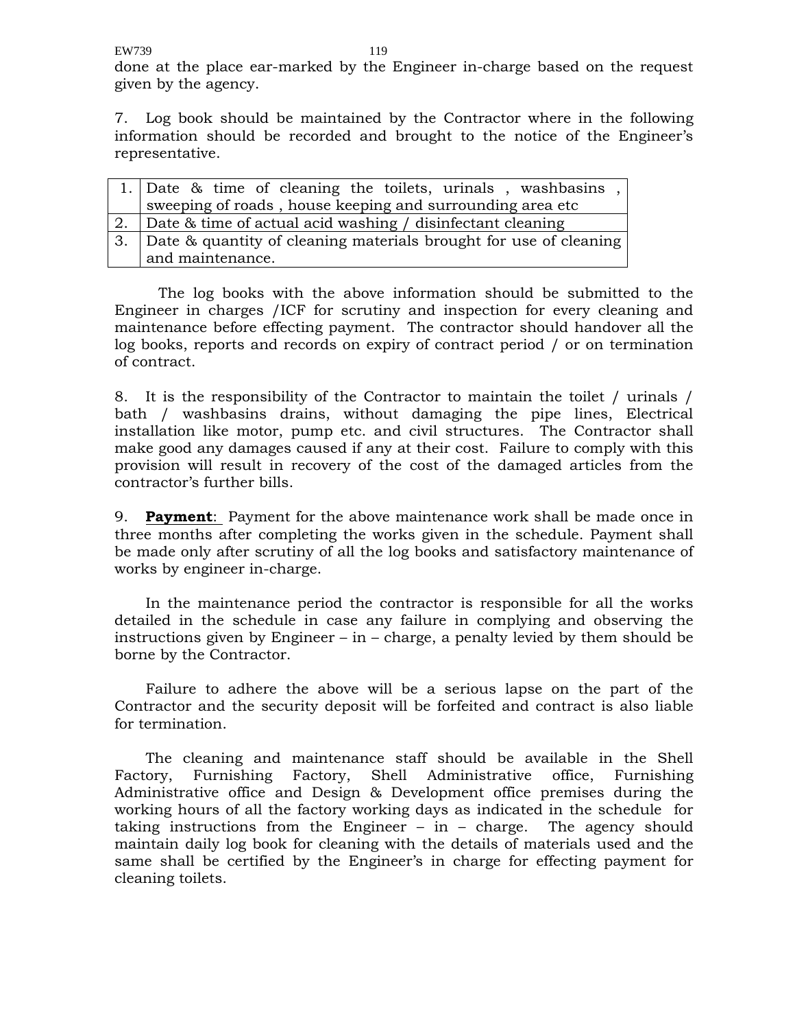done at the place ear-marked by the Engineer in-charge based on the request given by the agency.

7. Log book should be maintained by the Contractor where in the following information should be recorded and brought to the notice of the Engineer's representative.

| | |
|---|---|
| 1. | Date & time of cleaning the toilets, urinals , washbasins , sweeping of roads , house keeping and surrounding area etc |
| 2. | Date & time of actual acid washing / disinfectant cleaning |
| 3. | Date & quantity of cleaning materials brought for use of cleaning and maintenance. |

The log books with the above information should be submitted to the Engineer in charges /ICF for scrutiny and inspection for every cleaning and maintenance before effecting payment. The contractor should handover all the log books, reports and records on expiry of contract period / or on termination of contract.

8. It is the responsibility of the Contractor to maintain the toilet / urinals / bath / washbasins drains, without damaging the pipe lines, Electrical installation like motor, pump etc. and civil structures. The Contractor shall make good any damages caused if any at their cost. Failure to comply with this provision will result in recovery of the cost of the damaged articles from the contractor's further bills.

9. **Payment**: Payment for the above maintenance work shall be made once in three months after completing the works given in the schedule. Payment shall be made only after scrutiny of all the log books and satisfactory maintenance of works by engineer in-charge.

In the maintenance period the contractor is responsible for all the works detailed in the schedule in case any failure in complying and observing the instructions given by Engineer – in – charge, a penalty levied by them should be borne by the Contractor.

Failure to adhere the above will be a serious lapse on the part of the Contractor and the security deposit will be forfeited and contract is also liable for termination.

The cleaning and maintenance staff should be available in the Shell Factory, Furnishing Factory, Shell Administrative office, Furnishing Administrative office and Design & Development office premises during the working hours of all the factory working days as indicated in the schedule for taking instructions from the Engineer – in – charge. The agency should maintain daily log book for cleaning with the details of materials used and the same shall be certified by the Engineer's in charge for effecting payment for cleaning toilets.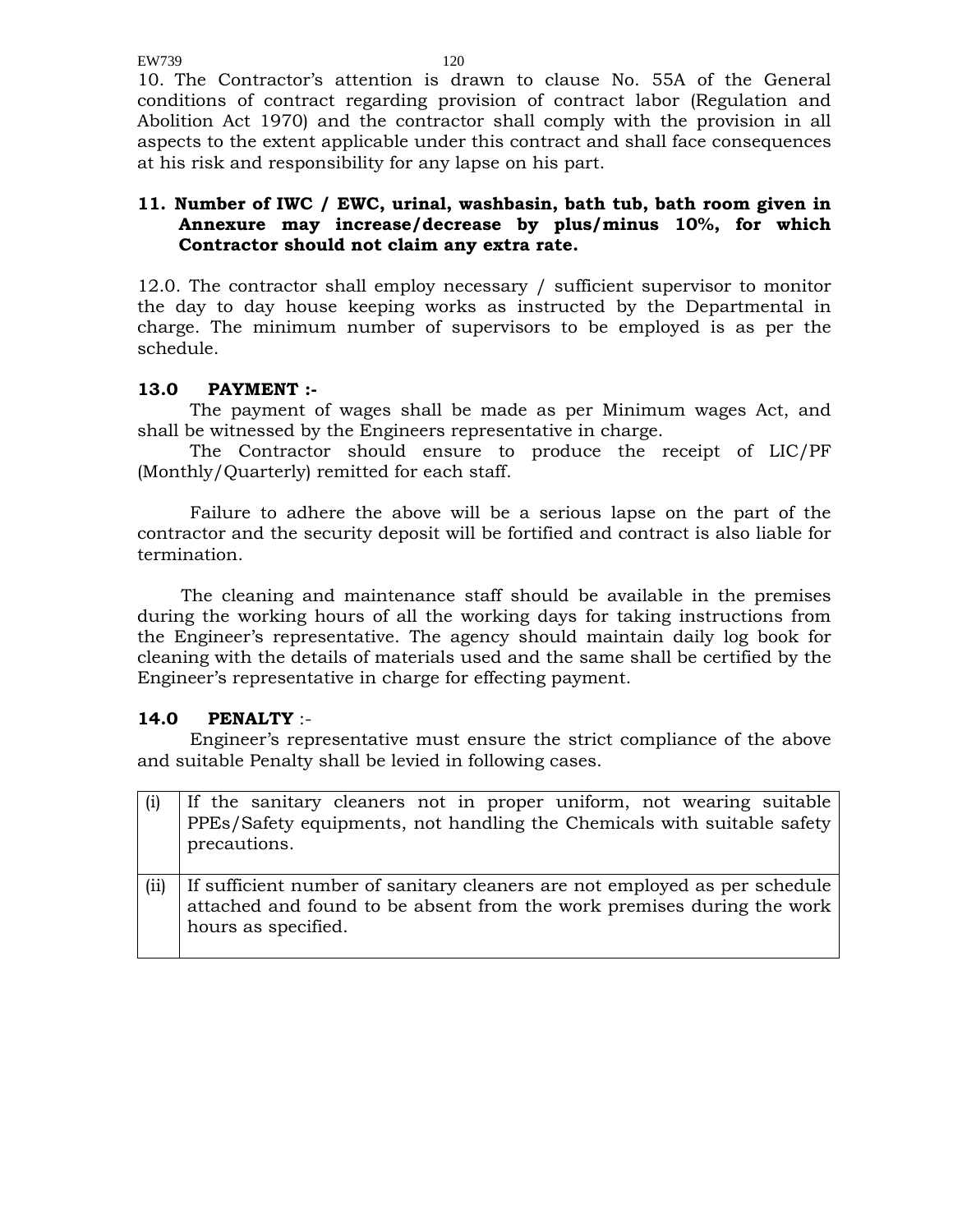10. The Contractor's attention is drawn to clause No. 55A of the General conditions of contract regarding provision of contract labor (Regulation and Abolition Act 1970) and the contractor shall comply with the provision in all aspects to the extent applicable under this contract and shall face consequences at his risk and responsibility for any lapse on his part.

**11. Number of IWC / EWC, urinal, washbasin, bath tub, bath room given in Annexure may increase/decrease by plus/minus 10%, for which Contractor should not claim any extra rate.**

12.0. The contractor shall employ necessary / sufficient supervisor to monitor the day to day house keeping works as instructed by the Departmental in charge. The minimum number of supervisors to be employed is as per the schedule.

**13.0 PAYMENT :-**

The payment of wages shall be made as per Minimum wages Act, and shall be witnessed by the Engineers representative in charge.

The Contractor should ensure to produce the receipt of LIC/PF (Monthly/Quarterly) remitted for each staff.

Failure to adhere the above will be a serious lapse on the part of the contractor and the security deposit will be fortified and contract is also liable for termination.

The cleaning and maintenance staff should be available in the premises during the working hours of all the working days for taking instructions from the Engineer's representative. The agency should maintain daily log book for cleaning with the details of materials used and the same shall be certified by the Engineer's representative in charge for effecting payment.

**14.0 PENALTY** :-

Engineer's representative must ensure the strict compliance of the above and suitable Penalty shall be levied in following cases.

| | |
|---|---|
| (i) | If the sanitary cleaners not in proper uniform, not wearing suitable PPEs/Safety equipments, not handling the Chemicals with suitable safety precautions. |
| (ii) | If sufficient number of sanitary cleaners are not employed as per schedule attached and found to be absent from the work premises during the work hours as specified. |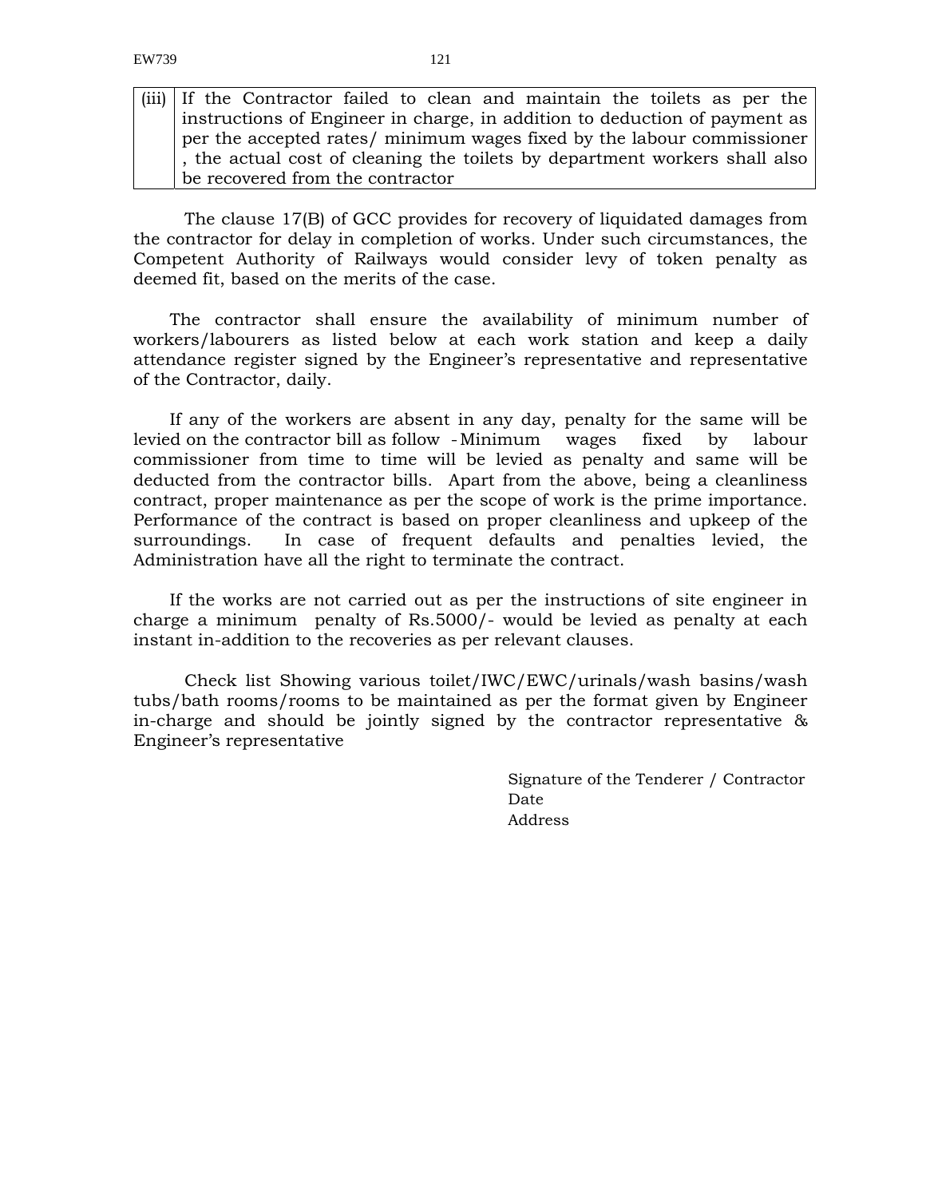| (iii) | If the Contractor failed to clean and maintain the toilets as per the instructions of Engineer in charge, in addition to deduction of payment as per the accepted rates/ minimum wages fixed by the labour commissioner , the actual cost of cleaning the toilets by department workers shall also be recovered from the contractor |
|---|---|

The clause 17(B) of GCC provides for recovery of liquidated damages from the contractor for delay in completion of works. Under such circumstances, the Competent Authority of Railways would consider levy of token penalty as deemed fit, based on the merits of the case.

The contractor shall ensure the availability of minimum number of workers/labourers as listed below at each work station and keep a daily attendance register signed by the Engineer's representative and representative of the Contractor, daily.

If any of the workers are absent in any day, penalty for the same will be levied on the contractor bill as follow - Minimum wages fixed by labour commissioner from time to time will be levied as penalty and same will be deducted from the contractor bills. Apart from the above, being a cleanliness contract, proper maintenance as per the scope of work is the prime importance. Performance of the contract is based on proper cleanliness and upkeep of the surroundings. In case of frequent defaults and penalties levied, the Administration have all the right to terminate the contract.

If the works are not carried out as per the instructions of site engineer in charge a minimum penalty of Rs.5000/- would be levied as penalty at each instant in-addition to the recoveries as per relevant clauses.

Check list Showing various toilet/IWC/EWC/urinals/wash basins/wash tubs/bath rooms/rooms to be maintained as per the format given by Engineer in-charge and should be jointly signed by the contractor representative & Engineer's representative

Signature of the Tenderer / Contractor
Date
Address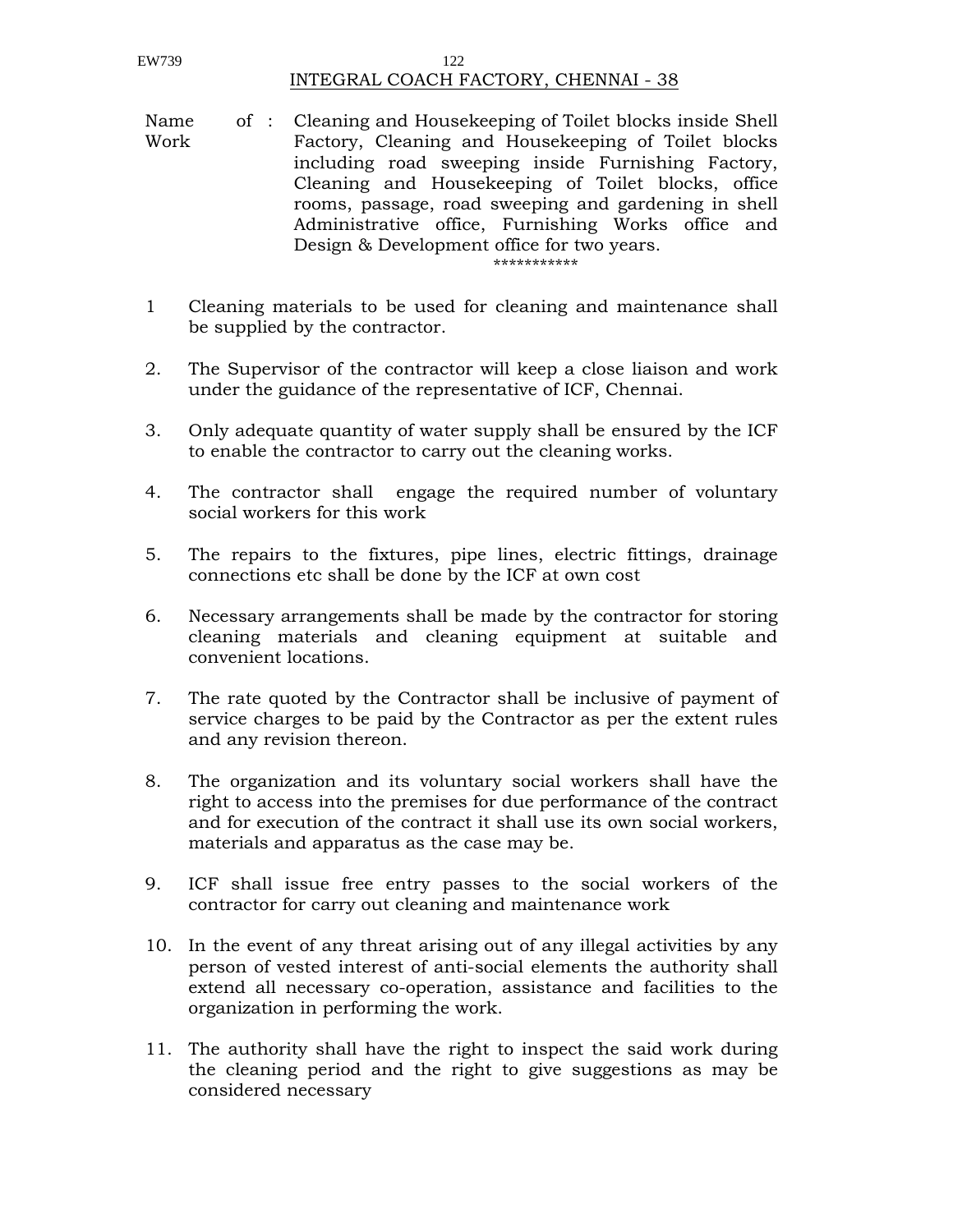## INTEGRAL COACH FACTORY, CHENNAI - 38

Name of Work : Cleaning and Housekeeping of Toilet blocks inside Shell Factory, Cleaning and Housekeeping of Toilet blocks including road sweeping inside Furnishing Factory, Cleaning and Housekeeping of Toilet blocks, office rooms, passage, road sweeping and gardening in shell Administrative office, Furnishing Works office and Design & Development office for two years.

***********

1 Cleaning materials to be used for cleaning and maintenance shall be supplied by the contractor.

2. The Supervisor of the contractor will keep a close liaison and work under the guidance of the representative of ICF, Chennai.

3. Only adequate quantity of water supply shall be ensured by the ICF to enable the contractor to carry out the cleaning works.

4. The contractor shall engage the required number of voluntary social workers for this work

5. The repairs to the fixtures, pipe lines, electric fittings, drainage connections etc shall be done by the ICF at own cost

6. Necessary arrangements shall be made by the contractor for storing cleaning materials and cleaning equipment at suitable and convenient locations.

7. The rate quoted by the Contractor shall be inclusive of payment of service charges to be paid by the Contractor as per the extent rules and any revision thereon.

8. The organization and its voluntary social workers shall have the right to access into the premises for due performance of the contract and for execution of the contract it shall use its own social workers, materials and apparatus as the case may be.

9. ICF shall issue free entry passes to the social workers of the contractor for carry out cleaning and maintenance work

10. In the event of any threat arising out of any illegal activities by any person of vested interest of anti-social elements the authority shall extend all necessary co-operation, assistance and facilities to the organization in performing the work.

11. The authority shall have the right to inspect the said work during the cleaning period and the right to give suggestions as may be considered necessary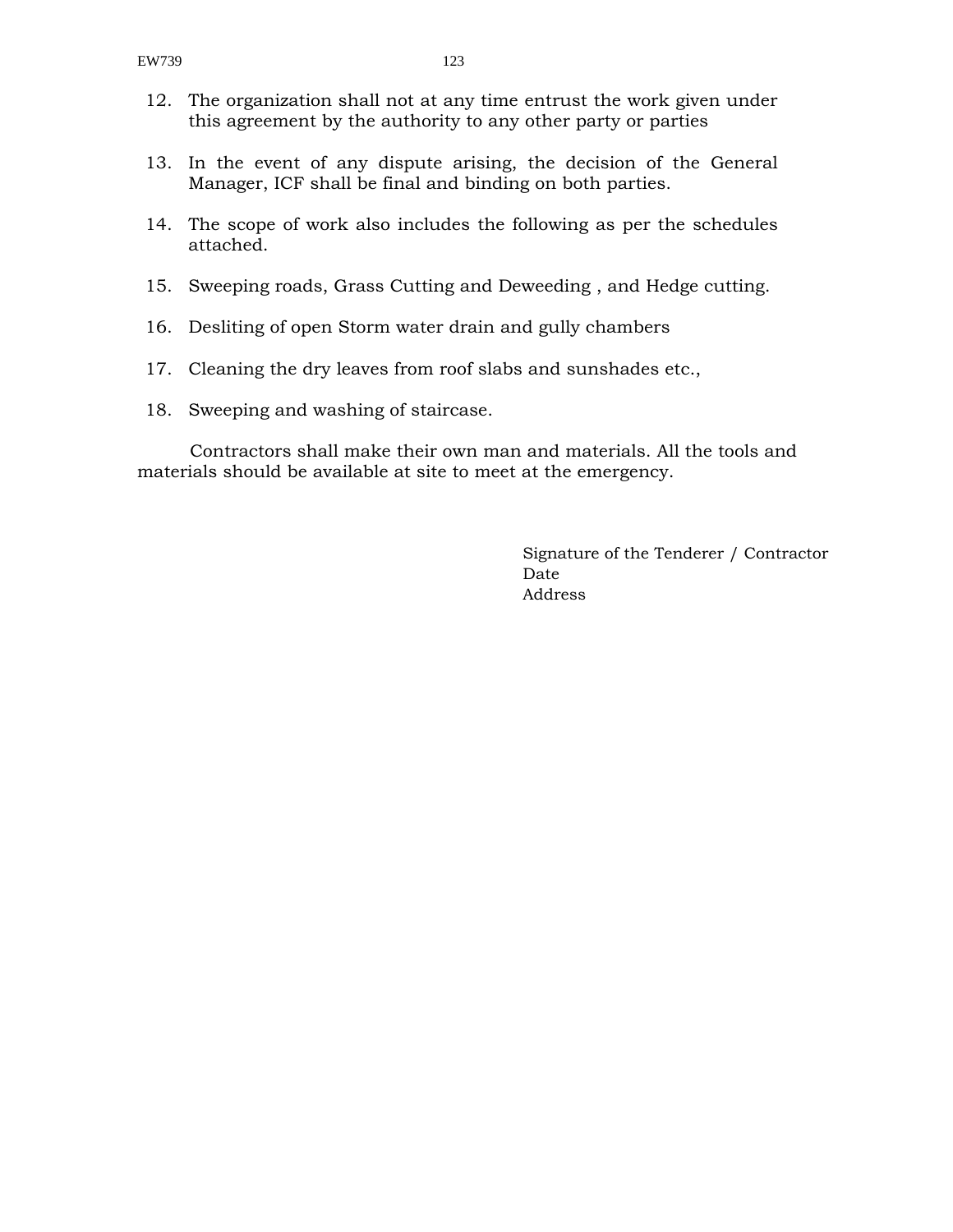12. The organization shall not at any time entrust the work given under this agreement by the authority to any other party or parties

13. In the event of any dispute arising, the decision of the General Manager, ICF shall be final and binding on both parties.

14. The scope of work also includes the following as per the schedules attached.

15. Sweeping roads, Grass Cutting and Deweeding , and Hedge cutting.

16. Desliting of open Storm water drain and gully chambers

17. Cleaning the dry leaves from roof slabs and sunshades etc.,

18. Sweeping and washing of staircase.

Contractors shall make their own man and materials. All the tools and materials should be available at site to meet at the emergency.

Signature of the Tenderer / Contractor
Date
Address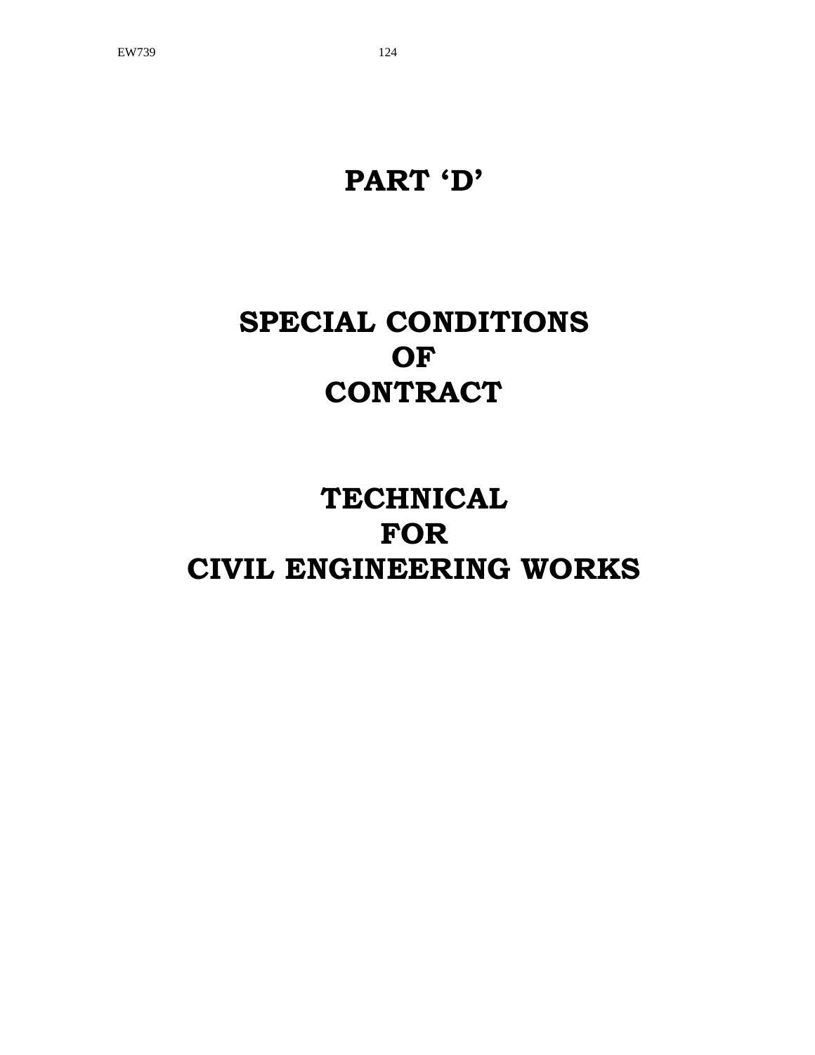# PART 'D'

# SPECIAL CONDITIONS
# OF
# CONTRACT

# TECHNICAL
# FOR
# CIVIL ENGINEERING WORKS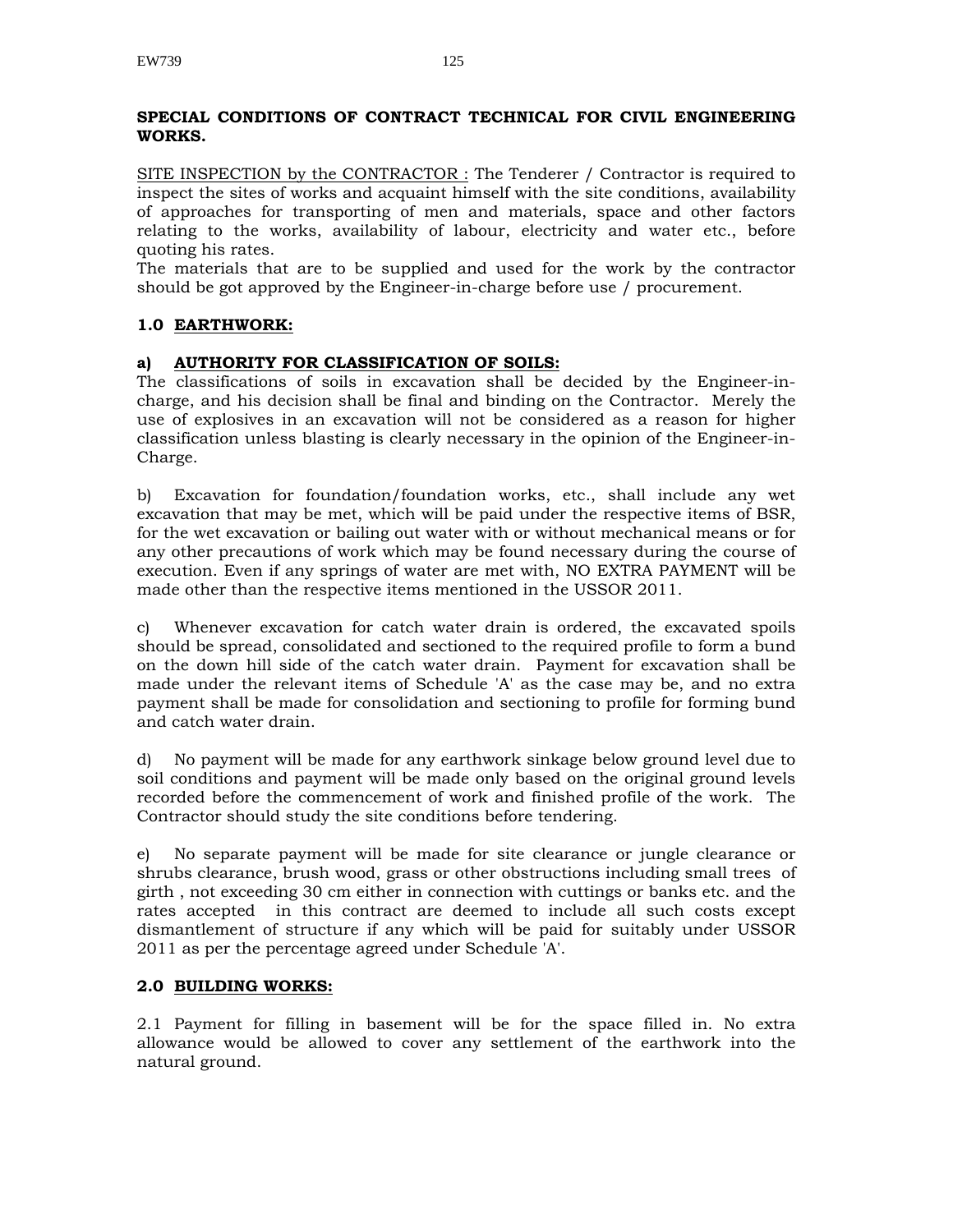**SPECIAL CONDITIONS OF CONTRACT TECHNICAL FOR CIVIL ENGINEERING WORKS.**

SITE INSPECTION by the CONTRACTOR : The Tenderer / Contractor is required to inspect the sites of works and acquaint himself with the site conditions, availability of approaches for transporting of men and materials, space and other factors relating to the works, availability of labour, electricity and water etc., before quoting his rates.
The materials that are to be supplied and used for the work by the contractor should be got approved by the Engineer-in-charge before use / procurement.

## 1.0 EARTHWORK:

### a) AUTHORITY FOR CLASSIFICATION OF SOILS:

The classifications of soils in excavation shall be decided by the Engineer-in-charge, and his decision shall be final and binding on the Contractor. Merely the use of explosives in an excavation will not be considered as a reason for higher classification unless blasting is clearly necessary in the opinion of the Engineer-in-Charge.

b) Excavation for foundation/foundation works, etc., shall include any wet excavation that may be met, which will be paid under the respective items of BSR, for the wet excavation or bailing out water with or without mechanical means or for any other precautions of work which may be found necessary during the course of execution. Even if any springs of water are met with, NO EXTRA PAYMENT will be made other than the respective items mentioned in the USSOR 2011.

c) Whenever excavation for catch water drain is ordered, the excavated spoils should be spread, consolidated and sectioned to the required profile to form a bund on the down hill side of the catch water drain. Payment for excavation shall be made under the relevant items of Schedule 'A' as the case may be, and no extra payment shall be made for consolidation and sectioning to profile for forming bund and catch water drain.

d) No payment will be made for any earthwork sinkage below ground level due to soil conditions and payment will be made only based on the original ground levels recorded before the commencement of work and finished profile of the work. The Contractor should study the site conditions before tendering.

e) No separate payment will be made for site clearance or jungle clearance or shrubs clearance, brush wood, grass or other obstructions including small trees of girth , not exceeding 30 cm either in connection with cuttings or banks etc. and the rates accepted in this contract are deemed to include all such costs except dismantlement of structure if any which will be paid for suitably under USSOR 2011 as per the percentage agreed under Schedule 'A'.

## 2.0 BUILDING WORKS:

2.1 Payment for filling in basement will be for the space filled in. No extra allowance would be allowed to cover any settlement of the earthwork into the natural ground.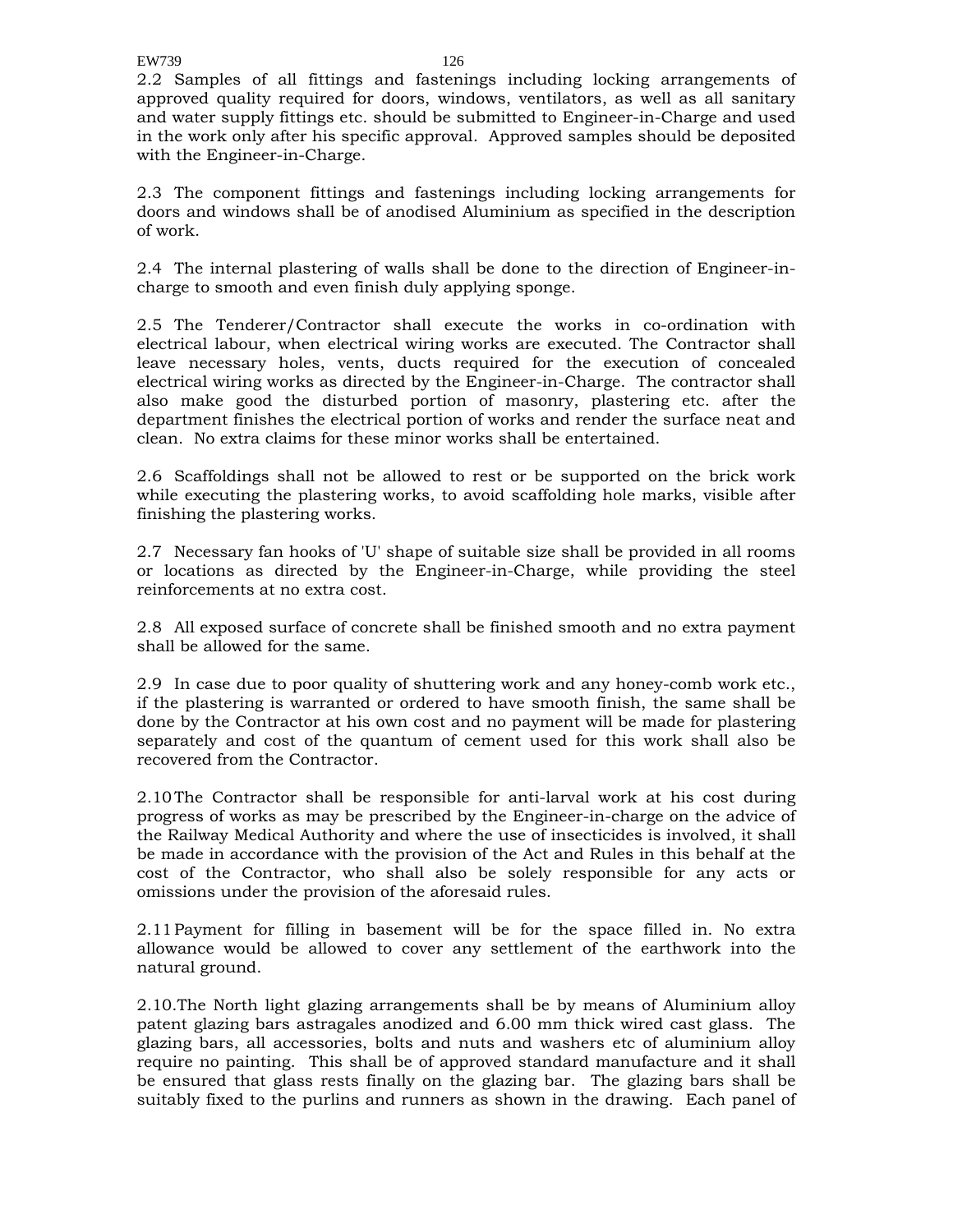2.2 Samples of all fittings and fastenings including locking arrangements of approved quality required for doors, windows, ventilators, as well as all sanitary and water supply fittings etc. should be submitted to Engineer-in-Charge and used in the work only after his specific approval. Approved samples should be deposited with the Engineer-in-Charge.

2.3 The component fittings and fastenings including locking arrangements for doors and windows shall be of anodised Aluminium as specified in the description of work.

2.4 The internal plastering of walls shall be done to the direction of Engineer-in-charge to smooth and even finish duly applying sponge.

2.5 The Tenderer/Contractor shall execute the works in co-ordination with electrical labour, when electrical wiring works are executed. The Contractor shall leave necessary holes, vents, ducts required for the execution of concealed electrical wiring works as directed by the Engineer-in-Charge. The contractor shall also make good the disturbed portion of masonry, plastering etc. after the department finishes the electrical portion of works and render the surface neat and clean. No extra claims for these minor works shall be entertained.

2.6 Scaffoldings shall not be allowed to rest or be supported on the brick work while executing the plastering works, to avoid scaffolding hole marks, visible after finishing the plastering works.

2.7 Necessary fan hooks of 'U' shape of suitable size shall be provided in all rooms or locations as directed by the Engineer-in-Charge, while providing the steel reinforcements at no extra cost.

2.8 All exposed surface of concrete shall be finished smooth and no extra payment shall be allowed for the same.

2.9 In case due to poor quality of shuttering work and any honey-comb work etc., if the plastering is warranted or ordered to have smooth finish, the same shall be done by the Contractor at his own cost and no payment will be made for plastering separately and cost of the quantum of cement used for this work shall also be recovered from the Contractor.

2.10 The Contractor shall be responsible for anti-larval work at his cost during progress of works as may be prescribed by the Engineer-in-charge on the advice of the Railway Medical Authority and where the use of insecticides is involved, it shall be made in accordance with the provision of the Act and Rules in this behalf at the cost of the Contractor, who shall also be solely responsible for any acts or omissions under the provision of the aforesaid rules.

2.11 Payment for filling in basement will be for the space filled in. No extra allowance would be allowed to cover any settlement of the earthwork into the natural ground.

2.10.The North light glazing arrangements shall be by means of Aluminium alloy patent glazing bars astragales anodized and 6.00 mm thick wired cast glass. The glazing bars, all accessories, bolts and nuts and washers etc of aluminium alloy require no painting. This shall be of approved standard manufacture and it shall be ensured that glass rests finally on the glazing bar. The glazing bars shall be suitably fixed to the purlins and runners as shown in the drawing. Each panel of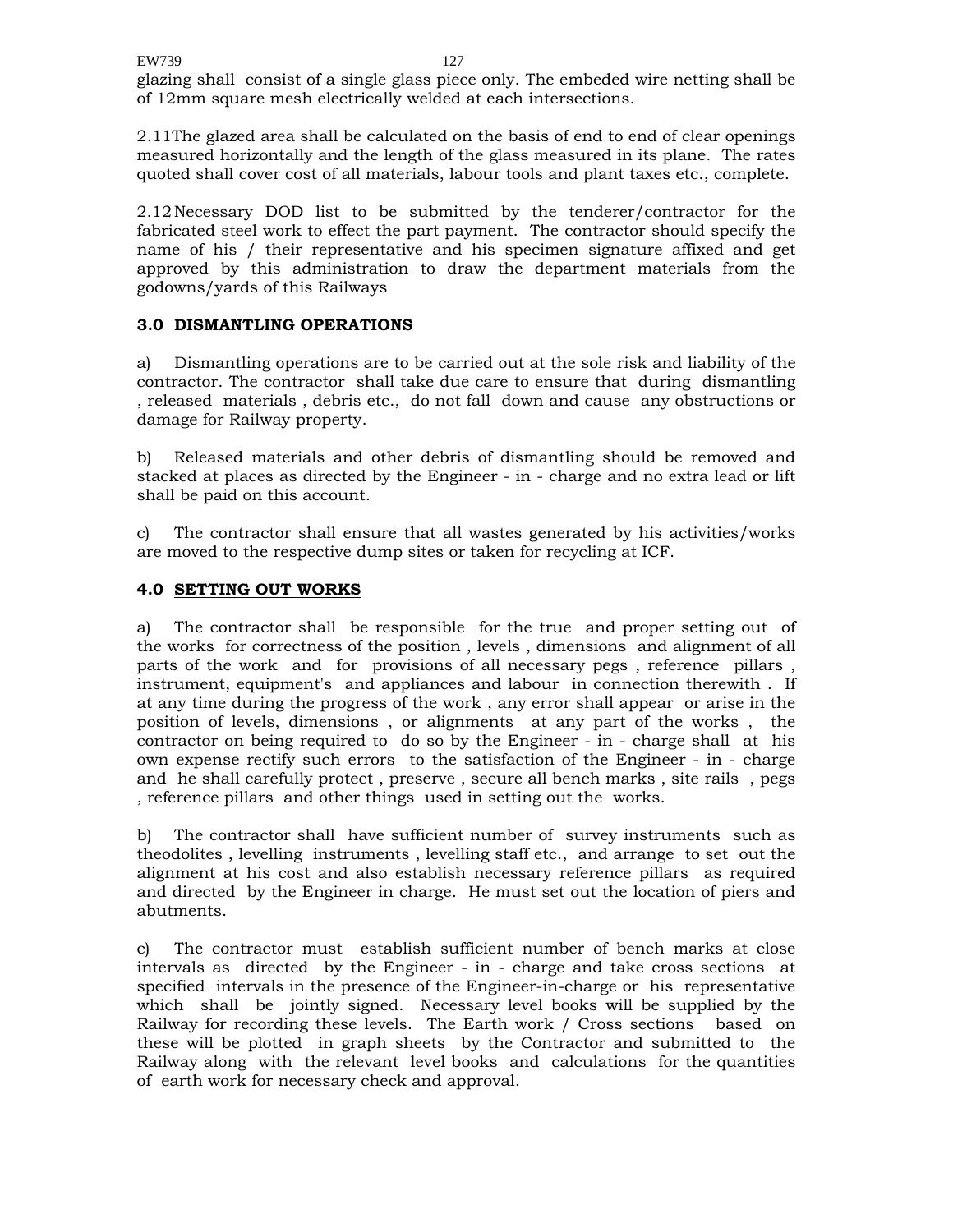glazing shall consist of a single glass piece only. The embeded wire netting shall be of 12mm square mesh electrically welded at each intersections.

2.11 The glazed area shall be calculated on the basis of end to end of clear openings measured horizontally and the length of the glass measured in its plane. The rates quoted shall cover cost of all materials, labour tools and plant taxes etc., complete.

2.12 Necessary DOD list to be submitted by the tenderer/contractor for the fabricated steel work to effect the part payment. The contractor should specify the name of his / their representative and his specimen signature affixed and get approved by this administration to draw the department materials from the godowns/yards of this Railways

## 3.0 DISMANTLING OPERATIONS

a) Dismantling operations are to be carried out at the sole risk and liability of the contractor. The contractor shall take due care to ensure that during dismantling , released materials , debris etc., do not fall down and cause any obstructions or damage for Railway property.

b) Released materials and other debris of dismantling should be removed and stacked at places as directed by the Engineer - in - charge and no extra lead or lift shall be paid on this account.

c) The contractor shall ensure that all wastes generated by his activities/works are moved to the respective dump sites or taken for recycling at ICF.

## 4.0 SETTING OUT WORKS

a) The contractor shall be responsible for the true and proper setting out of the works for correctness of the position , levels , dimensions and alignment of all parts of the work and for provisions of all necessary pegs , reference pillars , instrument, equipment's and appliances and labour in connection therewith . If at any time during the progress of the work , any error shall appear or arise in the position of levels, dimensions , or alignments at any part of the works , the contractor on being required to do so by the Engineer - in - charge shall at his own expense rectify such errors to the satisfaction of the Engineer - in - charge and he shall carefully protect , preserve , secure all bench marks , site rails , pegs , reference pillars and other things used in setting out the works.

b) The contractor shall have sufficient number of survey instruments such as theodolites , levelling instruments , levelling staff etc., and arrange to set out the alignment at his cost and also establish necessary reference pillars as required and directed by the Engineer in charge. He must set out the location of piers and abutments.

c) The contractor must establish sufficient number of bench marks at close intervals as directed by the Engineer - in - charge and take cross sections at specified intervals in the presence of the Engineer-in-charge or his representative which shall be jointly signed. Necessary level books will be supplied by the Railway for recording these levels. The Earth work / Cross sections based on these will be plotted in graph sheets by the Contractor and submitted to the Railway along with the relevant level books and calculations for the quantities of earth work for necessary check and approval.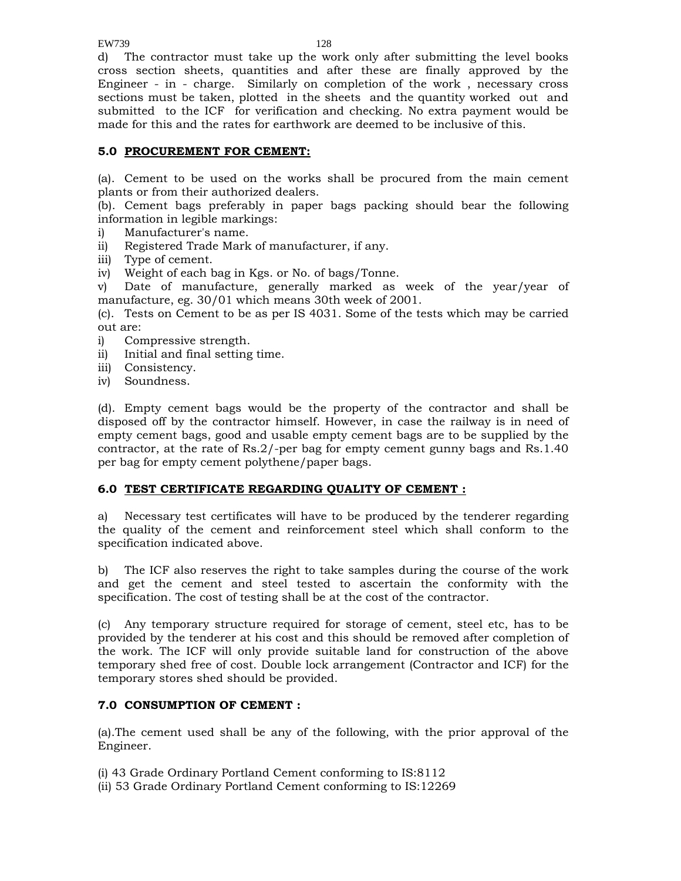d) The contractor must take up the work only after submitting the level books cross section sheets, quantities and after these are finally approved by the Engineer - in - charge. Similarly on completion of the work , necessary cross sections must be taken, plotted in the sheets and the quantity worked out and submitted to the ICF for verification and checking. No extra payment would be made for this and the rates for earthwork are deemed to be inclusive of this.

## 5.0 PROCUREMENT FOR CEMENT:

(a). Cement to be used on the works shall be procured from the main cement plants or from their authorized dealers.

(b). Cement bags preferably in paper bags packing should bear the following information in legible markings:

i) Manufacturer's name.
ii) Registered Trade Mark of manufacturer, if any.
iii) Type of cement.
iv) Weight of each bag in Kgs. or No. of bags/Tonne.
v) Date of manufacture, generally marked as week of the year/year of manufacture, eg. 30/01 which means 30th week of 2001.

(c). Tests on Cement to be as per IS 4031. Some of the tests which may be carried out are:

i) Compressive strength.
ii) Initial and final setting time.
iii) Consistency.
iv) Soundness.

(d). Empty cement bags would be the property of the contractor and shall be disposed off by the contractor himself. However, in case the railway is in need of empty cement bags, good and usable empty cement bags are to be supplied by the contractor, at the rate of Rs.2/-per bag for empty cement gunny bags and Rs.1.40 per bag for empty cement polythene/paper bags.

## 6.0 TEST CERTIFICATE REGARDING QUALITY OF CEMENT :

a) Necessary test certificates will have to be produced by the tenderer regarding the quality of the cement and reinforcement steel which shall conform to the specification indicated above.

b) The ICF also reserves the right to take samples during the course of the work and get the cement and steel tested to ascertain the conformity with the specification. The cost of testing shall be at the cost of the contractor.

(c) Any temporary structure required for storage of cement, steel etc, has to be provided by the tenderer at his cost and this should be removed after completion of the work. The ICF will only provide suitable land for construction of the above temporary shed free of cost. Double lock arrangement (Contractor and ICF) for the temporary stores shed should be provided.

## 7.0 CONSUMPTION OF CEMENT :

(a).The cement used shall be any of the following, with the prior approval of the Engineer.

(i) 43 Grade Ordinary Portland Cement conforming to IS:8112
(ii) 53 Grade Ordinary Portland Cement conforming to IS:12269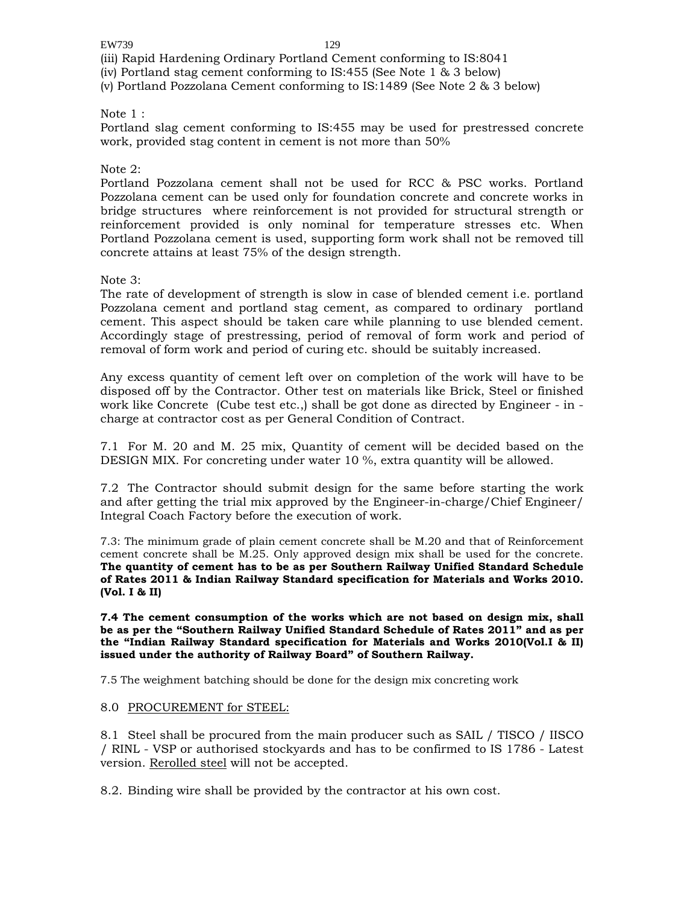(iii) Rapid Hardening Ordinary Portland Cement conforming to IS:8041
(iv) Portland stag cement conforming to IS:455 (See Note 1 & 3 below)
(v) Portland Pozzolana Cement conforming to IS:1489 (See Note 2 & 3 below)

Note 1 :
Portland slag cement conforming to IS:455 may be used for prestressed concrete work, provided stag content in cement is not more than 50%

Note 2:
Portland Pozzolana cement shall not be used for RCC & PSC works. Portland Pozzolana cement can be used only for foundation concrete and concrete works in bridge structures where reinforcement is not provided for structural strength or reinforcement provided is only nominal for temperature stresses etc. When Portland Pozzolana cement is used, supporting form work shall not be removed till concrete attains at least 75% of the design strength.

Note 3:
The rate of development of strength is slow in case of blended cement i.e. portland Pozzolana cement and portland stag cement, as compared to ordinary portland cement. This aspect should be taken care while planning to use blended cement. Accordingly stage of prestressing, period of removal of form work and period of removal of form work and period of curing etc. should be suitably increased.

Any excess quantity of cement left over on completion of the work will have to be disposed off by the Contractor. Other test on materials like Brick, Steel or finished work like Concrete (Cube test etc.,) shall be got done as directed by Engineer - in - charge at contractor cost as per General Condition of Contract.

7.1 For M. 20 and M. 25 mix, Quantity of cement will be decided based on the DESIGN MIX. For concreting under water 10 %, extra quantity will be allowed.

7.2 The Contractor should submit design for the same before starting the work and after getting the trial mix approved by the Engineer-in-charge/Chief Engineer/ Integral Coach Factory before the execution of work.

7.3: The minimum grade of plain cement concrete shall be M.20 and that of Reinforcement cement concrete shall be M.25. Only approved design mix shall be used for the concrete. **The quantity of cement has to be as per Southern Railway Unified Standard Schedule of Rates 2011 & Indian Railway Standard specification for Materials and Works 2010. (Vol. I & II)**

**7.4 The cement consumption of the works which are not based on design mix, shall be as per the "Southern Railway Unified Standard Schedule of Rates 2011" and as per the "Indian Railway Standard specification for Materials and Works 2010(Vol.I & II) issued under the authority of Railway Board" of Southern Railway.**

7.5 The weighment batching should be done for the design mix concreting work

8.0 <u>PROCUREMENT for STEEL:</u>

8.1 Steel shall be procured from the main producer such as SAIL / TISCO / IISCO / RINL - VSP or authorised stockyards and has to be confirmed to IS 1786 - Latest version. <u>Rerolled steel</u> will not be accepted.

8.2. Binding wire shall be provided by the contractor at his own cost.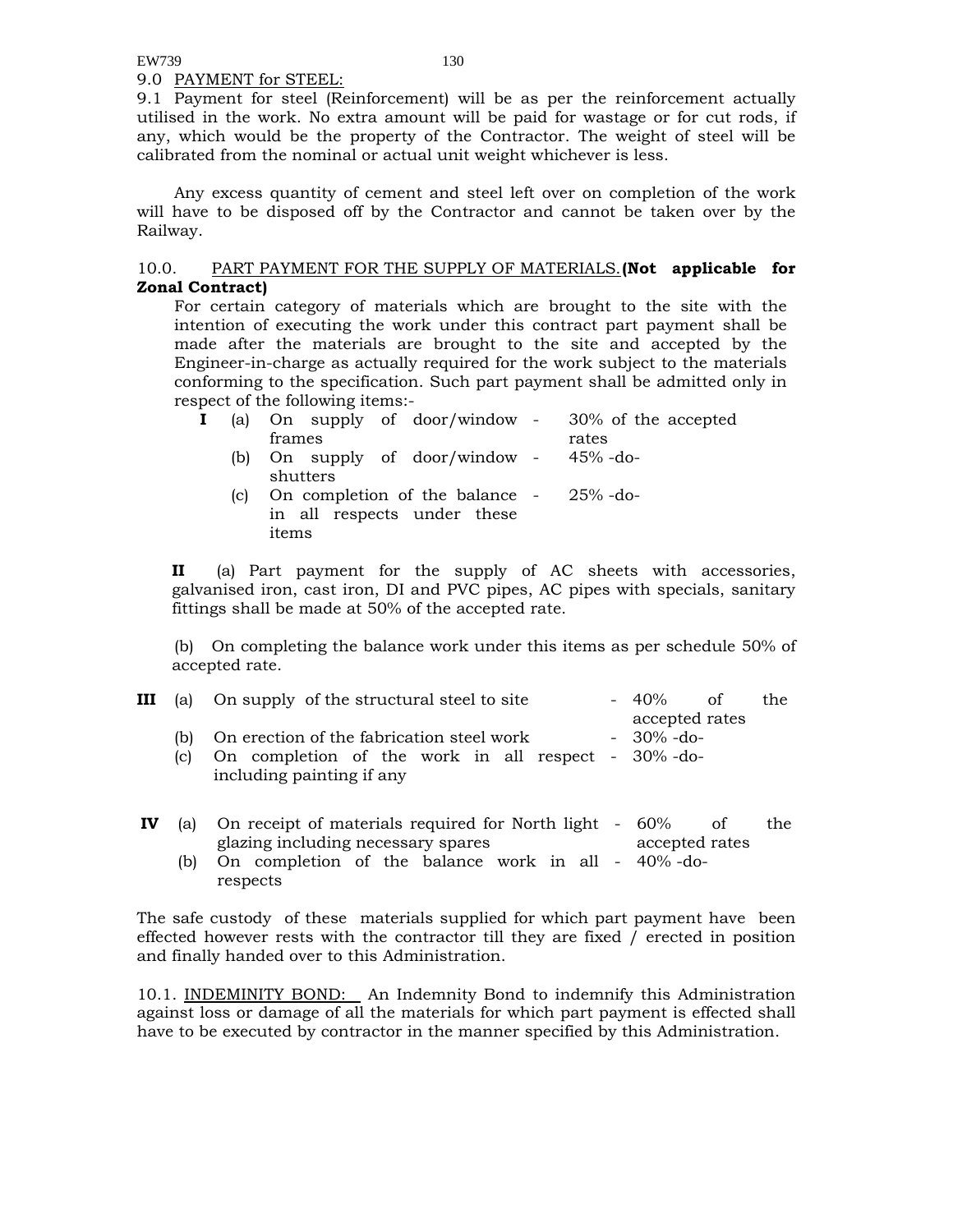9.0 <u>PAYMENT for STEEL:</u>

9.1 Payment for steel (Reinforcement) will be as per the reinforcement actually utilised in the work. No extra amount will be paid for wastage or for cut rods, if any, which would be the property of the Contractor. The weight of steel will be calibrated from the nominal or actual unit weight whichever is less.

Any excess quantity of cement and steel left over on completion of the work will have to be disposed off by the Contractor and cannot be taken over by the Railway.

10.0. <u>PART PAYMENT FOR THE SUPPLY OF MATERIALS.</u> **(Not applicable for Zonal Contract)**

For certain category of materials which are brought to the site with the intention of executing the work under this contract part payment shall be made after the materials are brought to the site and accepted by the Engineer-in-charge as actually required for the work subject to the materials conforming to the specification. Such part payment shall be admitted only in respect of the following items:-

**I**
- (a) On supply of door/window frames - 30% of the accepted rates
- (b) On supply of door/window shutters - 45% -do-
- (c) On completion of the balance in all respects under these items - 25% -do-

**II** (a) Part payment for the supply of AC sheets with accessories, galvanised iron, cast iron, DI and PVC pipes, AC pipes with specials, sanitary fittings shall be made at 50% of the accepted rate.

(b) On completing the balance work under this items as per schedule 50% of accepted rate.

**III**
- (a) On supply of the structural steel to site - 40% of the accepted rates
- (b) On erection of the fabrication steel work - 30% -do-
- (c) On completion of the work in all respect including painting if any - 30% -do-

**IV**
- (a) On receipt of materials required for North light glazing including necessary spares - 60% of the accepted rates
- (b) On completion of the balance work in all respects - 40% -do-

The safe custody of these materials supplied for which part payment have been effected however rests with the contractor till they are fixed / erected in position and finally handed over to this Administration.

10.1. <u>INDEMINITY BOND:</u> An Indemnity Bond to indemnify this Administration against loss or damage of all the materials for which part payment is effected shall have to be executed by contractor in the manner specified by this Administration.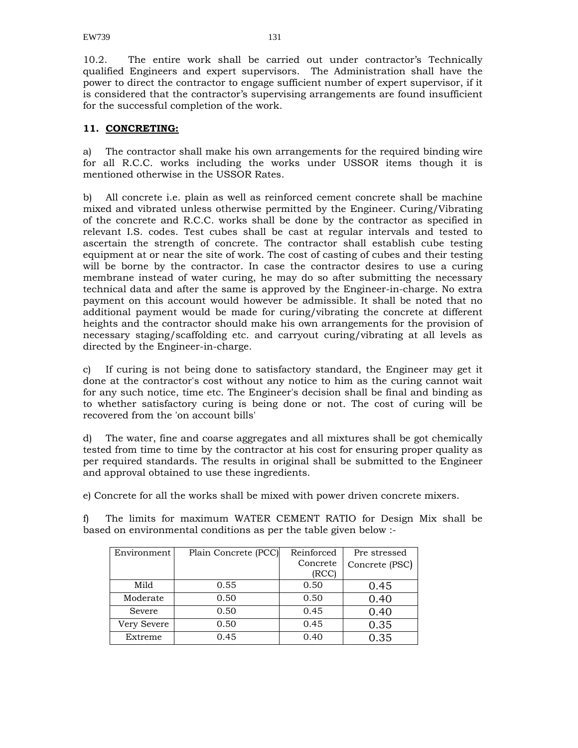10.2. The entire work shall be carried out under contractor's Technically qualified Engineers and expert supervisors. The Administration shall have the power to direct the contractor to engage sufficient number of expert supervisor, if it is considered that the contractor's supervising arrangements are found insufficient for the successful completion of the work.

## 11. CONCRETING:

a) The contractor shall make his own arrangements for the required binding wire for all R.C.C. works including the works under USSOR items though it is mentioned otherwise in the USSOR Rates.

b) All concrete i.e. plain as well as reinforced cement concrete shall be machine mixed and vibrated unless otherwise permitted by the Engineer. Curing/Vibrating of the concrete and R.C.C. works shall be done by the contractor as specified in relevant I.S. codes. Test cubes shall be cast at regular intervals and tested to ascertain the strength of concrete. The contractor shall establish cube testing equipment at or near the site of work. The cost of casting of cubes and their testing will be borne by the contractor. In case the contractor desires to use a curing membrane instead of water curing, he may do so after submitting the necessary technical data and after the same is approved by the Engineer-in-charge. No extra payment on this account would however be admissible. It shall be noted that no additional payment would be made for curing/vibrating the concrete at different heights and the contractor should make his own arrangements for the provision of necessary staging/scaffolding etc. and carryout curing/vibrating at all levels as directed by the Engineer-in-charge.

c) If curing is not being done to satisfactory standard, the Engineer may get it done at the contractor's cost without any notice to him as the curing cannot wait for any such notice, time etc. The Engineer's decision shall be final and binding as to whether satisfactory curing is being done or not. The cost of curing will be recovered from the 'on account bills'

d) The water, fine and coarse aggregates and all mixtures shall be got chemically tested from time to time by the contractor at his cost for ensuring proper quality as per required standards. The results in original shall be submitted to the Engineer and approval obtained to use these ingredients.

e) Concrete for all the works shall be mixed with power driven concrete mixers.

f) The limits for maximum WATER CEMENT RATIO for Design Mix shall be based on environmental conditions as per the table given below :-

| Environment | Plain Concrete (PCC) | Reinforced Concrete (RCC) | Pre stressed Concrete (PSC) |
|---|---|---|---|
| Mild | 0.55 | 0.50 | 0.45 |
| Moderate | 0.50 | 0.50 | 0.40 |
| Severe | 0.50 | 0.45 | 0.40 |
| Very Severe | 0.50 | 0.45 | 0.35 |
| Extreme | 0.45 | 0.40 | 0.35 |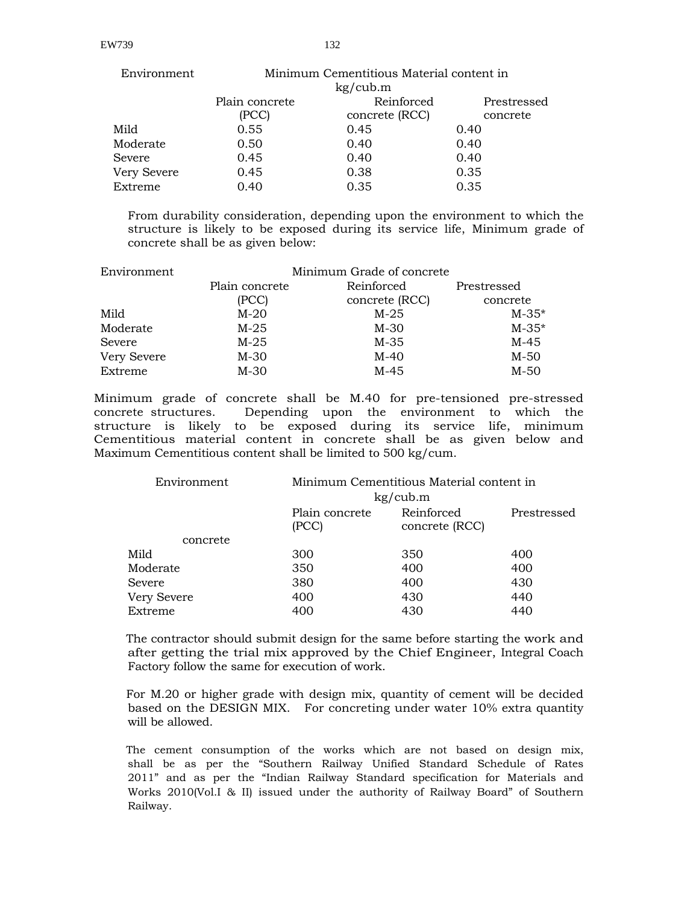| Environment | Minimum Cementitious Material content in kg/cub.m | | |
|---|---|---|---|
| | Plain concrete (PCC) | Reinforced concrete (RCC) | Prestressed concrete |
| Mild | 0.55 | 0.45 | 0.40 |
| Moderate | 0.50 | 0.40 | 0.40 |
| Severe | 0.45 | 0.40 | 0.40 |
| Very Severe | 0.45 | 0.38 | 0.35 |
| Extreme | 0.40 | 0.35 | 0.35 |

From durability consideration, depending upon the environment to which the structure is likely to be exposed during its service life, Minimum grade of concrete shall be as given below:

| Environment | Minimum Grade of concrete | | |
|---|---|---|---|
| | Plain concrete (PCC) | Reinforced concrete (RCC) | Prestressed concrete |
| Mild | M-20 | M-25 | M-35* |
| Moderate | M-25 | M-30 | M-35* |
| Severe | M-25 | M-35 | M-45 |
| Very Severe | M-30 | M-40 | M-50 |
| Extreme | M-30 | M-45 | M-50 |

Minimum grade of concrete shall be M.40 for pre-tensioned pre-stressed concrete structures. Depending upon the environment to which the structure is likely to be exposed during its service life, minimum Cementitious material content in concrete shall be as given below and Maximum Cementitious content shall be limited to 500 kg/cum.

| Environment | Minimum Cementitious Material content in kg/cub.m | | |
|---|---|---|---|
| | Plain concrete (PCC) | Reinforced concrete (RCC) | Prestressed concrete |
| Mild | 300 | 350 | 400 |
| Moderate | 350 | 400 | 400 |
| Severe | 380 | 400 | 430 |
| Very Severe | 400 | 430 | 440 |
| Extreme | 400 | 430 | 440 |

The contractor should submit design for the same before starting the work and after getting the trial mix approved by the Chief Engineer, Integral Coach Factory follow the same for execution of work.

For M.20 or higher grade with design mix, quantity of cement will be decided based on the DESIGN MIX. For concreting under water 10% extra quantity will be allowed.

The cement consumption of the works which are not based on design mix, shall be as per the "Southern Railway Unified Standard Schedule of Rates 2011" and as per the "Indian Railway Standard specification for Materials and Works 2010(Vol.I & II) issued under the authority of Railway Board" of Southern Railway.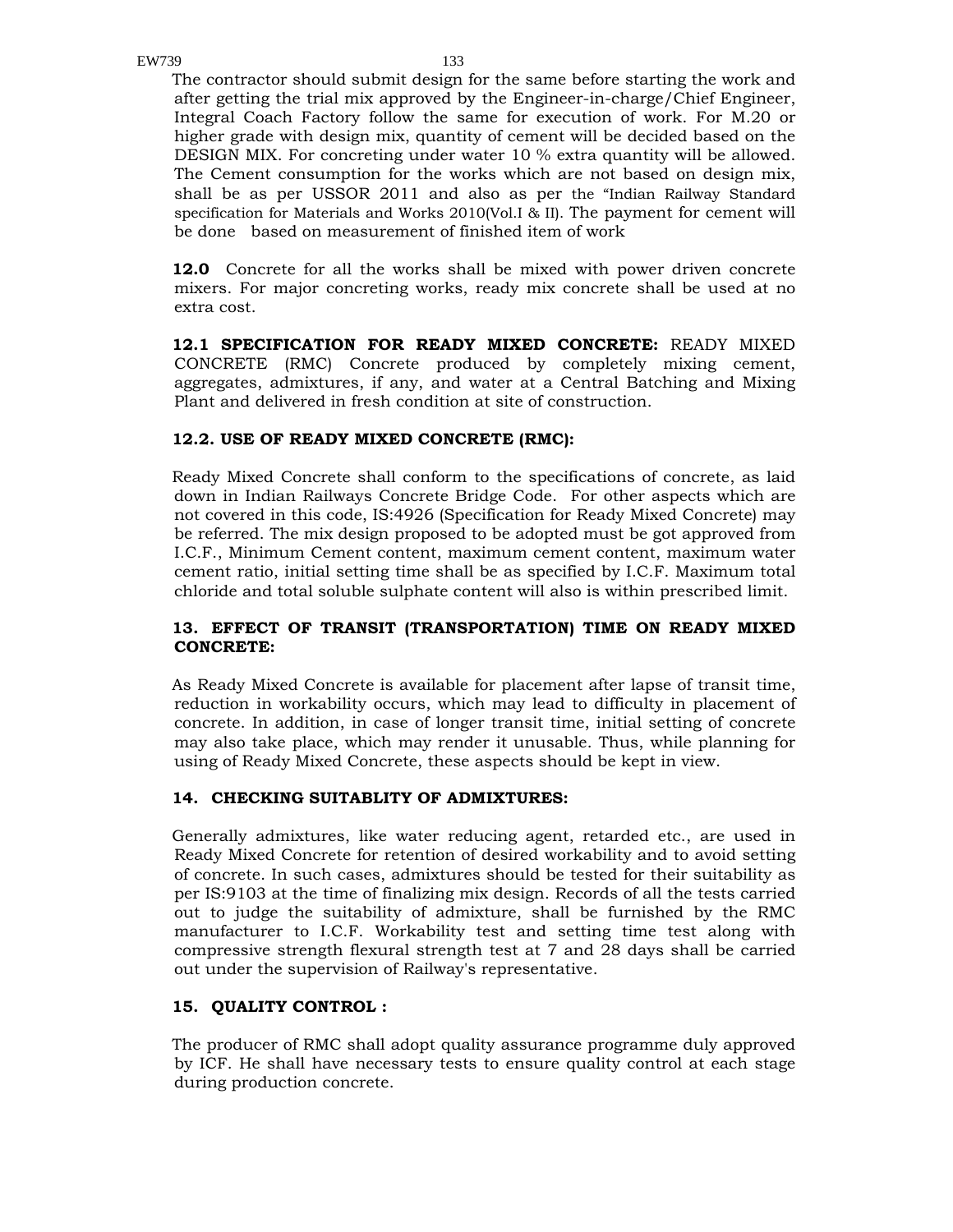The contractor should submit design for the same before starting the work and after getting the trial mix approved by the Engineer-in-charge/Chief Engineer, Integral Coach Factory follow the same for execution of work. For M.20 or higher grade with design mix, quantity of cement will be decided based on the DESIGN MIX. For concreting under water 10 % extra quantity will be allowed. The Cement consumption for the works which are not based on design mix, shall be as per USSOR 2011 and also as per the "Indian Railway Standard specification for Materials and Works 2010(Vol.I & II). The payment for cement will be done based on measurement of finished item of work

**12.0** Concrete for all the works shall be mixed with power driven concrete mixers. For major concreting works, ready mix concrete shall be used at no extra cost.

**12.1 SPECIFICATION FOR READY MIXED CONCRETE:** READY MIXED CONCRETE (RMC) Concrete produced by completely mixing cement, aggregates, admixtures, if any, and water at a Central Batching and Mixing Plant and delivered in fresh condition at site of construction.

**12.2. USE OF READY MIXED CONCRETE (RMC):**

Ready Mixed Concrete shall conform to the specifications of concrete, as laid down in Indian Railways Concrete Bridge Code. For other aspects which are not covered in this code, IS:4926 (Specification for Ready Mixed Concrete) may be referred. The mix design proposed to be adopted must be got approved from I.C.F., Minimum Cement content, maximum cement content, maximum water cement ratio, initial setting time shall be as specified by I.C.F. Maximum total chloride and total soluble sulphate content will also is within prescribed limit.

**13. EFFECT OF TRANSIT (TRANSPORTATION) TIME ON READY MIXED CONCRETE:**

As Ready Mixed Concrete is available for placement after lapse of transit time, reduction in workability occurs, which may lead to difficulty in placement of concrete. In addition, in case of longer transit time, initial setting of concrete may also take place, which may render it unusable. Thus, while planning for using of Ready Mixed Concrete, these aspects should be kept in view.

**14. CHECKING SUITABLITY OF ADMIXTURES:**

Generally admixtures, like water reducing agent, retarded etc., are used in Ready Mixed Concrete for retention of desired workability and to avoid setting of concrete. In such cases, admixtures should be tested for their suitability as per IS:9103 at the time of finalizing mix design. Records of all the tests carried out to judge the suitability of admixture, shall be furnished by the RMC manufacturer to I.C.F. Workability test and setting time test along with compressive strength flexural strength test at 7 and 28 days shall be carried out under the supervision of Railway's representative.

**15. QUALITY CONTROL :**

The producer of RMC shall adopt quality assurance programme duly approved by ICF. He shall have necessary tests to ensure quality control at each stage during production concrete.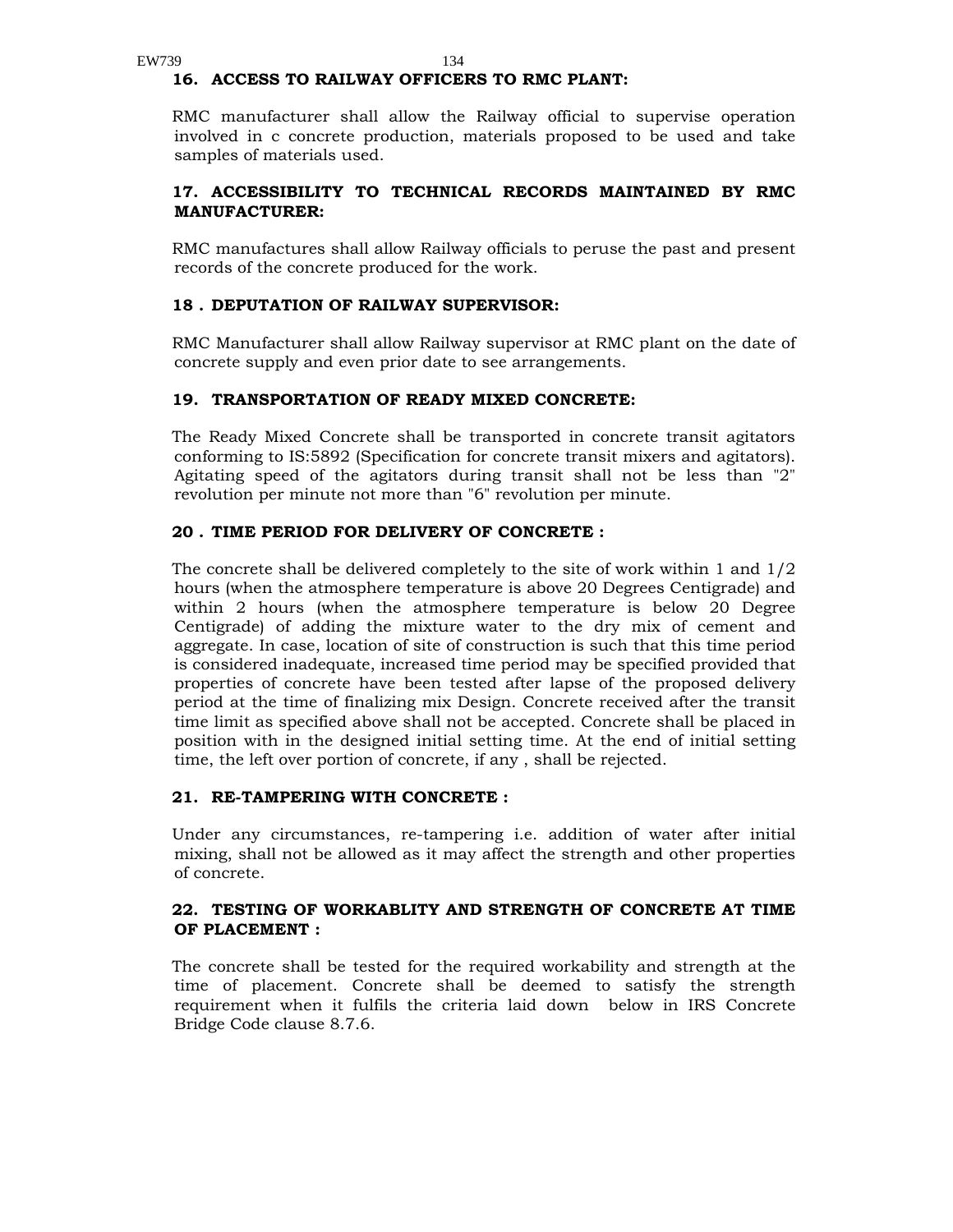### 16. ACCESS TO RAILWAY OFFICERS TO RMC PLANT:

RMC manufacturer shall allow the Railway official to supervise operation involved in c concrete production, materials proposed to be used and take samples of materials used.

### 17. ACCESSIBILITY TO TECHNICAL RECORDS MAINTAINED BY RMC MANUFACTURER:

RMC manufactures shall allow Railway officials to peruse the past and present records of the concrete produced for the work.

### 18 . DEPUTATION OF RAILWAY SUPERVISOR:

RMC Manufacturer shall allow Railway supervisor at RMC plant on the date of concrete supply and even prior date to see arrangements.

### 19. TRANSPORTATION OF READY MIXED CONCRETE:

The Ready Mixed Concrete shall be transported in concrete transit agitators conforming to IS:5892 (Specification for concrete transit mixers and agitators). Agitating speed of the agitators during transit shall not be less than "2" revolution per minute not more than "6" revolution per minute.

### 20 . TIME PERIOD FOR DELIVERY OF CONCRETE :

The concrete shall be delivered completely to the site of work within 1 and 1/2 hours (when the atmosphere temperature is above 20 Degrees Centigrade) and within 2 hours (when the atmosphere temperature is below 20 Degree Centigrade) of adding the mixture water to the dry mix of cement and aggregate. In case, location of site of construction is such that this time period is considered inadequate, increased time period may be specified provided that properties of concrete have been tested after lapse of the proposed delivery period at the time of finalizing mix Design. Concrete received after the transit time limit as specified above shall not be accepted. Concrete shall be placed in position with in the designed initial setting time. At the end of initial setting time, the left over portion of concrete, if any , shall be rejected.

### 21. RE-TAMPERING WITH CONCRETE :

Under any circumstances, re-tampering i.e. addition of water after initial mixing, shall not be allowed as it may affect the strength and other properties of concrete.

### 22. TESTING OF WORKABLITY AND STRENGTH OF CONCRETE AT TIME OF PLACEMENT :

The concrete shall be tested for the required workability and strength at the time of placement. Concrete shall be deemed to satisfy the strength requirement when it fulfils the criteria laid down below in IRS Concrete Bridge Code clause 8.7.6.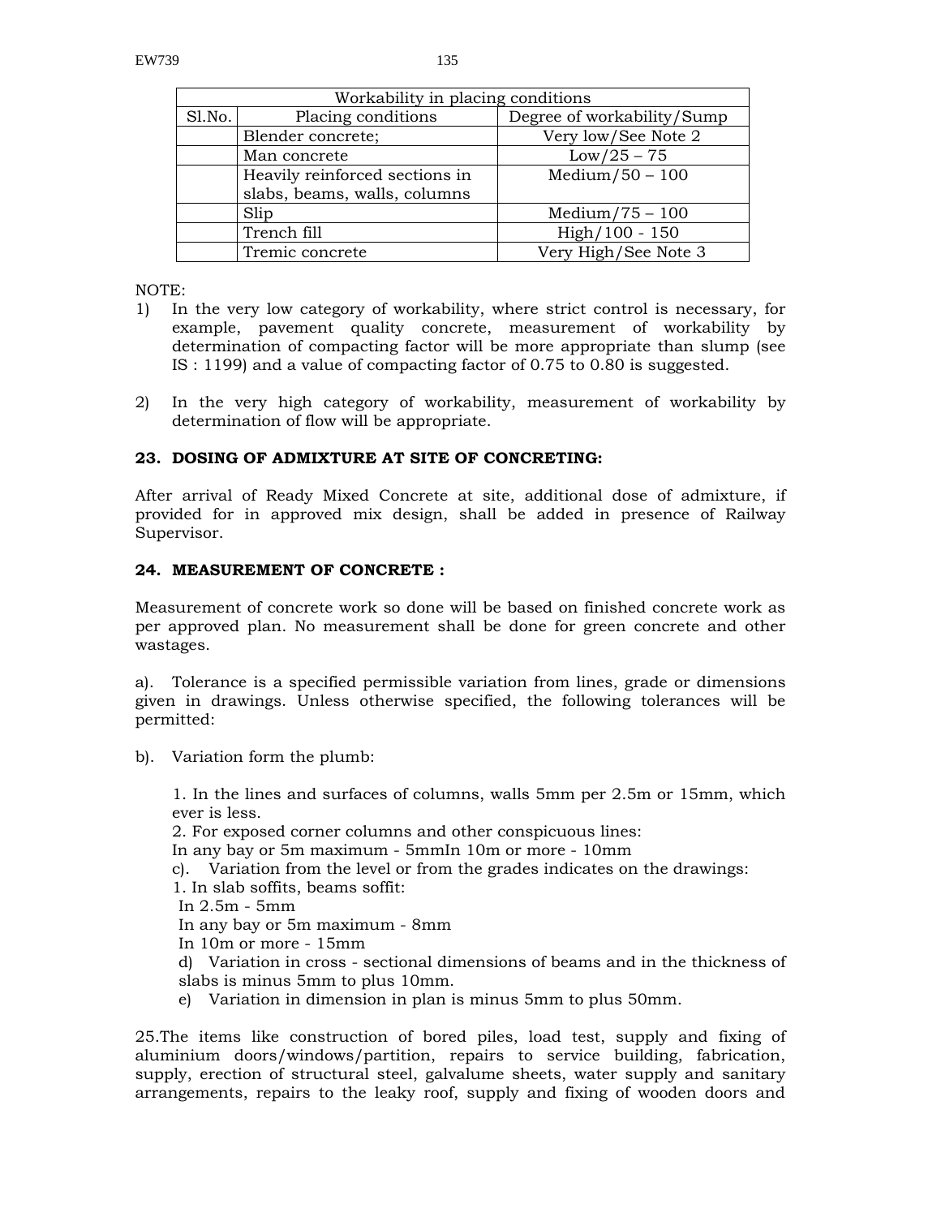| Workability in placing conditions | | |
|---|---|---|
| Sl.No. | Placing conditions | Degree of workability/Sump |
| | Blender concrete; | Very low/See Note 2 |
| | Man concrete | Low/25 – 75 |
| | Heavily reinforced sections in slabs, beams, walls, columns | Medium/50 – 100 |
| | Slip | Medium/75 – 100 |
| | Trench fill | High/100 - 150 |
| | Tremic concrete | Very High/See Note 3 |

NOTE:

1) In the very low category of workability, where strict control is necessary, for example, pavement quality concrete, measurement of workability by determination of compacting factor will be more appropriate than slump (see IS : 1199) and a value of compacting factor of 0.75 to 0.80 is suggested.

2) In the very high category of workability, measurement of workability by determination of flow will be appropriate.

**23. DOSING OF ADMIXTURE AT SITE OF CONCRETING:**

After arrival of Ready Mixed Concrete at site, additional dose of admixture, if provided for in approved mix design, shall be added in presence of Railway Supervisor.

**24. MEASUREMENT OF CONCRETE :**

Measurement of concrete work so done will be based on finished concrete work as per approved plan. No measurement shall be done for green concrete and other wastages.

a). Tolerance is a specified permissible variation from lines, grade or dimensions given in drawings. Unless otherwise specified, the following tolerances will be permitted:

b). Variation form the plumb:

1. In the lines and surfaces of columns, walls 5mm per 2.5m or 15mm, which ever is less.
2. For exposed corner columns and other conspicuous lines:
In any bay or 5m maximum - 5mmIn 10m or more - 10mm

c). Variation from the level or from the grades indicates on the drawings:
1. In slab soffits, beams soffit:
In 2.5m - 5mm
In any bay or 5m maximum - 8mm
In 10m or more - 15mm

d) Variation in cross - sectional dimensions of beams and in the thickness of slabs is minus 5mm to plus 10mm.

e) Variation in dimension in plan is minus 5mm to plus 50mm.

25.The items like construction of bored piles, load test, supply and fixing of aluminium doors/windows/partition, repairs to service building, fabrication, supply, erection of structural steel, galvalume sheets, water supply and sanitary arrangements, repairs to the leaky roof, supply and fixing of wooden doors and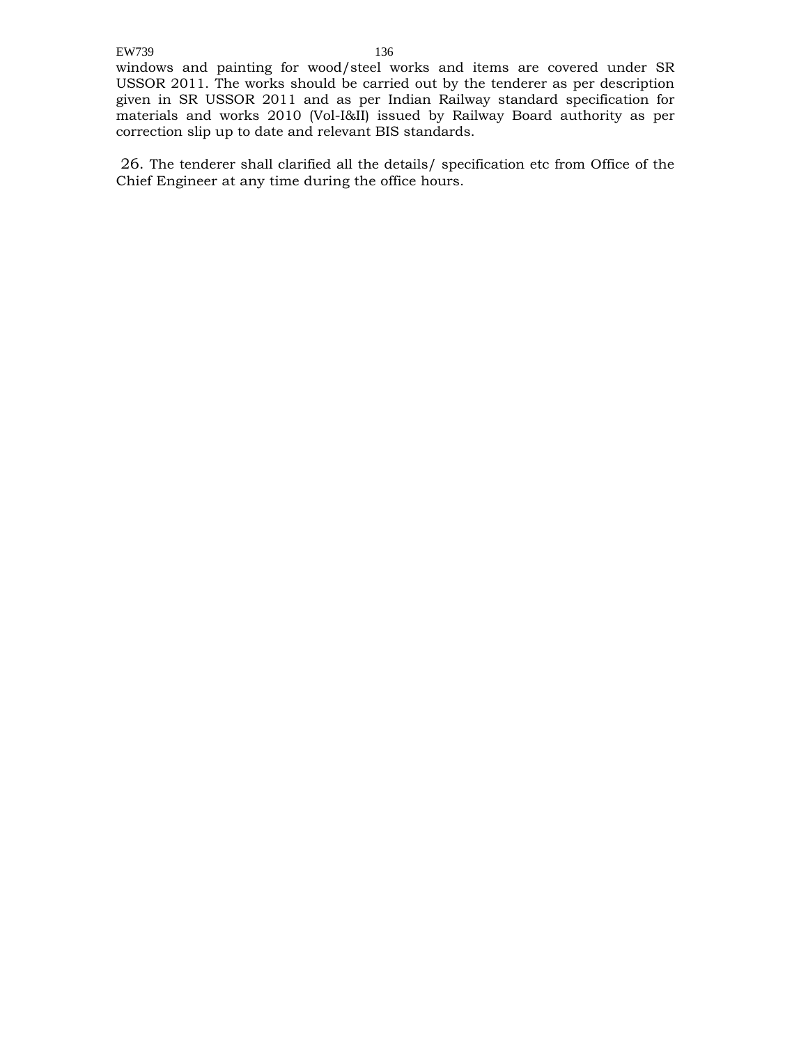windows and painting for wood/steel works and items are covered under SR USSOR 2011. The works should be carried out by the tenderer as per description given in SR USSOR 2011 and as per Indian Railway standard specification for materials and works 2010 (Vol-I&II) issued by Railway Board authority as per correction slip up to date and relevant BIS standards.

26. The tenderer shall clarified all the details/ specification etc from Office of the Chief Engineer at any time during the office hours.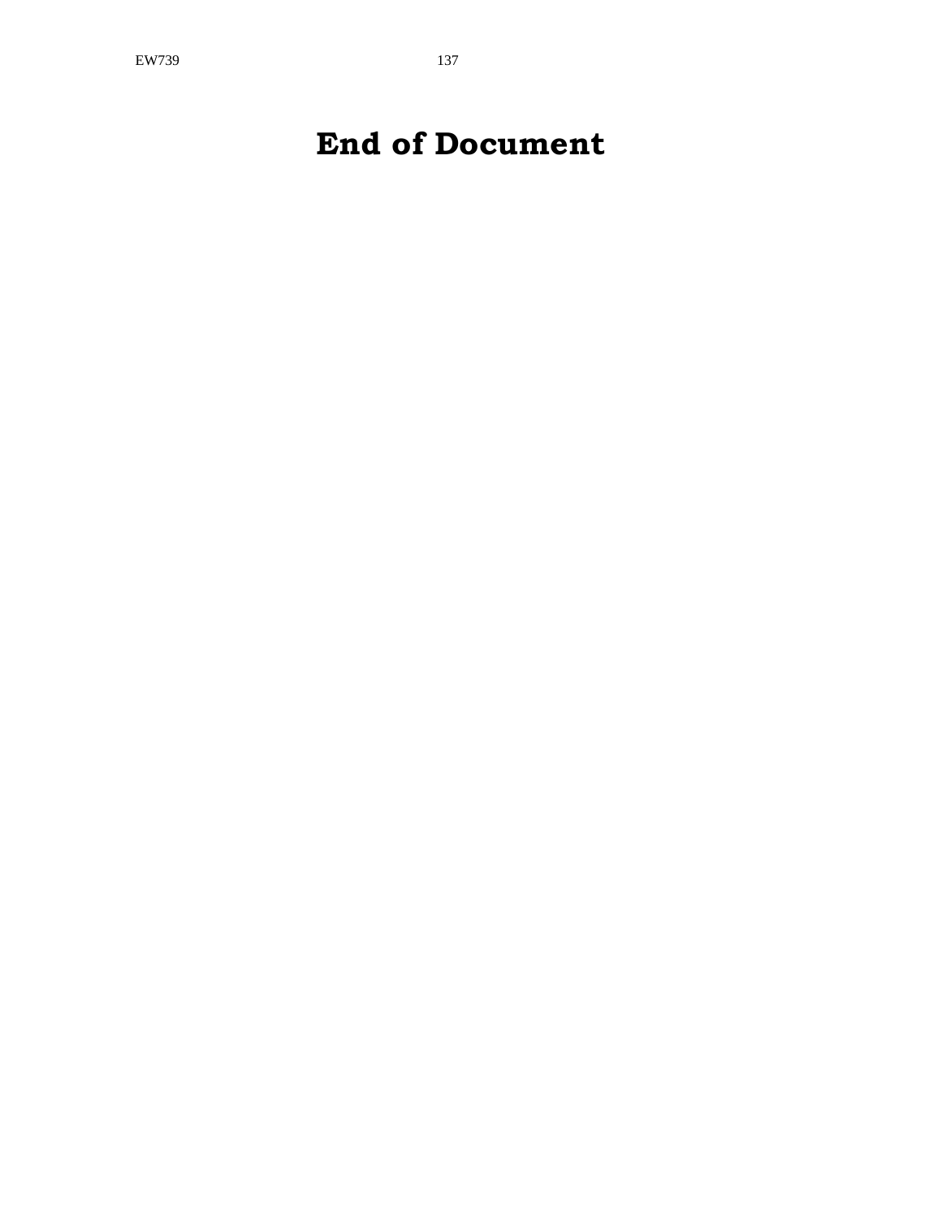# End of Document